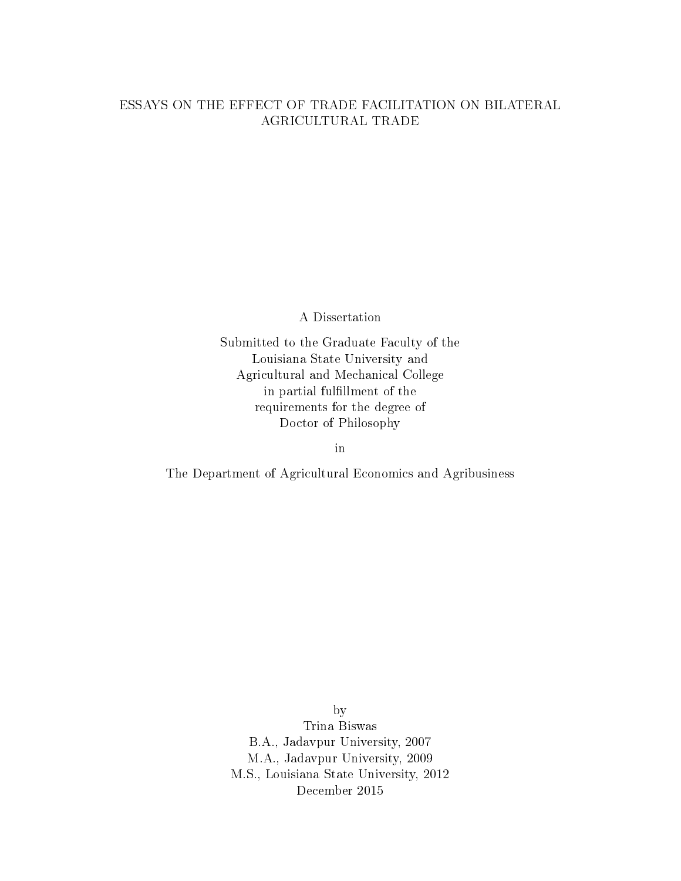# ESSAYS ON THE EFFECT OF TRADE FACILITATION ON BILATERAL AGRICULTURAL TRADE

A Dissertation

Submitted to the Graduate Faculty of the
Louisiana State University and
Agricultural and Mechanical College
in partial fulfillment of the
requirements for the degree of
Doctor of Philosophy

in

The Department of Agricultural Economics and Agribusiness

by
Trina Biswas
B.A., Jadavpur University, 2007
M.A., Jadavpur University, 2009
M.S., Louisiana State University, 2012
December 2015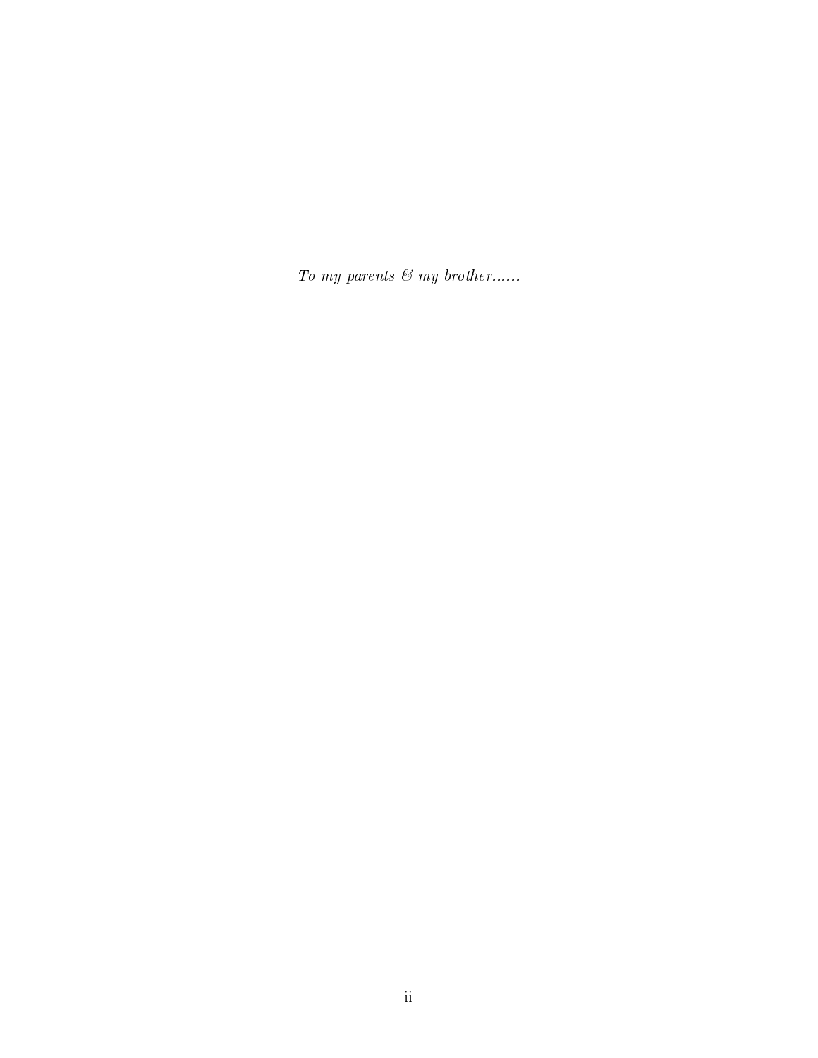*To my parents & my brother......*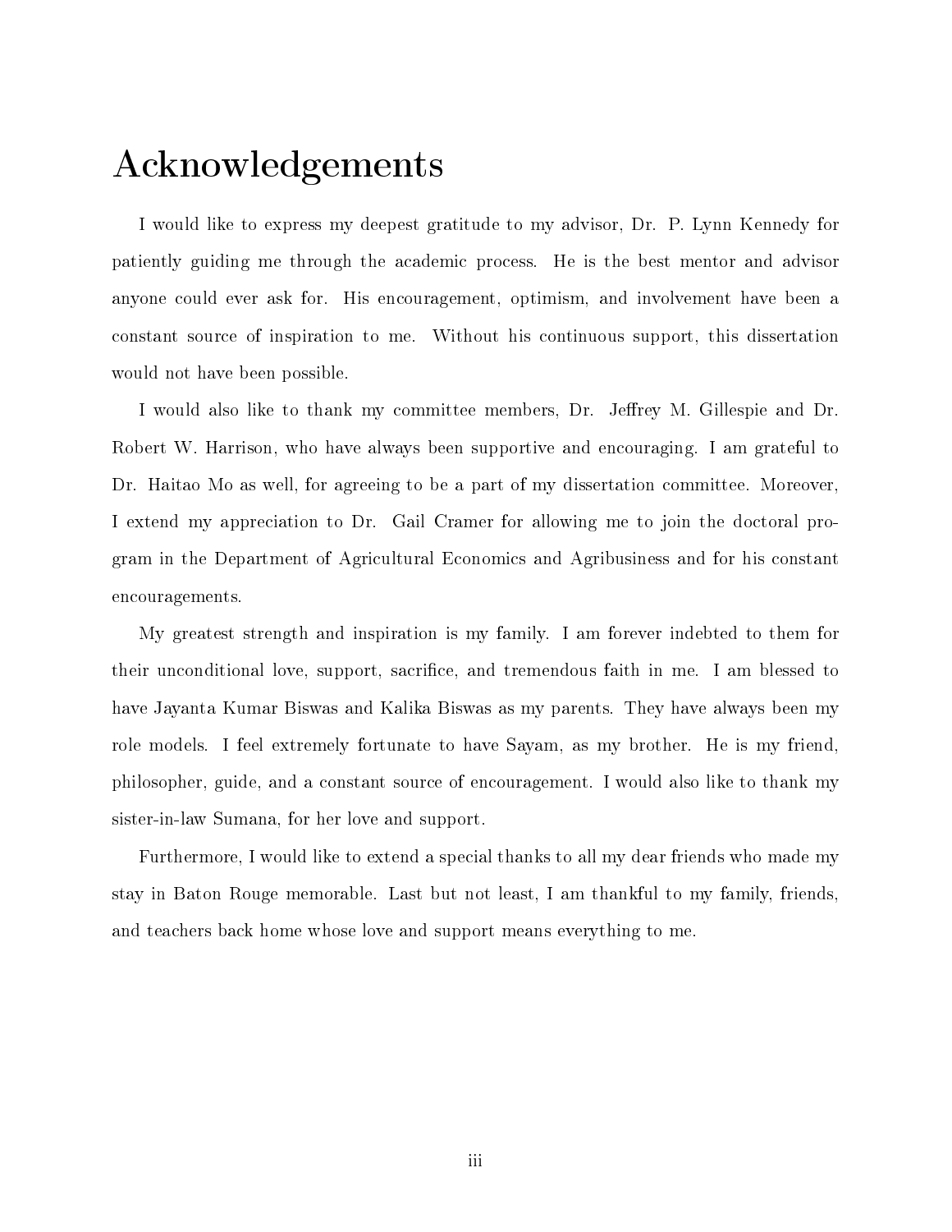# Acknowledgements

I would like to express my deepest gratitude to my advisor, Dr. P. Lynn Kennedy for patiently guiding me through the academic process. He is the best mentor and advisor anyone could ever ask for. His encouragement, optimism, and involvement have been a constant source of inspiration to me. Without his continuous support, this dissertation would not have been possible.

I would also like to thank my committee members, Dr. Jeffrey M. Gillespie and Dr. Robert W. Harrison, who have always been supportive and encouraging. I am grateful to Dr. Haitao Mo as well, for agreeing to be a part of my dissertation committee. Moreover, I extend my appreciation to Dr. Gail Cramer for allowing me to join the doctoral program in the Department of Agricultural Economics and Agribusiness and for his constant encouragements.

My greatest strength and inspiration is my family. I am forever indebted to them for their unconditional love, support, sacrifice, and tremendous faith in me. I am blessed to have Jayanta Kumar Biswas and Kalika Biswas as my parents. They have always been my role models. I feel extremely fortunate to have Sayam, as my brother. He is my friend, philosopher, guide, and a constant source of encouragement. I would also like to thank my sister-in-law Sumana, for her love and support.

Furthermore, I would like to extend a special thanks to all my dear friends who made my stay in Baton Rouge memorable. Last but not least, I am thankful to my family, friends, and teachers back home whose love and support means everything to me.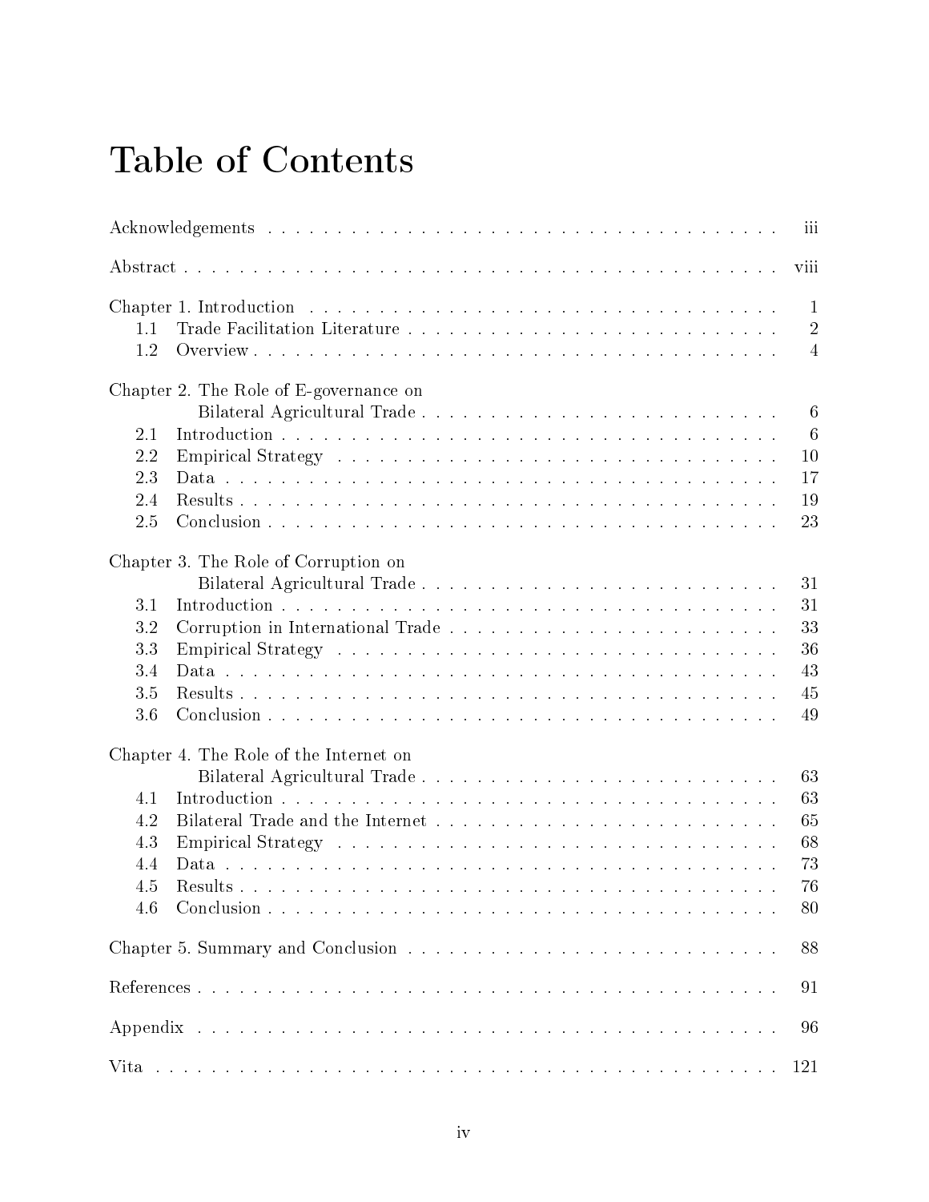# Table of Contents

Acknowledgements . . . . . . . . . . . . . . . . . . . . . . . . . . . . . . . . . . . . . iii

Abstract . . . . . . . . . . . . . . . . . . . . . . . . . . . . . . . . . . . . . . . . . . viii

Chapter 1. Introduction . . . . . . . . . . . . . . . . . . . . . . . . . . . . . . . . . 1
- 1.1 Trade Facilitation Literature . . . . . . . . . . . . . . . . . . . . . . . . . . 2
- 1.2 Overview . . . . . . . . . . . . . . . . . . . . . . . . . . . . . . . . . . . . . 4

Chapter 2. The Role of E-governance on Bilateral Agricultural Trade . . . . . . . . . . . . . . . . . . . . . . . . . . . 6
- 2.1 Introduction . . . . . . . . . . . . . . . . . . . . . . . . . . . . . . . . . . . 6
- 2.2 Empirical Strategy . . . . . . . . . . . . . . . . . . . . . . . . . . . . . . . . 10
- 2.3 Data . . . . . . . . . . . . . . . . . . . . . . . . . . . . . . . . . . . . . . . 17
- 2.4 Results . . . . . . . . . . . . . . . . . . . . . . . . . . . . . . . . . . . . . . 19
- 2.5 Conclusion . . . . . . . . . . . . . . . . . . . . . . . . . . . . . . . . . . . . 23

Chapter 3. The Role of Corruption on Bilateral Agricultural Trade . . . . . . . . . . . . . . . . . . . . . . . . . . . 31
- 3.1 Introduction . . . . . . . . . . . . . . . . . . . . . . . . . . . . . . . . . . . 31
- 3.2 Corruption in International Trade . . . . . . . . . . . . . . . . . . . . . . . . 33
- 3.3 Empirical Strategy . . . . . . . . . . . . . . . . . . . . . . . . . . . . . . . . 36
- 3.4 Data . . . . . . . . . . . . . . . . . . . . . . . . . . . . . . . . . . . . . . . 43
- 3.5 Results . . . . . . . . . . . . . . . . . . . . . . . . . . . . . . . . . . . . . . 45
- 3.6 Conclusion . . . . . . . . . . . . . . . . . . . . . . . . . . . . . . . . . . . . 49

Chapter 4. The Role of the Internet on Bilateral Agricultural Trade . . . . . . . . . . . . . . . . . . . . . . . . . . . 63
- 4.1 Introduction . . . . . . . . . . . . . . . . . . . . . . . . . . . . . . . . . . . 63
- 4.2 Bilateral Trade and the Internet . . . . . . . . . . . . . . . . . . . . . . . . . 65
- 4.3 Empirical Strategy . . . . . . . . . . . . . . . . . . . . . . . . . . . . . . . . 68
- 4.4 Data . . . . . . . . . . . . . . . . . . . . . . . . . . . . . . . . . . . . . . . 73
- 4.5 Results . . . . . . . . . . . . . . . . . . . . . . . . . . . . . . . . . . . . . . 76
- 4.6 Conclusion . . . . . . . . . . . . . . . . . . . . . . . . . . . . . . . . . . . . 80

Chapter 5. Summary and Conclusion . . . . . . . . . . . . . . . . . . . . . . . . . . 88

References . . . . . . . . . . . . . . . . . . . . . . . . . . . . . . . . . . . . . . . 91

Appendix . . . . . . . . . . . . . . . . . . . . . . . . . . . . . . . . . . . . . . . . 96

Vita . . . . . . . . . . . . . . . . . . . . . . . . . . . . . . . . . . . . . . . . . . 121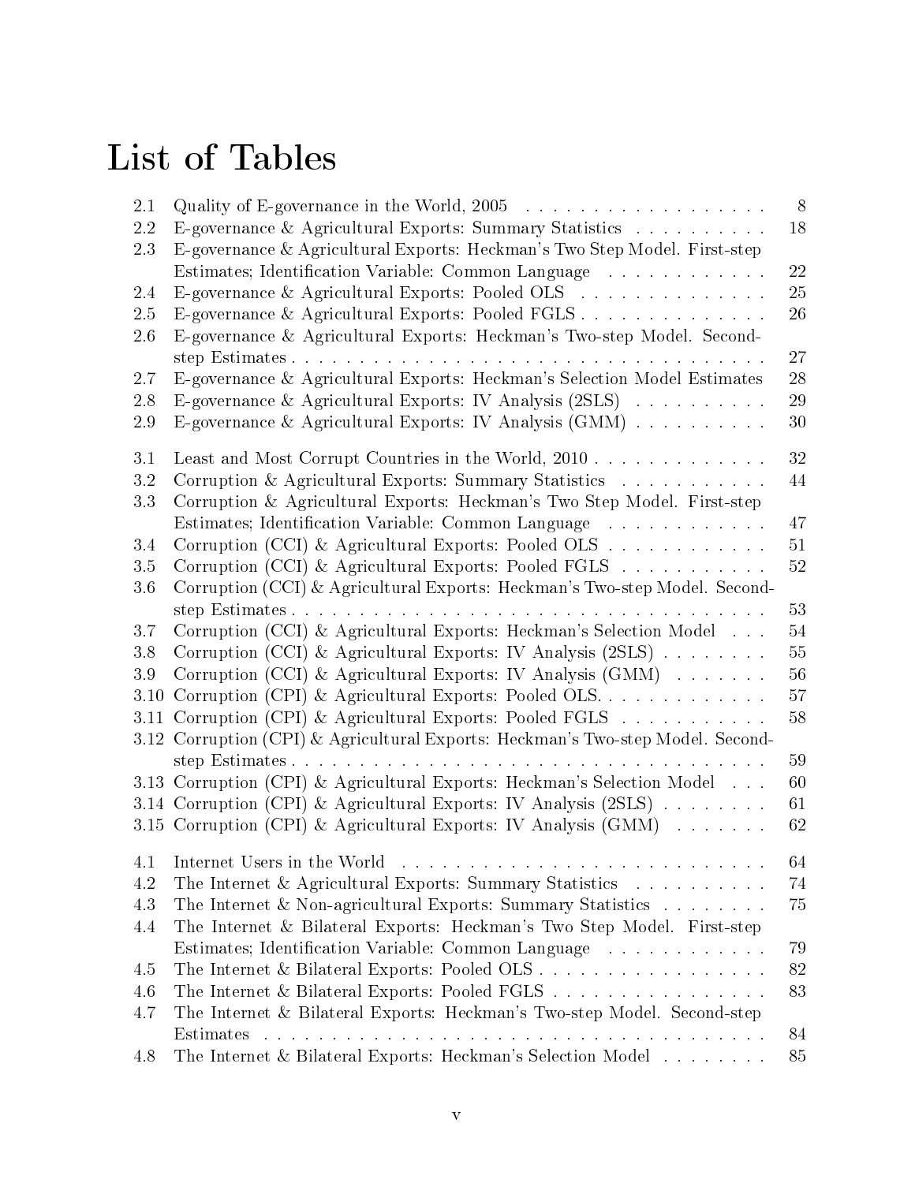# List of Tables

2.1 Quality of E-governance in the World, 2005 . . . . . . . . . . . . . . . . . . . 8
2.2 E-governance & Agricultural Exports: Summary Statistics . . . . . . . . . . . 18
2.3 E-governance & Agricultural Exports: Heckman's Two Step Model. First-step Estimates; Identification Variable: Common Language . . . . . . . . . . . . 22
2.4 E-governance & Agricultural Exports: Pooled OLS . . . . . . . . . . . . . . . 25
2.5 E-governance & Agricultural Exports: Pooled FGLS . . . . . . . . . . . . . . 26
2.6 E-governance & Agricultural Exports: Heckman's Two-step Model. Second-step Estimates . . . . . . . . . . . . . . . . . . . . . . . . . . . . . . . . . . . 27
2.7 E-governance & Agricultural Exports: Heckman's Selection Model Estimates 28
2.8 E-governance & Agricultural Exports: IV Analysis (2SLS) . . . . . . . . . . 29
2.9 E-governance & Agricultural Exports: IV Analysis (GMM) . . . . . . . . . . 30

3.1 Least and Most Corrupt Countries in the World, 2010 . . . . . . . . . . . . . 32
3.2 Corruption & Agricultural Exports: Summary Statistics . . . . . . . . . . . 44
3.3 Corruption & Agricultural Exports: Heckman's Two Step Model. First-step Estimates; Identification Variable: Common Language . . . . . . . . . . . . 47
3.4 Corruption (CCI) & Agricultural Exports: Pooled OLS . . . . . . . . . . . . 51
3.5 Corruption (CCI) & Agricultural Exports: Pooled FGLS . . . . . . . . . . . 52
3.6 Corruption (CCI) & Agricultural Exports: Heckman's Two-step Model. Second-step Estimates . . . . . . . . . . . . . . . . . . . . . . . . . . . . . . . . . . . 53
3.7 Corruption (CCI) & Agricultural Exports: Heckman's Selection Model . . . 54
3.8 Corruption (CCI) & Agricultural Exports: IV Analysis (2SLS) . . . . . . . . 55
3.9 Corruption (CCI) & Agricultural Exports: IV Analysis (GMM) . . . . . . . 56
3.10 Corruption (CPI) & Agricultural Exports: Pooled OLS. . . . . . . . . . . . . 57
3.11 Corruption (CPI) & Agricultural Exports: Pooled FGLS . . . . . . . . . . . 58
3.12 Corruption (CPI) & Agricultural Exports: Heckman's Two-step Model. Second-step Estimates . . . . . . . . . . . . . . . . . . . . . . . . . . . . . . . . . . . 59
3.13 Corruption (CPI) & Agricultural Exports: Heckman's Selection Model . . . 60
3.14 Corruption (CPI) & Agricultural Exports: IV Analysis (2SLS) . . . . . . . . 61
3.15 Corruption (CPI) & Agricultural Exports: IV Analysis (GMM) . . . . . . . 62

4.1 Internet Users in the World . . . . . . . . . . . . . . . . . . . . . . . . . . . 64
4.2 The Internet & Agricultural Exports: Summary Statistics . . . . . . . . . . 74
4.3 The Internet & Non-agricultural Exports: Summary Statistics . . . . . . . . 75
4.4 The Internet & Bilateral Exports: Heckman's Two Step Model. First-step Estimates; Identification Variable: Common Language . . . . . . . . . . . . 79
4.5 The Internet & Bilateral Exports: Pooled OLS . . . . . . . . . . . . . . . . . 82
4.6 The Internet & Bilateral Exports: Pooled FGLS . . . . . . . . . . . . . . . . 83
4.7 The Internet & Bilateral Exports: Heckman's Two-step Model. Second-step Estimates . . . . . . . . . . . . . . . . . . . . . . . . . . . . . . . . . . . . . 84
4.8 The Internet & Bilateral Exports: Heckman's Selection Model . . . . . . . . 85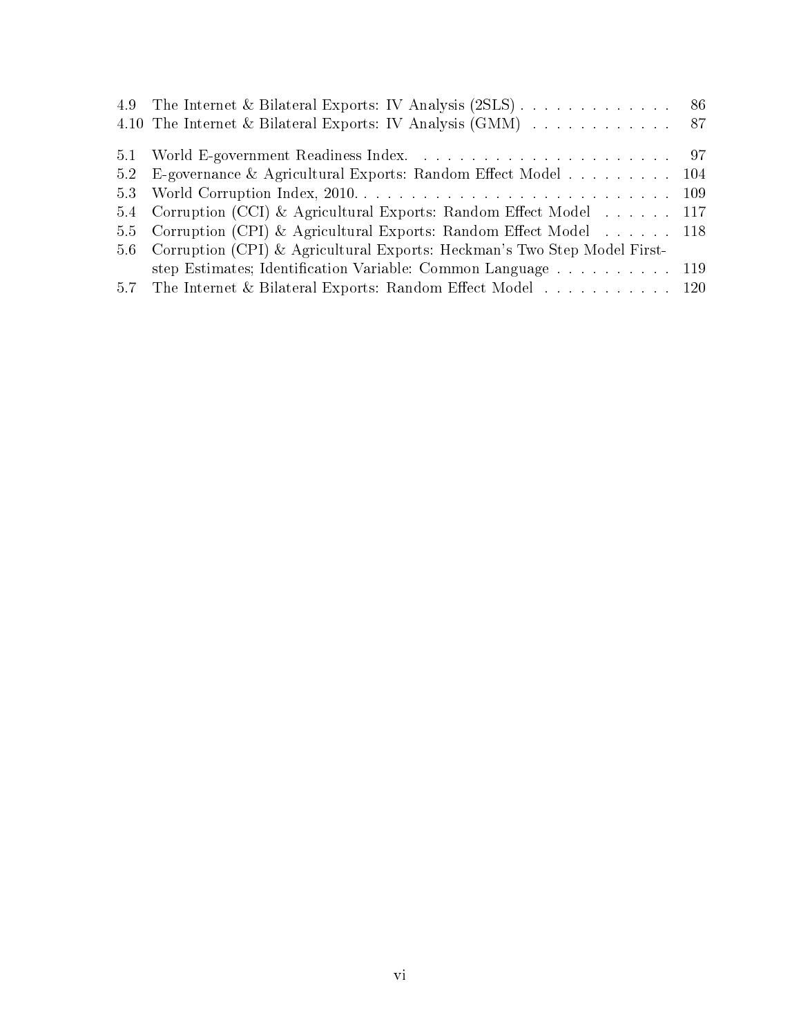4.9 The Internet & Bilateral Exports: IV Analysis (2SLS) . . . . . . . . . . . . . 86
4.10 The Internet & Bilateral Exports: IV Analysis (GMM) . . . . . . . . . . . . 87

5.1 World E-government Readiness Index. . . . . . . . . . . . . . . . . . . . . . 97
5.2 E-governance & Agricultural Exports: Random Effect Model . . . . . . . . . 104
5.3 World Corruption Index, 2010. . . . . . . . . . . . . . . . . . . . . . . . . . 109
5.4 Corruption (CCI) & Agricultural Exports: Random Effect Model . . . . . . 117
5.5 Corruption (CPI) & Agricultural Exports: Random Effect Model . . . . . . 118
5.6 Corruption (CPI) & Agricultural Exports: Heckman's Two Step Model First-step Estimates; Identification Variable: Common Language . . . . . . . . . . 119
5.7 The Internet & Bilateral Exports: Random Effect Model . . . . . . . . . . . 120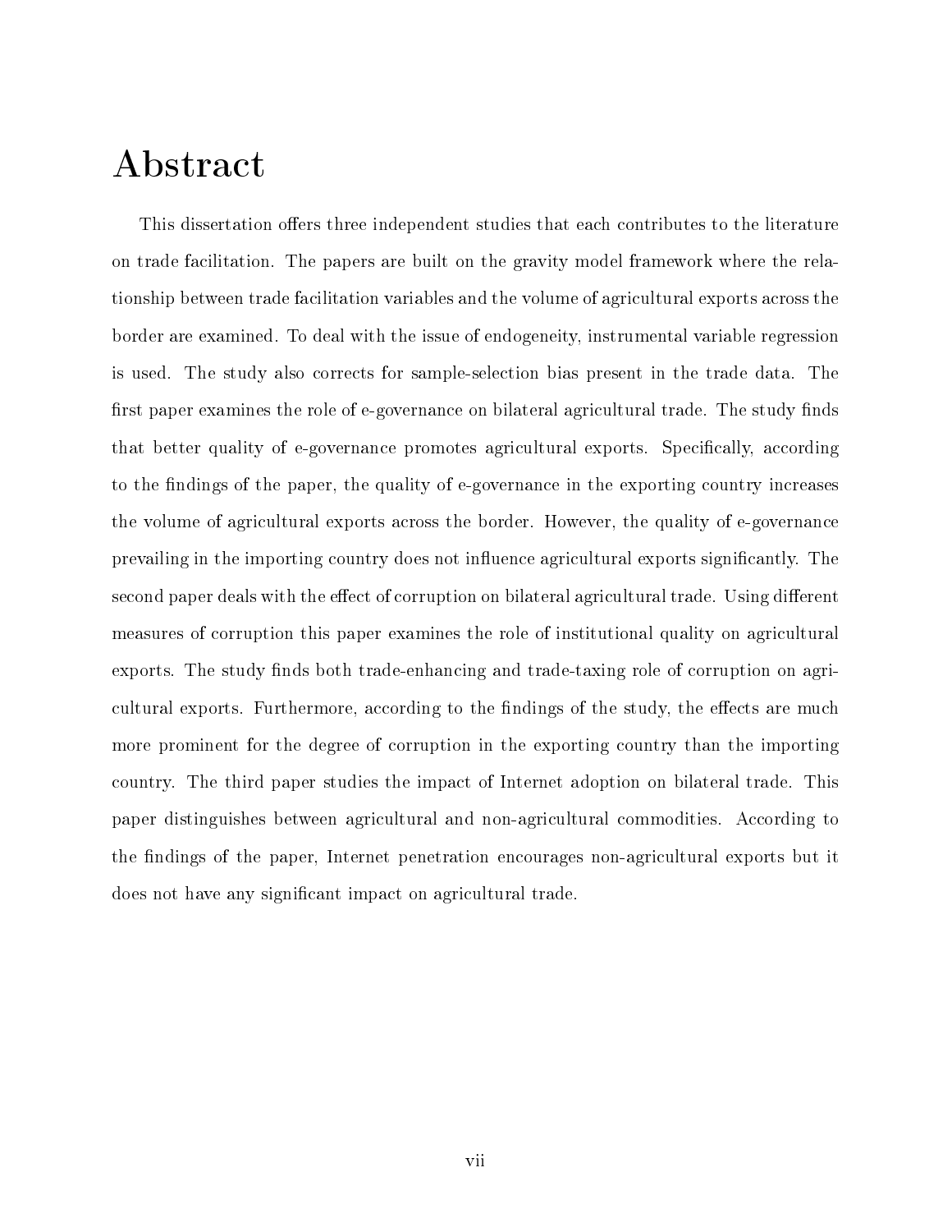# Abstract

This dissertation offers three independent studies that each contributes to the literature on trade facilitation. The papers are built on the gravity model framework where the relationship between trade facilitation variables and the volume of agricultural exports across the border are examined. To deal with the issue of endogeneity, instrumental variable regression is used. The study also corrects for sample-selection bias present in the trade data. The first paper examines the role of e-governance on bilateral agricultural trade. The study finds that better quality of e-governance promotes agricultural exports. Specifically, according to the findings of the paper, the quality of e-governance in the exporting country increases the volume of agricultural exports across the border. However, the quality of e-governance prevailing in the importing country does not influence agricultural exports significantly. The second paper deals with the effect of corruption on bilateral agricultural trade. Using different measures of corruption this paper examines the role of institutional quality on agricultural exports. The study finds both trade-enhancing and trade-taxing role of corruption on agricultural exports. Furthermore, according to the findings of the study, the effects are much more prominent for the degree of corruption in the exporting country than the importing country. The third paper studies the impact of Internet adoption on bilateral trade. This paper distinguishes between agricultural and non-agricultural commodities. According to the findings of the paper, Internet penetration encourages non-agricultural exports but it does not have any significant impact on agricultural trade.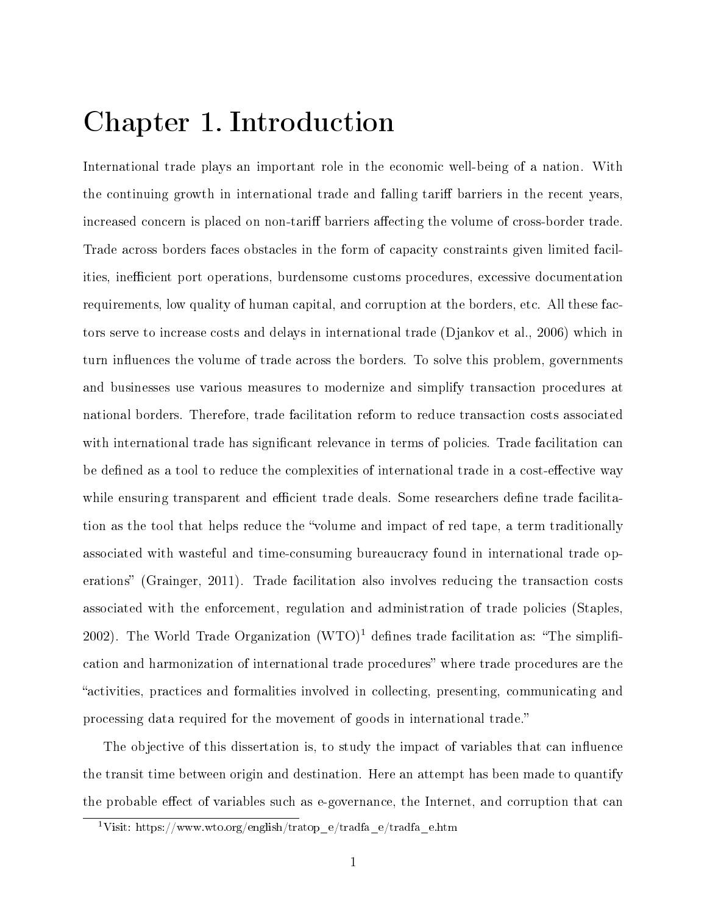# Chapter 1. Introduction

International trade plays an important role in the economic well-being of a nation. With the continuing growth in international trade and falling tariff barriers in the recent years, increased concern is placed on non-tariff barriers affecting the volume of cross-border trade. Trade across borders faces obstacles in the form of capacity constraints given limited facilities, inefficient port operations, burdensome customs procedures, excessive documentation requirements, low quality of human capital, and corruption at the borders, etc. All these factors serve to increase costs and delays in international trade (Djankov et al., 2006) which in turn influences the volume of trade across the borders. To solve this problem, governments and businesses use various measures to modernize and simplify transaction procedures at national borders. Therefore, trade facilitation reform to reduce transaction costs associated with international trade has significant relevance in terms of policies. Trade facilitation can be defined as a tool to reduce the complexities of international trade in a cost-effective way while ensuring transparent and efficient trade deals. Some researchers define trade facilitation as the tool that helps reduce the "volume and impact of red tape, a term traditionally associated with wasteful and time-consuming bureaucracy found in international trade operations" (Grainger, 2011). Trade facilitation also involves reducing the transaction costs associated with the enforcement, regulation and administration of trade policies (Staples, 2002). The World Trade Organization (WTO)[1] defines trade facilitation as: "The simplification and harmonization of international trade procedures" where trade procedures are the "activities, practices and formalities involved in collecting, presenting, communicating and processing data required for the movement of goods in international trade."

The objective of this dissertation is, to study the impact of variables that can influence the transit time between origin and destination. Here an attempt has been made to quantify the probable effect of variables such as e-governance, the Internet, and corruption that can

[1] Visit: https://www.wto.org/english/tratop_e/tradfa_e/tradfa_e.htm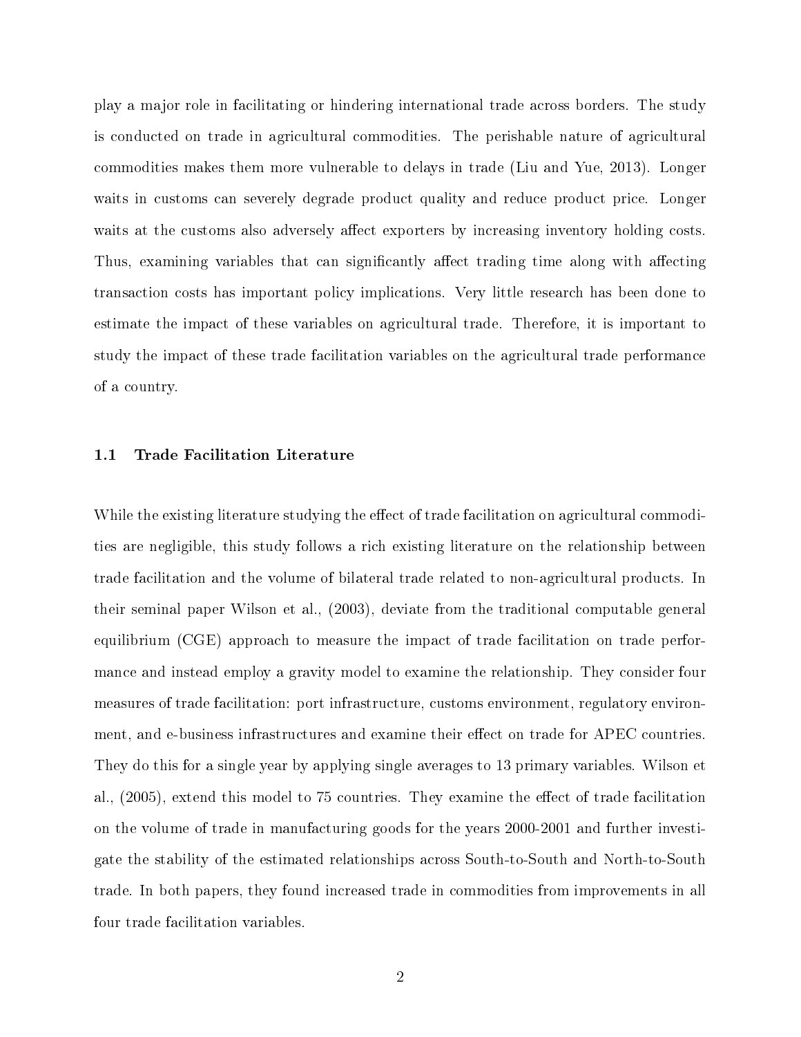play a major role in facilitating or hindering international trade across borders. The study is conducted on trade in agricultural commodities. The perishable nature of agricultural commodities makes them more vulnerable to delays in trade (Liu and Yue, 2013). Longer waits in customs can severely degrade product quality and reduce product price. Longer waits at the customs also adversely affect exporters by increasing inventory holding costs. Thus, examining variables that can significantly affect trading time along with affecting transaction costs has important policy implications. Very little research has been done to estimate the impact of these variables on agricultural trade. Therefore, it is important to study the impact of these trade facilitation variables on the agricultural trade performance of a country.

### 1.1 Trade Facilitation Literature

While the existing literature studying the effect of trade facilitation on agricultural commodities are negligible, this study follows a rich existing literature on the relationship between trade facilitation and the volume of bilateral trade related to non-agricultural products. In their seminal paper Wilson et al., (2003), deviate from the traditional computable general equilibrium (CGE) approach to measure the impact of trade facilitation on trade performance and instead employ a gravity model to examine the relationship. They consider four measures of trade facilitation: port infrastructure, customs environment, regulatory environment, and e-business infrastructures and examine their effect on trade for APEC countries. They do this for a single year by applying single averages to 13 primary variables. Wilson et al., (2005), extend this model to 75 countries. They examine the effect of trade facilitation on the volume of trade in manufacturing goods for the years 2000-2001 and further investigate the stability of the estimated relationships across South-to-South and North-to-South trade. In both papers, they found increased trade in commodities from improvements in all four trade facilitation variables.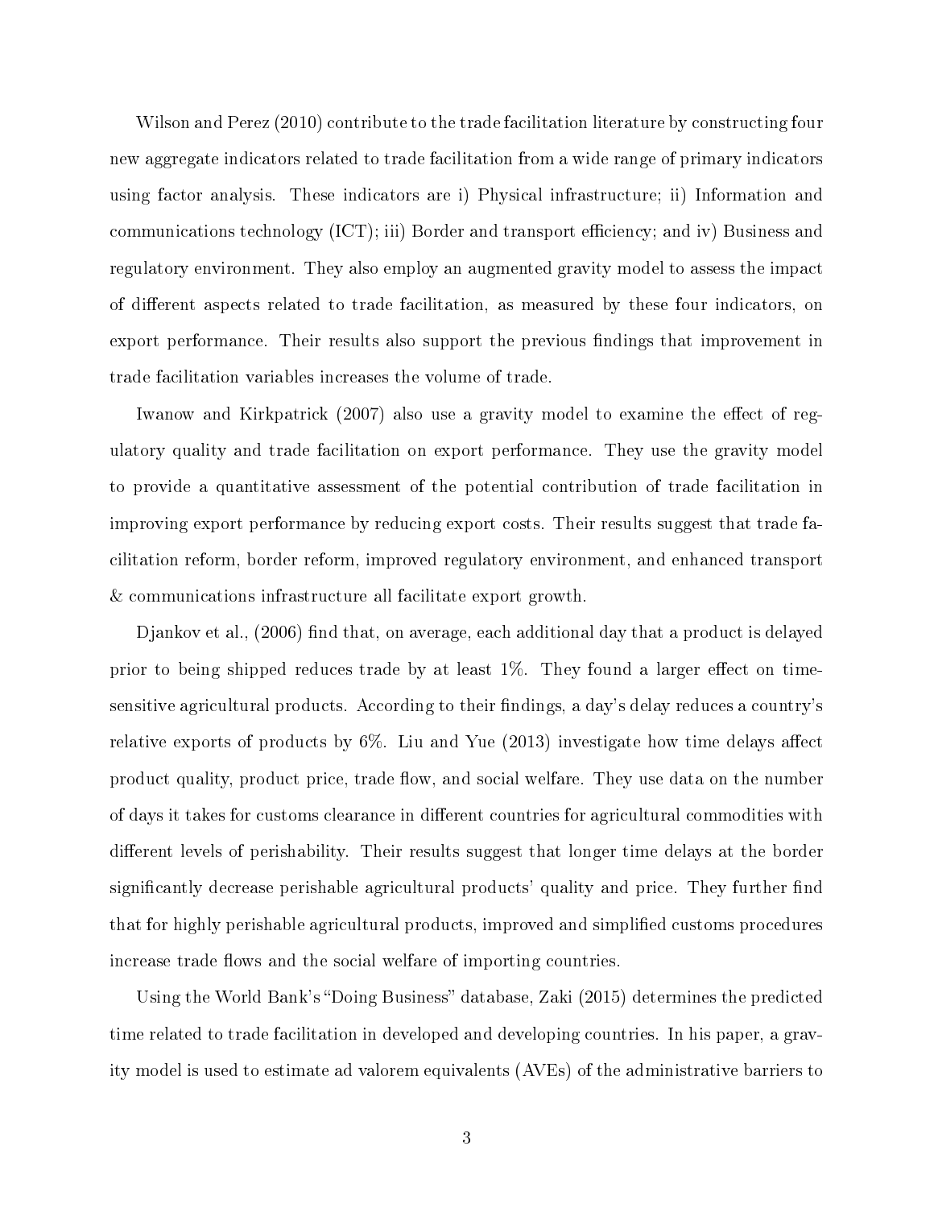Wilson and Perez (2010) contribute to the trade facilitation literature by constructing four new aggregate indicators related to trade facilitation from a wide range of primary indicators using factor analysis. These indicators are i) Physical infrastructure; ii) Information and communications technology (ICT); iii) Border and transport efficiency; and iv) Business and regulatory environment. They also employ an augmented gravity model to assess the impact of different aspects related to trade facilitation, as measured by these four indicators, on export performance. Their results also support the previous findings that improvement in trade facilitation variables increases the volume of trade.

Iwanow and Kirkpatrick (2007) also use a gravity model to examine the effect of regulatory quality and trade facilitation on export performance. They use the gravity model to provide a quantitative assessment of the potential contribution of trade facilitation in improving export performance by reducing export costs. Their results suggest that trade facilitation reform, border reform, improved regulatory environment, and enhanced transport & communications infrastructure all facilitate export growth.

Djankov et al., (2006) find that, on average, each additional day that a product is delayed prior to being shipped reduces trade by at least 1%. They found a larger effect on time-sensitive agricultural products. According to their findings, a day's delay reduces a country's relative exports of products by 6%. Liu and Yue (2013) investigate how time delays affect product quality, product price, trade flow, and social welfare. They use data on the number of days it takes for customs clearance in different countries for agricultural commodities with different levels of perishability. Their results suggest that longer time delays at the border significantly decrease perishable agricultural products' quality and price. They further find that for highly perishable agricultural products, improved and simplified customs procedures increase trade flows and the social welfare of importing countries.

Using the World Bank's "Doing Business" database, Zaki (2015) determines the predicted time related to trade facilitation in developed and developing countries. In his paper, a gravity model is used to estimate ad valorem equivalents (AVEs) of the administrative barriers to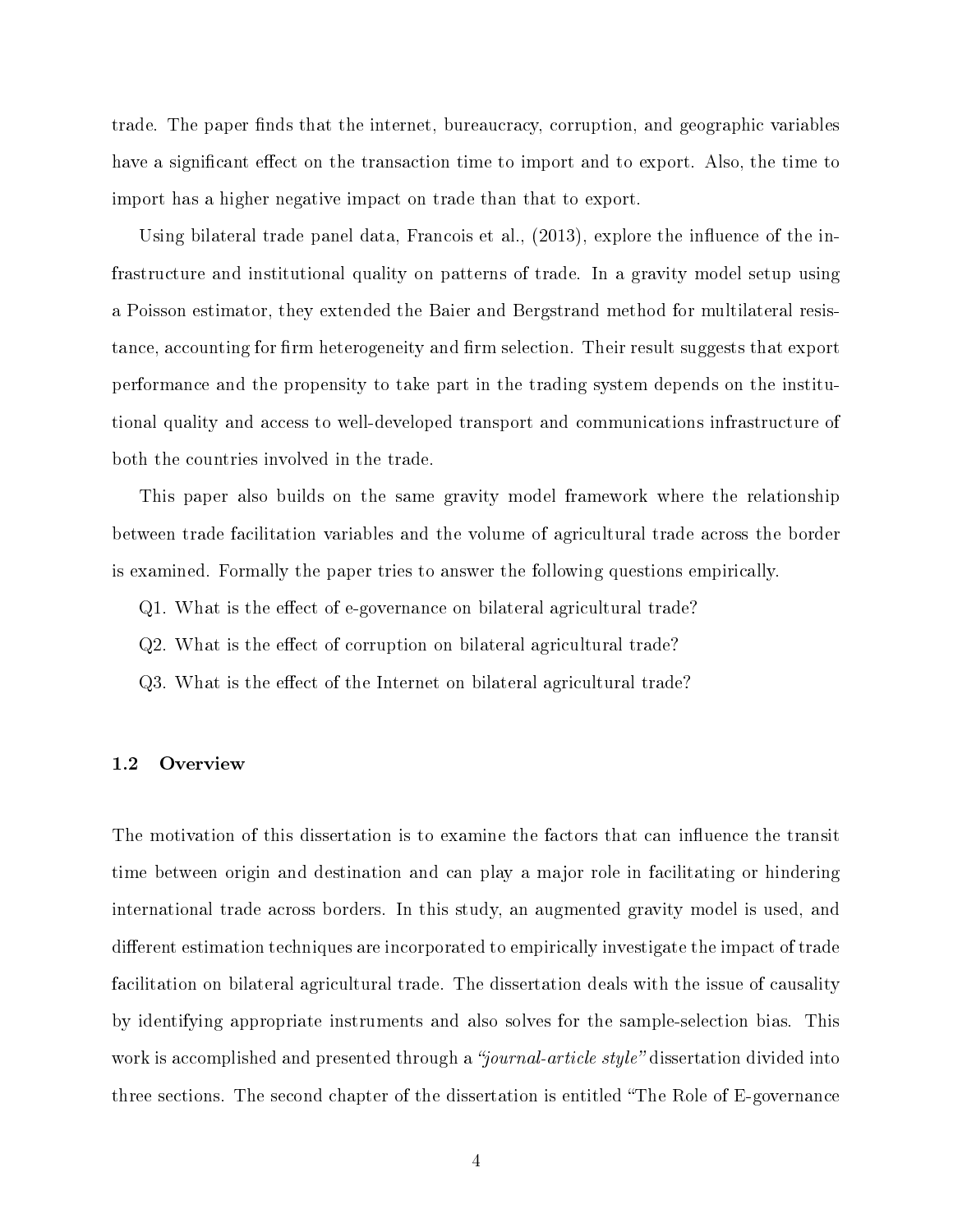trade. The paper finds that the internet, bureaucracy, corruption, and geographic variables have a significant effect on the transaction time to import and to export. Also, the time to import has a higher negative impact on trade than that to export.

Using bilateral trade panel data, Francois et al., (2013), explore the influence of the infrastructure and institutional quality on patterns of trade. In a gravity model setup using a Poisson estimator, they extended the Baier and Bergstrand method for multilateral resistance, accounting for firm heterogeneity and firm selection. Their result suggests that export performance and the propensity to take part in the trading system depends on the institutional quality and access to well-developed transport and communications infrastructure of both the countries involved in the trade.

This paper also builds on the same gravity model framework where the relationship between trade facilitation variables and the volume of agricultural trade across the border is examined. Formally the paper tries to answer the following questions empirically.

Q1. What is the effect of e-governance on bilateral agricultural trade?

Q2. What is the effect of corruption on bilateral agricultural trade?

Q3. What is the effect of the Internet on bilateral agricultural trade?

### 1.2 Overview

The motivation of this dissertation is to examine the factors that can influence the transit time between origin and destination and can play a major role in facilitating or hindering international trade across borders. In this study, an augmented gravity model is used, and different estimation techniques are incorporated to empirically investigate the impact of trade facilitation on bilateral agricultural trade. The dissertation deals with the issue of causality by identifying appropriate instruments and also solves for the sample-selection bias. This work is accomplished and presented through a *"journal-article style"* dissertation divided into three sections. The second chapter of the dissertation is entitled "The Role of E-governance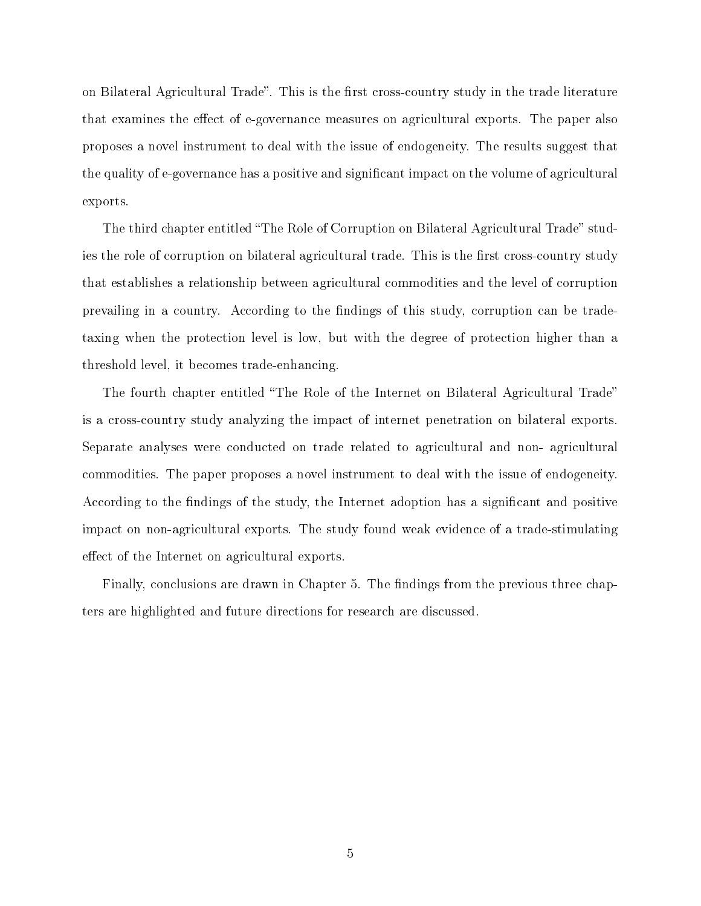on Bilateral Agricultural Trade". This is the first cross-country study in the trade literature that examines the effect of e-governance measures on agricultural exports. The paper also proposes a novel instrument to deal with the issue of endogeneity. The results suggest that the quality of e-governance has a positive and significant impact on the volume of agricultural exports.

The third chapter entitled "The Role of Corruption on Bilateral Agricultural Trade" studies the role of corruption on bilateral agricultural trade. This is the first cross-country study that establishes a relationship between agricultural commodities and the level of corruption prevailing in a country. According to the findings of this study, corruption can be trade-taxing when the protection level is low, but with the degree of protection higher than a threshold level, it becomes trade-enhancing.

The fourth chapter entitled "The Role of the Internet on Bilateral Agricultural Trade" is a cross-country study analyzing the impact of internet penetration on bilateral exports. Separate analyses were conducted on trade related to agricultural and non- agricultural commodities. The paper proposes a novel instrument to deal with the issue of endogeneity. According to the findings of the study, the Internet adoption has a significant and positive impact on non-agricultural exports. The study found weak evidence of a trade-stimulating effect of the Internet on agricultural exports.

Finally, conclusions are drawn in Chapter 5. The findings from the previous three chapters are highlighted and future directions for research are discussed.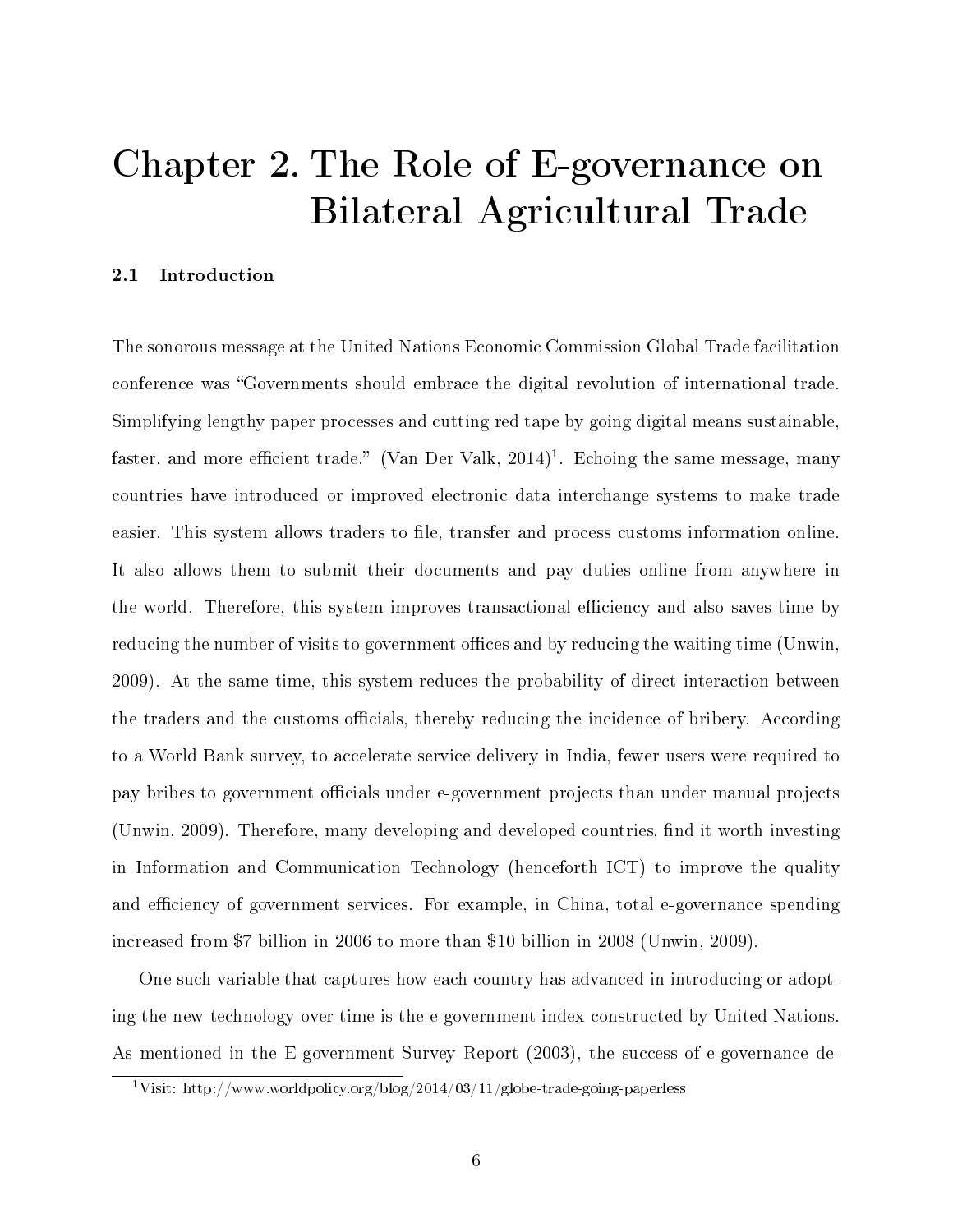# Chapter 2. The Role of E-governance on Bilateral Agricultural Trade

### 2.1 Introduction

The sonorous message at the United Nations Economic Commission Global Trade facilitation conference was "Governments should embrace the digital revolution of international trade. Simplifying lengthy paper processes and cutting red tape by going digital means sustainable, faster, and more efficient trade." (Van Der Valk, 2014)[1]. Echoing the same message, many countries have introduced or improved electronic data interchange systems to make trade easier. This system allows traders to file, transfer and process customs information online. It also allows them to submit their documents and pay duties online from anywhere in the world. Therefore, this system improves transactional efficiency and also saves time by reducing the number of visits to government offices and by reducing the waiting time (Unwin, 2009). At the same time, this system reduces the probability of direct interaction between the traders and the customs officials, thereby reducing the incidence of bribery. According to a World Bank survey, to accelerate service delivery in India, fewer users were required to pay bribes to government officials under e-government projects than under manual projects (Unwin, 2009). Therefore, many developing and developed countries, find it worth investing in Information and Communication Technology (henceforth ICT) to improve the quality and efficiency of government services. For example, in China, total e-governance spending increased from \$7 billion in 2006 to more than \$10 billion in 2008 (Unwin, 2009).

One such variable that captures how each country has advanced in introducing or adopting the new technology over time is the e-government index constructed by United Nations. As mentioned in the E-government Survey Report (2003), the success of e-governance de-

[1] Visit: http://www.worldpolicy.org/blog/2014/03/11/globe-trade-going-paperless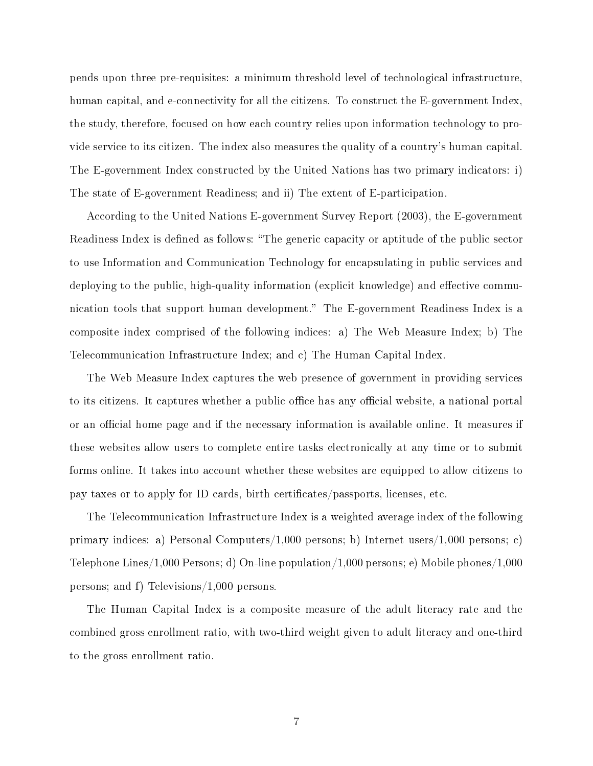pends upon three pre-requisites: a minimum threshold level of technological infrastructure, human capital, and e-connectivity for all the citizens. To construct the E-government Index, the study, therefore, focused on how each country relies upon information technology to provide service to its citizen. The index also measures the quality of a country's human capital. The E-government Index constructed by the United Nations has two primary indicators: i) The state of E-government Readiness; and ii) The extent of E-participation.

According to the United Nations E-government Survey Report (2003), the E-government Readiness Index is defined as follows: "The generic capacity or aptitude of the public sector to use Information and Communication Technology for encapsulating in public services and deploying to the public, high-quality information (explicit knowledge) and effective communication tools that support human development." The E-government Readiness Index is a composite index comprised of the following indices: a) The Web Measure Index; b) The Telecommunication Infrastructure Index; and c) The Human Capital Index.

The Web Measure Index captures the web presence of government in providing services to its citizens. It captures whether a public office has any official website, a national portal or an official home page and if the necessary information is available online. It measures if these websites allow users to complete entire tasks electronically at any time or to submit forms online. It takes into account whether these websites are equipped to allow citizens to pay taxes or to apply for ID cards, birth certificates/passports, licenses, etc.

The Telecommunication Infrastructure Index is a weighted average index of the following primary indices: a) Personal Computers/1,000 persons; b) Internet users/1,000 persons; c) Telephone Lines/1,000 Persons; d) On-line population/1,000 persons; e) Mobile phones/1,000 persons; and f) Televisions/1,000 persons.

The Human Capital Index is a composite measure of the adult literacy rate and the combined gross enrollment ratio, with two-third weight given to adult literacy and one-third to the gross enrollment ratio.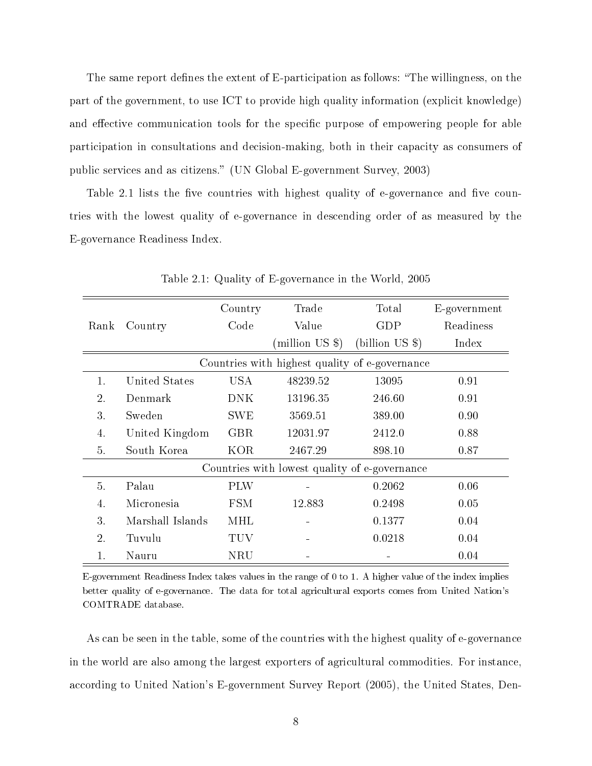The same report defines the extent of E-participation as follows: "The willingness, on the part of the government, to use ICT to provide high quality information (explicit knowledge) and effective communication tools for the specific purpose of empowering people for able participation in consultations and decision-making, both in their capacity as consumers of public services and as citizens." (UN Global E-government Survey, 2003)

Table 2.1 lists the five countries with highest quality of e-governance and five countries with the lowest quality of e-governance in descending order of as measured by the E-governance Readiness Index.

Table 2.1: Quality of E-governance in the World, 2005

| Rank | Country | Country Code | Trade Value (million US $) | Total GDP (billion US $) | E-government Readiness Index |
|---|---|---|---|---|---|
| Countries with highest quality of e-governance | | | | | |
| 1. | United States | USA | 48239.52 | 13095 | 0.91 |
| 2. | Denmark | DNK | 13196.35 | 246.60 | 0.91 |
| 3. | Sweden | SWE | 3569.51 | 389.00 | 0.90 |
| 4. | United Kingdom | GBR | 12031.97 | 2412.0 | 0.88 |
| 5. | South Korea | KOR | 2467.29 | 898.10 | 0.87 |
| Countries with lowest quality of e-governance | | | | | |
| 5. | Palau | PLW | - | 0.2062 | 0.06 |
| 4. | Micronesia | FSM | 12.883 | 0.2498 | 0.05 |
| 3. | Marshall Islands | MHL | - | 0.1377 | 0.04 |
| 2. | Tuvulu | TUV | - | 0.0218 | 0.04 |
| 1. | Nauru | NRU | - | - | 0.04 |

E-government Readiness Index takes values in the range of 0 to 1. A higher value of the index implies better quality of e-governance. The data for total agricultural exports comes from United Nation's COMTRADE database.

As can be seen in the table, some of the countries with the highest quality of e-governance in the world are also among the largest exporters of agricultural commodities. For instance, according to United Nation's E-government Survey Report (2005), the United States, Den-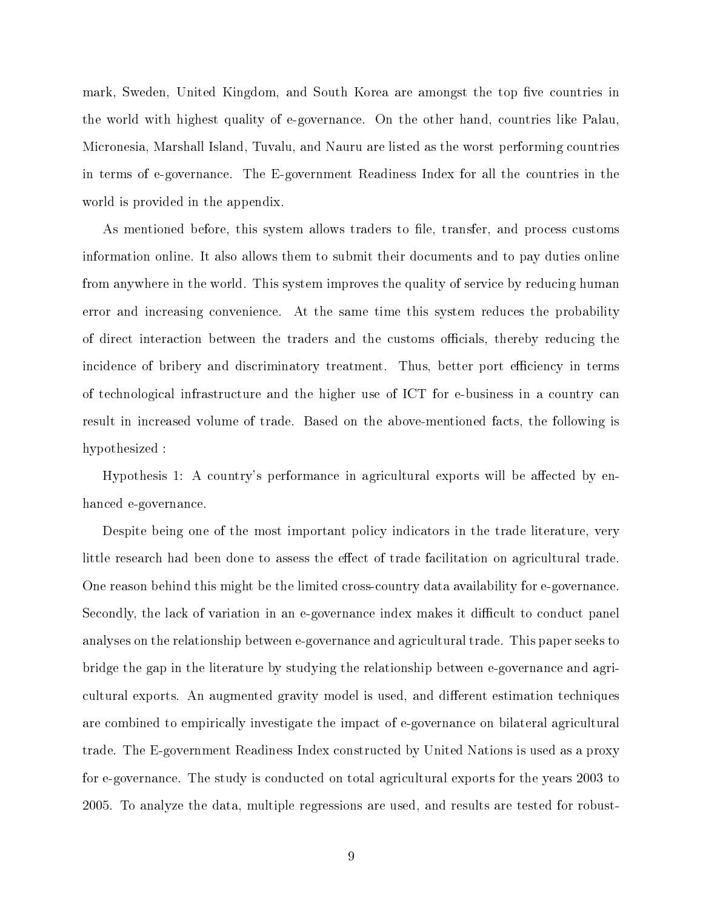mark, Sweden, United Kingdom, and South Korea are amongst the top five countries in the world with highest quality of e-governance. On the other hand, countries like Palau, Micronesia, Marshall Island, Tuvalu, and Nauru are listed as the worst performing countries in terms of e-governance. The E-government Readiness Index for all the countries in the world is provided in the appendix.

As mentioned before, this system allows traders to file, transfer, and process customs information online. It also allows them to submit their documents and to pay duties online from anywhere in the world. This system improves the quality of service by reducing human error and increasing convenience. At the same time this system reduces the probability of direct interaction between the traders and the customs officials, thereby reducing the incidence of bribery and discriminatory treatment. Thus, better port efficiency in terms of technological infrastructure and the higher use of ICT for e-business in a country can result in increased volume of trade. Based on the above-mentioned facts, the following is hypothesized :

Hypothesis 1: A country's performance in agricultural exports will be affected by enhanced e-governance.

Despite being one of the most important policy indicators in the trade literature, very little research had been done to assess the effect of trade facilitation on agricultural trade. One reason behind this might be the limited cross-country data availability for e-governance. Secondly, the lack of variation in an e-governance index makes it difficult to conduct panel analyses on the relationship between e-governance and agricultural trade. This paper seeks to bridge the gap in the literature by studying the relationship between e-governance and agricultural exports. An augmented gravity model is used, and different estimation techniques are combined to empirically investigate the impact of e-governance on bilateral agricultural trade. The E-government Readiness Index constructed by United Nations is used as a proxy for e-governance. The study is conducted on total agricultural exports for the years 2003 to 2005. To analyze the data, multiple regressions are used, and results are tested for robust-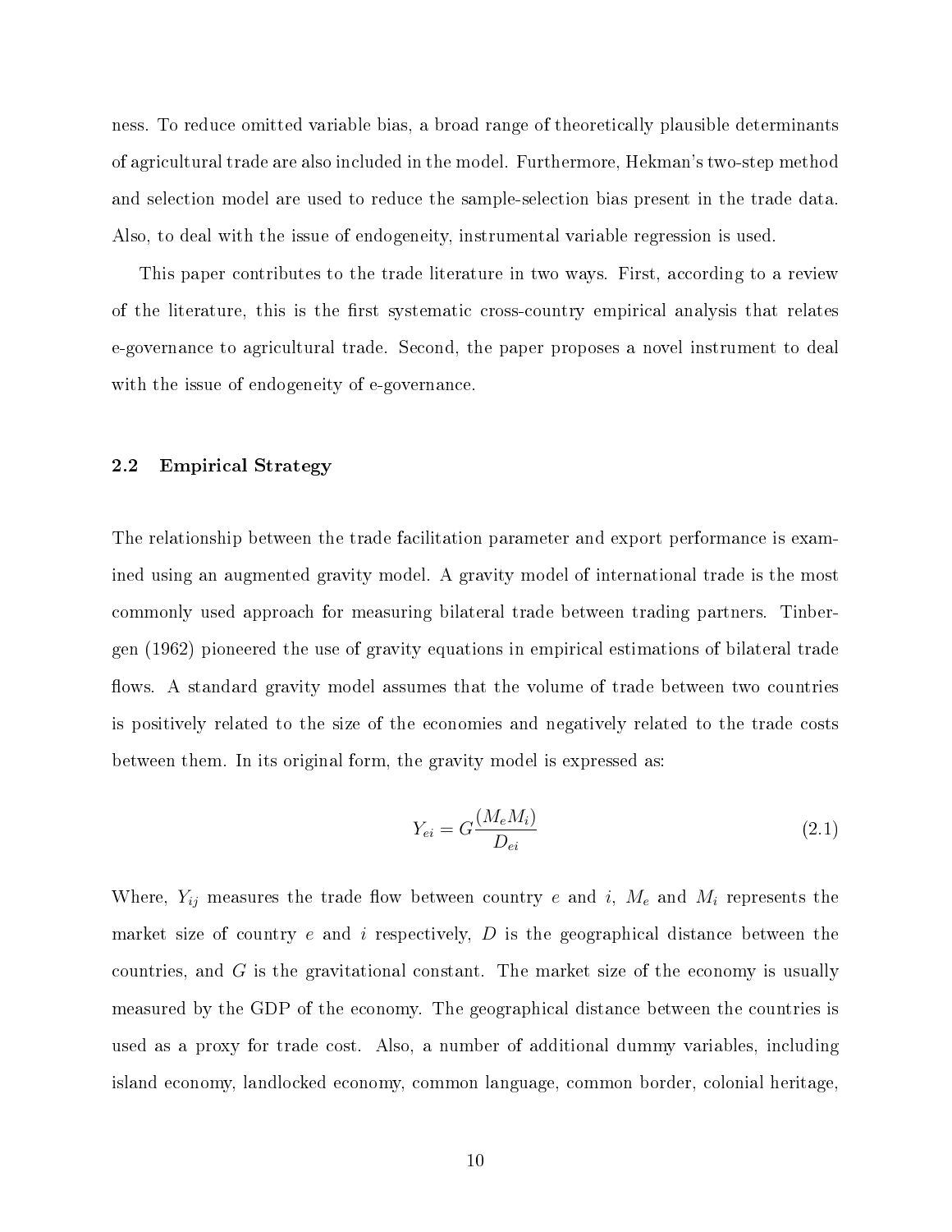ness. To reduce omitted variable bias, a broad range of theoretically plausible determinants of agricultural trade are also included in the model. Furthermore, Hekman's two-step method and selection model are used to reduce the sample-selection bias present in the trade data. Also, to deal with the issue of endogeneity, instrumental variable regression is used.

This paper contributes to the trade literature in two ways. First, according to a review of the literature, this is the first systematic cross-country empirical analysis that relates e-governance to agricultural trade. Second, the paper proposes a novel instrument to deal with the issue of endogeneity of e-governance.

### 2.2 Empirical Strategy

The relationship between the trade facilitation parameter and export performance is examined using an augmented gravity model. A gravity model of international trade is the most commonly used approach for measuring bilateral trade between trading partners. Tinbergen (1962) pioneered the use of gravity equations in empirical estimations of bilateral trade flows. A standard gravity model assumes that the volume of trade between two countries is positively related to the size of the economies and negatively related to the trade costs between them. In its original form, the gravity model is expressed as:

$$Y_{ei} = G\frac{(M_e M_i)}{D_{ei}} \tag{2.1}$$

Where, $Y_{ij}$ measures the trade flow between country $e$ and $i$, $M_e$ and $M_i$ represents the market size of country $e$ and $i$ respectively, $D$ is the geographical distance between the countries, and $G$ is the gravitational constant. The market size of the economy is usually measured by the GDP of the economy. The geographical distance between the countries is used as a proxy for trade cost. Also, a number of additional dummy variables, including island economy, landlocked economy, common language, common border, colonial heritage,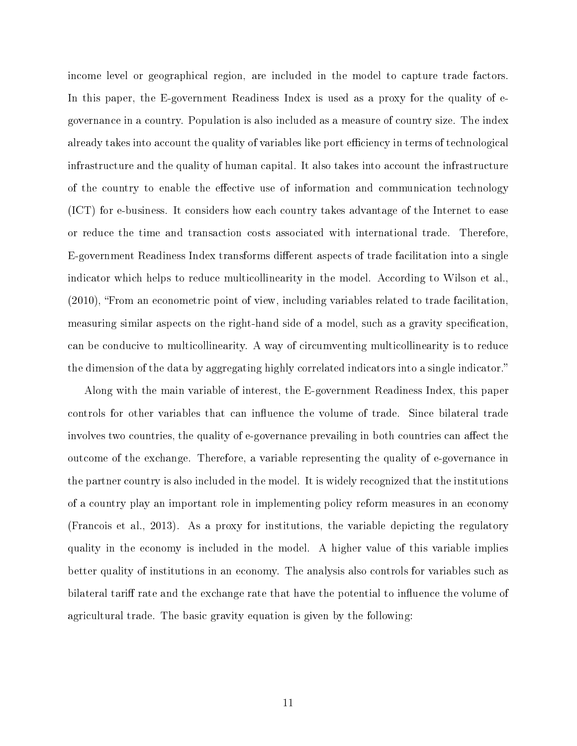income level or geographical region, are included in the model to capture trade factors. In this paper, the E-government Readiness Index is used as a proxy for the quality of e-governance in a country. Population is also included as a measure of country size. The index already takes into account the quality of variables like port efficiency in terms of technological infrastructure and the quality of human capital. It also takes into account the infrastructure of the country to enable the effective use of information and communication technology (ICT) for e-business. It considers how each country takes advantage of the Internet to ease or reduce the time and transaction costs associated with international trade. Therefore, E-government Readiness Index transforms different aspects of trade facilitation into a single indicator which helps to reduce multicollinearity in the model. According to Wilson et al., (2010), "From an econometric point of view, including variables related to trade facilitation, measuring similar aspects on the right-hand side of a model, such as a gravity specification, can be conducive to multicollinearity. A way of circumventing multicollinearity is to reduce the dimension of the data by aggregating highly correlated indicators into a single indicator."

Along with the main variable of interest, the E-government Readiness Index, this paper controls for other variables that can influence the volume of trade. Since bilateral trade involves two countries, the quality of e-governance prevailing in both countries can affect the outcome of the exchange. Therefore, a variable representing the quality of e-governance in the partner country is also included in the model. It is widely recognized that the institutions of a country play an important role in implementing policy reform measures in an economy (Francois et al., 2013). As a proxy for institutions, the variable depicting the regulatory quality in the economy is included in the model. A higher value of this variable implies better quality of institutions in an economy. The analysis also controls for variables such as bilateral tariff rate and the exchange rate that have the potential to influence the volume of agricultural trade. The basic gravity equation is given by the following: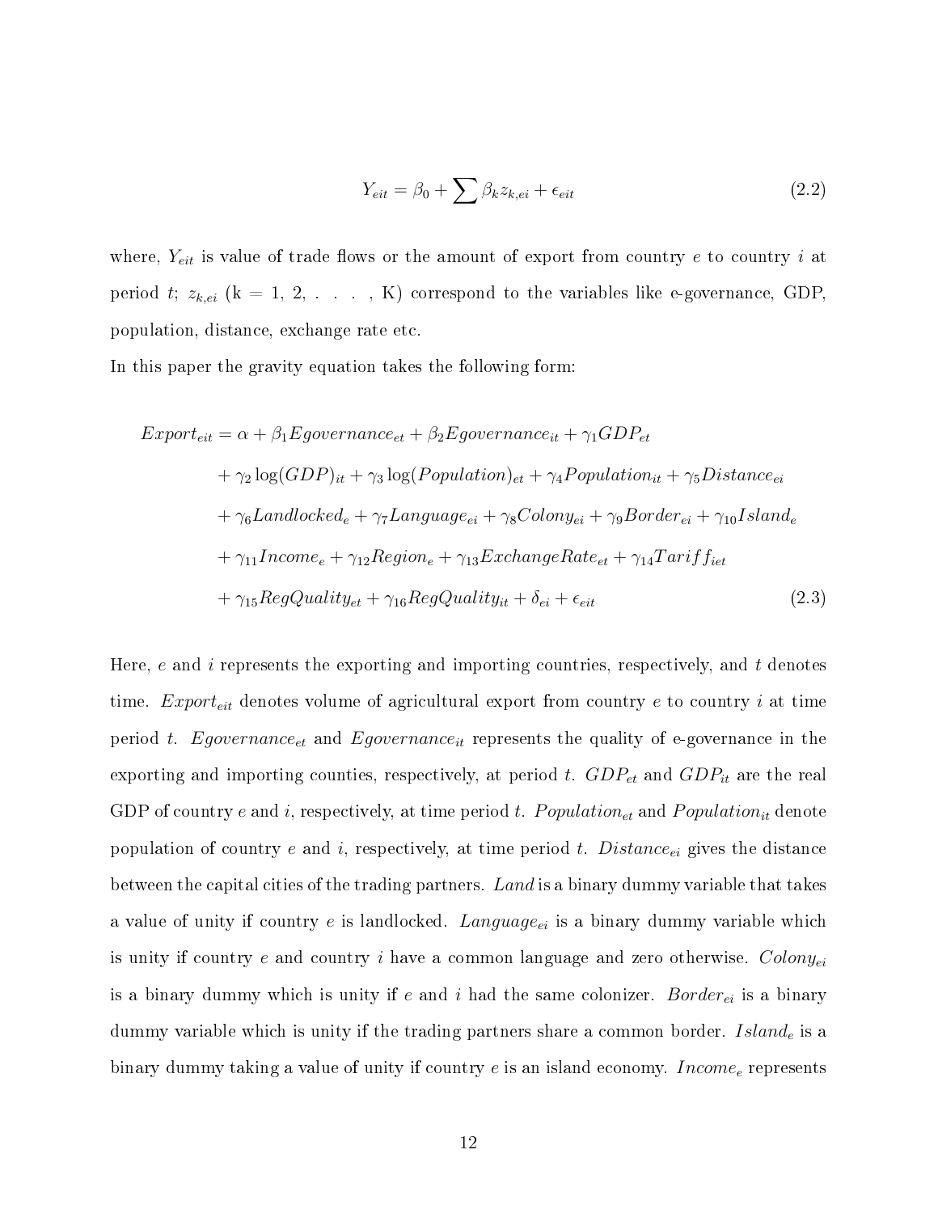$$Y_{eit} = \beta_0 + \sum \beta_k z_{k,ei} + \epsilon_{eit} \tag{2.2}$$

where, $Y_{eit}$ is value of trade flows or the amount of export from country $e$ to country $i$ at period $t$; $z_{k,ei}$ (k = 1, 2, . . . . , K) correspond to the variables like e-governance, GDP, population, distance, exchange rate etc.

In this paper the gravity equation takes the following form:

$$\begin{aligned}
Export_{eit} = \alpha &+ \beta_1 Egovernance_{et} + \beta_2 Egovernance_{it} + \gamma_1 GDP_{et} \\
&+ \gamma_2 \log(GDP)_{it} + \gamma_3 \log(Population)_{et} + \gamma_4 Population_{it} + \gamma_5 Distance_{ei} \\
&+ \gamma_6 Landlocked_e + \gamma_7 Language_{ei} + \gamma_8 Colony_{ei} + \gamma_9 Border_{ei} + \gamma_{10} Island_e \\
&+ \gamma_{11} Income_e + \gamma_{12} Region_e + \gamma_{13} ExchangeRate_{et} + \gamma_{14} Tariff_{iet} \\
&+ \gamma_{15} RegQuality_{et} + \gamma_{16} RegQuality_{it} + \delta_{ei} + \epsilon_{eit}
\end{aligned} \tag{2.3}$$

Here, $e$ and $i$ represents the exporting and importing countries, respectively, and $t$ denotes time. $Export_{eit}$ denotes volume of agricultural export from country $e$ to country $i$ at time period $t$. $Egovernance_{et}$ and $Egovernance_{it}$ represents the quality of e-governance in the exporting and importing counties, respectively, at period $t$. $GDP_{et}$ and $GDP_{it}$ are the real GDP of country $e$ and $i$, respectively, at time period $t$. $Population_{et}$ and $Population_{it}$ denote population of country $e$ and $i$, respectively, at time period $t$. $Distance_{ei}$ gives the distance between the capital cities of the trading partners. $Land$ is a binary dummy variable that takes a value of unity if country $e$ is landlocked. $Language_{ei}$ is a binary dummy variable which is unity if country $e$ and country $i$ have a common language and zero otherwise. $Colony_{ei}$ is a binary dummy which is unity if $e$ and $i$ had the same colonizer. $Border_{ei}$ is a binary dummy variable which is unity if the trading partners share a common border. $Island_e$ is a binary dummy taking a value of unity if country $e$ is an island economy. $Income_e$ represents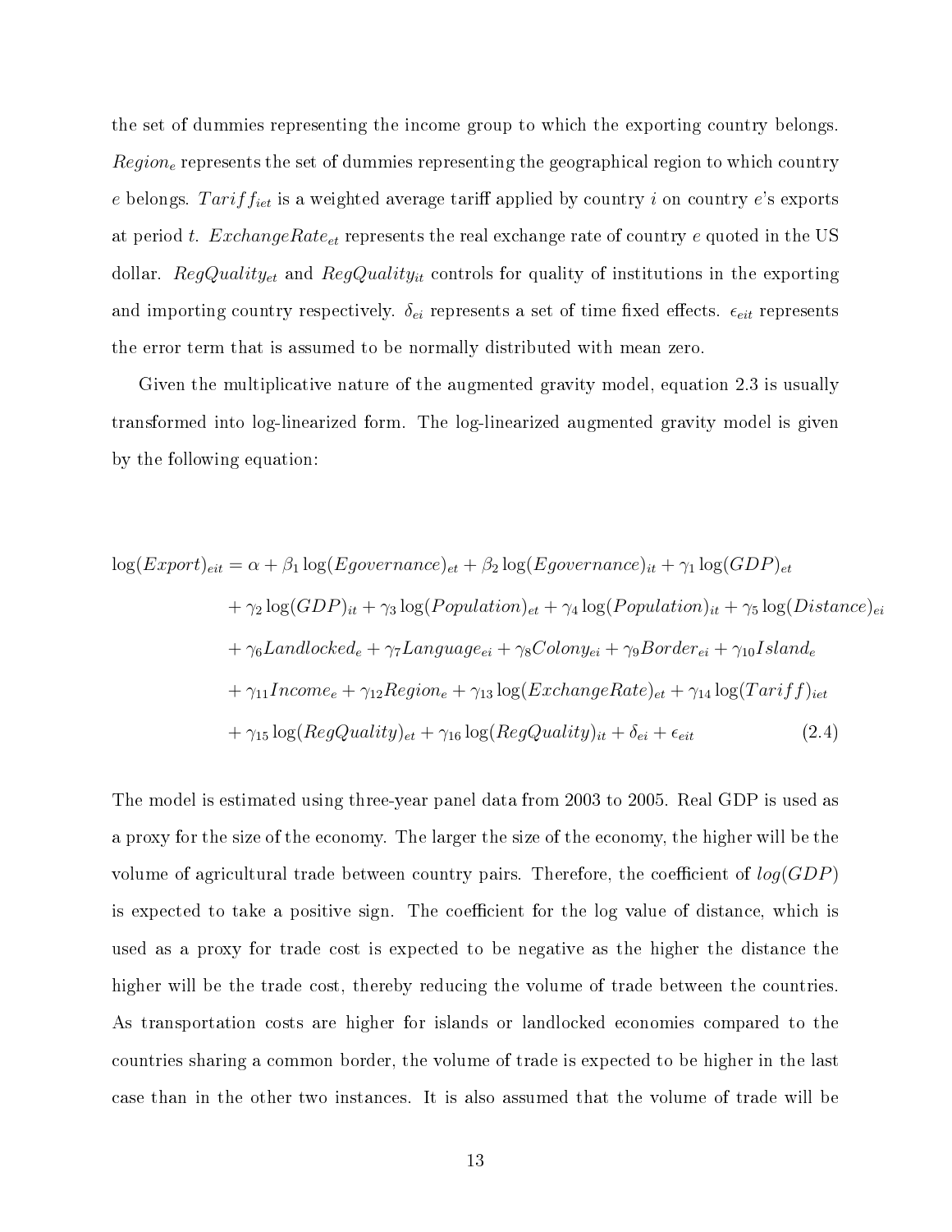the set of dummies representing the income group to which the exporting country belongs. $Region_e$ represents the set of dummies representing the geographical region to which country $e$ belongs. $Tariff_{iet}$ is a weighted average tariff applied by country $i$ on country $e$'s exports at period $t$. $ExchangeRate_{et}$ represents the real exchange rate of country $e$ quoted in the US dollar. $RegQuality_{et}$ and $RegQuality_{it}$ controls for quality of institutions in the exporting and importing country respectively. $\delta_{ei}$ represents a set of time fixed effects. $\epsilon_{eit}$ represents the error term that is assumed to be normally distributed with mean zero.

Given the multiplicative nature of the augmented gravity model, equation 2.3 is usually transformed into log-linearized form. The log-linearized augmented gravity model is given by the following equation:

$$
\begin{aligned}
\log(Export)_{eit} = \alpha &+ \beta_1 \log(Egovernance)_{et} + \beta_2 \log(Egovernance)_{it} + \gamma_1 \log(GDP)_{et} \\
&+ \gamma_2 \log(GDP)_{it} + \gamma_3 \log(Population)_{et} + \gamma_4 \log(Population)_{it} + \gamma_5 \log(Distance)_{ei} \\
&+ \gamma_6 Landlocked_e + \gamma_7 Language_{ei} + \gamma_8 Colony_{ei} + \gamma_9 Border_{ei} + \gamma_{10} Island_e \\
&+ \gamma_{11} Income_e + \gamma_{12} Region_e + \gamma_{13} \log(ExchangeRate)_{et} + \gamma_{14} \log(Tariff)_{iet} \\
&+ \gamma_{15} \log(RegQuality)_{et} + \gamma_{16} \log(RegQuality)_{it} + \delta_{ei} + \epsilon_{eit} \qquad (2.4)
\end{aligned}
$$

The model is estimated using three-year panel data from 2003 to 2005. Real GDP is used as a proxy for the size of the economy. The larger the size of the economy, the higher will be the volume of agricultural trade between country pairs. Therefore, the coefficient of $log(GDP)$ is expected to take a positive sign. The coefficient for the log value of distance, which is used as a proxy for trade cost is expected to be negative as the higher the distance the higher will be the trade cost, thereby reducing the volume of trade between the countries. As transportation costs are higher for islands or landlocked economies compared to the countries sharing a common border, the volume of trade is expected to be higher in the last case than in the other two instances. It is also assumed that the volume of trade will be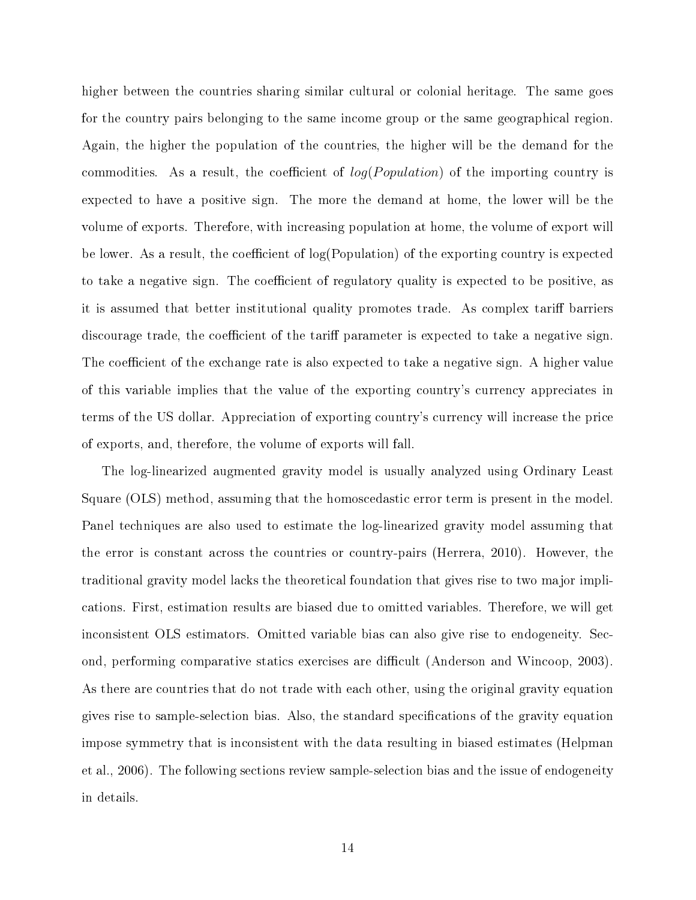higher between the countries sharing similar cultural or colonial heritage. The same goes for the country pairs belonging to the same income group or the same geographical region. Again, the higher the population of the countries, the higher will be the demand for the commodities. As a result, the coefficient of $log(Population)$ of the importing country is expected to have a positive sign. The more the demand at home, the lower will be the volume of exports. Therefore, with increasing population at home, the volume of export will be lower. As a result, the coefficient of log(Population) of the exporting country is expected to take a negative sign. The coefficient of regulatory quality is expected to be positive, as it is assumed that better institutional quality promotes trade. As complex tariff barriers discourage trade, the coefficient of the tariff parameter is expected to take a negative sign. The coefficient of the exchange rate is also expected to take a negative sign. A higher value of this variable implies that the value of the exporting country's currency appreciates in terms of the US dollar. Appreciation of exporting country's currency will increase the price of exports, and, therefore, the volume of exports will fall.

The log-linearized augmented gravity model is usually analyzed using Ordinary Least Square (OLS) method, assuming that the homoscedastic error term is present in the model. Panel techniques are also used to estimate the log-linearized gravity model assuming that the error is constant across the countries or country-pairs (Herrera, 2010). However, the traditional gravity model lacks the theoretical foundation that gives rise to two major implications. First, estimation results are biased due to omitted variables. Therefore, we will get inconsistent OLS estimators. Omitted variable bias can also give rise to endogeneity. Second, performing comparative statics exercises are difficult (Anderson and Wincoop, 2003). As there are countries that do not trade with each other, using the original gravity equation gives rise to sample-selection bias. Also, the standard specifications of the gravity equation impose symmetry that is inconsistent with the data resulting in biased estimates (Helpman et al., 2006). The following sections review sample-selection bias and the issue of endogeneity in details.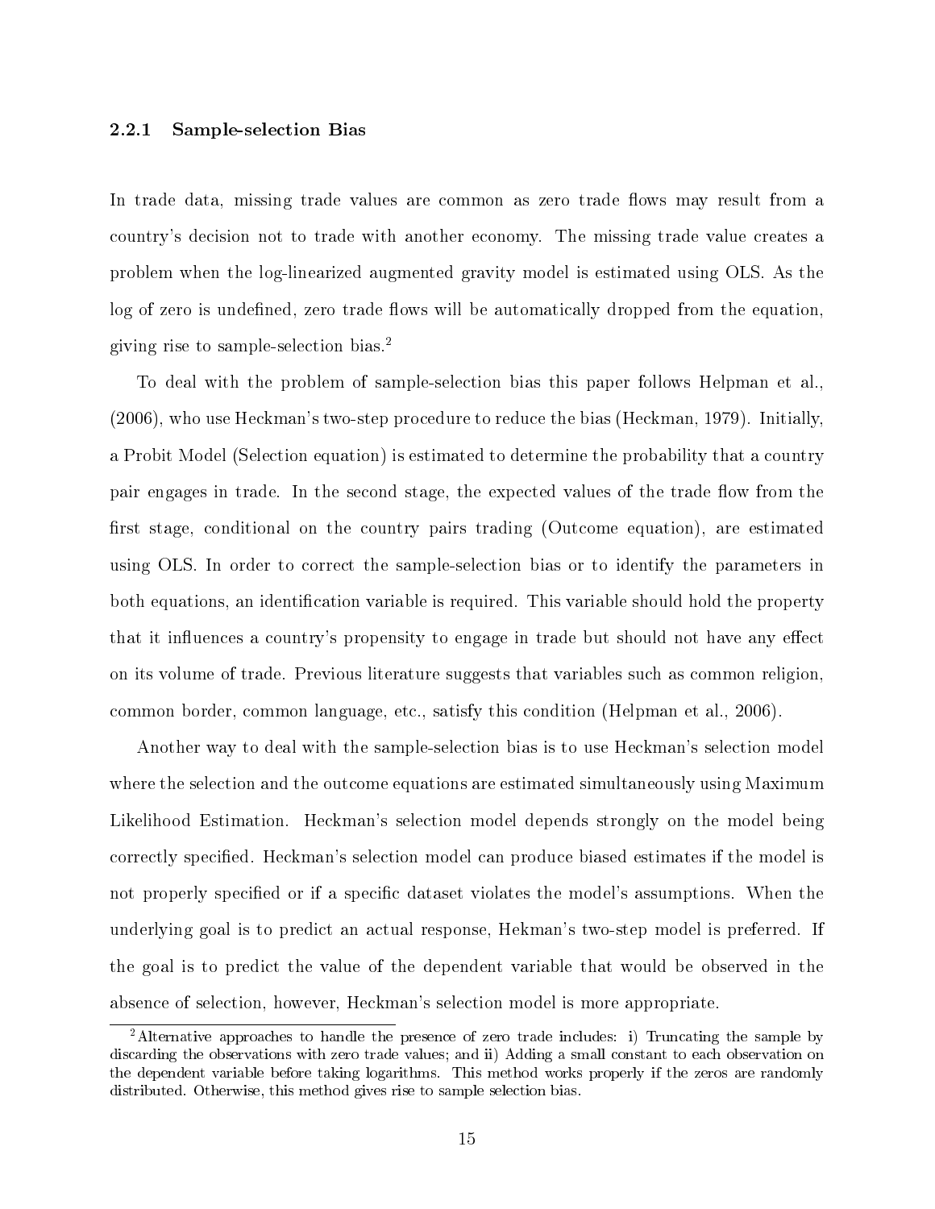### 2.2.1 Sample-selection Bias

In trade data, missing trade values are common as zero trade flows may result from a country's decision not to trade with another economy. The missing trade value creates a problem when the log-linearized augmented gravity model is estimated using OLS. As the log of zero is undefined, zero trade flows will be automatically dropped from the equation, giving rise to sample-selection bias.[2]

To deal with the problem of sample-selection bias this paper follows Helpman et al., (2006), who use Heckman's two-step procedure to reduce the bias (Heckman, 1979). Initially, a Probit Model (Selection equation) is estimated to determine the probability that a country pair engages in trade. In the second stage, the expected values of the trade flow from the first stage, conditional on the country pairs trading (Outcome equation), are estimated using OLS. In order to correct the sample-selection bias or to identify the parameters in both equations, an identification variable is required. This variable should hold the property that it influences a country's propensity to engage in trade but should not have any effect on its volume of trade. Previous literature suggests that variables such as common religion, common border, common language, etc., satisfy this condition (Helpman et al., 2006).

Another way to deal with the sample-selection bias is to use Heckman's selection model where the selection and the outcome equations are estimated simultaneously using Maximum Likelihood Estimation. Heckman's selection model depends strongly on the model being correctly specified. Heckman's selection model can produce biased estimates if the model is not properly specified or if a specific dataset violates the model's assumptions. When the underlying goal is to predict an actual response, Hekman's two-step model is preferred. If the goal is to predict the value of the dependent variable that would be observed in the absence of selection, however, Heckman's selection model is more appropriate.

[2] Alternative approaches to handle the presence of zero trade includes: i) Truncating the sample by discarding the observations with zero trade values; and ii) Adding a small constant to each observation on the dependent variable before taking logarithms. This method works properly if the zeros are randomly distributed. Otherwise, this method gives rise to sample selection bias.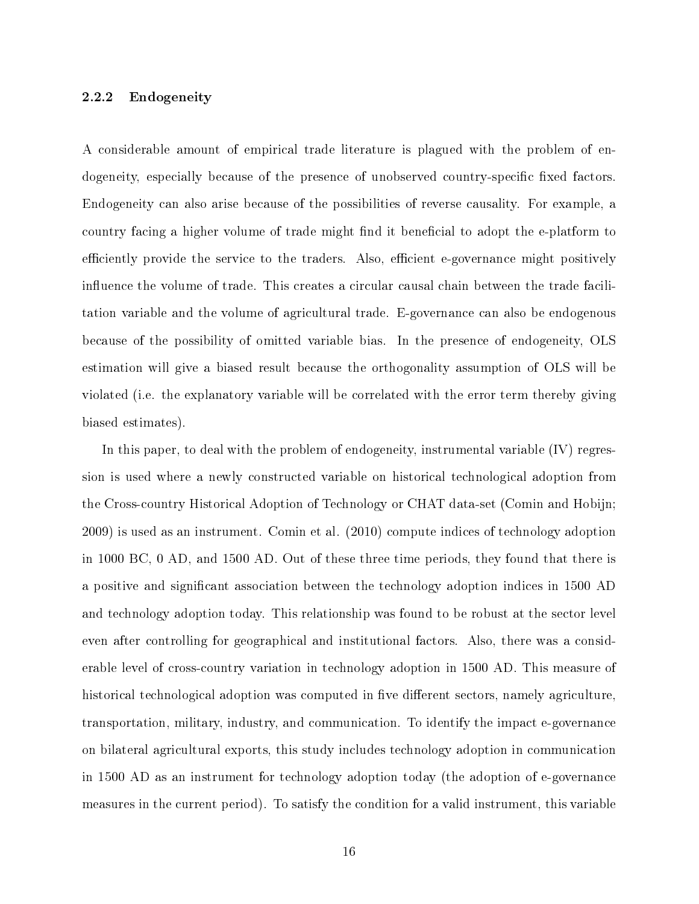### 2.2.2 Endogeneity

A considerable amount of empirical trade literature is plagued with the problem of endogeneity, especially because of the presence of unobserved country-specific fixed factors. Endogeneity can also arise because of the possibilities of reverse causality. For example, a country facing a higher volume of trade might find it beneficial to adopt the e-platform to efficiently provide the service to the traders. Also, efficient e-governance might positively influence the volume of trade. This creates a circular causal chain between the trade facilitation variable and the volume of agricultural trade. E-governance can also be endogenous because of the possibility of omitted variable bias. In the presence of endogeneity, OLS estimation will give a biased result because the orthogonality assumption of OLS will be violated (i.e. the explanatory variable will be correlated with the error term thereby giving biased estimates).

In this paper, to deal with the problem of endogeneity, instrumental variable (IV) regression is used where a newly constructed variable on historical technological adoption from the Cross-country Historical Adoption of Technology or CHAT data-set (Comin and Hobijn; 2009) is used as an instrument. Comin et al. (2010) compute indices of technology adoption in 1000 BC, 0 AD, and 1500 AD. Out of these three time periods, they found that there is a positive and significant association between the technology adoption indices in 1500 AD and technology adoption today. This relationship was found to be robust at the sector level even after controlling for geographical and institutional factors. Also, there was a considerable level of cross-country variation in technology adoption in 1500 AD. This measure of historical technological adoption was computed in five different sectors, namely agriculture, transportation, military, industry, and communication. To identify the impact e-governance on bilateral agricultural exports, this study includes technology adoption in communication in 1500 AD as an instrument for technology adoption today (the adoption of e-governance measures in the current period). To satisfy the condition for a valid instrument, this variable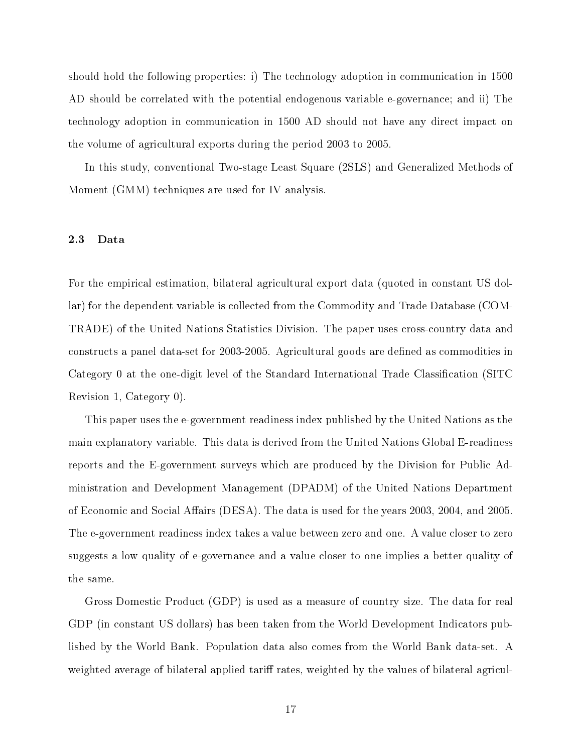should hold the following properties: i) The technology adoption in communication in 1500 AD should be correlated with the potential endogenous variable e-governance; and ii) The technology adoption in communication in 1500 AD should not have any direct impact on the volume of agricultural exports during the period 2003 to 2005.

In this study, conventional Two-stage Least Square (2SLS) and Generalized Methods of Moment (GMM) techniques are used for IV analysis.

### 2.3 Data

For the empirical estimation, bilateral agricultural export data (quoted in constant US dollar) for the dependent variable is collected from the Commodity and Trade Database (COMTRADE) of the United Nations Statistics Division. The paper uses cross-country data and constructs a panel data-set for 2003-2005. Agricultural goods are defined as commodities in Category 0 at the one-digit level of the Standard International Trade Classification (SITC Revision 1, Category 0).

This paper uses the e-government readiness index published by the United Nations as the main explanatory variable. This data is derived from the United Nations Global E-readiness reports and the E-government surveys which are produced by the Division for Public Administration and Development Management (DPADM) of the United Nations Department of Economic and Social Affairs (DESA). The data is used for the years 2003, 2004, and 2005. The e-government readiness index takes a value between zero and one. A value closer to zero suggests a low quality of e-governance and a value closer to one implies a better quality of the same.

Gross Domestic Product (GDP) is used as a measure of country size. The data for real GDP (in constant US dollars) has been taken from the World Development Indicators published by the World Bank. Population data also comes from the World Bank data-set. A weighted average of bilateral applied tariff rates, weighted by the values of bilateral agricul-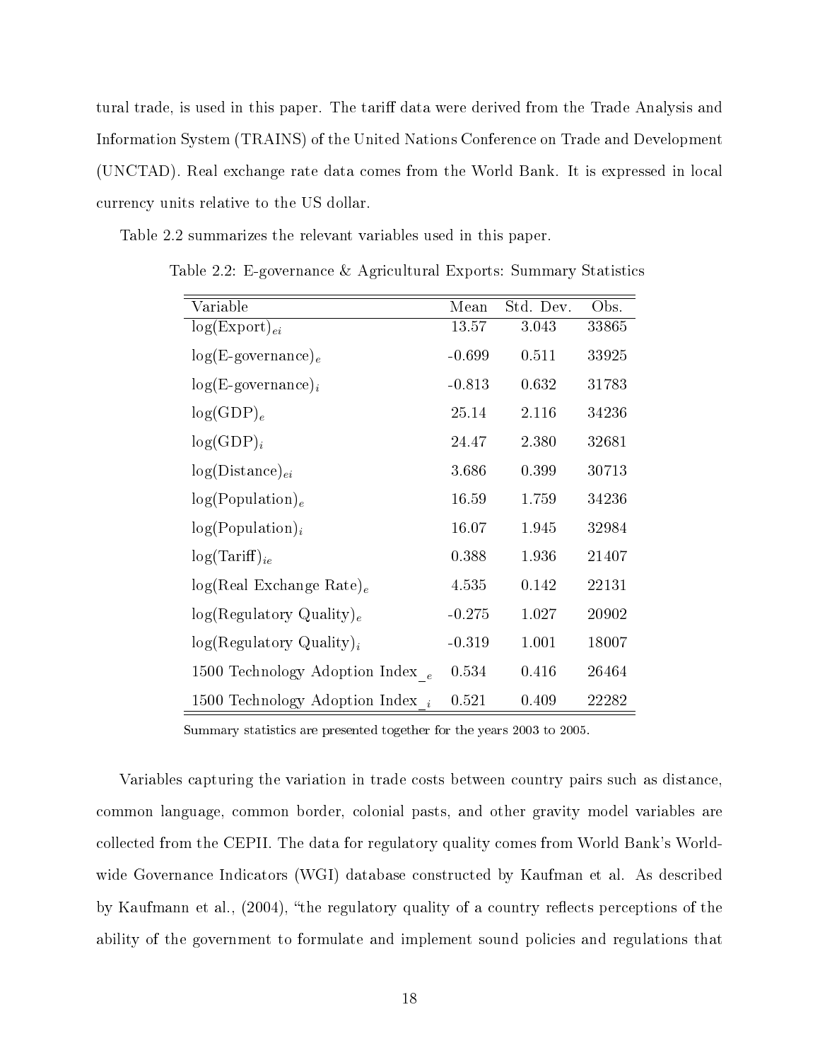tural trade, is used in this paper. The tariff data were derived from the Trade Analysis and Information System (TRAINS) of the United Nations Conference on Trade and Development (UNCTAD). Real exchange rate data comes from the World Bank. It is expressed in local currency units relative to the US dollar.

Table 2.2 summarizes the relevant variables used in this paper.

Table 2.2: E-governance & Agricultural Exports: Summary Statistics

| Variable | Mean | Std. Dev. | Obs. |
|---|---|---|---|
| $\log(\text{Export})_{ei}$ | 13.57 | 3.043 | 33865 |
| $\log(\text{E-governance})_e$ | -0.699 | 0.511 | 33925 |
| $\log(\text{E-governance})_i$ | -0.813 | 0.632 | 31783 |
| $\log(\text{GDP})_e$ | 25.14 | 2.116 | 34236 |
| $\log(\text{GDP})_i$ | 24.47 | 2.380 | 32681 |
| $\log(\text{Distance})_{ei}$ | 3.686 | 0.399 | 30713 |
| $\log(\text{Population})_e$ | 16.59 | 1.759 | 34236 |
| $\log(\text{Population})_i$ | 16.07 | 1.945 | 32984 |
| $\log(\text{Tariff})_{ie}$ | 0.388 | 1.936 | 21407 |
| $\log(\text{Real Exchange Rate})_e$ | 4.535 | 0.142 | 22131 |
| $\log(\text{Regulatory Quality})_e$ | -0.275 | 1.027 | 20902 |
| $\log(\text{Regulatory Quality})_i$ | -0.319 | 1.001 | 18007 |
| 1500 Technology Adoption Index_$_e$ | 0.534 | 0.416 | 26464 |
| 1500 Technology Adoption Index_$_i$ | 0.521 | 0.409 | 22282 |

Summary statistics are presented together for the years 2003 to 2005.

Variables capturing the variation in trade costs between country pairs such as distance, common language, common border, colonial pasts, and other gravity model variables are collected from the CEPII. The data for regulatory quality comes from World Bank's World-wide Governance Indicators (WGI) database constructed by Kaufman et al. As described by Kaufmann et al., (2004), "the regulatory quality of a country reflects perceptions of the ability of the government to formulate and implement sound policies and regulations that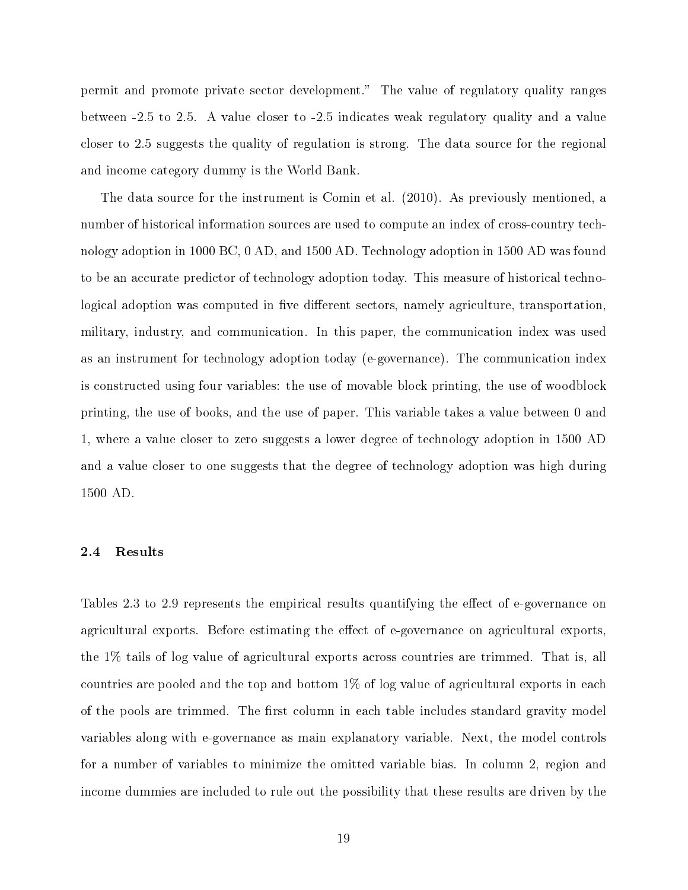permit and promote private sector development." The value of regulatory quality ranges between -2.5 to 2.5. A value closer to -2.5 indicates weak regulatory quality and a value closer to 2.5 suggests the quality of regulation is strong. The data source for the regional and income category dummy is the World Bank.

The data source for the instrument is Comin et al. (2010). As previously mentioned, a number of historical information sources are used to compute an index of cross-country technology adoption in 1000 BC, 0 AD, and 1500 AD. Technology adoption in 1500 AD was found to be an accurate predictor of technology adoption today. This measure of historical technological adoption was computed in five different sectors, namely agriculture, transportation, military, industry, and communication. In this paper, the communication index was used as an instrument for technology adoption today (e-governance). The communication index is constructed using four variables: the use of movable block printing, the use of woodblock printing, the use of books, and the use of paper. This variable takes a value between 0 and 1, where a value closer to zero suggests a lower degree of technology adoption in 1500 AD and a value closer to one suggests that the degree of technology adoption was high during 1500 AD.

### 2.4 Results

Tables 2.3 to 2.9 represents the empirical results quantifying the effect of e-governance on agricultural exports. Before estimating the effect of e-governance on agricultural exports, the 1% tails of log value of agricultural exports across countries are trimmed. That is, all countries are pooled and the top and bottom 1% of log value of agricultural exports in each of the pools are trimmed. The first column in each table includes standard gravity model variables along with e-governance as main explanatory variable. Next, the model controls for a number of variables to minimize the omitted variable bias. In column 2, region and income dummies are included to rule out the possibility that these results are driven by the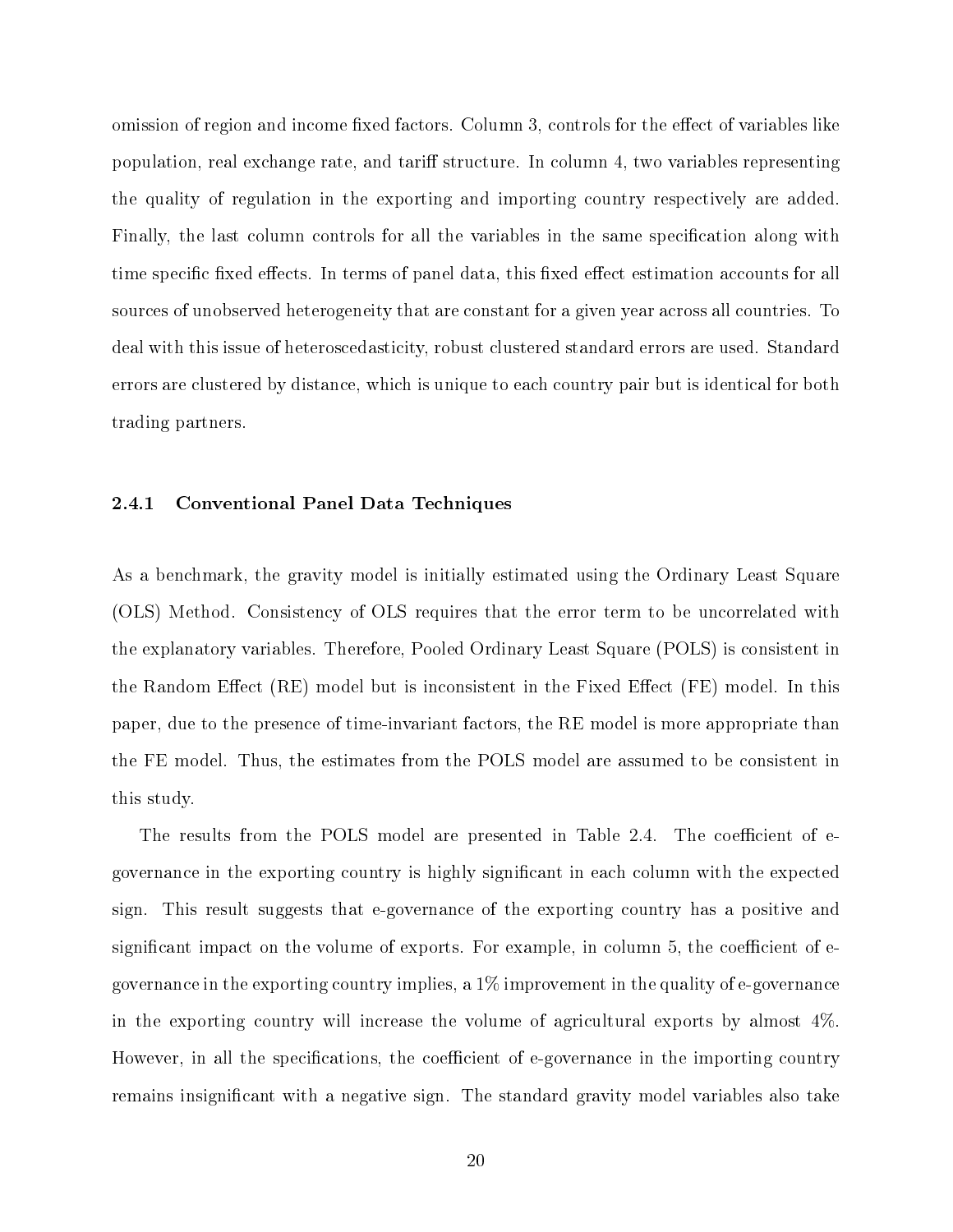omission of region and income fixed factors. Column 3, controls for the effect of variables like population, real exchange rate, and tariff structure. In column 4, two variables representing the quality of regulation in the exporting and importing country respectively are added. Finally, the last column controls for all the variables in the same specification along with time specific fixed effects. In terms of panel data, this fixed effect estimation accounts for all sources of unobserved heterogeneity that are constant for a given year across all countries. To deal with this issue of heteroscedasticity, robust clustered standard errors are used. Standard errors are clustered by distance, which is unique to each country pair but is identical for both trading partners.

### 2.4.1 Conventional Panel Data Techniques

As a benchmark, the gravity model is initially estimated using the Ordinary Least Square (OLS) Method. Consistency of OLS requires that the error term to be uncorrelated with the explanatory variables. Therefore, Pooled Ordinary Least Square (POLS) is consistent in the Random Effect (RE) model but is inconsistent in the Fixed Effect (FE) model. In this paper, due to the presence of time-invariant factors, the RE model is more appropriate than the FE model. Thus, the estimates from the POLS model are assumed to be consistent in this study.

The results from the POLS model are presented in Table 2.4. The coefficient of e-governance in the exporting country is highly significant in each column with the expected sign. This result suggests that e-governance of the exporting country has a positive and significant impact on the volume of exports. For example, in column 5, the coefficient of e-governance in the exporting country implies, a 1% improvement in the quality of e-governance in the exporting country will increase the volume of agricultural exports by almost 4%. However, in all the specifications, the coefficient of e-governance in the importing country remains insignificant with a negative sign. The standard gravity model variables also take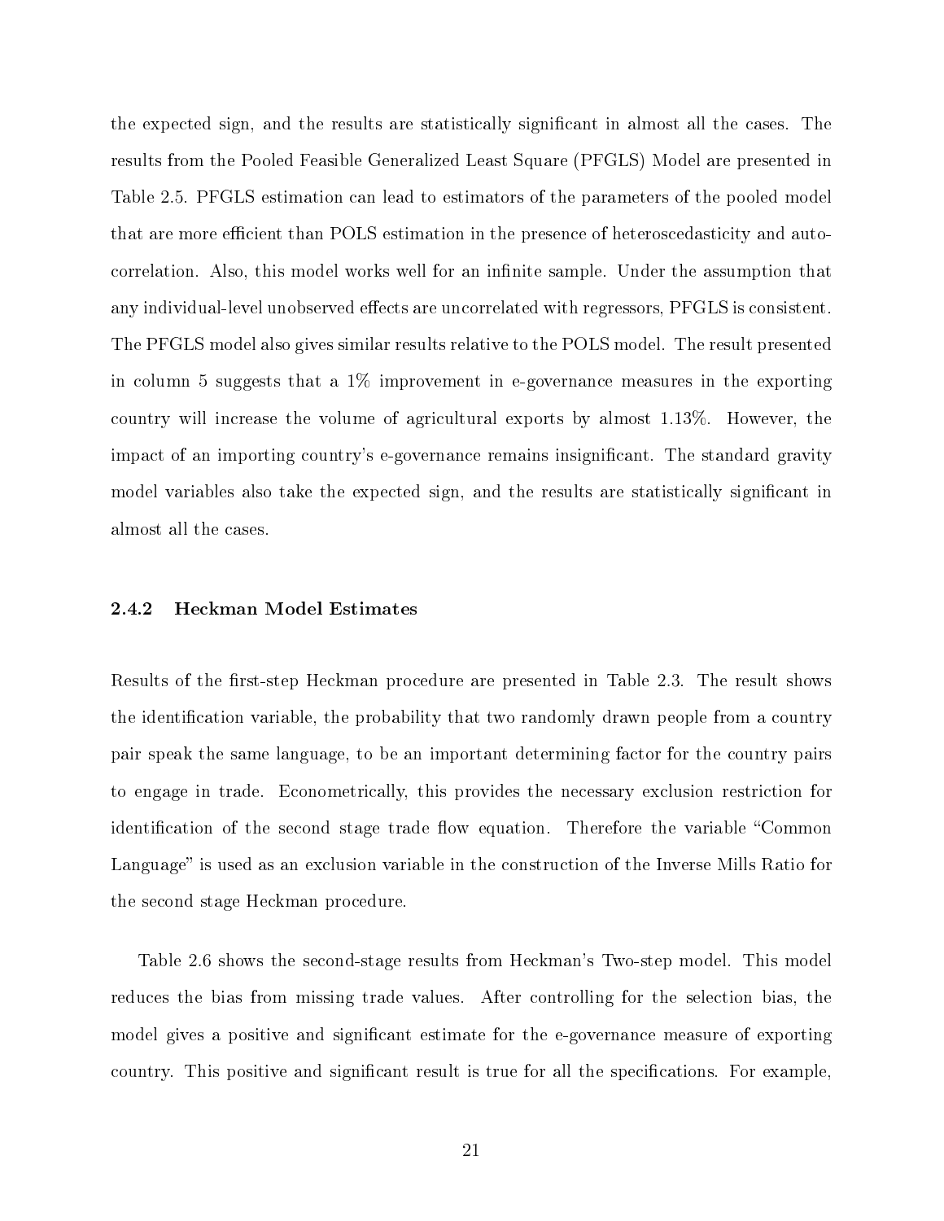the expected sign, and the results are statistically significant in almost all the cases. The results from the Pooled Feasible Generalized Least Square (PFGLS) Model are presented in Table 2.5. PFGLS estimation can lead to estimators of the parameters of the pooled model that are more efficient than POLS estimation in the presence of heteroscedasticity and autocorrelation. Also, this model works well for an infinite sample. Under the assumption that any individual-level unobserved effects are uncorrelated with regressors, PFGLS is consistent. The PFGLS model also gives similar results relative to the POLS model. The result presented in column 5 suggests that a 1% improvement in e-governance measures in the exporting country will increase the volume of agricultural exports by almost 1.13%. However, the impact of an importing country's e-governance remains insignificant. The standard gravity model variables also take the expected sign, and the results are statistically significant in almost all the cases.

### 2.4.2 Heckman Model Estimates

Results of the first-step Heckman procedure are presented in Table 2.3. The result shows the identification variable, the probability that two randomly drawn people from a country pair speak the same language, to be an important determining factor for the country pairs to engage in trade. Econometrically, this provides the necessary exclusion restriction for identification of the second stage trade flow equation. Therefore the variable "Common Language" is used as an exclusion variable in the construction of the Inverse Mills Ratio for the second stage Heckman procedure.

Table 2.6 shows the second-stage results from Heckman's Two-step model. This model reduces the bias from missing trade values. After controlling for the selection bias, the model gives a positive and significant estimate for the e-governance measure of exporting country. This positive and significant result is true for all the specifications. For example,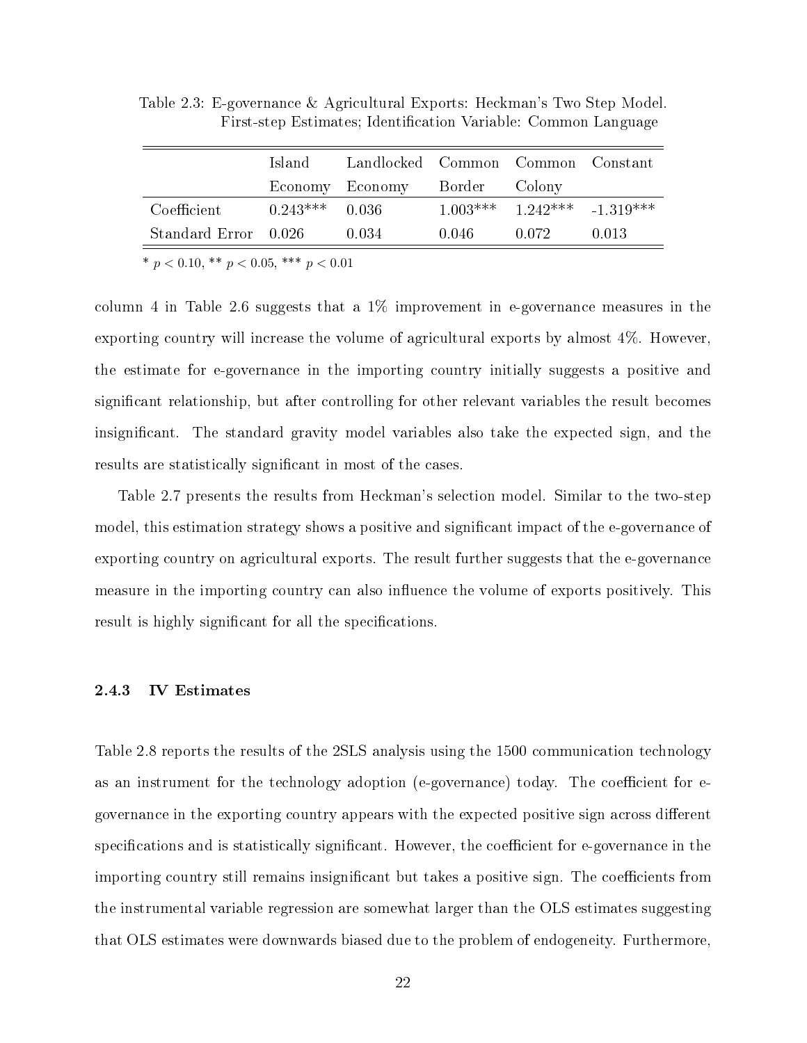Table 2.3: E-governance & Agricultural Exports: Heckman's Two Step Model. First-step Estimates; Identification Variable: Common Language

| | Island Economy | Landlocked Economy | Common Border | Common Colony | Constant |
|---|---|---|---|---|---|
| Coefficient | 0.243*** | 0.036 | 1.003*** | 1.242*** | -1.319*** |
| Standard Error | 0.026 | 0.034 | 0.046 | 0.072 | 0.013 |

* $p < 0.10$, ** $p < 0.05$, *** $p < 0.01$

column 4 in Table 2.6 suggests that a 1% improvement in e-governance measures in the exporting country will increase the volume of agricultural exports by almost 4%. However, the estimate for e-governance in the importing country initially suggests a positive and significant relationship, but after controlling for other relevant variables the result becomes insignificant. The standard gravity model variables also take the expected sign, and the results are statistically significant in most of the cases.

Table 2.7 presents the results from Heckman's selection model. Similar to the two-step model, this estimation strategy shows a positive and significant impact of the e-governance of exporting country on agricultural exports. The result further suggests that the e-governance measure in the importing country can also influence the volume of exports positively. This result is highly significant for all the specifications.

### 2.4.3 IV Estimates

Table 2.8 reports the results of the 2SLS analysis using the 1500 communication technology as an instrument for the technology adoption (e-governance) today. The coefficient for e-governance in the exporting country appears with the expected positive sign across different specifications and is statistically significant. However, the coefficient for e-governance in the importing country still remains insignificant but takes a positive sign. The coefficients from the instrumental variable regression are somewhat larger than the OLS estimates suggesting that OLS estimates were downwards biased due to the problem of endogeneity. Furthermore,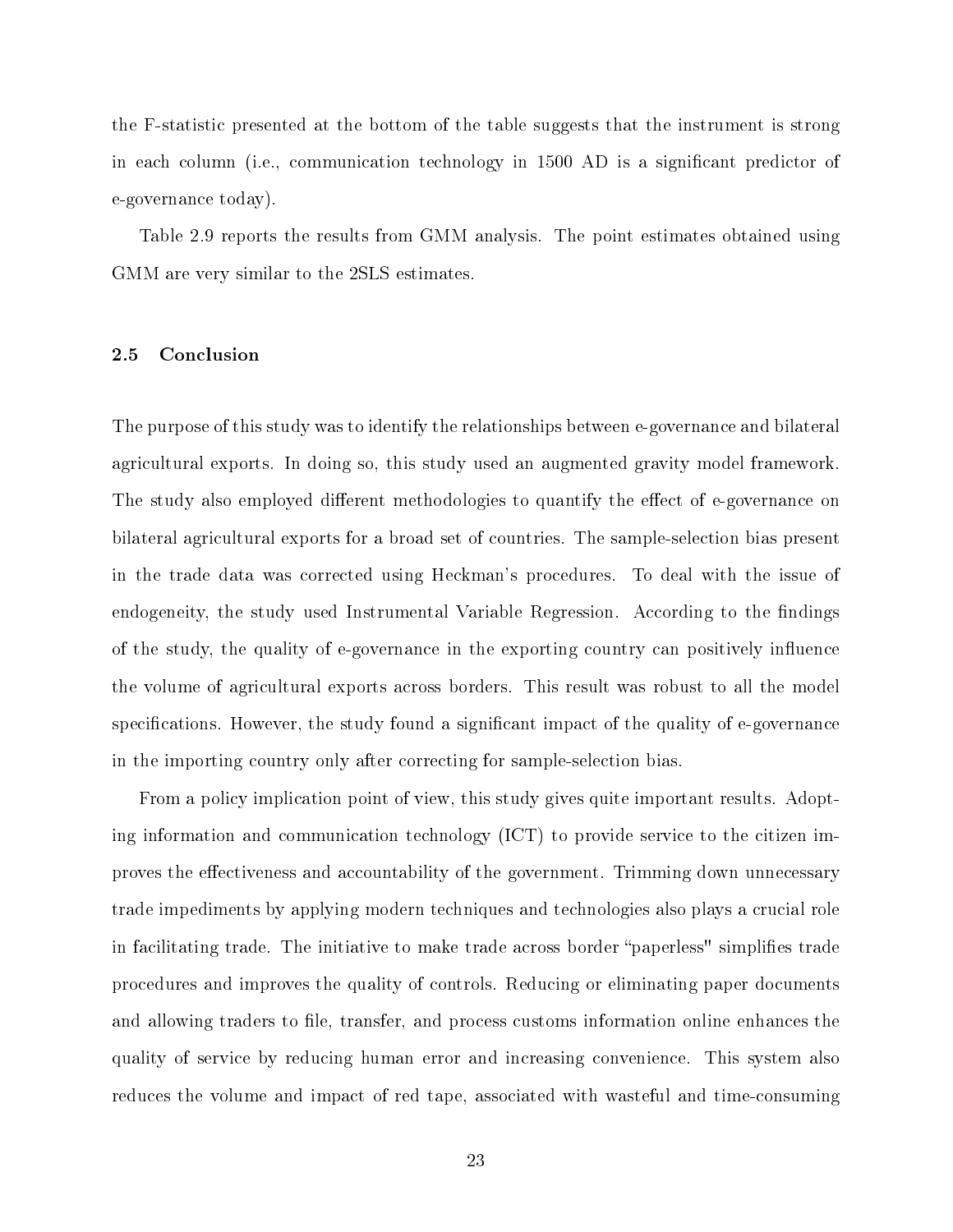the F-statistic presented at the bottom of the table suggests that the instrument is strong in each column (i.e., communication technology in 1500 AD is a significant predictor of e-governance today).

Table 2.9 reports the results from GMM analysis. The point estimates obtained using GMM are very similar to the 2SLS estimates.

### 2.5 Conclusion

The purpose of this study was to identify the relationships between e-governance and bilateral agricultural exports. In doing so, this study used an augmented gravity model framework. The study also employed different methodologies to quantify the effect of e-governance on bilateral agricultural exports for a broad set of countries. The sample-selection bias present in the trade data was corrected using Heckman's procedures. To deal with the issue of endogeneity, the study used Instrumental Variable Regression. According to the findings of the study, the quality of e-governance in the exporting country can positively influence the volume of agricultural exports across borders. This result was robust to all the model specifications. However, the study found a significant impact of the quality of e-governance in the importing country only after correcting for sample-selection bias.

From a policy implication point of view, this study gives quite important results. Adopting information and communication technology (ICT) to provide service to the citizen improves the effectiveness and accountability of the government. Trimming down unnecessary trade impediments by applying modern techniques and technologies also plays a crucial role in facilitating trade. The initiative to make trade across border "paperless" simplifies trade procedures and improves the quality of controls. Reducing or eliminating paper documents and allowing traders to file, transfer, and process customs information online enhances the quality of service by reducing human error and increasing convenience. This system also reduces the volume and impact of red tape, associated with wasteful and time-consuming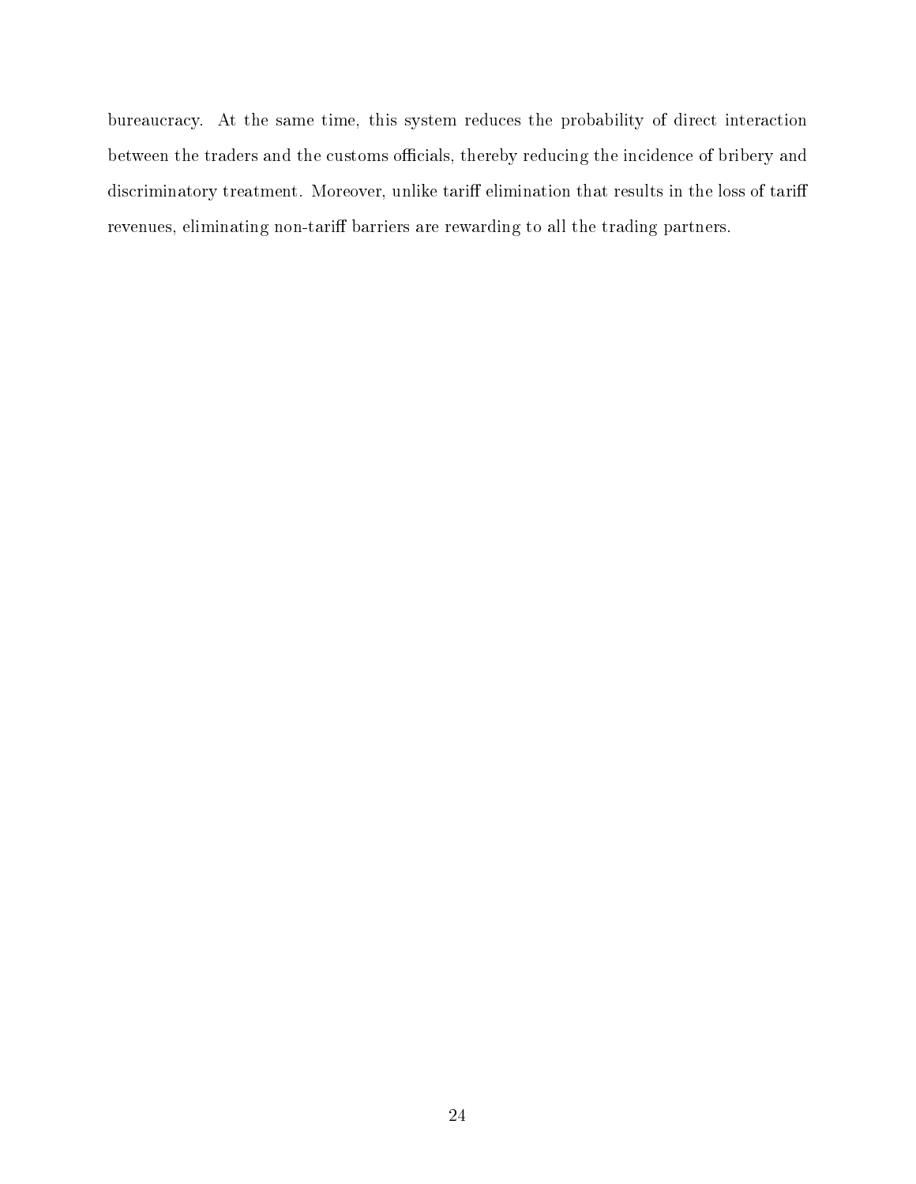bureaucracy. At the same time, this system reduces the probability of direct interaction between the traders and the customs officials, thereby reducing the incidence of bribery and discriminatory treatment. Moreover, unlike tariff elimination that results in the loss of tariff revenues, eliminating non-tariff barriers are rewarding to all the trading partners.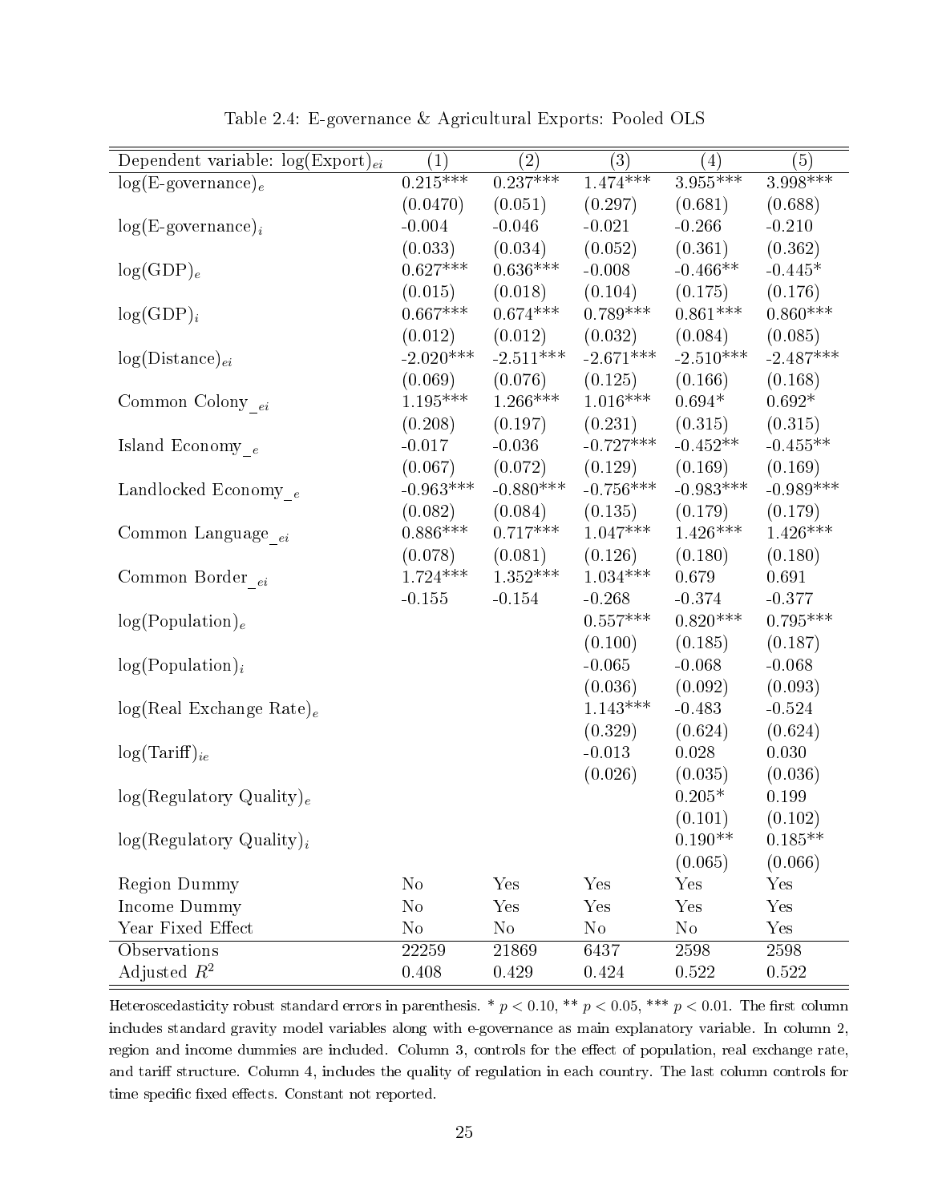Table 2.4: E-governance & Agricultural Exports: Pooled OLS

| Dependent variable: $\log(\text{Export})_{ei}$ | (1) | (2) | (3) | (4) | (5) |
|---|---|---|---|---|---|
| $\log(\text{E-governance})_e$ | 0.215*** | 0.237*** | 1.474*** | 3.955*** | 3.998*** |
| | (0.0470) | (0.051) | (0.297) | (0.681) | (0.688) |
| $\log(\text{E-governance})_i$ | -0.004 | -0.046 | -0.021 | -0.266 | -0.210 |
| | (0.033) | (0.034) | (0.052) | (0.361) | (0.362) |
| $\log(\text{GDP})_e$ | 0.627*** | 0.636*** | -0.008 | -0.466** | -0.445* |
| | (0.015) | (0.018) | (0.104) | (0.175) | (0.176) |
| $\log(\text{GDP})_i$ | 0.667*** | 0.674*** | 0.789*** | 0.861*** | 0.860*** |
| | (0.012) | (0.012) | (0.032) | (0.084) | (0.085) |
| $\log(\text{Distance})_{ei}$ | -2.020*** | -2.511*** | -2.671*** | -2.510*** | -2.487*** |
| | (0.069) | (0.076) | (0.125) | (0.166) | (0.168) |
| Common Colony$\_{ei}$ | 1.195*** | 1.266*** | 1.016*** | 0.694* | 0.692* |
| | (0.208) | (0.197) | (0.231) | (0.315) | (0.315) |
| Island Economy$\_{e}$ | -0.017 | -0.036 | -0.727*** | -0.452** | -0.455** |
| | (0.067) | (0.072) | (0.129) | (0.169) | (0.169) |
| Landlocked Economy$\_{e}$ | -0.963*** | -0.880*** | -0.756*** | -0.983*** | -0.989*** |
| | (0.082) | (0.084) | (0.135) | (0.179) | (0.179) |
| Common Language$\_{ei}$ | 0.886*** | 0.717*** | 1.047*** | 1.426*** | 1.426*** |
| | (0.078) | (0.081) | (0.126) | (0.180) | (0.180) |
| Common Border$\_{ei}$ | 1.724*** | 1.352*** | 1.034*** | 0.679 | 0.691 |
| | -0.155 | -0.154 | -0.268 | -0.374 | -0.377 |
| $\log(\text{Population})_e$ | | | 0.557*** | 0.820*** | 0.795*** |
| | | | (0.100) | (0.185) | (0.187) |
| $\log(\text{Population})_i$ | | | -0.065 | -0.068 | -0.068 |
| | | | (0.036) | (0.092) | (0.093) |
| $\log(\text{Real Exchange Rate})_e$ | | | 1.143*** | -0.483 | -0.524 |
| | | | (0.329) | (0.624) | (0.624) |
| $\log(\text{Tariff})_{ie}$ | | | -0.013 | 0.028 | 0.030 |
| | | | (0.026) | (0.035) | (0.036) |
| $\log(\text{Regulatory Quality})_e$ | | | | 0.205* | 0.199 |
| | | | | (0.101) | (0.102) |
| $\log(\text{Regulatory Quality})_i$ | | | | 0.190** | 0.185** |
| | | | | (0.065) | (0.066) |
| Region Dummy | No | Yes | Yes | Yes | Yes |
| Income Dummy | No | Yes | Yes | Yes | Yes |
| Year Fixed Effect | No | No | No | No | Yes |
| Observations | 22259 | 21869 | 6437 | 2598 | 2598 |
| Adjusted $R^2$ | 0.408 | 0.429 | 0.424 | 0.522 | 0.522 |

Heteroscedasticity robust standard errors in parenthesis. * $p < 0.10$, ** $p < 0.05$, *** $p < 0.01$. The first column includes standard gravity model variables along with e-governance as main explanatory variable. In column 2, region and income dummies are included. Column 3, controls for the effect of population, real exchange rate, and tariff structure. Column 4, includes the quality of regulation in each country. The last column controls for time specific fixed effects. Constant not reported.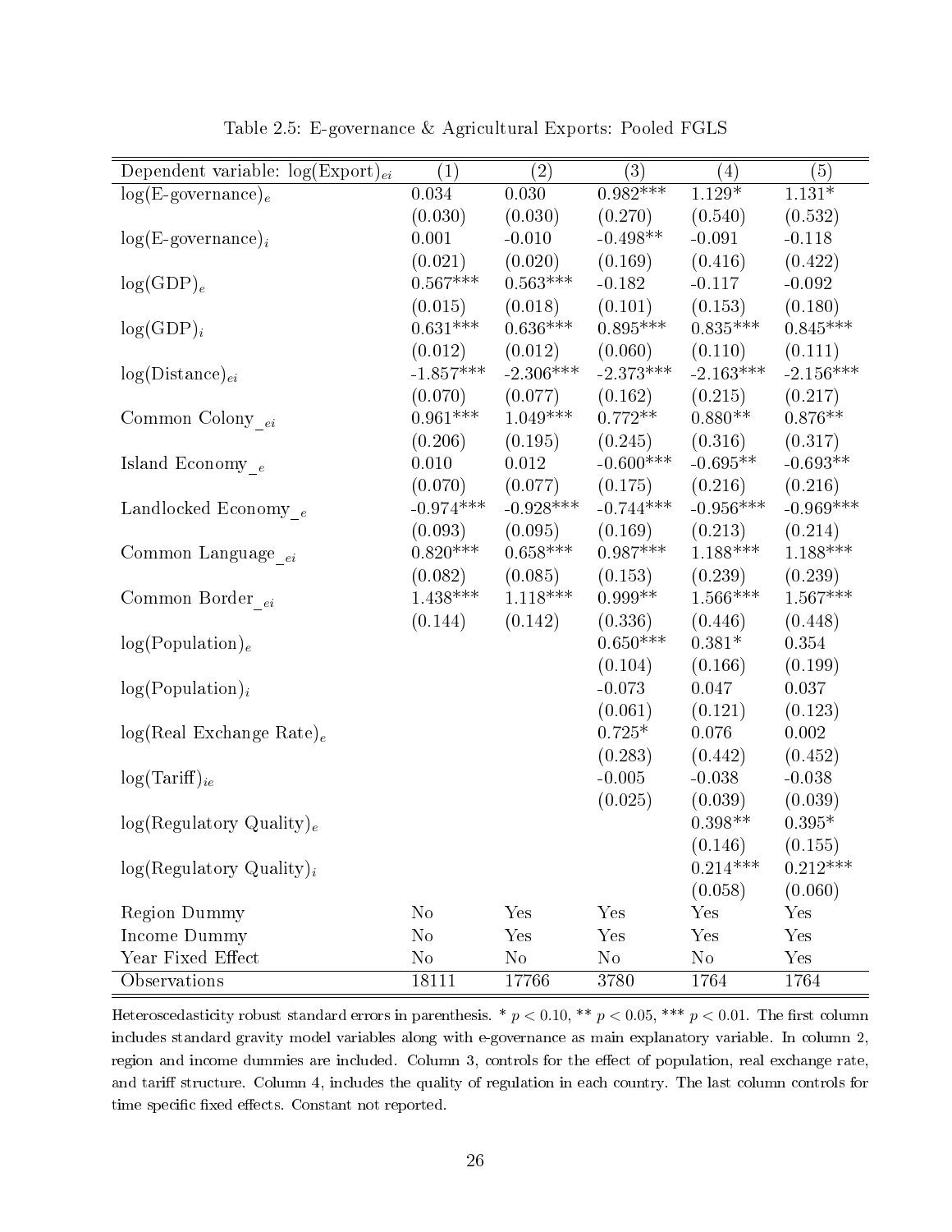Table 2.5: E-governance & Agricultural Exports: Pooled FGLS

| Dependent variable: $\log(\text{Export})_{ei}$ | (1) | (2) | (3) | (4) | (5) |
|---|---|---|---|---|---|
| $\log(\text{E-governance})_e$ | 0.034 | 0.030 | 0.982*** | 1.129* | 1.131* |
| | (0.030) | (0.030) | (0.270) | (0.540) | (0.532) |
| $\log(\text{E-governance})_i$ | 0.001 | -0.010 | -0.498** | -0.091 | -0.118 |
| | (0.021) | (0.020) | (0.169) | (0.416) | (0.422) |
| $\log(\text{GDP})_e$ | 0.567*** | 0.563*** | -0.182 | -0.117 | -0.092 |
| | (0.015) | (0.018) | (0.101) | (0.153) | (0.180) |
| $\log(\text{GDP})_i$ | 0.631*** | 0.636*** | 0.895*** | 0.835*** | 0.845*** |
| | (0.012) | (0.012) | (0.060) | (0.110) | (0.111) |
| $\log(\text{Distance})_{ei}$ | -1.857*** | -2.306*** | -2.373*** | -2.163*** | -2.156*** |
| | (0.070) | (0.077) | (0.162) | (0.215) | (0.217) |
| Common Colony$\__{ei}$ | 0.961*** | 1.049*** | 0.772** | 0.880** | 0.876** |
| | (0.206) | (0.195) | (0.245) | (0.316) | (0.317) |
| Island Economy$\__{e}$ | 0.010 | 0.012 | -0.600*** | -0.695** | -0.693** |
| | (0.070) | (0.077) | (0.175) | (0.216) | (0.216) |
| Landlocked Economy$\__{e}$ | -0.974*** | -0.928*** | -0.744*** | -0.956*** | -0.969*** |
| | (0.093) | (0.095) | (0.169) | (0.213) | (0.214) |
| Common Language$\__{ei}$ | 0.820*** | 0.658*** | 0.987*** | 1.188*** | 1.188*** |
| | (0.082) | (0.085) | (0.153) | (0.239) | (0.239) |
| Common Border$\__{ei}$ | 1.438*** | 1.118*** | 0.999** | 1.566*** | 1.567*** |
| | (0.144) | (0.142) | (0.336) | (0.446) | (0.448) |
| $\log(\text{Population})_e$ | | | 0.650*** | 0.381* | 0.354 |
| | | | (0.104) | (0.166) | (0.199) |
| $\log(\text{Population})_i$ | | | -0.073 | 0.047 | 0.037 |
| | | | (0.061) | (0.121) | (0.123) |
| $\log(\text{Real Exchange Rate})_e$ | | | 0.725* | 0.076 | 0.002 |
| | | | (0.283) | (0.442) | (0.452) |
| $\log(\text{Tariff})_{ie}$ | | | -0.005 | -0.038 | -0.038 |
| | | | (0.025) | (0.039) | (0.039) |
| $\log(\text{Regulatory Quality})_e$ | | | | 0.398** | 0.395* |
| | | | | (0.146) | (0.155) |
| $\log(\text{Regulatory Quality})_i$ | | | | 0.214*** | 0.212*** |
| | | | | (0.058) | (0.060) |
| Region Dummy | No | Yes | Yes | Yes | Yes |
| Income Dummy | No | Yes | Yes | Yes | Yes |
| Year Fixed Effect | No | No | No | No | Yes |
| Observations | 18111 | 17766 | 3780 | 1764 | 1764 |

Heteroscedasticity robust standard errors in parenthesis. * $p < 0.10$, ** $p < 0.05$, *** $p < 0.01$. The first column includes standard gravity model variables along with e-governance as main explanatory variable. In column 2, region and income dummies are included. Column 3, controls for the effect of population, real exchange rate, and tariff structure. Column 4, includes the quality of regulation in each country. The last column controls for time specific fixed effects. Constant not reported.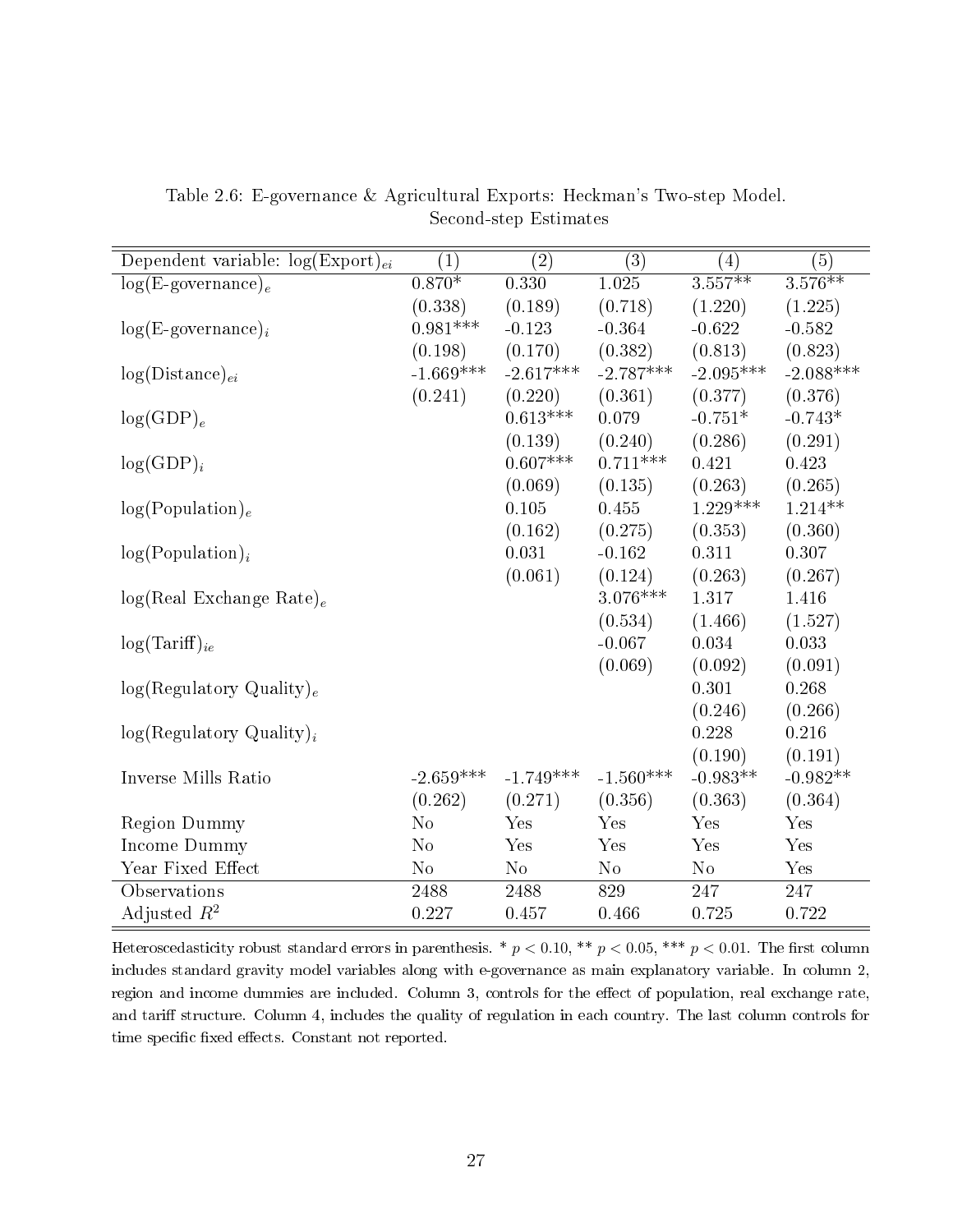Table 2.6: E-governance & Agricultural Exports: Heckman's Two-step Model. Second-step Estimates

| Dependent variable: $\log(\text{Export})_{ei}$ | (1) | (2) | (3) | (4) | (5) |
|---|---|---|---|---|---|
| $\log(\text{E-governance})_e$ | 0.870* | 0.330 | 1.025 | 3.557** | 3.576** |
| | (0.338) | (0.189) | (0.718) | (1.220) | (1.225) |
| $\log(\text{E-governance})_i$ | 0.981*** | -0.123 | -0.364 | -0.622 | -0.582 |
| | (0.198) | (0.170) | (0.382) | (0.813) | (0.823) |
| $\log(\text{Distance})_{ei}$ | -1.669*** | -2.617*** | -2.787*** | -2.095*** | -2.088*** |
| | (0.241) | (0.220) | (0.361) | (0.377) | (0.376) |
| $\log(\text{GDP})_e$ | | 0.613*** | 0.079 | -0.751* | -0.743* |
| | | (0.139) | (0.240) | (0.286) | (0.291) |
| $\log(\text{GDP})_i$ | | 0.607*** | 0.711*** | 0.421 | 0.423 |
| | | (0.069) | (0.135) | (0.263) | (0.265) |
| $\log(\text{Population})_e$ | | 0.105 | 0.455 | 1.229*** | 1.214** |
| | | (0.162) | (0.275) | (0.353) | (0.360) |
| $\log(\text{Population})_i$ | | 0.031 | -0.162 | 0.311 | 0.307 |
| | | (0.061) | (0.124) | (0.263) | (0.267) |
| $\log(\text{Real Exchange Rate})_e$ | | | 3.076*** | 1.317 | 1.416 |
| | | | (0.534) | (1.466) | (1.527) |
| $\log(\text{Tariff})_{ie}$ | | | -0.067 | 0.034 | 0.033 |
| | | | (0.069) | (0.092) | (0.091) |
| $\log(\text{Regulatory Quality})_e$ | | | | 0.301 | 0.268 |
| | | | | (0.246) | (0.266) |
| $\log(\text{Regulatory Quality})_i$ | | | | 0.228 | 0.216 |
| | | | | (0.190) | (0.191) |
| Inverse Mills Ratio | -2.659*** | -1.749*** | -1.560*** | -0.983** | -0.982** |
| | (0.262) | (0.271) | (0.356) | (0.363) | (0.364) |
| Region Dummy | No | Yes | Yes | Yes | Yes |
| Income Dummy | No | Yes | Yes | Yes | Yes |
| Year Fixed Effect | No | No | No | No | Yes |
| Observations | 2488 | 2488 | 829 | 247 | 247 |
| Adjusted $R^2$ | 0.227 | 0.457 | 0.466 | 0.725 | 0.722 |

Heteroscedasticity robust standard errors in parenthesis. * $p < 0.10$, ** $p < 0.05$, *** $p < 0.01$. The first column includes standard gravity model variables along with e-governance as main explanatory variable. In column 2, region and income dummies are included. Column 3, controls for the effect of population, real exchange rate, and tariff structure. Column 4, includes the quality of regulation in each country. The last column controls for time specific fixed effects. Constant not reported.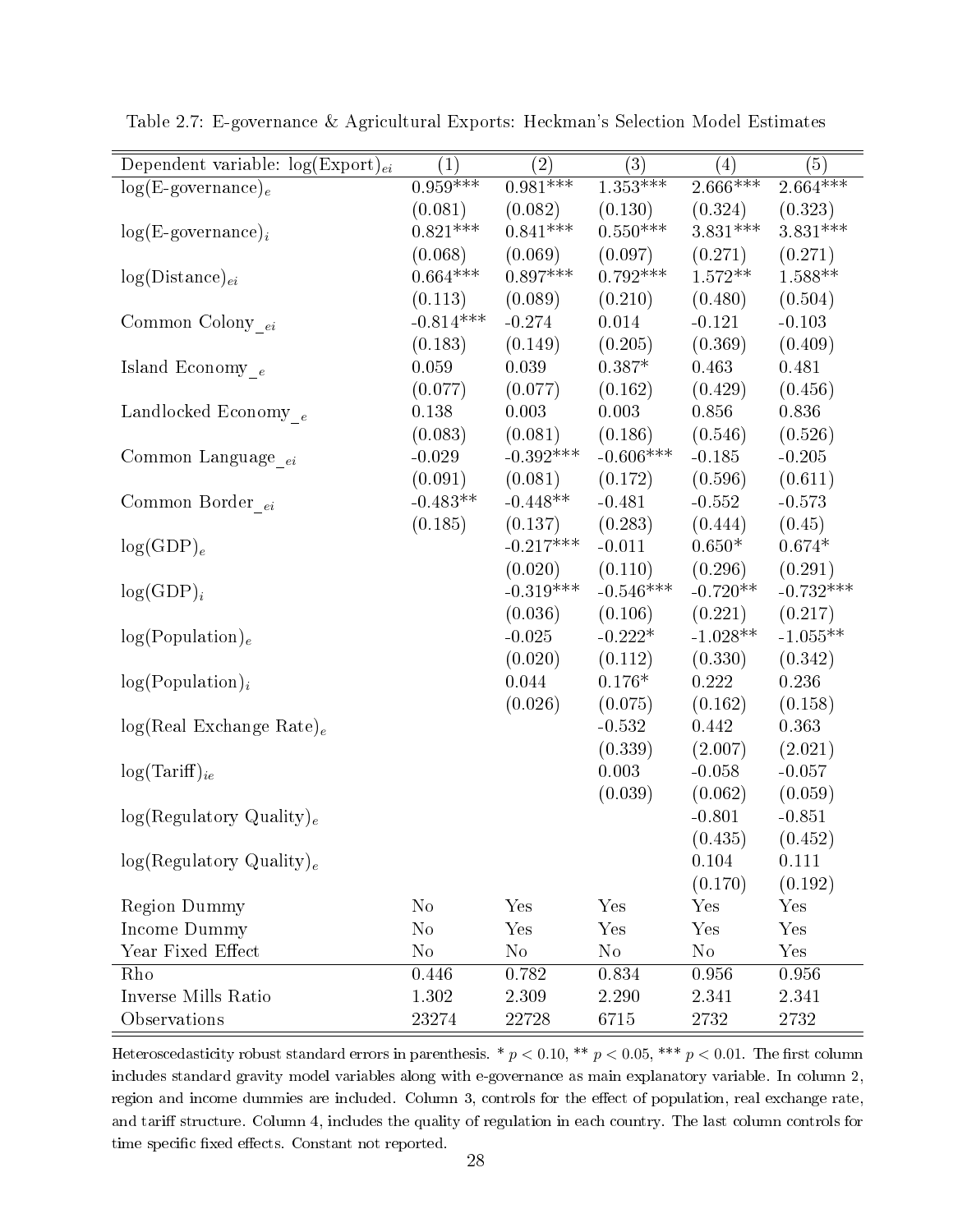Table 2.7: E-governance & Agricultural Exports: Heckman's Selection Model Estimates

| Dependent variable: $\log(\text{Export})_{ei}$ | (1) | (2) | (3) | (4) | (5) |
|---|---|---|---|---|---|
| $\log(\text{E-governance})_e$ | 0.959*** | 0.981*** | 1.353*** | 2.666*** | 2.664*** |
| | (0.081) | (0.082) | (0.130) | (0.324) | (0.323) |
| $\log(\text{E-governance})_i$ | 0.821*** | 0.841*** | 0.550*** | 3.831*** | 3.831*** |
| | (0.068) | (0.069) | (0.097) | (0.271) | (0.271) |
| $\log(\text{Distance})_{ei}$ | 0.664*** | 0.897*** | 0.792*** | 1.572** | 1.588** |
| | (0.113) | (0.089) | (0.210) | (0.480) | (0.504) |
| Common Colony$\__{ei}$ | -0.814*** | -0.274 | 0.014 | -0.121 | -0.103 |
| | (0.183) | (0.149) | (0.205) | (0.369) | (0.409) |
| Island Economy$\__{e}$ | 0.059 | 0.039 | 0.387* | 0.463 | 0.481 |
| | (0.077) | (0.077) | (0.162) | (0.429) | (0.456) |
| Landlocked Economy$\__{e}$ | 0.138 | 0.003 | 0.003 | 0.856 | 0.836 |
| | (0.083) | (0.081) | (0.186) | (0.546) | (0.526) |
| Common Language$\__{ei}$ | -0.029 | -0.392*** | -0.606*** | -0.185 | -0.205 |
| | (0.091) | (0.081) | (0.172) | (0.596) | (0.611) |
| Common Border$\__{ei}$ | -0.483** | -0.448** | -0.481 | -0.552 | -0.573 |
| | (0.185) | (0.137) | (0.283) | (0.444) | (0.45) |
| $\log(\text{GDP})_e$ | | -0.217*** | -0.011 | 0.650* | 0.674* |
| | | (0.020) | (0.110) | (0.296) | (0.291) |
| $\log(\text{GDP})_i$ | | -0.319*** | -0.546*** | -0.720** | -0.732*** |
| | | (0.036) | (0.106) | (0.221) | (0.217) |
| $\log(\text{Population})_e$ | | -0.025 | -0.222* | -1.028** | -1.055** |
| | | (0.020) | (0.112) | (0.330) | (0.342) |
| $\log(\text{Population})_i$ | | 0.044 | 0.176* | 0.222 | 0.236 |
| | | (0.026) | (0.075) | (0.162) | (0.158) |
| $\log(\text{Real Exchange Rate})_e$ | | | -0.532 | 0.442 | 0.363 |
| | | | (0.339) | (2.007) | (2.021) |
| $\log(\text{Tariff})_{ie}$ | | | 0.003 | -0.058 | -0.057 |
| | | | (0.039) | (0.062) | (0.059) |
| $\log(\text{Regulatory Quality})_e$ | | | | -0.801 | -0.851 |
| | | | | (0.435) | (0.452) |
| $\log(\text{Regulatory Quality})_e$ | | | | 0.104 | 0.111 |
| | | | | (0.170) | (0.192) |
| Region Dummy | No | Yes | Yes | Yes | Yes |
| Income Dummy | No | Yes | Yes | Yes | Yes |
| Year Fixed Effect | No | No | No | No | Yes |
| Rho | 0.446 | 0.782 | 0.834 | 0.956 | 0.956 |
| Inverse Mills Ratio | 1.302 | 2.309 | 2.290 | 2.341 | 2.341 |
| Observations | 23274 | 22728 | 6715 | 2732 | 2732 |

Heteroscedasticity robust standard errors in parenthesis. * $p < 0.10$, ** $p < 0.05$, *** $p < 0.01$. The first column includes standard gravity model variables along with e-governance as main explanatory variable. In column 2, region and income dummies are included. Column 3, controls for the effect of population, real exchange rate, and tariff structure. Column 4, includes the quality of regulation in each country. The last column controls for time specific fixed effects. Constant not reported.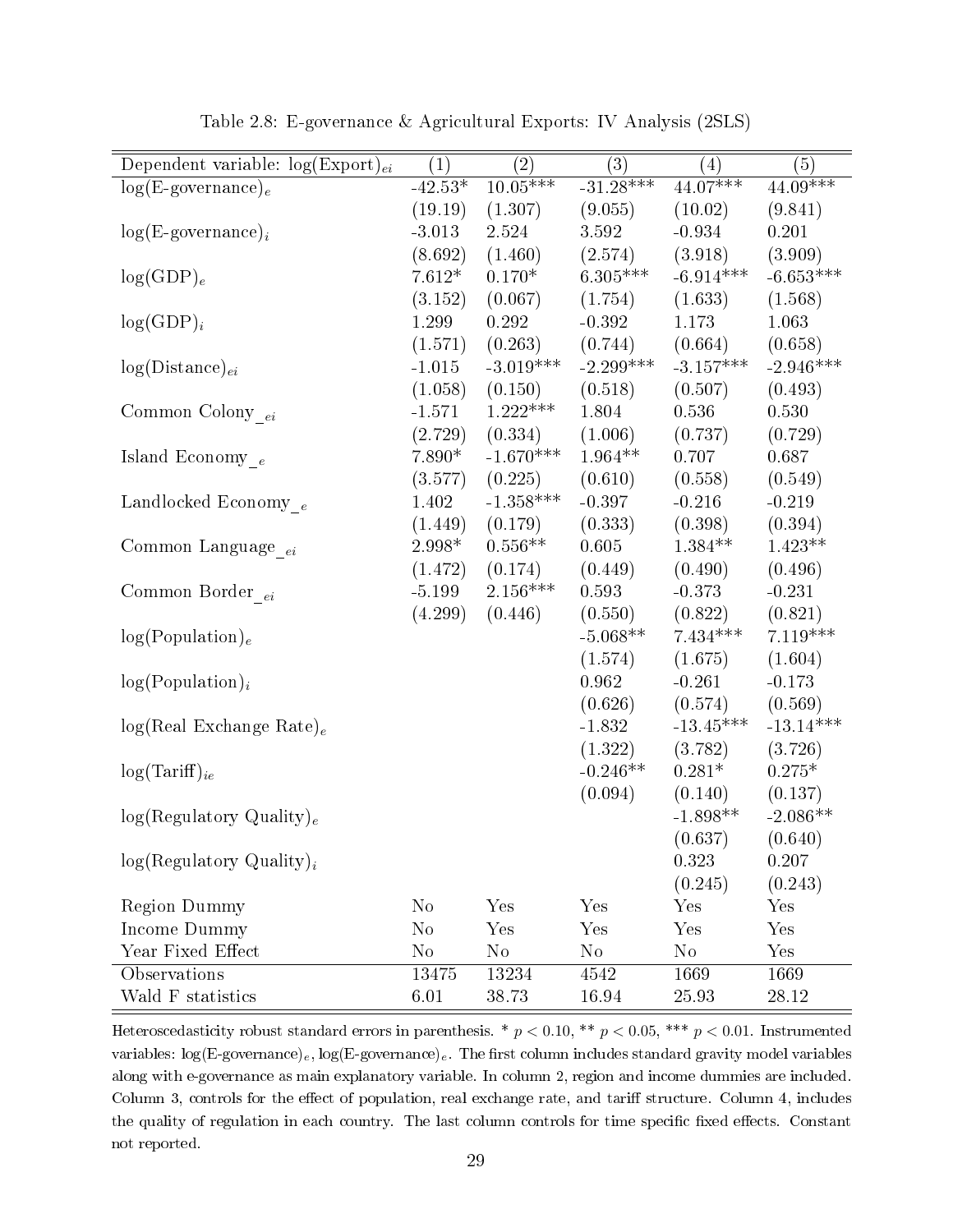Table 2.8: E-governance & Agricultural Exports: IV Analysis (2SLS)

| Dependent variable: $\log(\text{Export})_{ei}$ | (1) | (2) | (3) | (4) | (5) |
|---|---|---|---|---|---|
| $\log(\text{E-governance})_e$ | -42.53* | 10.05*** | -31.28*** | 44.07*** | 44.09*** |
| | (19.19) | (1.307) | (9.055) | (10.02) | (9.841) |
| $\log(\text{E-governance})_i$ | -3.013 | 2.524 | 3.592 | -0.934 | 0.201 |
| | (8.692) | (1.460) | (2.574) | (3.918) | (3.909) |
| $\log(\text{GDP})_e$ | 7.612* | 0.170* | 6.305*** | -6.914*** | -6.653*** |
| | (3.152) | (0.067) | (1.754) | (1.633) | (1.568) |
| $\log(\text{GDP})_i$ | 1.299 | 0.292 | -0.392 | 1.173 | 1.063 |
| | (1.571) | (0.263) | (0.744) | (0.664) | (0.658) |
| $\log(\text{Distance})_{ei}$ | -1.015 | -3.019*** | -2.299*** | -3.157*** | -2.946*** |
| | (1.058) | (0.150) | (0.518) | (0.507) | (0.493) |
| Common Colony $_{\_ei}$ | -1.571 | 1.222*** | 1.804 | 0.536 | 0.530 |
| | (2.729) | (0.334) | (1.006) | (0.737) | (0.729) |
| Island Economy $_{\_e}$ | 7.890* | -1.670*** | 1.964** | 0.707 | 0.687 |
| | (3.577) | (0.225) | (0.610) | (0.558) | (0.549) |
| Landlocked Economy $_{\_e}$ | 1.402 | -1.358*** | -0.397 | -0.216 | -0.219 |
| | (1.449) | (0.179) | (0.333) | (0.398) | (0.394) |
| Common Language $_{\_ei}$ | 2.998* | 0.556** | 0.605 | 1.384** | 1.423** |
| | (1.472) | (0.174) | (0.449) | (0.490) | (0.496) |
| Common Border $_{\_ei}$ | -5.199 | 2.156*** | 0.593 | -0.373 | -0.231 |
| | (4.299) | (0.446) | (0.550) | (0.822) | (0.821) |
| $\log(\text{Population})_e$ | | | -5.068** | 7.434*** | 7.119*** |
| | | | (1.574) | (1.675) | (1.604) |
| $\log(\text{Population})_i$ | | | 0.962 | -0.261 | -0.173 |
| | | | (0.626) | (0.574) | (0.569) |
| $\log(\text{Real Exchange Rate})_e$ | | | -1.832 | -13.45*** | -13.14*** |
| | | | (1.322) | (3.782) | (3.726) |
| $\log(\text{Tariff})_{ie}$ | | | -0.246** | 0.281* | 0.275* |
| | | | (0.094) | (0.140) | (0.137) |
| $\log(\text{Regulatory Quality})_e$ | | | | -1.898** | -2.086** |
| | | | | (0.637) | (0.640) |
| $\log(\text{Regulatory Quality})_i$ | | | | 0.323 | 0.207 |
| | | | | (0.245) | (0.243) |
| Region Dummy | No | Yes | Yes | Yes | Yes |
| Income Dummy | No | Yes | Yes | Yes | Yes |
| Year Fixed Effect | No | No | No | No | Yes |
| Observations | 13475 | 13234 | 4542 | 1669 | 1669 |
| Wald F statistics | 6.01 | 38.73 | 16.94 | 25.93 | 28.12 |

Heteroscedasticity robust standard errors in parenthesis. * $p < 0.10$, ** $p < 0.05$, *** $p < 0.01$. Instrumented variables: $\log(\text{E-governance})_e$, $\log(\text{E-governance})_e$. The first column includes standard gravity model variables along with e-governance as main explanatory variable. In column 2, region and income dummies are included. Column 3, controls for the effect of population, real exchange rate, and tariff structure. Column 4, includes the quality of regulation in each country. The last column controls for time specific fixed effects. Constant not reported.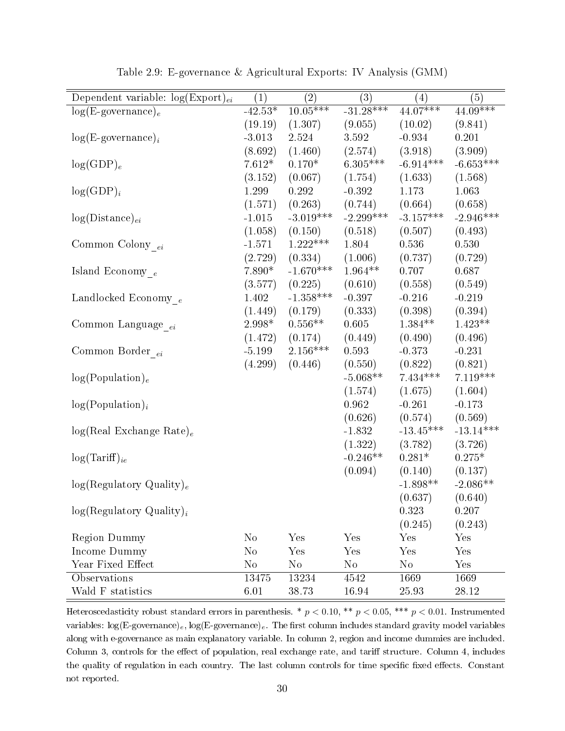Table 2.9: E-governance & Agricultural Exports: IV Analysis (GMM)

| Dependent variable: $\log(\text{Export})_{ei}$ | (1) | (2) | (3) | (4) | (5) |
|---|---|---|---|---|---|
| $\log(\text{E-governance})_e$ | -42.53* | 10.05*** | -31.28*** | 44.07*** | 44.09*** |
| | (19.19) | (1.307) | (9.055) | (10.02) | (9.841) |
| $\log(\text{E-governance})_i$ | -3.013 | 2.524 | 3.592 | -0.934 | 0.201 |
| | (8.692) | (1.460) | (2.574) | (3.918) | (3.909) |
| $\log(\text{GDP})_e$ | 7.612* | 0.170* | 6.305*** | -6.914*** | -6.653*** |
| | (3.152) | (0.067) | (1.754) | (1.633) | (1.568) |
| $\log(\text{GDP})_i$ | 1.299 | 0.292 | -0.392 | 1.173 | 1.063 |
| | (1.571) | (0.263) | (0.744) | (0.664) | (0.658) |
| $\log(\text{Distance})_{ei}$ | -1.015 | -3.019*** | -2.299*** | -3.157*** | -2.946*** |
| | (1.058) | (0.150) | (0.518) | (0.507) | (0.493) |
| Common Colony$_{\_ei}$ | -1.571 | 1.222*** | 1.804 | 0.536 | 0.530 |
| | (2.729) | (0.334) | (1.006) | (0.737) | (0.729) |
| Island Economy$_{\_e}$ | 7.890* | -1.670*** | 1.964** | 0.707 | 0.687 |
| | (3.577) | (0.225) | (0.610) | (0.558) | (0.549) |
| Landlocked Economy$_{\_e}$ | 1.402 | -1.358*** | -0.397 | -0.216 | -0.219 |
| | (1.449) | (0.179) | (0.333) | (0.398) | (0.394) |
| Common Language$_{\_ei}$ | 2.998* | 0.556** | 0.605 | 1.384** | 1.423** |
| | (1.472) | (0.174) | (0.449) | (0.490) | (0.496) |
| Common Border$_{\_ei}$ | -5.199 | 2.156*** | 0.593 | -0.373 | -0.231 |
| | (4.299) | (0.446) | (0.550) | (0.822) | (0.821) |
| $\log(\text{Population})_e$ | | | -5.068** | 7.434*** | 7.119*** |
| | | | (1.574) | (1.675) | (1.604) |
| $\log(\text{Population})_i$ | | | 0.962 | -0.261 | -0.173 |
| | | | (0.626) | (0.574) | (0.569) |
| $\log(\text{Real Exchange Rate})_e$ | | | -1.832 | -13.45*** | -13.14*** |
| | | | (1.322) | (3.782) | (3.726) |
| $\log(\text{Tariff})_{ie}$ | | | -0.246** | 0.281* | 0.275* |
| | | | (0.094) | (0.140) | (0.137) |
| $\log(\text{Regulatory Quality})_e$ | | | | -1.898** | -2.086** |
| | | | | (0.637) | (0.640) |
| $\log(\text{Regulatory Quality})_i$ | | | | 0.323 | 0.207 |
| | | | | (0.245) | (0.243) |
| Region Dummy | No | Yes | Yes | Yes | Yes |
| Income Dummy | No | Yes | Yes | Yes | Yes |
| Year Fixed Effect | No | No | No | No | Yes |
| Observations | 13475 | 13234 | 4542 | 1669 | 1669 |
| Wald F statistics | 6.01 | 38.73 | 16.94 | 25.93 | 28.12 |

Heteroscedasticity robust standard errors in parenthesis. * $p < 0.10$, ** $p < 0.05$, *** $p < 0.01$. Instrumented variables: $\log(\text{E-governance})_e$, $\log(\text{E-governance})_e$. The first column includes standard gravity model variables along with e-governance as main explanatory variable. In column 2, region and income dummies are included. Column 3, controls for the effect of population, real exchange rate, and tariff structure. Column 4, includes the quality of regulation in each country. The last column controls for time specific fixed effects. Constant not reported.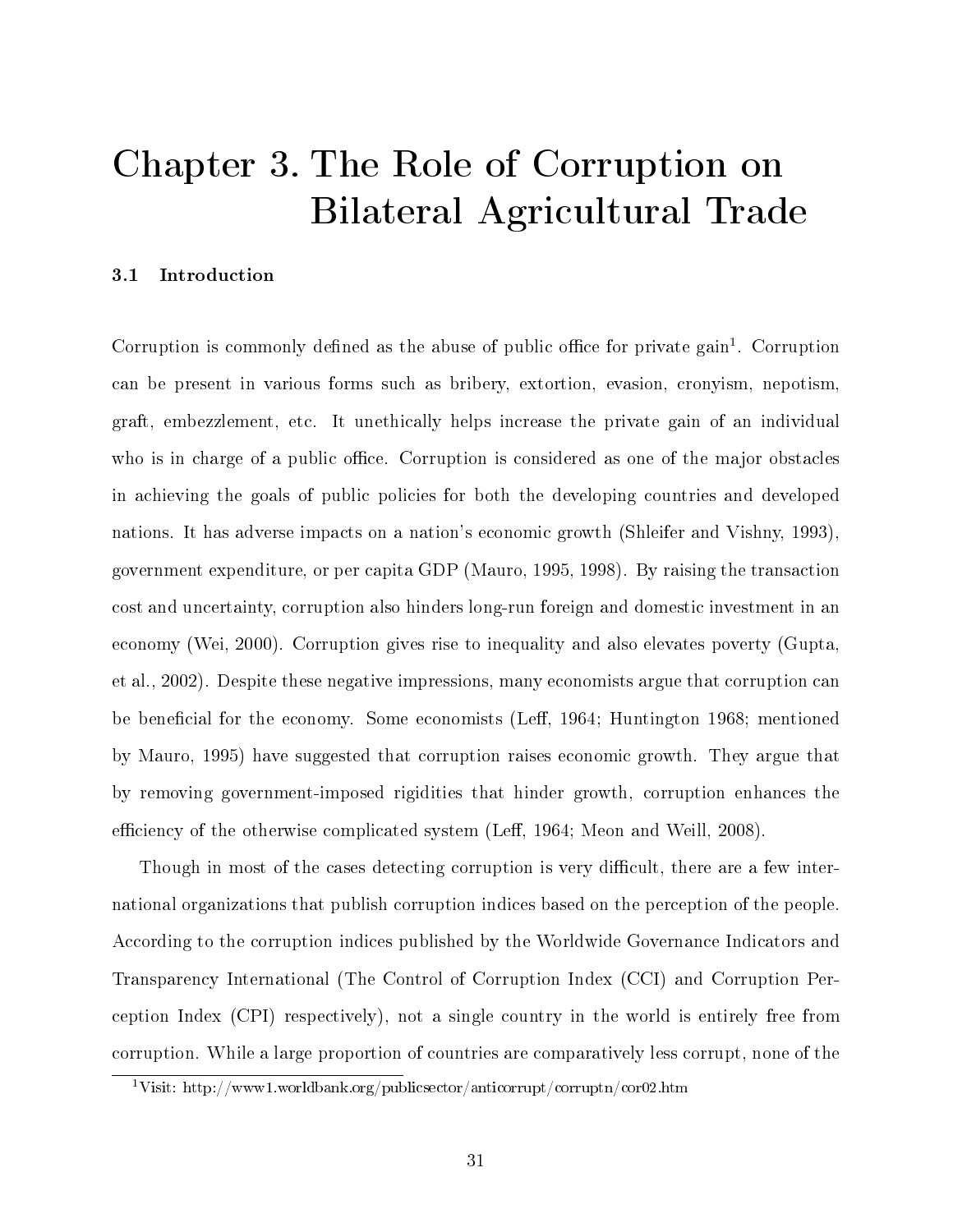# Chapter 3. The Role of Corruption on Bilateral Agricultural Trade

### 3.1 Introduction

Corruption is commonly defined as the abuse of public office for private gain[1]. Corruption can be present in various forms such as bribery, extortion, evasion, cronyism, nepotism, graft, embezzlement, etc. It unethically helps increase the private gain of an individual who is in charge of a public office. Corruption is considered as one of the major obstacles in achieving the goals of public policies for both the developing countries and developed nations. It has adverse impacts on a nation's economic growth (Shleifer and Vishny, 1993), government expenditure, or per capita GDP (Mauro, 1995, 1998). By raising the transaction cost and uncertainty, corruption also hinders long-run foreign and domestic investment in an economy (Wei, 2000). Corruption gives rise to inequality and also elevates poverty (Gupta, et al., 2002). Despite these negative impressions, many economists argue that corruption can be beneficial for the economy. Some economists (Leff, 1964; Huntington 1968; mentioned by Mauro, 1995) have suggested that corruption raises economic growth. They argue that by removing government-imposed rigidities that hinder growth, corruption enhances the efficiency of the otherwise complicated system (Leff, 1964; Meon and Weill, 2008).

Though in most of the cases detecting corruption is very difficult, there are a few international organizations that publish corruption indices based on the perception of the people. According to the corruption indices published by the Worldwide Governance Indicators and Transparency International (The Control of Corruption Index (CCI) and Corruption Perception Index (CPI) respectively), not a single country in the world is entirely free from corruption. While a large proportion of countries are comparatively less corrupt, none of the

[1] Visit: http://www1.worldbank.org/publicsector/anticorrupt/corruptn/cor02.htm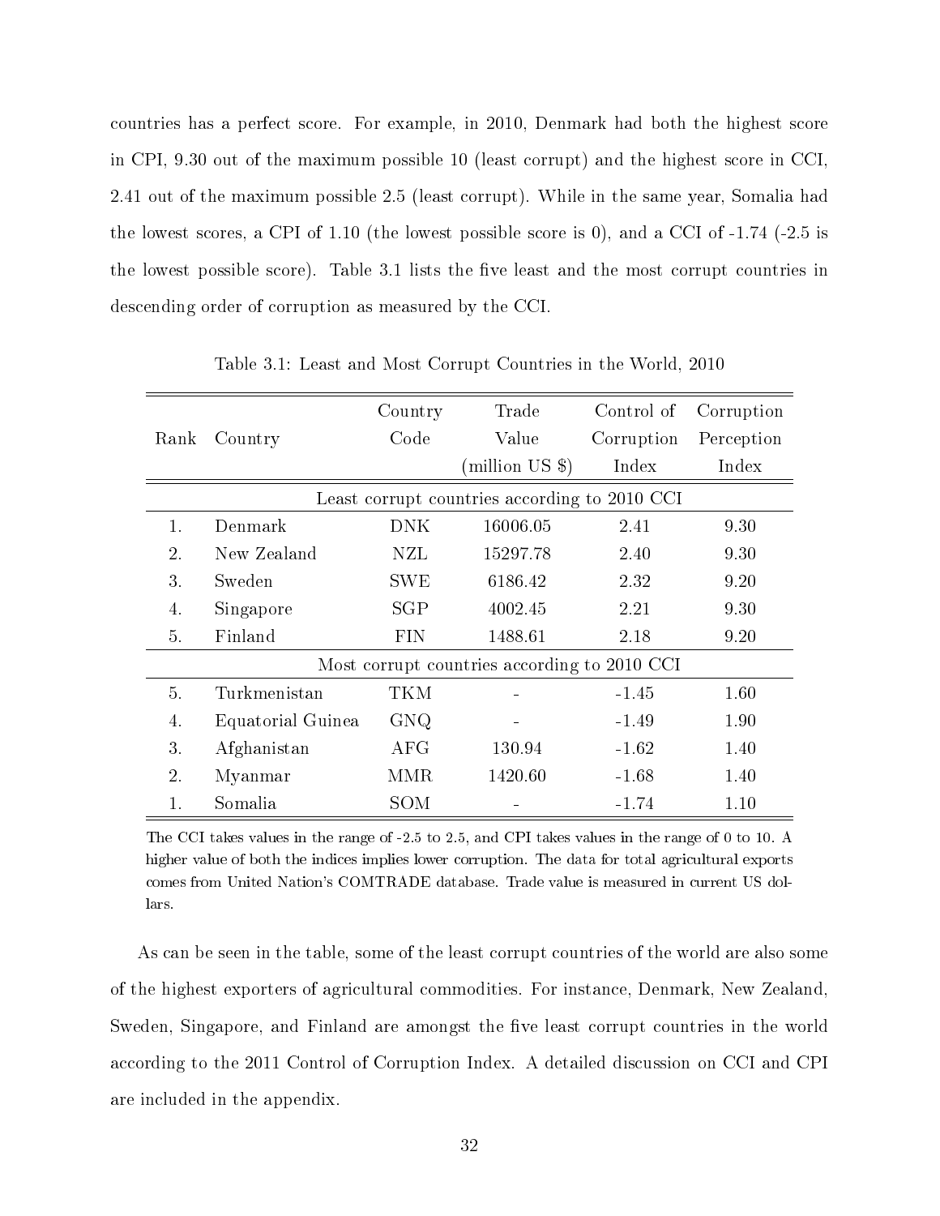countries has a perfect score. For example, in 2010, Denmark had both the highest score in CPI, 9.30 out of the maximum possible 10 (least corrupt) and the highest score in CCI, 2.41 out of the maximum possible 2.5 (least corrupt). While in the same year, Somalia had the lowest scores, a CPI of 1.10 (the lowest possible score is 0), and a CCI of -1.74 (-2.5 is the lowest possible score). Table 3.1 lists the five least and the most corrupt countries in descending order of corruption as measured by the CCI.

Table 3.1: Least and Most Corrupt Countries in the World, 2010

| Rank | Country | Country Code | Trade Value (million US $) | Control of Corruption Index | Corruption Perception Index |
|---|---|---|---|---|---|
| | | Least corrupt countries according to 2010 CCI | | | |
| 1. | Denmark | DNK | 16006.05 | 2.41 | 9.30 |
| 2. | New Zealand | NZL | 15297.78 | 2.40 | 9.30 |
| 3. | Sweden | SWE | 6186.42 | 2.32 | 9.20 |
| 4. | Singapore | SGP | 4002.45 | 2.21 | 9.30 |
| 5. | Finland | FIN | 1488.61 | 2.18 | 9.20 |
| | | Most corrupt countries according to 2010 CCI | | | |
| 5. | Turkmenistan | TKM | - | -1.45 | 1.60 |
| 4. | Equatorial Guinea | GNQ | - | -1.49 | 1.90 |
| 3. | Afghanistan | AFG | 130.94 | -1.62 | 1.40 |
| 2. | Myanmar | MMR | 1420.60 | -1.68 | 1.40 |
| 1. | Somalia | SOM | - | -1.74 | 1.10 |

The CCI takes values in the range of -2.5 to 2.5, and CPI takes values in the range of 0 to 10. A higher value of both the indices implies lower corruption. The data for total agricultural exports comes from United Nation's COMTRADE database. Trade value is measured in current US dollars.

As can be seen in the table, some of the least corrupt countries of the world are also some of the highest exporters of agricultural commodities. For instance, Denmark, New Zealand, Sweden, Singapore, and Finland are amongst the five least corrupt countries in the world according to the 2011 Control of Corruption Index. A detailed discussion on CCI and CPI are included in the appendix.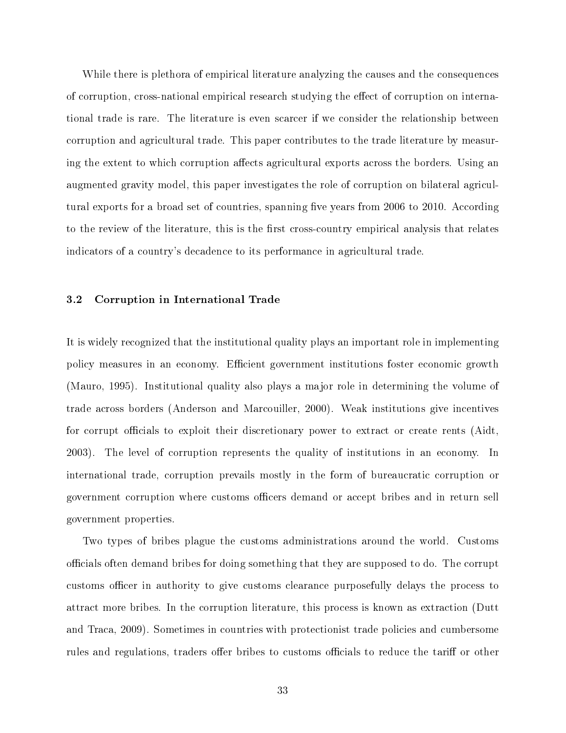While there is plethora of empirical literature analyzing the causes and the consequences of corruption, cross-national empirical research studying the effect of corruption on international trade is rare. The literature is even scarcer if we consider the relationship between corruption and agricultural trade. This paper contributes to the trade literature by measuring the extent to which corruption affects agricultural exports across the borders. Using an augmented gravity model, this paper investigates the role of corruption on bilateral agricultural exports for a broad set of countries, spanning five years from 2006 to 2010. According to the review of the literature, this is the first cross-country empirical analysis that relates indicators of a country's decadence to its performance in agricultural trade.

### 3.2 Corruption in International Trade

It is widely recognized that the institutional quality plays an important role in implementing policy measures in an economy. Efficient government institutions foster economic growth (Mauro, 1995). Institutional quality also plays a major role in determining the volume of trade across borders (Anderson and Marcouiller, 2000). Weak institutions give incentives for corrupt officials to exploit their discretionary power to extract or create rents (Aidt, 2003). The level of corruption represents the quality of institutions in an economy. In international trade, corruption prevails mostly in the form of bureaucratic corruption or government corruption where customs officers demand or accept bribes and in return sell government properties.

Two types of bribes plague the customs administrations around the world. Customs officials often demand bribes for doing something that they are supposed to do. The corrupt customs officer in authority to give customs clearance purposefully delays the process to attract more bribes. In the corruption literature, this process is known as extraction (Dutt and Traca, 2009). Sometimes in countries with protectionist trade policies and cumbersome rules and regulations, traders offer bribes to customs officials to reduce the tariff or other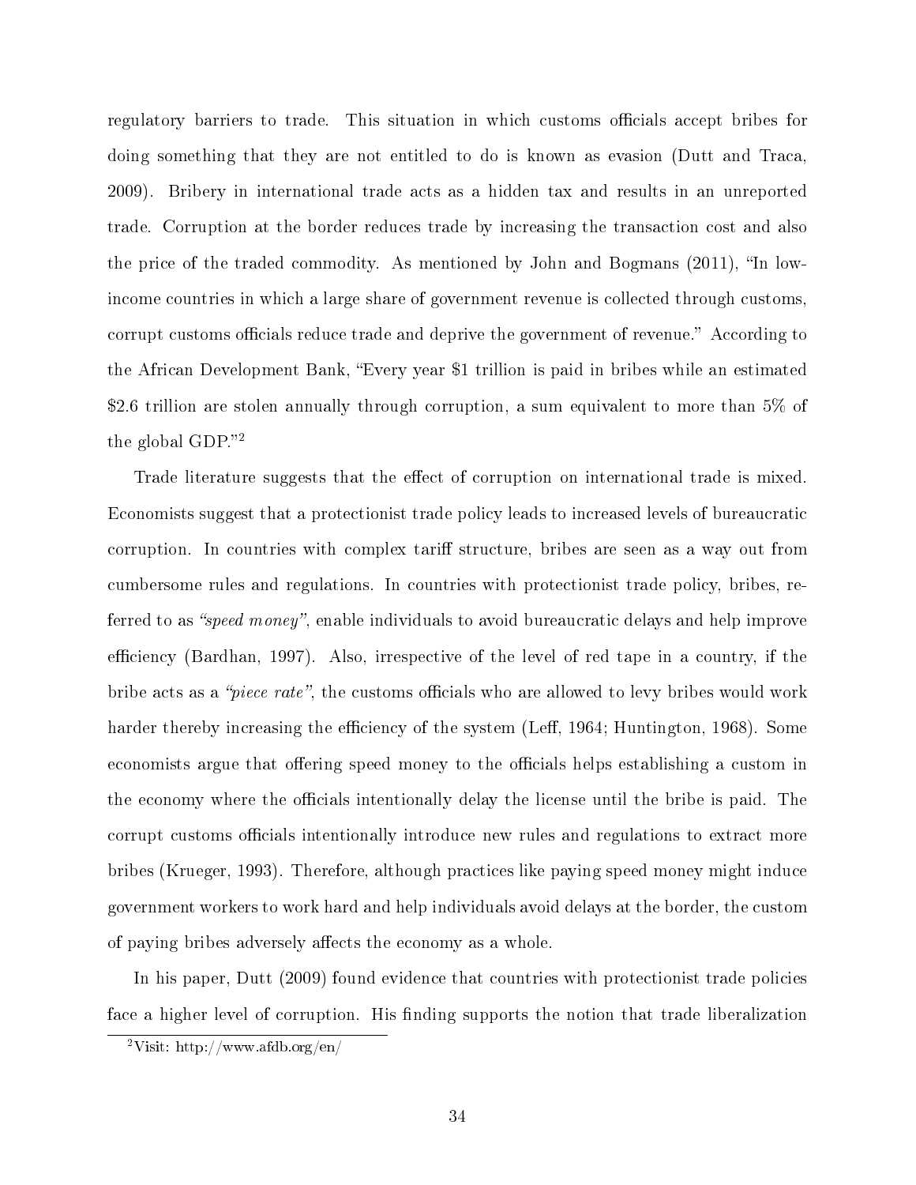regulatory barriers to trade. This situation in which customs officials accept bribes for doing something that they are not entitled to do is known as evasion (Dutt and Traca, 2009). Bribery in international trade acts as a hidden tax and results in an unreported trade. Corruption at the border reduces trade by increasing the transaction cost and also the price of the traded commodity. As mentioned by John and Bogmans (2011), "In low-income countries in which a large share of government revenue is collected through customs, corrupt customs officials reduce trade and deprive the government of revenue." According to the African Development Bank, "Every year $1 trillion is paid in bribes while an estimated $2.6 trillion are stolen annually through corruption, a sum equivalent to more than 5% of the global GDP."[2]

Trade literature suggests that the effect of corruption on international trade is mixed. Economists suggest that a protectionist trade policy leads to increased levels of bureaucratic corruption. In countries with complex tariff structure, bribes are seen as a way out from cumbersome rules and regulations. In countries with protectionist trade policy, bribes, referred to as *"speed money"*, enable individuals to avoid bureaucratic delays and help improve efficiency (Bardhan, 1997). Also, irrespective of the level of red tape in a country, if the bribe acts as a *"piece rate"*, the customs officials who are allowed to levy bribes would work harder thereby increasing the efficiency of the system (Leff, 1964; Huntington, 1968). Some economists argue that offering speed money to the officials helps establishing a custom in the economy where the officials intentionally delay the license until the bribe is paid. The corrupt customs officials intentionally introduce new rules and regulations to extract more bribes (Krueger, 1993). Therefore, although practices like paying speed money might induce government workers to work hard and help individuals avoid delays at the border, the custom of paying bribes adversely affects the economy as a whole.

In his paper, Dutt (2009) found evidence that countries with protectionist trade policies face a higher level of corruption. His finding supports the notion that trade liberalization

[2] Visit: http://www.afdb.org/en/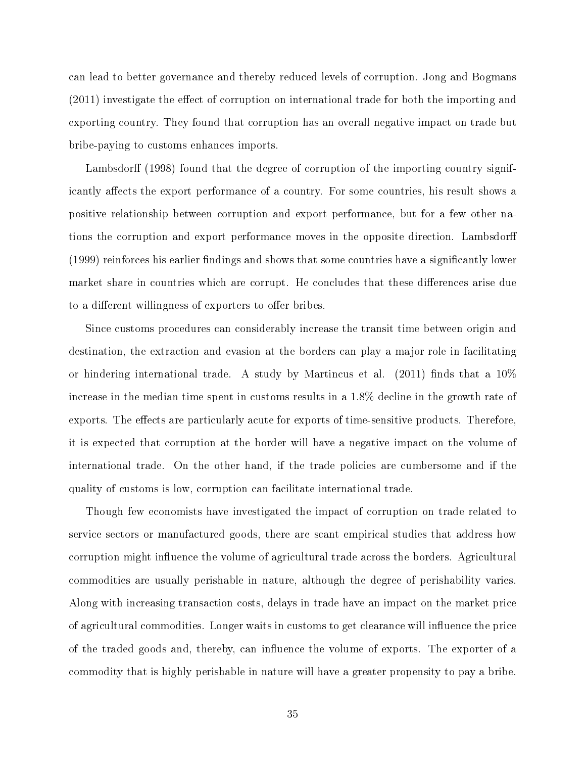can lead to better governance and thereby reduced levels of corruption. Jong and Bogmans (2011) investigate the effect of corruption on international trade for both the importing and exporting country. They found that corruption has an overall negative impact on trade but bribe-paying to customs enhances imports.

Lambsdorff (1998) found that the degree of corruption of the importing country significantly affects the export performance of a country. For some countries, his result shows a positive relationship between corruption and export performance, but for a few other nations the corruption and export performance moves in the opposite direction. Lambsdorff (1999) reinforces his earlier findings and shows that some countries have a significantly lower market share in countries which are corrupt. He concludes that these differences arise due to a different willingness of exporters to offer bribes.

Since customs procedures can considerably increase the transit time between origin and destination, the extraction and evasion at the borders can play a major role in facilitating or hindering international trade. A study by Martincus et al. (2011) finds that a 10% increase in the median time spent in customs results in a 1.8% decline in the growth rate of exports. The effects are particularly acute for exports of time-sensitive products. Therefore, it is expected that corruption at the border will have a negative impact on the volume of international trade. On the other hand, if the trade policies are cumbersome and if the quality of customs is low, corruption can facilitate international trade.

Though few economists have investigated the impact of corruption on trade related to service sectors or manufactured goods, there are scant empirical studies that address how corruption might influence the volume of agricultural trade across the borders. Agricultural commodities are usually perishable in nature, although the degree of perishability varies. Along with increasing transaction costs, delays in trade have an impact on the market price of agricultural commodities. Longer waits in customs to get clearance will influence the price of the traded goods and, thereby, can influence the volume of exports. The exporter of a commodity that is highly perishable in nature will have a greater propensity to pay a bribe.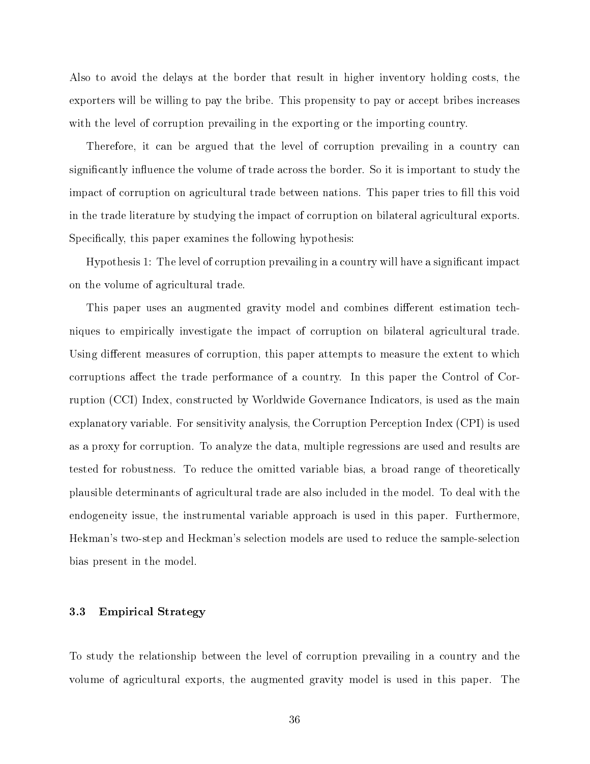Also to avoid the delays at the border that result in higher inventory holding costs, the exporters will be willing to pay the bribe. This propensity to pay or accept bribes increases with the level of corruption prevailing in the exporting or the importing country.

Therefore, it can be argued that the level of corruption prevailing in a country can significantly influence the volume of trade across the border. So it is important to study the impact of corruption on agricultural trade between nations. This paper tries to fill this void in the trade literature by studying the impact of corruption on bilateral agricultural exports. Specifically, this paper examines the following hypothesis:

Hypothesis 1: The level of corruption prevailing in a country will have a significant impact on the volume of agricultural trade.

This paper uses an augmented gravity model and combines different estimation techniques to empirically investigate the impact of corruption on bilateral agricultural trade. Using different measures of corruption, this paper attempts to measure the extent to which corruptions affect the trade performance of a country. In this paper the Control of Corruption (CCI) Index, constructed by Worldwide Governance Indicators, is used as the main explanatory variable. For sensitivity analysis, the Corruption Perception Index (CPI) is used as a proxy for corruption. To analyze the data, multiple regressions are used and results are tested for robustness. To reduce the omitted variable bias, a broad range of theoretically plausible determinants of agricultural trade are also included in the model. To deal with the endogeneity issue, the instrumental variable approach is used in this paper. Furthermore, Hekman's two-step and Heckman's selection models are used to reduce the sample-selection bias present in the model.

### 3.3 Empirical Strategy

To study the relationship between the level of corruption prevailing in a country and the volume of agricultural exports, the augmented gravity model is used in this paper. The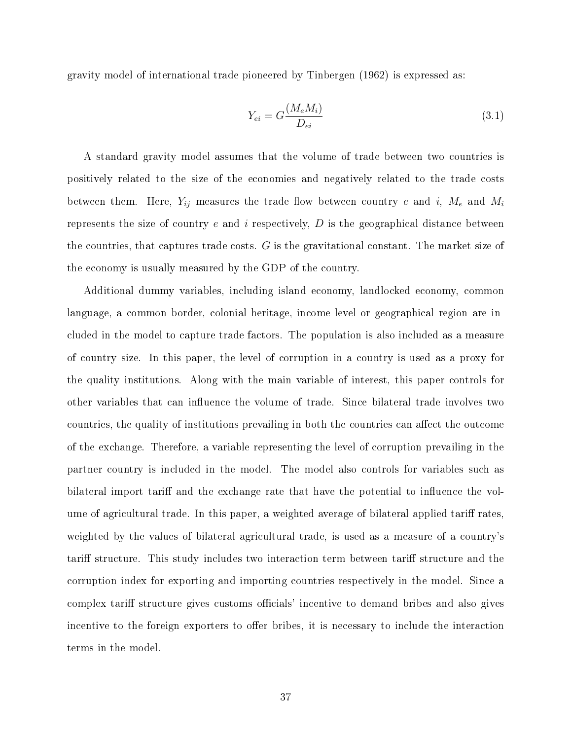gravity model of international trade pioneered by Tinbergen (1962) is expressed as:

$$Y_{ei} = G\frac{(M_e M_i)}{D_{ei}} \tag{3.1}$$

A standard gravity model assumes that the volume of trade between two countries is positively related to the size of the economies and negatively related to the trade costs between them. Here, $Y_{ij}$ measures the trade flow between country $e$ and $i$, $M_e$ and $M_i$ represents the size of country $e$ and $i$ respectively, $D$ is the geographical distance between the countries, that captures trade costs. $G$ is the gravitational constant. The market size of the economy is usually measured by the GDP of the country.

Additional dummy variables, including island economy, landlocked economy, common language, a common border, colonial heritage, income level or geographical region are included in the model to capture trade factors. The population is also included as a measure of country size. In this paper, the level of corruption in a country is used as a proxy for the quality institutions. Along with the main variable of interest, this paper controls for other variables that can influence the volume of trade. Since bilateral trade involves two countries, the quality of institutions prevailing in both the countries can affect the outcome of the exchange. Therefore, a variable representing the level of corruption prevailing in the partner country is included in the model. The model also controls for variables such as bilateral import tariff and the exchange rate that have the potential to influence the volume of agricultural trade. In this paper, a weighted average of bilateral applied tariff rates, weighted by the values of bilateral agricultural trade, is used as a measure of a country's tariff structure. This study includes two interaction term between tariff structure and the corruption index for exporting and importing countries respectively in the model. Since a complex tariff structure gives customs officials' incentive to demand bribes and also gives incentive to the foreign exporters to offer bribes, it is necessary to include the interaction terms in the model.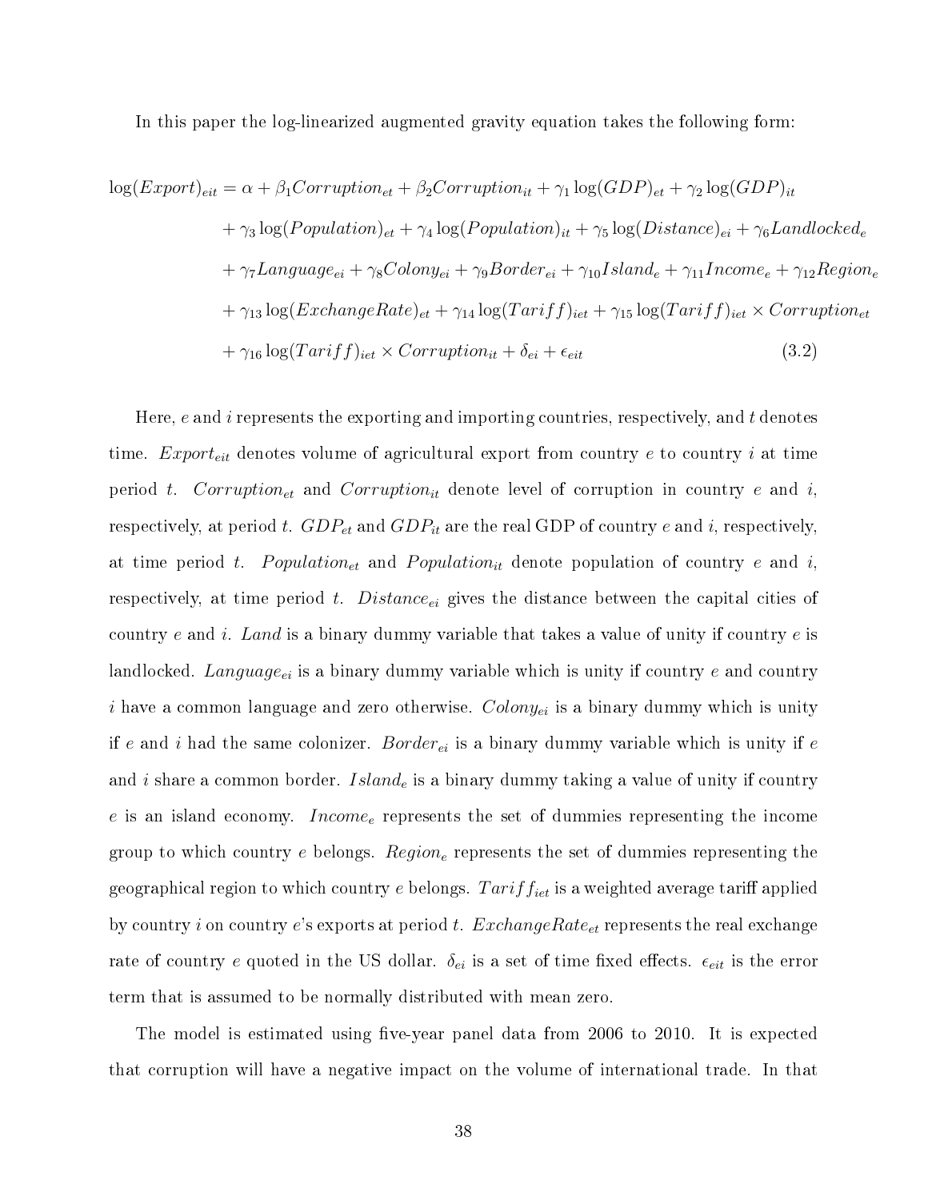In this paper the log-linearized augmented gravity equation takes the following form:

$$
\begin{aligned}
\log(Export)_{eit} = \alpha &+ \beta_1 Corruption_{et} + \beta_2 Corruption_{it} + \gamma_1 \log(GDP)_{et} + \gamma_2 \log(GDP)_{it} \\
&+ \gamma_3 \log(Population)_{et} + \gamma_4 \log(Population)_{it} + \gamma_5 \log(Distance)_{ei} + \gamma_6 Landlocked_e \\
&+ \gamma_7 Language_{ei} + \gamma_8 Colony_{ei} + \gamma_9 Border_{ei} + \gamma_{10} Island_e + \gamma_{11} Income_e + \gamma_{12} Region_e \\
&+ \gamma_{13} \log(ExchangeRate)_{et} + \gamma_{14} \log(Tariff)_{iet} + \gamma_{15} \log(Tariff)_{iet} \times Corruption_{et} \\
&+ \gamma_{16} \log(Tariff)_{iet} \times Corruption_{it} + \delta_{ei} + \epsilon_{eit} \qquad (3.2)
\end{aligned}
$$

Here, $e$ and $i$ represents the exporting and importing countries, respectively, and $t$ denotes time. $Export_{eit}$ denotes volume of agricultural export from country $e$ to country $i$ at time period $t$. $Corruption_{et}$ and $Corruption_{it}$ denote level of corruption in country $e$ and $i$, respectively, at period $t$. $GDP_{et}$ and $GDP_{it}$ are the real GDP of country $e$ and $i$, respectively, at time period $t$. $Population_{et}$ and $Population_{it}$ denote population of country $e$ and $i$, respectively, at time period $t$. $Distance_{ei}$ gives the distance between the capital cities of country $e$ and $i$. $Land$ is a binary dummy variable that takes a value of unity if country $e$ is landlocked. $Language_{ei}$ is a binary dummy variable which is unity if country $e$ and country $i$ have a common language and zero otherwise. $Colony_{ei}$ is a binary dummy which is unity if $e$ and $i$ had the same colonizer. $Border_{ei}$ is a binary dummy variable which is unity if $e$ and $i$ share a common border. $Island_e$ is a binary dummy taking a value of unity if country $e$ is an island economy. $Income_e$ represents the set of dummies representing the income group to which country $e$ belongs. $Region_e$ represents the set of dummies representing the geographical region to which country $e$ belongs. $Tariff_{iet}$ is a weighted average tariff applied by country $i$ on country $e$'s exports at period $t$. $ExchangeRate_{et}$ represents the real exchange rate of country $e$ quoted in the US dollar. $\delta_{ei}$ is a set of time fixed effects. $\epsilon_{eit}$ is the error term that is assumed to be normally distributed with mean zero.

The model is estimated using five-year panel data from 2006 to 2010. It is expected that corruption will have a negative impact on the volume of international trade. In that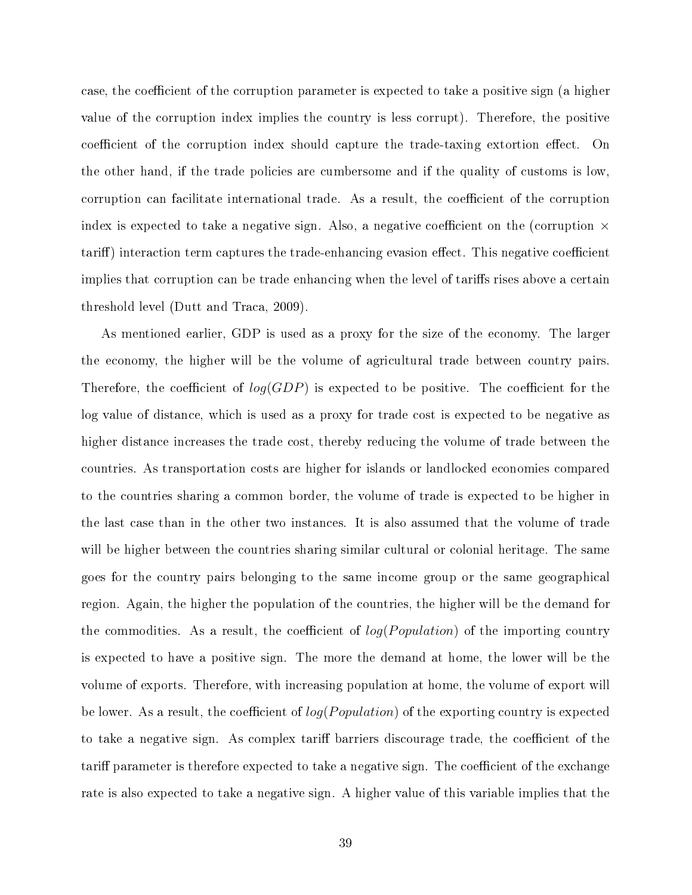case, the coefficient of the corruption parameter is expected to take a positive sign (a higher value of the corruption index implies the country is less corrupt). Therefore, the positive coefficient of the corruption index should capture the trade-taxing extortion effect. On the other hand, if the trade policies are cumbersome and if the quality of customs is low, corruption can facilitate international trade. As a result, the coefficient of the corruption index is expected to take a negative sign. Also, a negative coefficient on the (corruption $\times$ tariff) interaction term captures the trade-enhancing evasion effect. This negative coefficient implies that corruption can be trade enhancing when the level of tariffs rises above a certain threshold level (Dutt and Traca, 2009).

As mentioned earlier, GDP is used as a proxy for the size of the economy. The larger the economy, the higher will be the volume of agricultural trade between country pairs. Therefore, the coefficient of $log(GDP)$ is expected to be positive. The coefficient for the log value of distance, which is used as a proxy for trade cost is expected to be negative as higher distance increases the trade cost, thereby reducing the volume of trade between the countries. As transportation costs are higher for islands or landlocked economies compared to the countries sharing a common border, the volume of trade is expected to be higher in the last case than in the other two instances. It is also assumed that the volume of trade will be higher between the countries sharing similar cultural or colonial heritage. The same goes for the country pairs belonging to the same income group or the same geographical region. Again, the higher the population of the countries, the higher will be the demand for the commodities. As a result, the coefficient of $log(Population)$ of the importing country is expected to have a positive sign. The more the demand at home, the lower will be the volume of exports. Therefore, with increasing population at home, the volume of export will be lower. As a result, the coefficient of $log(Population)$ of the exporting country is expected to take a negative sign. As complex tariff barriers discourage trade, the coefficient of the tariff parameter is therefore expected to take a negative sign. The coefficient of the exchange rate is also expected to take a negative sign. A higher value of this variable implies that the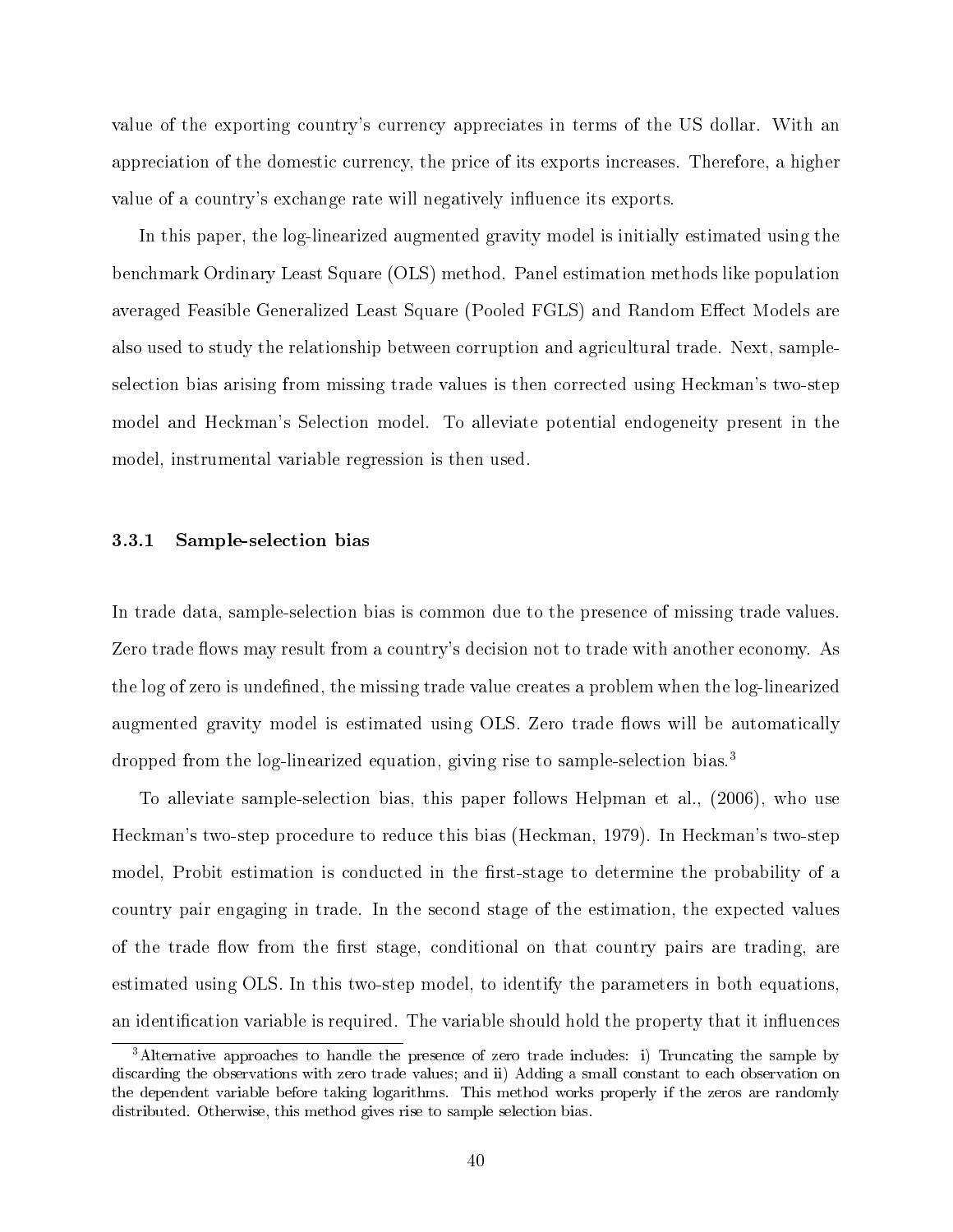value of the exporting country's currency appreciates in terms of the US dollar. With an appreciation of the domestic currency, the price of its exports increases. Therefore, a higher value of a country's exchange rate will negatively influence its exports.

In this paper, the log-linearized augmented gravity model is initially estimated using the benchmark Ordinary Least Square (OLS) method. Panel estimation methods like population averaged Feasible Generalized Least Square (Pooled FGLS) and Random Effect Models are also used to study the relationship between corruption and agricultural trade. Next, sample-selection bias arising from missing trade values is then corrected using Heckman's two-step model and Heckman's Selection model. To alleviate potential endogeneity present in the model, instrumental variable regression is then used.

### 3.3.1 Sample-selection bias

In trade data, sample-selection bias is common due to the presence of missing trade values. Zero trade flows may result from a country's decision not to trade with another economy. As the log of zero is undefined, the missing trade value creates a problem when the log-linearized augmented gravity model is estimated using OLS. Zero trade flows will be automatically dropped from the log-linearized equation, giving rise to sample-selection bias.[3]

To alleviate sample-selection bias, this paper follows Helpman et al., (2006), who use Heckman's two-step procedure to reduce this bias (Heckman, 1979). In Heckman's two-step model, Probit estimation is conducted in the first-stage to determine the probability of a country pair engaging in trade. In the second stage of the estimation, the expected values of the trade flow from the first stage, conditional on that country pairs are trading, are estimated using OLS. In this two-step model, to identify the parameters in both equations, an identification variable is required. The variable should hold the property that it influences

[3] Alternative approaches to handle the presence of zero trade includes: i) Truncating the sample by discarding the observations with zero trade values; and ii) Adding a small constant to each observation on the dependent variable before taking logarithms. This method works properly if the zeros are randomly distributed. Otherwise, this method gives rise to sample selection bias.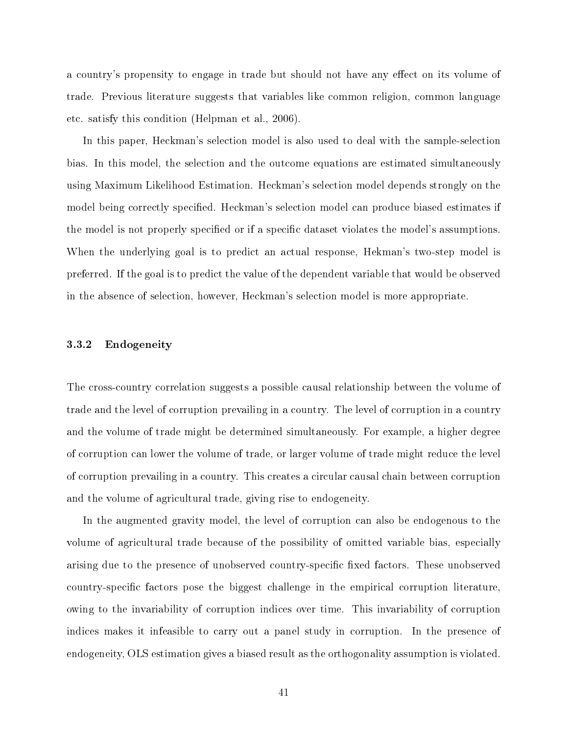a country's propensity to engage in trade but should not have any effect on its volume of trade. Previous literature suggests that variables like common religion, common language etc. satisfy this condition (Helpman et al., 2006).

In this paper, Heckman's selection model is also used to deal with the sample-selection bias. In this model, the selection and the outcome equations are estimated simultaneously using Maximum Likelihood Estimation. Heckman's selection model depends strongly on the model being correctly specified. Heckman's selection model can produce biased estimates if the model is not properly specified or if a specific dataset violates the model's assumptions. When the underlying goal is to predict an actual response, Hekman's two-step model is preferred. If the goal is to predict the value of the dependent variable that would be observed in the absence of selection, however, Heckman's selection model is more appropriate.

### 3.3.2 Endogeneity

The cross-country correlation suggests a possible causal relationship between the volume of trade and the level of corruption prevailing in a country. The level of corruption in a country and the volume of trade might be determined simultaneously. For example, a higher degree of corruption can lower the volume of trade, or larger volume of trade might reduce the level of corruption prevailing in a country. This creates a circular causal chain between corruption and the volume of agricultural trade, giving rise to endogeneity.

In the augmented gravity model, the level of corruption can also be endogenous to the volume of agricultural trade because of the possibility of omitted variable bias, especially arising due to the presence of unobserved country-specific fixed factors. These unobserved country-specific factors pose the biggest challenge in the empirical corruption literature, owing to the invariability of corruption indices over time. This invariability of corruption indices makes it infeasible to carry out a panel study in corruption. In the presence of endogeneity, OLS estimation gives a biased result as the orthogonality assumption is violated.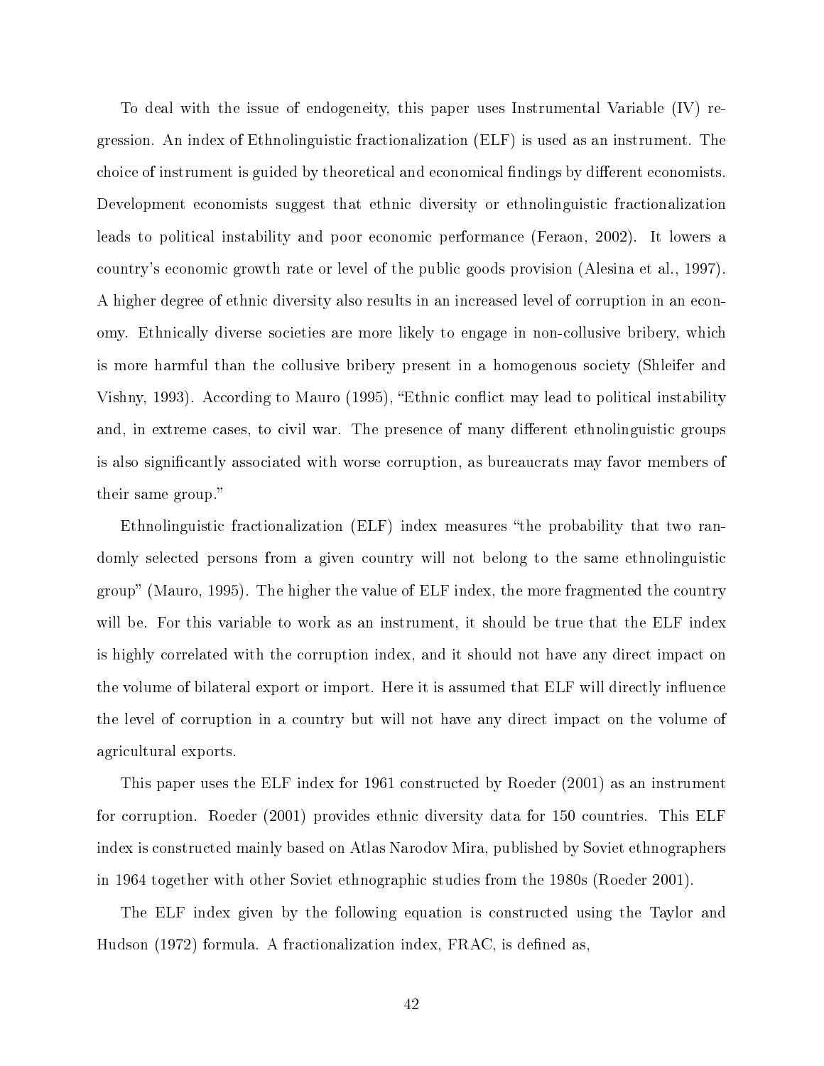To deal with the issue of endogeneity, this paper uses Instrumental Variable (IV) regression. An index of Ethnolinguistic fractionalization (ELF) is used as an instrument. The choice of instrument is guided by theoretical and economical findings by different economists. Development economists suggest that ethnic diversity or ethnolinguistic fractionalization leads to political instability and poor economic performance (Feraon, 2002). It lowers a country's economic growth rate or level of the public goods provision (Alesina et al., 1997). A higher degree of ethnic diversity also results in an increased level of corruption in an economy. Ethnically diverse societies are more likely to engage in non-collusive bribery, which is more harmful than the collusive bribery present in a homogenous society (Shleifer and Vishny, 1993). According to Mauro (1995), "Ethnic conflict may lead to political instability and, in extreme cases, to civil war. The presence of many different ethnolinguistic groups is also significantly associated with worse corruption, as bureaucrats may favor members of their same group."

Ethnolinguistic fractionalization (ELF) index measures "the probability that two randomly selected persons from a given country will not belong to the same ethnolinguistic group" (Mauro, 1995). The higher the value of ELF index, the more fragmented the country will be. For this variable to work as an instrument, it should be true that the ELF index is highly correlated with the corruption index, and it should not have any direct impact on the volume of bilateral export or import. Here it is assumed that ELF will directly influence the level of corruption in a country but will not have any direct impact on the volume of agricultural exports.

This paper uses the ELF index for 1961 constructed by Roeder (2001) as an instrument for corruption. Roeder (2001) provides ethnic diversity data for 150 countries. This ELF index is constructed mainly based on Atlas Narodov Mira, published by Soviet ethnographers in 1964 together with other Soviet ethnographic studies from the 1980s (Roeder 2001).

The ELF index given by the following equation is constructed using the Taylor and Hudson (1972) formula. A fractionalization index, FRAC, is defined as,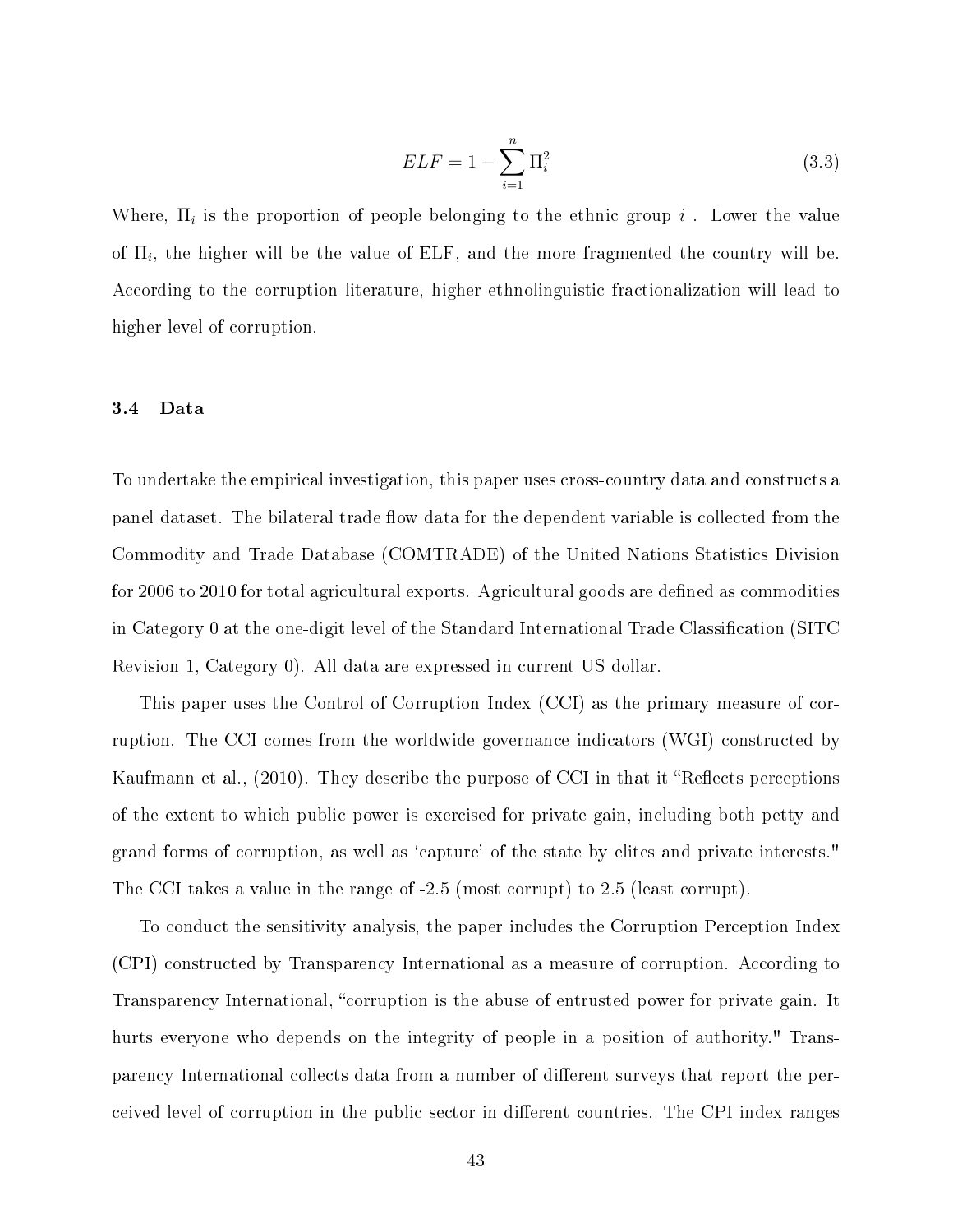$$ELF = 1 - \sum_{i=1}^{n} \Pi_i^2 \tag{3.3}$$

Where, $\Pi_i$ is the proportion of people belonging to the ethnic group $i$ . Lower the value of $\Pi_i$, the higher will be the value of ELF, and the more fragmented the country will be. According to the corruption literature, higher ethnolinguistic fractionalization will lead to higher level of corruption.

### 3.4 Data

To undertake the empirical investigation, this paper uses cross-country data and constructs a panel dataset. The bilateral trade flow data for the dependent variable is collected from the Commodity and Trade Database (COMTRADE) of the United Nations Statistics Division for 2006 to 2010 for total agricultural exports. Agricultural goods are defined as commodities in Category 0 at the one-digit level of the Standard International Trade Classification (SITC Revision 1, Category 0). All data are expressed in current US dollar.

This paper uses the Control of Corruption Index (CCI) as the primary measure of corruption. The CCI comes from the worldwide governance indicators (WGI) constructed by Kaufmann et al., (2010). They describe the purpose of CCI in that it "Reflects perceptions of the extent to which public power is exercised for private gain, including both petty and grand forms of corruption, as well as 'capture' of the state by elites and private interests." The CCI takes a value in the range of -2.5 (most corrupt) to 2.5 (least corrupt).

To conduct the sensitivity analysis, the paper includes the Corruption Perception Index (CPI) constructed by Transparency International as a measure of corruption. According to Transparency International, "corruption is the abuse of entrusted power for private gain. It hurts everyone who depends on the integrity of people in a position of authority." Transparency International collects data from a number of different surveys that report the perceived level of corruption in the public sector in different countries. The CPI index ranges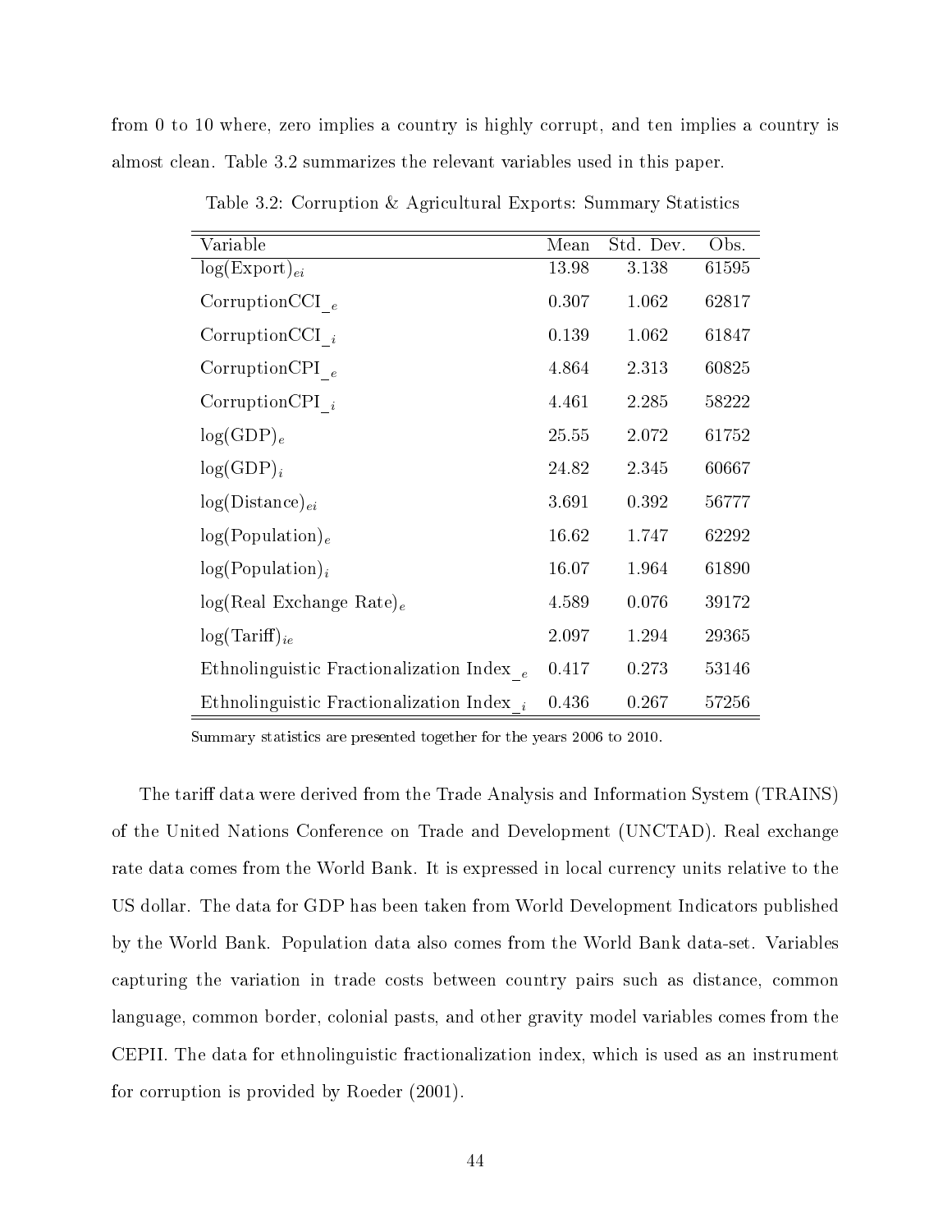from 0 to 10 where, zero implies a country is highly corrupt, and ten implies a country is almost clean. Table 3.2 summarizes the relevant variables used in this paper.

Table 3.2: Corruption & Agricultural Exports: Summary Statistics

| Variable | Mean | Std. Dev. | Obs. |
|---|---|---|---|
| $\log(\text{Export})_{ei}$ | 13.98 | 3.138 | 61595 |
| CorruptionCCI$\_{e}$ | 0.307 | 1.062 | 62817 |
| CorruptionCCI$\_{i}$ | 0.139 | 1.062 | 61847 |
| CorruptionCPI$\_{e}$ | 4.864 | 2.313 | 60825 |
| CorruptionCPI$\_{i}$ | 4.461 | 2.285 | 58222 |
| $\log(\text{GDP})_e$ | 25.55 | 2.072 | 61752 |
| $\log(\text{GDP})_i$ | 24.82 | 2.345 | 60667 |
| $\log(\text{Distance})_{ei}$ | 3.691 | 0.392 | 56777 |
| $\log(\text{Population})_e$ | 16.62 | 1.747 | 62292 |
| $\log(\text{Population})_i$ | 16.07 | 1.964 | 61890 |
| $\log(\text{Real Exchange Rate})_e$ | 4.589 | 0.076 | 39172 |
| $\log(\text{Tariff})_{ie}$ | 2.097 | 1.294 | 29365 |
| Ethnolinguistic Fractionalization Index$\_{e}$ | 0.417 | 0.273 | 53146 |
| Ethnolinguistic Fractionalization Index$\_{i}$ | 0.436 | 0.267 | 57256 |

Summary statistics are presented together for the years 2006 to 2010.

The tariff data were derived from the Trade Analysis and Information System (TRAINS) of the United Nations Conference on Trade and Development (UNCTAD). Real exchange rate data comes from the World Bank. It is expressed in local currency units relative to the US dollar. The data for GDP has been taken from World Development Indicators published by the World Bank. Population data also comes from the World Bank data-set. Variables capturing the variation in trade costs between country pairs such as distance, common language, common border, colonial pasts, and other gravity model variables comes from the CEPII. The data for ethnolinguistic fractionalization index, which is used as an instrument for corruption is provided by Roeder (2001).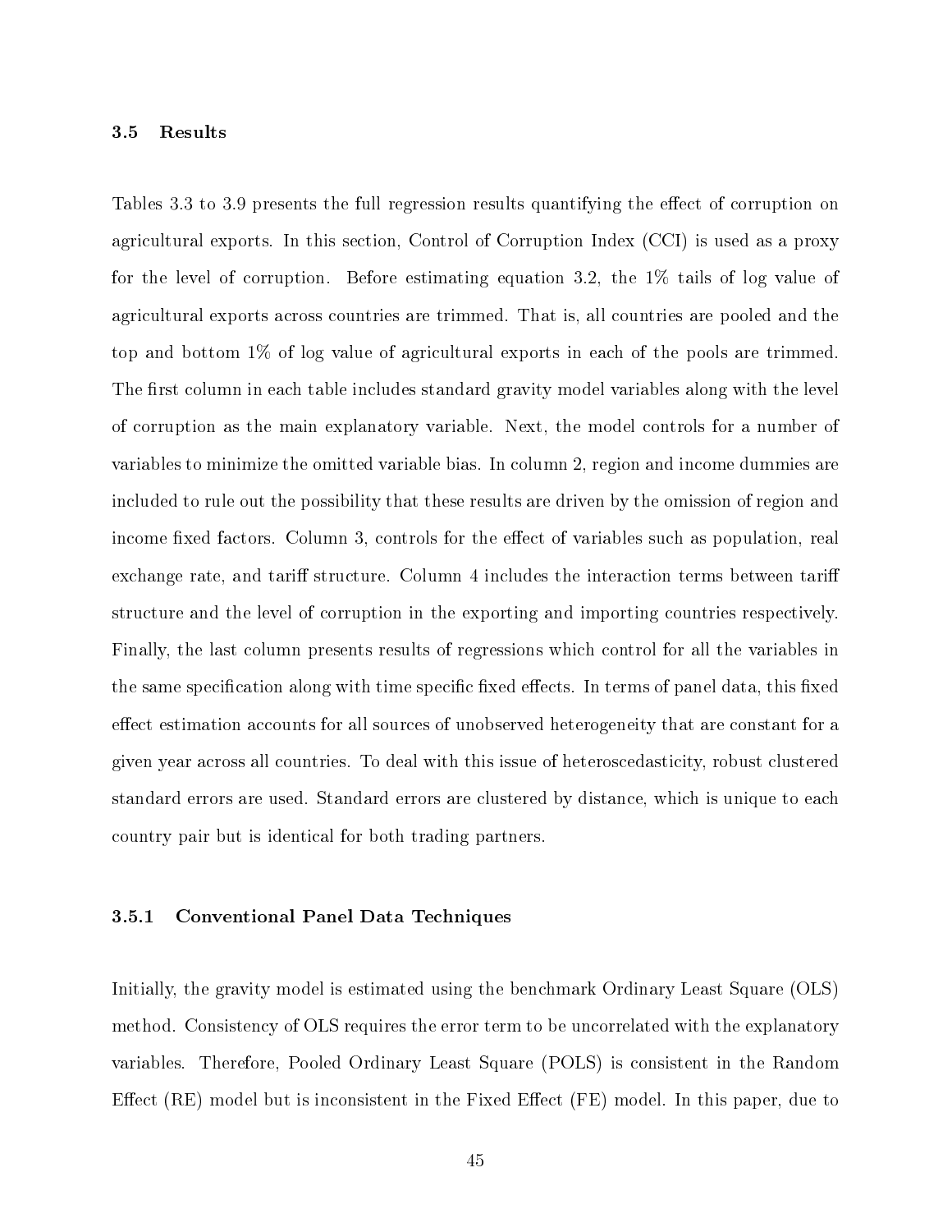### 3.5 Results

Tables 3.3 to 3.9 presents the full regression results quantifying the effect of corruption on agricultural exports. In this section, Control of Corruption Index (CCI) is used as a proxy for the level of corruption. Before estimating equation 3.2, the 1% tails of log value of agricultural exports across countries are trimmed. That is, all countries are pooled and the top and bottom 1% of log value of agricultural exports in each of the pools are trimmed. The first column in each table includes standard gravity model variables along with the level of corruption as the main explanatory variable. Next, the model controls for a number of variables to minimize the omitted variable bias. In column 2, region and income dummies are included to rule out the possibility that these results are driven by the omission of region and income fixed factors. Column 3, controls for the effect of variables such as population, real exchange rate, and tariff structure. Column 4 includes the interaction terms between tariff structure and the level of corruption in the exporting and importing countries respectively. Finally, the last column presents results of regressions which control for all the variables in the same specification along with time specific fixed effects. In terms of panel data, this fixed effect estimation accounts for all sources of unobserved heterogeneity that are constant for a given year across all countries. To deal with this issue of heteroscedasticity, robust clustered standard errors are used. Standard errors are clustered by distance, which is unique to each country pair but is identical for both trading partners.

#### 3.5.1 Conventional Panel Data Techniques

Initially, the gravity model is estimated using the benchmark Ordinary Least Square (OLS) method. Consistency of OLS requires the error term to be uncorrelated with the explanatory variables. Therefore, Pooled Ordinary Least Square (POLS) is consistent in the Random Effect (RE) model but is inconsistent in the Fixed Effect (FE) model. In this paper, due to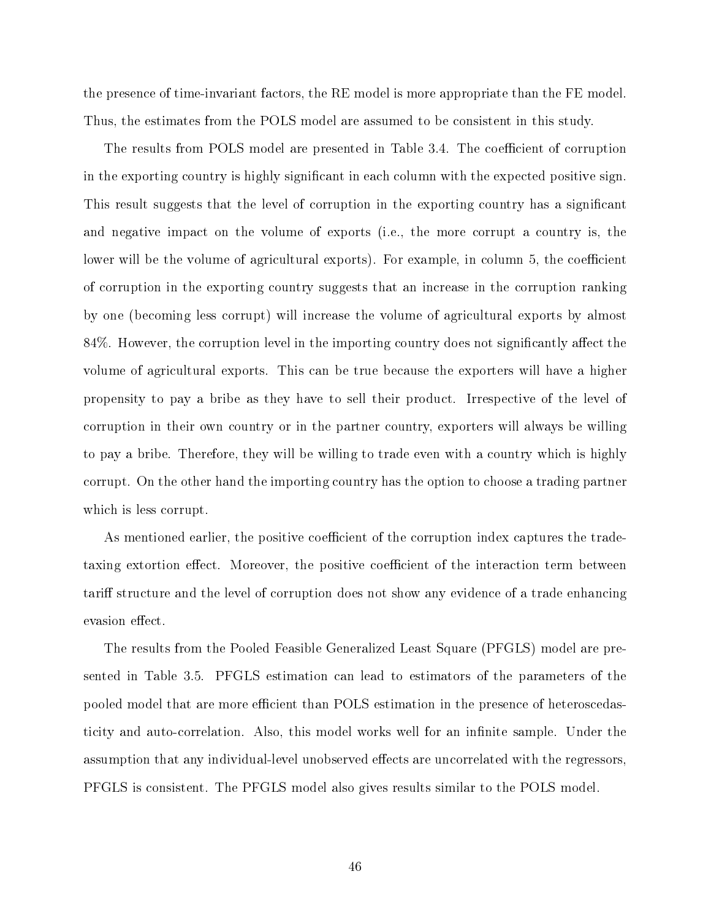the presence of time-invariant factors, the RE model is more appropriate than the FE model. Thus, the estimates from the POLS model are assumed to be consistent in this study.

The results from POLS model are presented in Table 3.4. The coefficient of corruption in the exporting country is highly significant in each column with the expected positive sign. This result suggests that the level of corruption in the exporting country has a significant and negative impact on the volume of exports (i.e., the more corrupt a country is, the lower will be the volume of agricultural exports). For example, in column 5, the coefficient of corruption in the exporting country suggests that an increase in the corruption ranking by one (becoming less corrupt) will increase the volume of agricultural exports by almost 84%. However, the corruption level in the importing country does not significantly affect the volume of agricultural exports. This can be true because the exporters will have a higher propensity to pay a bribe as they have to sell their product. Irrespective of the level of corruption in their own country or in the partner country, exporters will always be willing to pay a bribe. Therefore, they will be willing to trade even with a country which is highly corrupt. On the other hand the importing country has the option to choose a trading partner which is less corrupt.

As mentioned earlier, the positive coefficient of the corruption index captures the trade-taxing extortion effect. Moreover, the positive coefficient of the interaction term between tariff structure and the level of corruption does not show any evidence of a trade enhancing evasion effect.

The results from the Pooled Feasible Generalized Least Square (PFGLS) model are presented in Table 3.5. PFGLS estimation can lead to estimators of the parameters of the pooled model that are more efficient than POLS estimation in the presence of heteroscedasticity and auto-correlation. Also, this model works well for an infinite sample. Under the assumption that any individual-level unobserved effects are uncorrelated with the regressors, PFGLS is consistent. The PFGLS model also gives results similar to the POLS model.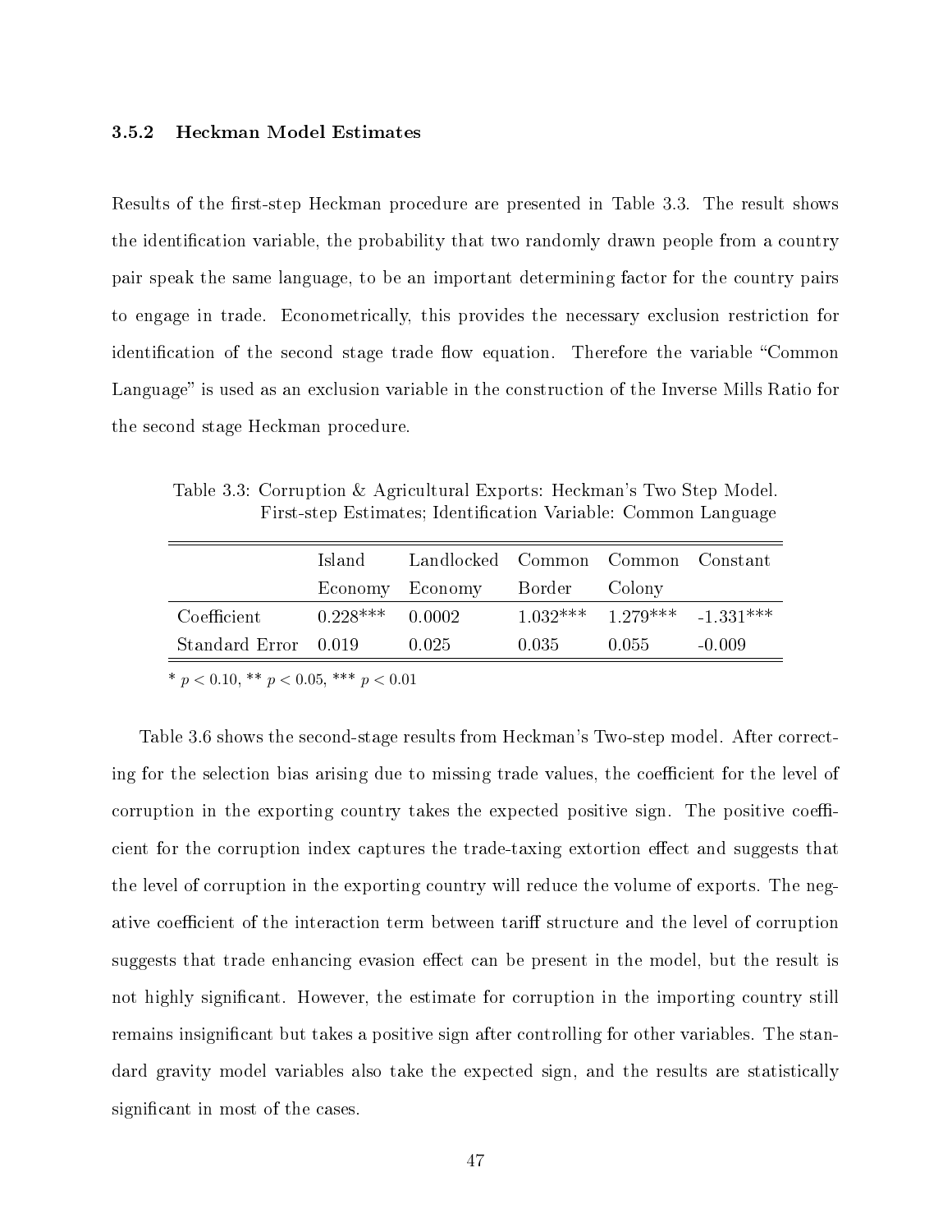### 3.5.2 Heckman Model Estimates

Results of the first-step Heckman procedure are presented in Table 3.3. The result shows the identification variable, the probability that two randomly drawn people from a country pair speak the same language, to be an important determining factor for the country pairs to engage in trade. Econometrically, this provides the necessary exclusion restriction for identification of the second stage trade flow equation. Therefore the variable "Common Language" is used as an exclusion variable in the construction of the Inverse Mills Ratio for the second stage Heckman procedure.

Table 3.3: Corruption & Agricultural Exports: Heckman's Two Step Model. First-step Estimates; Identification Variable: Common Language

| | Island Economy | Landlocked Economy | Common Border | Common Colony | Constant |
|---|---|---|---|---|---|
| Coefficient | 0.228*** | 0.0002 | 1.032*** | 1.279*** | -1.331*** |
| Standard Error | 0.019 | 0.025 | 0.035 | 0.055 | -0.009 |

\* $p < 0.10$, ** $p < 0.05$, *** $p < 0.01$

Table 3.6 shows the second-stage results from Heckman's Two-step model. After correcting for the selection bias arising due to missing trade values, the coefficient for the level of corruption in the exporting country takes the expected positive sign. The positive coefficient for the corruption index captures the trade-taxing extortion effect and suggests that the level of corruption in the exporting country will reduce the volume of exports. The negative coefficient of the interaction term between tariff structure and the level of corruption suggests that trade enhancing evasion effect can be present in the model, but the result is not highly significant. However, the estimate for corruption in the importing country still remains insignificant but takes a positive sign after controlling for other variables. The standard gravity model variables also take the expected sign, and the results are statistically significant in most of the cases.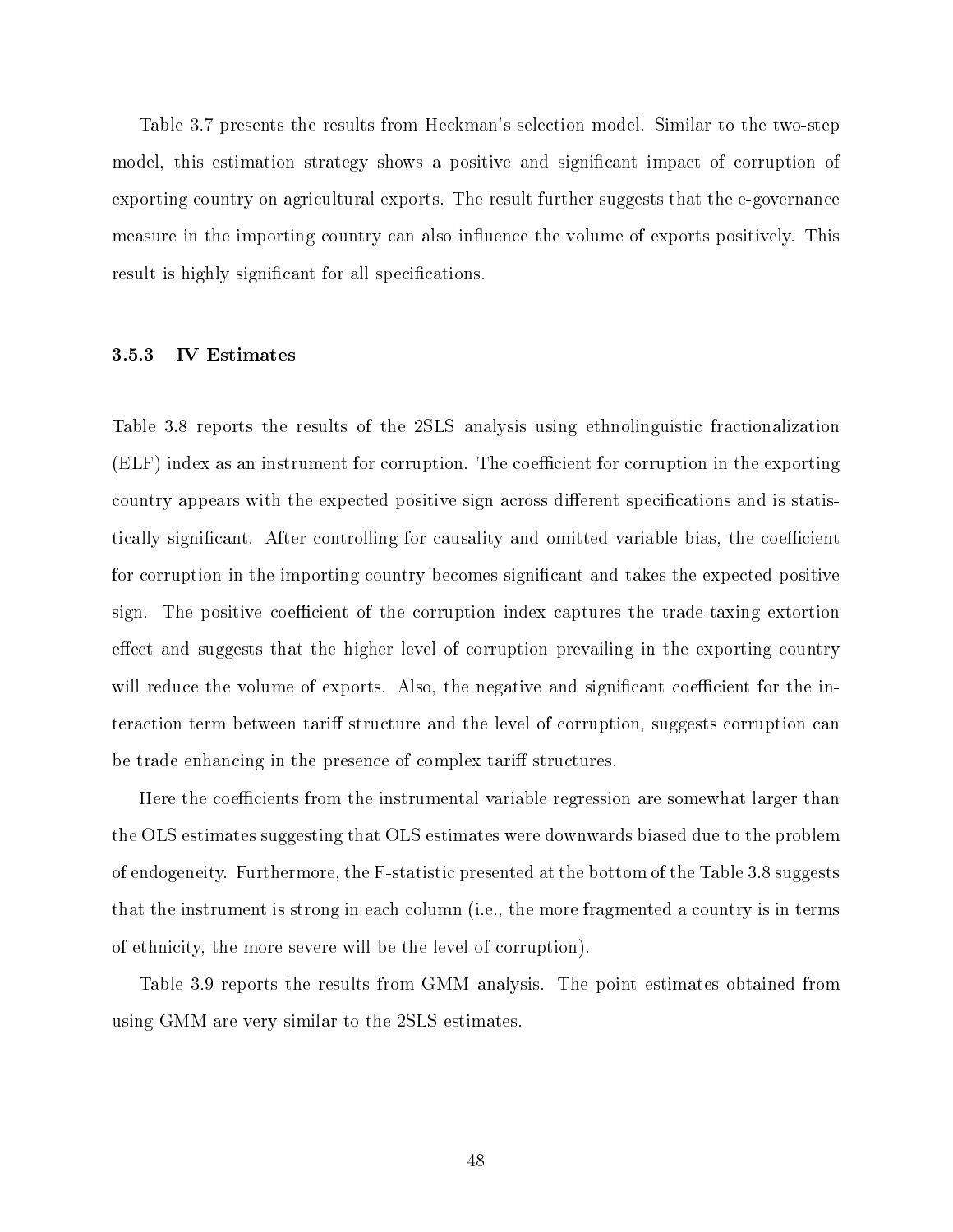Table 3.7 presents the results from Heckman's selection model. Similar to the two-step model, this estimation strategy shows a positive and significant impact of corruption of exporting country on agricultural exports. The result further suggests that the e-governance measure in the importing country can also influence the volume of exports positively. This result is highly significant for all specifications.

### 3.5.3 IV Estimates

Table 3.8 reports the results of the 2SLS analysis using ethnolinguistic fractionalization (ELF) index as an instrument for corruption. The coefficient for corruption in the exporting country appears with the expected positive sign across different specifications and is statistically significant. After controlling for causality and omitted variable bias, the coefficient for corruption in the importing country becomes significant and takes the expected positive sign. The positive coefficient of the corruption index captures the trade-taxing extortion effect and suggests that the higher level of corruption prevailing in the exporting country will reduce the volume of exports. Also, the negative and significant coefficient for the interaction term between tariff structure and the level of corruption, suggests corruption can be trade enhancing in the presence of complex tariff structures.

Here the coefficients from the instrumental variable regression are somewhat larger than the OLS estimates suggesting that OLS estimates were downwards biased due to the problem of endogeneity. Furthermore, the F-statistic presented at the bottom of the Table 3.8 suggests that the instrument is strong in each column (i.e., the more fragmented a country is in terms of ethnicity, the more severe will be the level of corruption).

Table 3.9 reports the results from GMM analysis. The point estimates obtained from using GMM are very similar to the 2SLS estimates.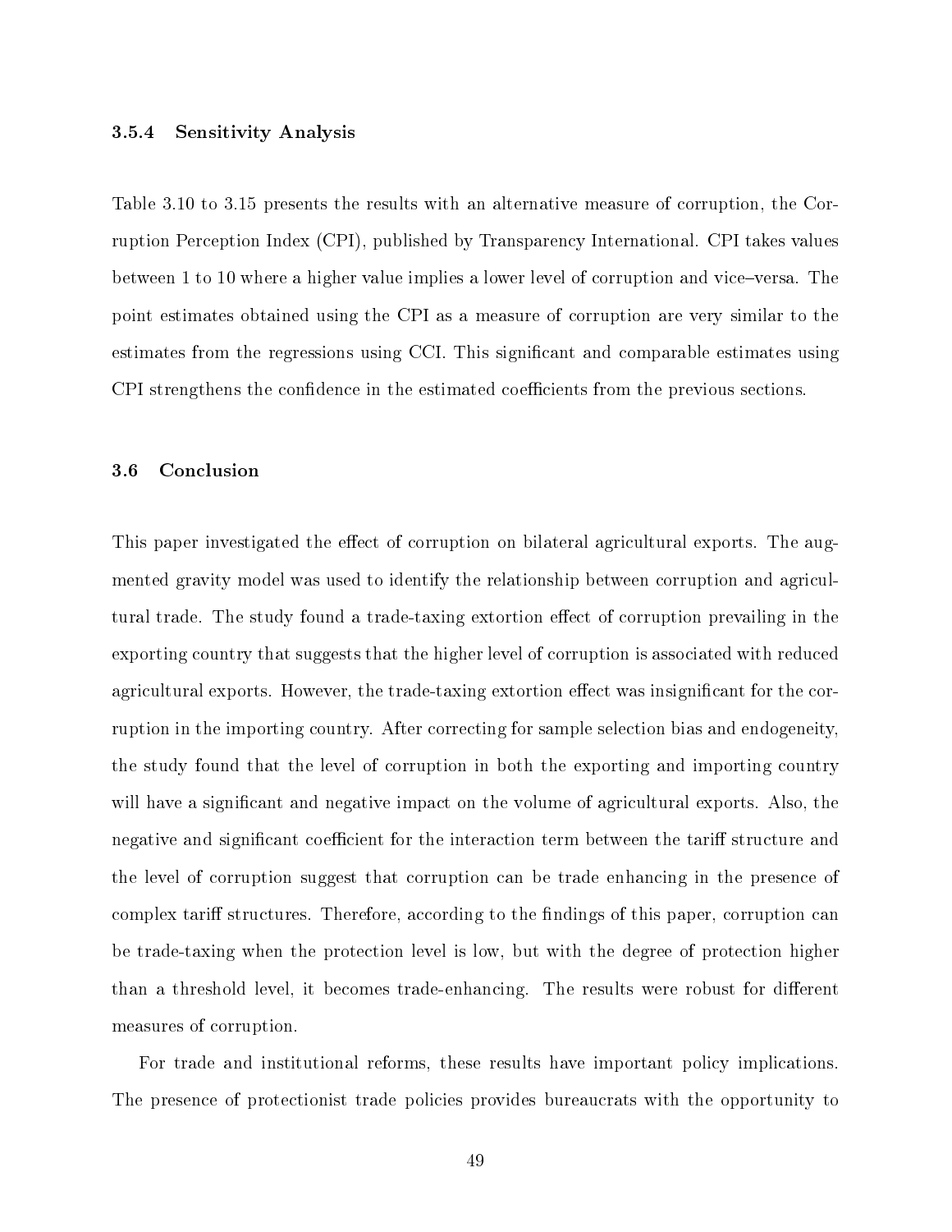### 3.5.4 Sensitivity Analysis

Table 3.10 to 3.15 presents the results with an alternative measure of corruption, the Corruption Perception Index (CPI), published by Transparency International. CPI takes values between 1 to 10 where a higher value implies a lower level of corruption and vice–versa. The point estimates obtained using the CPI as a measure of corruption are very similar to the estimates from the regressions using CCI. This significant and comparable estimates using CPI strengthens the confidence in the estimated coefficients from the previous sections.

## 3.6 Conclusion

This paper investigated the effect of corruption on bilateral agricultural exports. The augmented gravity model was used to identify the relationship between corruption and agricultural trade. The study found a trade-taxing extortion effect of corruption prevailing in the exporting country that suggests that the higher level of corruption is associated with reduced agricultural exports. However, the trade-taxing extortion effect was insignificant for the corruption in the importing country. After correcting for sample selection bias and endogeneity, the study found that the level of corruption in both the exporting and importing country will have a significant and negative impact on the volume of agricultural exports. Also, the negative and significant coefficient for the interaction term between the tariff structure and the level of corruption suggest that corruption can be trade enhancing in the presence of complex tariff structures. Therefore, according to the findings of this paper, corruption can be trade-taxing when the protection level is low, but with the degree of protection higher than a threshold level, it becomes trade-enhancing. The results were robust for different measures of corruption.

For trade and institutional reforms, these results have important policy implications. The presence of protectionist trade policies provides bureaucrats with the opportunity to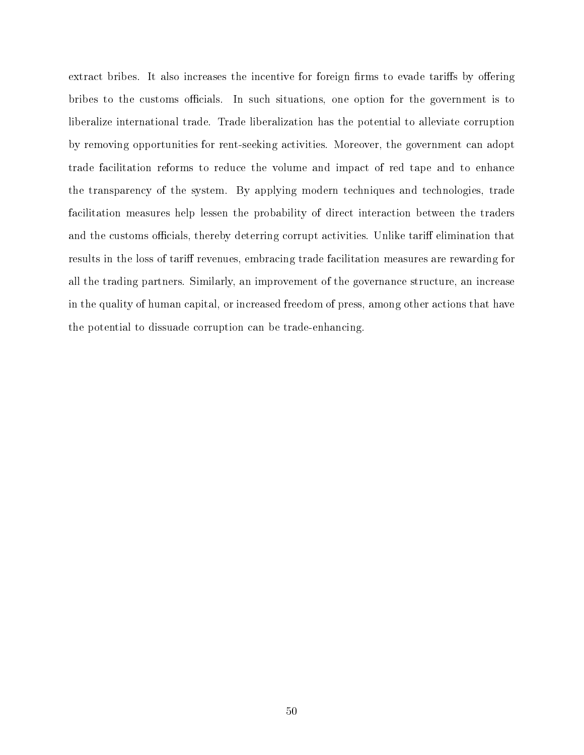extract bribes. It also increases the incentive for foreign firms to evade tariffs by offering bribes to the customs officials. In such situations, one option for the government is to liberalize international trade. Trade liberalization has the potential to alleviate corruption by removing opportunities for rent-seeking activities. Moreover, the government can adopt trade facilitation reforms to reduce the volume and impact of red tape and to enhance the transparency of the system. By applying modern techniques and technologies, trade facilitation measures help lessen the probability of direct interaction between the traders and the customs officials, thereby deterring corrupt activities. Unlike tariff elimination that results in the loss of tariff revenues, embracing trade facilitation measures are rewarding for all the trading partners. Similarly, an improvement of the governance structure, an increase in the quality of human capital, or increased freedom of press, among other actions that have the potential to dissuade corruption can be trade-enhancing.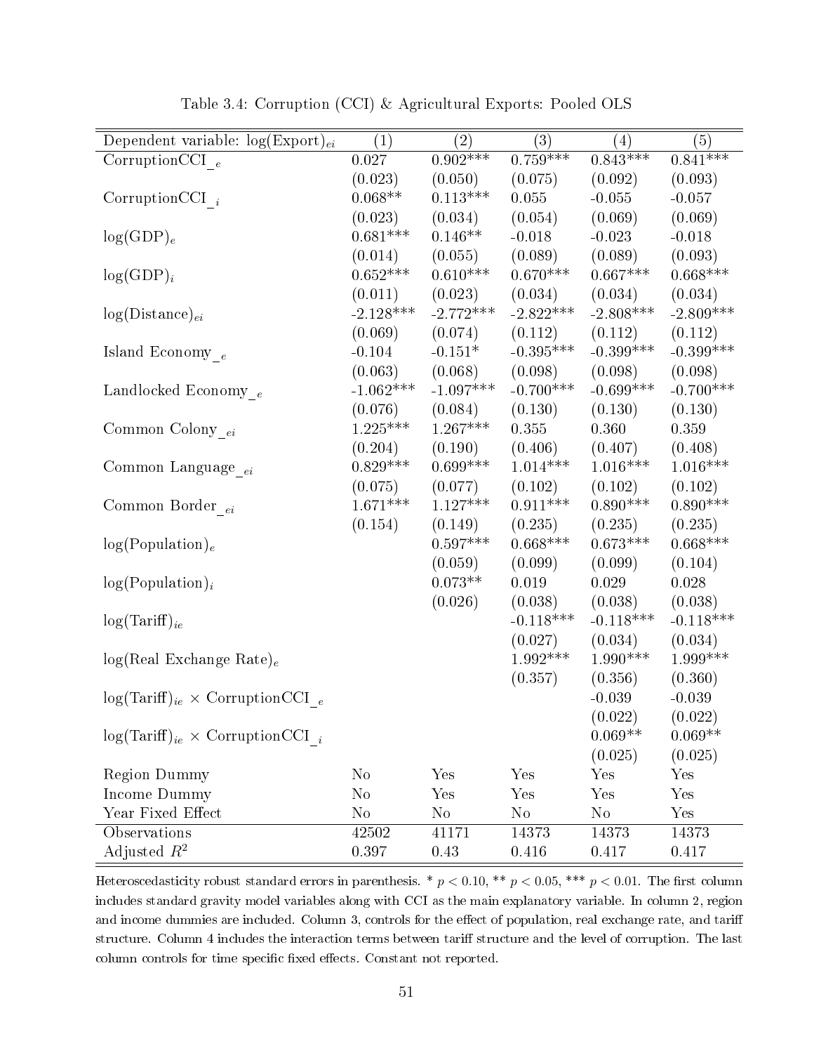Table 3.4: Corruption (CCI) & Agricultural Exports: Pooled OLS

| Dependent variable: $\log(\text{Export})_{ei}$ | (1) | (2) | (3) | (4) | (5) |
|---|---|---|---|---|---|
| CorruptionCCI$\_{e}$ | 0.027 | 0.902*** | 0.759*** | 0.843*** | 0.841*** |
| | (0.023) | (0.050) | (0.075) | (0.092) | (0.093) |
| CorruptionCCI$\_{i}$ | 0.068** | 0.113*** | 0.055 | -0.055 | -0.057 |
| | (0.023) | (0.034) | (0.054) | (0.069) | (0.069) |
| $\log(\text{GDP})_e$ | 0.681*** | 0.146** | -0.018 | -0.023 | -0.018 |
| | (0.014) | (0.055) | (0.089) | (0.089) | (0.093) |
| $\log(\text{GDP})_i$ | 0.652*** | 0.610*** | 0.670*** | 0.667*** | 0.668*** |
| | (0.011) | (0.023) | (0.034) | (0.034) | (0.034) |
| $\log(\text{Distance})_{ei}$ | -2.128*** | -2.772*** | -2.822*** | -2.808*** | -2.809*** |
| | (0.069) | (0.074) | (0.112) | (0.112) | (0.112) |
| Island Economy$\_{e}$ | -0.104 | -0.151* | -0.395*** | -0.399*** | -0.399*** |
| | (0.063) | (0.068) | (0.098) | (0.098) | (0.098) |
| Landlocked Economy$\_{e}$ | -1.062*** | -1.097*** | -0.700*** | -0.699*** | -0.700*** |
| | (0.076) | (0.084) | (0.130) | (0.130) | (0.130) |
| Common Colony$\_{ei}$ | 1.225*** | 1.267*** | 0.355 | 0.360 | 0.359 |
| | (0.204) | (0.190) | (0.406) | (0.407) | (0.408) |
| Common Language$\_{ei}$ | 0.829*** | 0.699*** | 1.014*** | 1.016*** | 1.016*** |
| | (0.075) | (0.077) | (0.102) | (0.102) | (0.102) |
| Common Border$\_{ei}$ | 1.671*** | 1.127*** | 0.911*** | 0.890*** | 0.890*** |
| | (0.154) | (0.149) | (0.235) | (0.235) | (0.235) |
| $\log(\text{Population})_e$ | | 0.597*** | 0.668*** | 0.673*** | 0.668*** |
| | | (0.059) | (0.099) | (0.099) | (0.104) |
| $\log(\text{Population})_i$ | | 0.073** | 0.019 | 0.029 | 0.028 |
| | | (0.026) | (0.038) | (0.038) | (0.038) |
| $\log(\text{Tariff})_{ie}$ | | | -0.118*** | -0.118*** | -0.118*** |
| | | | (0.027) | (0.034) | (0.034) |
| $\log(\text{Real Exchange Rate})_e$ | | | 1.992*** | 1.990*** | 1.999*** |
| | | | (0.357) | (0.356) | (0.360) |
| $\log(\text{Tariff})_{ie}$ × CorruptionCCI$\_{e}$ | | | | -0.039 | -0.039 |
| | | | | (0.022) | (0.022) |
| $\log(\text{Tariff})_{ie}$ × CorruptionCCI$\_{i}$ | | | | 0.069** | 0.069** |
| | | | | (0.025) | (0.025) |
| Region Dummy | No | Yes | Yes | Yes | Yes |
| Income Dummy | No | Yes | Yes | Yes | Yes |
| Year Fixed Effect | No | No | No | No | Yes |
| Observations | 42502 | 41171 | 14373 | 14373 | 14373 |
| Adjusted $R^2$ | 0.397 | 0.43 | 0.416 | 0.417 | 0.417 |

Heteroscedasticity robust standard errors in parenthesis. * $p < 0.10$, ** $p < 0.05$, *** $p < 0.01$. The first column includes standard gravity model variables along with CCI as the main explanatory variable. In column 2, region and income dummies are included. Column 3, controls for the effect of population, real exchange rate, and tariff structure. Column 4 includes the interaction terms between tariff structure and the level of corruption. The last column controls for time specific fixed effects. Constant not reported.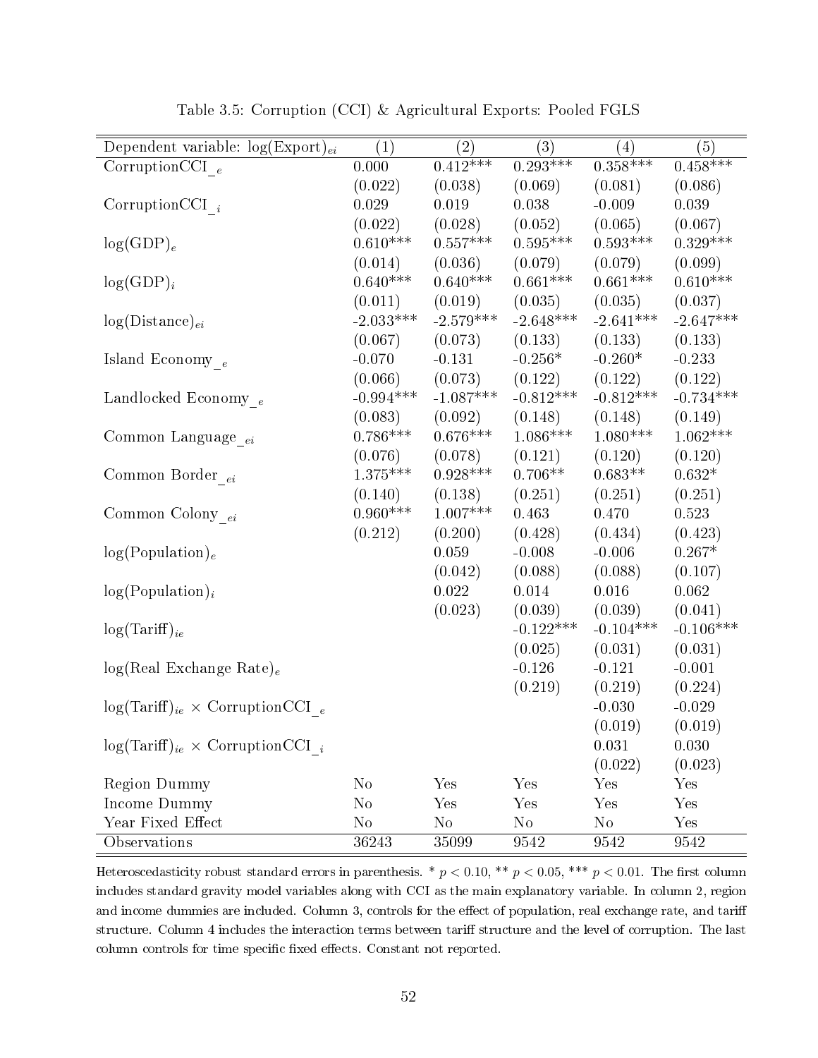Table 3.5: Corruption (CCI) & Agricultural Exports: Pooled FGLS

| Dependent variable: $\log(\text{Export})_{ei}$ | (1) | (2) | (3) | (4) | (5) |
|---|---|---|---|---|---|
| CorruptionCCI$\_{e}$ | 0.000 | 0.412*** | 0.293*** | 0.358*** | 0.458*** |
| | (0.022) | (0.038) | (0.069) | (0.081) | (0.086) |
| CorruptionCCI$\_{i}$ | 0.029 | 0.019 | 0.038 | -0.009 | 0.039 |
| | (0.022) | (0.028) | (0.052) | (0.065) | (0.067) |
| $\log(\text{GDP})_e$ | 0.610*** | 0.557*** | 0.595*** | 0.593*** | 0.329*** |
| | (0.014) | (0.036) | (0.079) | (0.079) | (0.099) |
| $\log(\text{GDP})_i$ | 0.640*** | 0.640*** | 0.661*** | 0.661*** | 0.610*** |
| | (0.011) | (0.019) | (0.035) | (0.035) | (0.037) |
| $\log(\text{Distance})_{ei}$ | -2.033*** | -2.579*** | -2.648*** | -2.641*** | -2.647*** |
| | (0.067) | (0.073) | (0.133) | (0.133) | (0.133) |
| Island Economy$\_{e}$ | -0.070 | -0.131 | -0.256* | -0.260* | -0.233 |
| | (0.066) | (0.073) | (0.122) | (0.122) | (0.122) |
| Landlocked Economy$\_{e}$ | -0.994*** | -1.087*** | -0.812*** | -0.812*** | -0.734*** |
| | (0.083) | (0.092) | (0.148) | (0.148) | (0.149) |
| Common Language$\_{ei}$ | 0.786*** | 0.676*** | 1.086*** | 1.080*** | 1.062*** |
| | (0.076) | (0.078) | (0.121) | (0.120) | (0.120) |
| Common Border$\_{ei}$ | 1.375*** | 0.928*** | 0.706** | 0.683** | 0.632* |
| | (0.140) | (0.138) | (0.251) | (0.251) | (0.251) |
| Common Colony$\_{ei}$ | 0.960*** | 1.007*** | 0.463 | 0.470 | 0.523 |
| | (0.212) | (0.200) | (0.428) | (0.434) | (0.423) |
| $\log(\text{Population})_e$ | | 0.059 | -0.008 | -0.006 | 0.267* |
| | | (0.042) | (0.088) | (0.088) | (0.107) |
| $\log(\text{Population})_i$ | | 0.022 | 0.014 | 0.016 | 0.062 |
| | | (0.023) | (0.039) | (0.039) | (0.041) |
| $\log(\text{Tariff})_{ie}$ | | | -0.122*** | -0.104*** | -0.106*** |
| | | | (0.025) | (0.031) | (0.031) |
| $\log(\text{Real Exchange Rate})_e$ | | | -0.126 | -0.121 | -0.001 |
| | | | (0.219) | (0.219) | (0.224) |
| $\log(\text{Tariff})_{ie} \times$ CorruptionCCI$\_{e}$ | | | | -0.030 | -0.029 |
| | | | | (0.019) | (0.019) |
| $\log(\text{Tariff})_{ie} \times$ CorruptionCCI$\_{i}$ | | | | 0.031 | 0.030 |
| | | | | (0.022) | (0.023) |
| Region Dummy | No | Yes | Yes | Yes | Yes |
| Income Dummy | No | Yes | Yes | Yes | Yes |
| Year Fixed Effect | No | No | No | No | Yes |
| Observations | 36243 | 35099 | 9542 | 9542 | 9542 |

Heteroscedasticity robust standard errors in parenthesis. * $p < 0.10$, ** $p < 0.05$, *** $p < 0.01$. The first column includes standard gravity model variables along with CCI as the main explanatory variable. In column 2, region and income dummies are included. Column 3, controls for the effect of population, real exchange rate, and tariff structure. Column 4 includes the interaction terms between tariff structure and the level of corruption. The last column controls for time specific fixed effects. Constant not reported.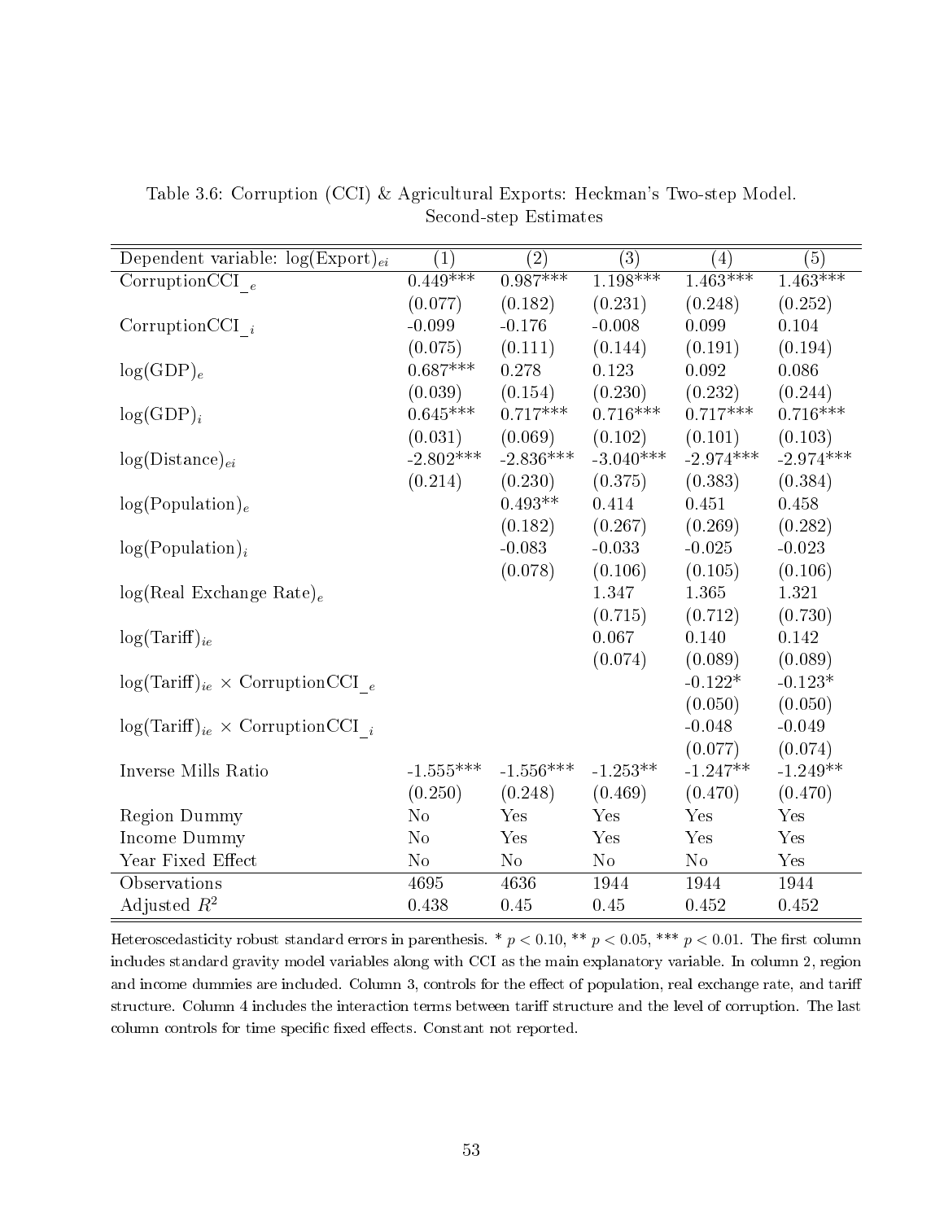Table 3.6: Corruption (CCI) & Agricultural Exports: Heckman's Two-step Model. Second-step Estimates

| Dependent variable: $\log(\text{Export})_{ei}$ | (1) | (2) | (3) | (4) | (5) |
|---|---|---|---|---|---|
| $\text{CorruptionCCI\_}_e$ | 0.449*** | 0.987*** | 1.198*** | 1.463*** | 1.463*** |
| | (0.077) | (0.182) | (0.231) | (0.248) | (0.252) |
| $\text{CorruptionCCI\_}_i$ | -0.099 | -0.176 | -0.008 | 0.099 | 0.104 |
| | (0.075) | (0.111) | (0.144) | (0.191) | (0.194) |
| $\log(\text{GDP})_e$ | 0.687*** | 0.278 | 0.123 | 0.092 | 0.086 |
| | (0.039) | (0.154) | (0.230) | (0.232) | (0.244) |
| $\log(\text{GDP})_i$ | 0.645*** | 0.717*** | 0.716*** | 0.717*** | 0.716*** |
| | (0.031) | (0.069) | (0.102) | (0.101) | (0.103) |
| $\log(\text{Distance})_{ei}$ | -2.802*** | -2.836*** | -3.040*** | -2.974*** | -2.974*** |
| | (0.214) | (0.230) | (0.375) | (0.383) | (0.384) |
| $\log(\text{Population})_e$ | | 0.493** | 0.414 | 0.451 | 0.458 |
| | | (0.182) | (0.267) | (0.269) | (0.282) |
| $\log(\text{Population})_i$ | | -0.083 | -0.033 | -0.025 | -0.023 |
| | | (0.078) | (0.106) | (0.105) | (0.106) |
| $\log(\text{Real Exchange Rate})_e$ | | | 1.347 | 1.365 | 1.321 |
| | | | (0.715) | (0.712) | (0.730) |
| $\log(\text{Tariff})_{ie}$ | | | 0.067 | 0.140 | 0.142 |
| | | | (0.074) | (0.089) | (0.089) |
| $\log(\text{Tariff})_{ie} \times \text{CorruptionCCI\_}_e$ | | | | -0.122* | -0.123* |
| | | | | (0.050) | (0.050) |
| $\log(\text{Tariff})_{ie} \times \text{CorruptionCCI\_}_i$ | | | | -0.048 | -0.049 |
| | | | | (0.077) | (0.074) |
| Inverse Mills Ratio | -1.555*** | -1.556*** | -1.253** | -1.247** | -1.249** |
| | (0.250) | (0.248) | (0.469) | (0.470) | (0.470) |
| Region Dummy | No | Yes | Yes | Yes | Yes |
| Income Dummy | No | Yes | Yes | Yes | Yes |
| Year Fixed Effect | No | No | No | No | Yes |
| Observations | 4695 | 4636 | 1944 | 1944 | 1944 |
| Adjusted $R^2$ | 0.438 | 0.45 | 0.45 | 0.452 | 0.452 |

Heteroscedasticity robust standard errors in parenthesis. * $p < 0.10$, ** $p < 0.05$, *** $p < 0.01$. The first column includes standard gravity model variables along with CCI as the main explanatory variable. In column 2, region and income dummies are included. Column 3, controls for the effect of population, real exchange rate, and tariff structure. Column 4 includes the interaction terms between tariff structure and the level of corruption. The last column controls for time specific fixed effects. Constant not reported.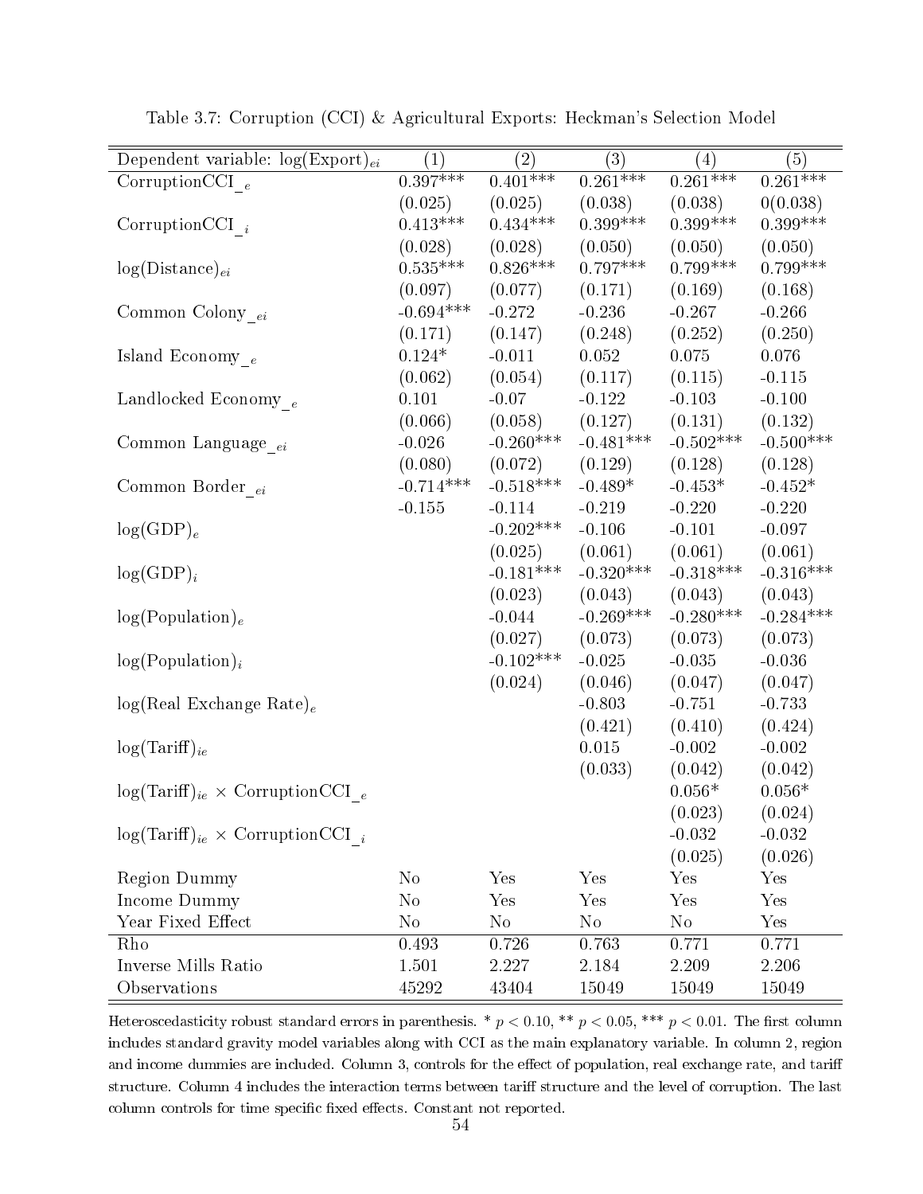Table 3.7: Corruption (CCI) & Agricultural Exports: Heckman's Selection Model

| Dependent variable: $\log(\text{Export})_{ei}$ | (1) | (2) | (3) | (4) | (5) |
|---|---|---|---|---|---|
| CorruptionCCI_$_e$ | 0.397*** | 0.401*** | 0.261*** | 0.261*** | 0.261*** |
| | (0.025) | (0.025) | (0.038) | (0.038) | 0(0.038) |
| CorruptionCCI_$_i$ | 0.413*** | 0.434*** | 0.399*** | 0.399*** | 0.399*** |
| | (0.028) | (0.028) | (0.050) | (0.050) | (0.050) |
| $\log(\text{Distance})_{ei}$ | 0.535*** | 0.826*** | 0.797*** | 0.799*** | 0.799*** |
| | (0.097) | (0.077) | (0.171) | (0.169) | (0.168) |
| Common Colony_$_{ei}$ | -0.694*** | -0.272 | -0.236 | -0.267 | -0.266 |
| | (0.171) | (0.147) | (0.248) | (0.252) | (0.250) |
| Island Economy_$_e$ | 0.124* | -0.011 | 0.052 | 0.075 | 0.076 |
| | (0.062) | (0.054) | (0.117) | (0.115) | -0.115 |
| Landlocked Economy_$_e$ | 0.101 | -0.07 | -0.122 | -0.103 | -0.100 |
| | (0.066) | (0.058) | (0.127) | (0.131) | (0.132) |
| Common Language_$_{ei}$ | -0.026 | -0.260*** | -0.481*** | -0.502*** | -0.500*** |
| | (0.080) | (0.072) | (0.129) | (0.128) | (0.128) |
| Common Border_$_{ei}$ | -0.714*** | -0.518*** | -0.489* | -0.453* | -0.452* |
| | -0.155 | -0.114 | -0.219 | -0.220 | -0.220 |
| $\log(\text{GDP})_e$ | | -0.202*** | -0.106 | -0.101 | -0.097 |
| | | (0.025) | (0.061) | (0.061) | (0.061) |
| $\log(\text{GDP})_i$ | | -0.181*** | -0.320*** | -0.318*** | -0.316*** |
| | | (0.023) | (0.043) | (0.043) | (0.043) |
| $\log(\text{Population})_e$ | | -0.044 | -0.269*** | -0.280*** | -0.284*** |
| | | (0.027) | (0.073) | (0.073) | (0.073) |
| $\log(\text{Population})_i$ | | -0.102*** | -0.025 | -0.035 | -0.036 |
| | | (0.024) | (0.046) | (0.047) | (0.047) |
| $\log(\text{Real Exchange Rate})_e$ | | | -0.803 | -0.751 | -0.733 |
| | | | (0.421) | (0.410) | (0.424) |
| $\log(\text{Tariff})_{ie}$ | | | 0.015 | -0.002 | -0.002 |
| | | | (0.033) | (0.042) | (0.042) |
| $\log(\text{Tariff})_{ie}$ × CorruptionCCI_$_e$ | | | | 0.056* | 0.056* |
| | | | | (0.023) | (0.024) |
| $\log(\text{Tariff})_{ie}$ × CorruptionCCI_$_i$ | | | | -0.032 | -0.032 |
| | | | | (0.025) | (0.026) |
| Region Dummy | No | Yes | Yes | Yes | Yes |
| Income Dummy | No | Yes | Yes | Yes | Yes |
| Year Fixed Effect | No | No | No | No | Yes |
| Rho | 0.493 | 0.726 | 0.763 | 0.771 | 0.771 |
| Inverse Mills Ratio | 1.501 | 2.227 | 2.184 | 2.209 | 2.206 |
| Observations | 45292 | 43404 | 15049 | 15049 | 15049 |

Heteroscedasticity robust standard errors in parenthesis. * $p < 0.10$, ** $p < 0.05$, *** $p < 0.01$. The first column includes standard gravity model variables along with CCI as the main explanatory variable. In column 2, region and income dummies are included. Column 3, controls for the effect of population, real exchange rate, and tariff structure. Column 4 includes the interaction terms between tariff structure and the level of corruption. The last column controls for time specific fixed effects. Constant not reported.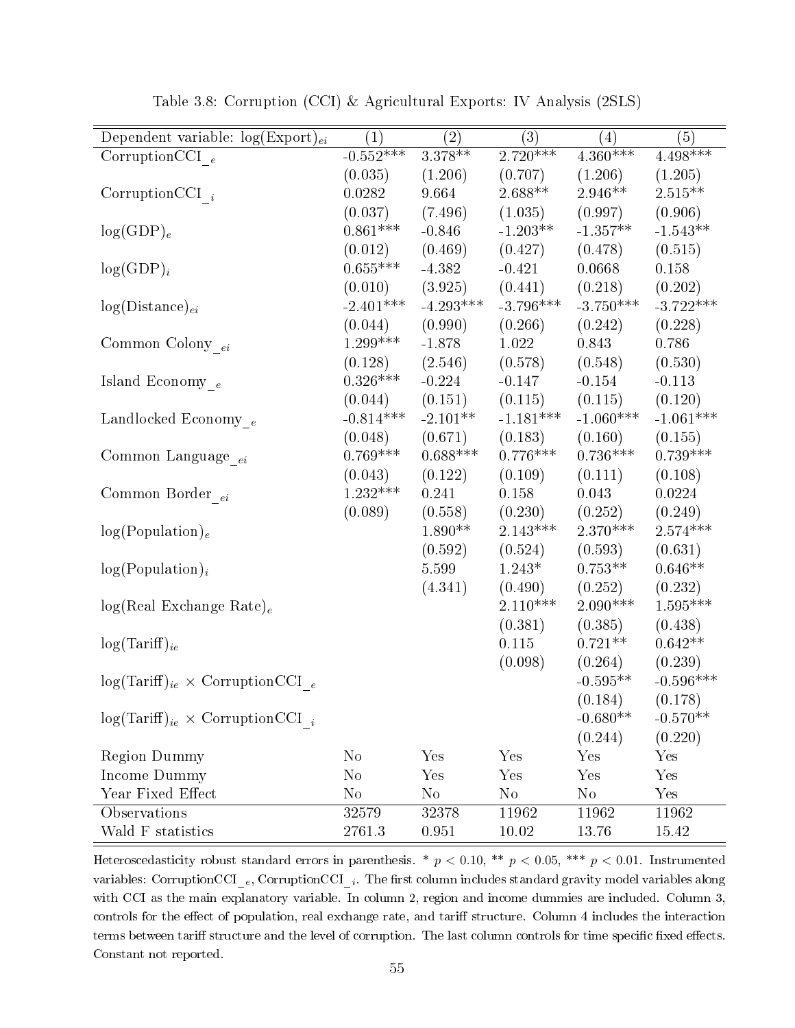Table 3.8: Corruption (CCI) & Agricultural Exports: IV Analysis (2SLS)

| Dependent variable: $\log(\text{Export})_{ei}$ | (1) | (2) | (3) | (4) | (5) |
|---|---|---|---|---|---|
| CorruptionCCI$\_{e}$ | -0.552*** | 3.378** | 2.720*** | 4.360*** | 4.498*** |
| | (0.035) | (1.206) | (0.707) | (1.206) | (1.205) |
| CorruptionCCI$\_{i}$ | 0.0282 | 9.664 | 2.688** | 2.946** | 2.515** |
| | (0.037) | (7.496) | (1.035) | (0.997) | (0.906) |
| $\log(\text{GDP})_e$ | 0.861*** | -0.846 | -1.203** | -1.357** | -1.543** |
| | (0.012) | (0.469) | (0.427) | (0.478) | (0.515) |
| $\log(\text{GDP})_i$ | 0.655*** | -4.382 | -0.421 | 0.0668 | 0.158 |
| | (0.010) | (3.925) | (0.441) | (0.218) | (0.202) |
| $\log(\text{Distance})_{ei}$ | -2.401*** | -4.293*** | -3.796*** | -3.750*** | -3.722*** |
| | (0.044) | (0.990) | (0.266) | (0.242) | (0.228) |
| Common Colony$\_{ei}$ | 1.299*** | -1.878 | 1.022 | 0.843 | 0.786 |
| | (0.128) | (2.546) | (0.578) | (0.548) | (0.530) |
| Island Economy$\_{e}$ | 0.326*** | -0.224 | -0.147 | -0.154 | -0.113 |
| | (0.044) | (0.151) | (0.115) | (0.115) | (0.120) |
| Landlocked Economy$\_{e}$ | -0.814*** | -2.101** | -1.181*** | -1.060*** | -1.061*** |
| | (0.048) | (0.671) | (0.183) | (0.160) | (0.155) |
| Common Language$\_{ei}$ | 0.769*** | 0.688*** | 0.776*** | 0.736*** | 0.739*** |
| | (0.043) | (0.122) | (0.109) | (0.111) | (0.108) |
| Common Border$\_{ei}$ | 1.232*** | 0.241 | 0.158 | 0.043 | 0.0224 |
| | (0.089) | (0.558) | (0.230) | (0.252) | (0.249) |
| $\log(\text{Population})_e$ | | 1.890** | 2.143*** | 2.370*** | 2.574*** |
| | | (0.592) | (0.524) | (0.593) | (0.631) |
| $\log(\text{Population})_i$ | | 5.599 | 1.243* | 0.753** | 0.646** |
| | | (4.341) | (0.490) | (0.252) | (0.232) |
| $\log(\text{Real Exchange Rate})_e$ | | | 2.110*** | 2.090*** | 1.595*** |
| | | | (0.381) | (0.385) | (0.438) |
| $\log(\text{Tariff})_{ie}$ | | | 0.115 | 0.721** | 0.642** |
| | | | (0.098) | (0.264) | (0.239) |
| $\log(\text{Tariff})_{ie}$ × CorruptionCCI$\_{e}$ | | | | -0.595** | -0.596*** |
| | | | | (0.184) | (0.178) |
| $\log(\text{Tariff})_{ie}$ × CorruptionCCI$\_{i}$ | | | | -0.680** | -0.570** |
| | | | | (0.244) | (0.220) |
| Region Dummy | No | Yes | Yes | Yes | Yes |
| Income Dummy | No | Yes | Yes | Yes | Yes |
| Year Fixed Effect | No | No | No | No | Yes |
| Observations | 32579 | 32378 | 11962 | 11962 | 11962 |
| Wald F statistics | 2761.3 | 0.951 | 10.02 | 13.76 | 15.42 |

Heteroscedasticity robust standard errors in parenthesis. * $p < 0.10$, ** $p < 0.05$, *** $p < 0.01$. Instrumented variables: CorruptionCCI$\_{e}$, CorruptionCCI$\_{i}$. The first column includes standard gravity model variables along with CCI as the main explanatory variable. In column 2, region and income dummies are included. Column 3, controls for the effect of population, real exchange rate, and tariff structure. Column 4 includes the interaction terms between tariff structure and the level of corruption. The last column controls for time specific fixed effects. Constant not reported.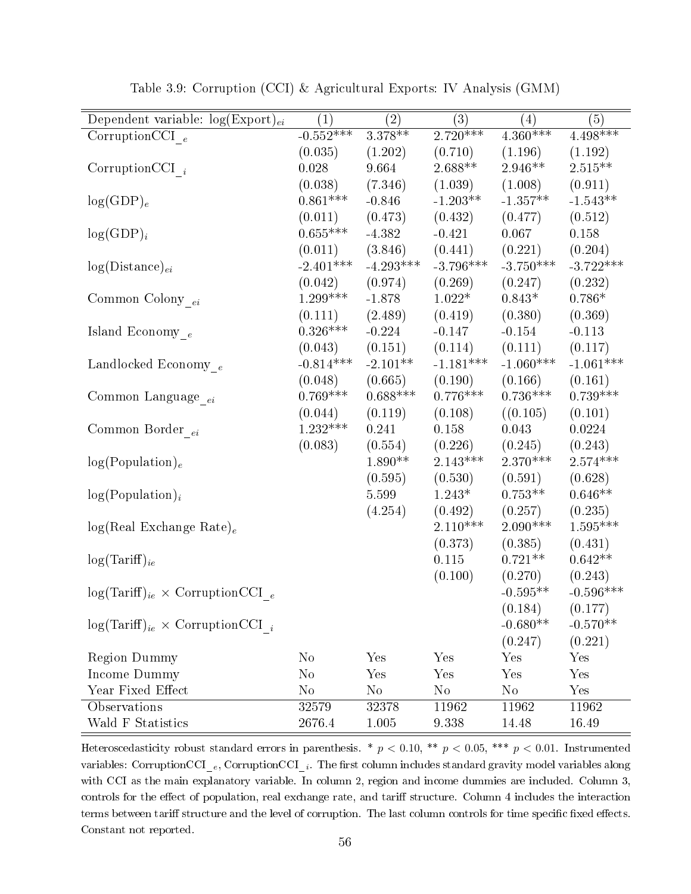Table 3.9: Corruption (CCI) & Agricultural Exports: IV Analysis (GMM)

| Dependent variable: $\log(\text{Export})_{ei}$ | (1) | (2) | (3) | (4) | (5) |
|---|---|---|---|---|---|
| CorruptionCCI$\_e$ | -0.552*** | 3.378** | 2.720*** | 4.360*** | 4.498*** |
| | (0.035) | (1.202) | (0.710) | (1.196) | (1.192) |
| CorruptionCCI$\_i$ | 0.028 | 9.664 | 2.688** | 2.946** | 2.515** |
| | (0.038) | (7.346) | (1.039) | (1.008) | (0.911) |
| $\log(\text{GDP})_e$ | 0.861*** | -0.846 | -1.203** | -1.357** | -1.543** |
| | (0.011) | (0.473) | (0.432) | (0.477) | (0.512) |
| $\log(\text{GDP})_i$ | 0.655*** | -4.382 | -0.421 | 0.067 | 0.158 |
| | (0.011) | (3.846) | (0.441) | (0.221) | (0.204) |
| $\log(\text{Distance})_{ei}$ | -2.401*** | -4.293*** | -3.796*** | -3.750*** | -3.722*** |
| | (0.042) | (0.974) | (0.269) | (0.247) | (0.232) |
| Common Colony$\_ei$ | 1.299*** | -1.878 | 1.022* | 0.843* | 0.786* |
| | (0.111) | (2.489) | (0.419) | (0.380) | (0.369) |
| Island Economy$\_e$ | 0.326*** | -0.224 | -0.147 | -0.154 | -0.113 |
| | (0.043) | (0.151) | (0.114) | (0.111) | (0.117) |
| Landlocked Economy$\_e$ | -0.814*** | -2.101** | -1.181*** | -1.060*** | -1.061*** |
| | (0.048) | (0.665) | (0.190) | (0.166) | (0.161) |
| Common Language$\_ei$ | 0.769*** | 0.688*** | 0.776*** | 0.736*** | 0.739*** |
| | (0.044) | (0.119) | (0.108) | ((0.105) | (0.101) |
| Common Border$\_ei$ | 1.232*** | 0.241 | 0.158 | 0.043 | 0.0224 |
| | (0.083) | (0.554) | (0.226) | (0.245) | (0.243) |
| $\log(\text{Population})_e$ | | 1.890** | 2.143*** | 2.370*** | 2.574*** |
| | | (0.595) | (0.530) | (0.591) | (0.628) |
| $\log(\text{Population})_i$ | | 5.599 | 1.243* | 0.753** | 0.646** |
| | | (4.254) | (0.492) | (0.257) | (0.235) |
| $\log(\text{Real Exchange Rate})_e$ | | | 2.110*** | 2.090*** | 1.595*** |
| | | | (0.373) | (0.385) | (0.431) |
| $\log(\text{Tariff})_{ie}$ | | | 0.115 | 0.721** | 0.642** |
| | | | (0.100) | (0.270) | (0.243) |
| $\log(\text{Tariff})_{ie}$ × CorruptionCCI$\_e$ | | | | -0.595** | -0.596*** |
| | | | | (0.184) | (0.177) |
| $\log(\text{Tariff})_{ie}$ × CorruptionCCI$\_i$ | | | | -0.680** | -0.570** |
| | | | | (0.247) | (0.221) |
| Region Dummy | No | Yes | Yes | Yes | Yes |
| Income Dummy | No | Yes | Yes | Yes | Yes |
| Year Fixed Effect | No | No | No | No | Yes |
| Observations | 32579 | 32378 | 11962 | 11962 | 11962 |
| Wald F Statistics | 2676.4 | 1.005 | 9.338 | 14.48 | 16.49 |

Heteroscedasticity robust standard errors in parenthesis. * $p < 0.10$, ** $p < 0.05$, *** $p < 0.01$. Instrumented variables: CorruptionCCI$\_e$, CorruptionCCI$\_i$. The first column includes standard gravity model variables along with CCI as the main explanatory variable. In column 2, region and income dummies are included. Column 3, controls for the effect of population, real exchange rate, and tariff structure. Column 4 includes the interaction terms between tariff structure and the level of corruption. The last column controls for time specific fixed effects. Constant not reported.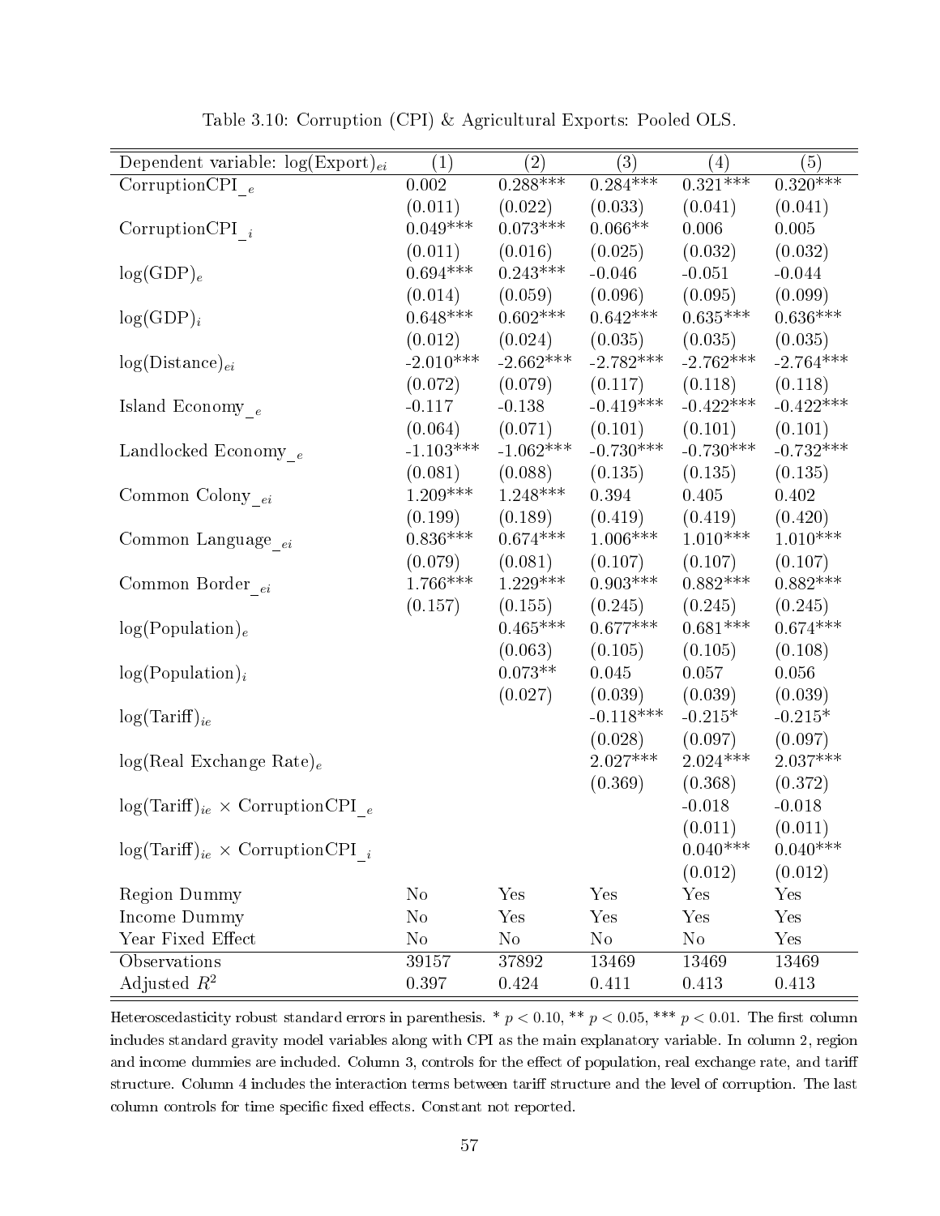Table 3.10: Corruption (CPI) & Agricultural Exports: Pooled OLS.

| Dependent variable: $\log(\text{Export})_{ei}$ | (1) | (2) | (3) | (4) | (5) |
|---|---|---|---|---|---|
| CorruptionCPI$_{\_e}$ | 0.002 | 0.288*** | 0.284*** | 0.321*** | 0.320*** |
| | (0.011) | (0.022) | (0.033) | (0.041) | (0.041) |
| CorruptionCPI$_{\_i}$ | 0.049*** | 0.073*** | 0.066** | 0.006 | 0.005 |
| | (0.011) | (0.016) | (0.025) | (0.032) | (0.032) |
| $\log(\text{GDP})_e$ | 0.694*** | 0.243*** | -0.046 | -0.051 | -0.044 |
| | (0.014) | (0.059) | (0.096) | (0.095) | (0.099) |
| $\log(\text{GDP})_i$ | 0.648*** | 0.602*** | 0.642*** | 0.635*** | 0.636*** |
| | (0.012) | (0.024) | (0.035) | (0.035) | (0.035) |
| $\log(\text{Distance})_{ei}$ | -2.010*** | -2.662*** | -2.782*** | -2.762*** | -2.764*** |
| | (0.072) | (0.079) | (0.117) | (0.118) | (0.118) |
| Island Economy$_{\_e}$ | -0.117 | -0.138 | -0.419*** | -0.422*** | -0.422*** |
| | (0.064) | (0.071) | (0.101) | (0.101) | (0.101) |
| Landlocked Economy$_{\_e}$ | -1.103*** | -1.062*** | -0.730*** | -0.730*** | -0.732*** |
| | (0.081) | (0.088) | (0.135) | (0.135) | (0.135) |
| Common Colony$_{\_ei}$ | 1.209*** | 1.248*** | 0.394 | 0.405 | 0.402 |
| | (0.199) | (0.189) | (0.419) | (0.419) | (0.420) |
| Common Language$_{\_ei}$ | 0.836*** | 0.674*** | 1.006*** | 1.010*** | 1.010*** |
| | (0.079) | (0.081) | (0.107) | (0.107) | (0.107) |
| Common Border$_{\_ei}$ | 1.766*** | 1.229*** | 0.903*** | 0.882*** | 0.882*** |
| | (0.157) | (0.155) | (0.245) | (0.245) | (0.245) |
| $\log(\text{Population})_e$ | | 0.465*** | 0.677*** | 0.681*** | 0.674*** |
| | | (0.063) | (0.105) | (0.105) | (0.108) |
| $\log(\text{Population})_i$ | | 0.073** | 0.045 | 0.057 | 0.056 |
| | | (0.027) | (0.039) | (0.039) | (0.039) |
| $\log(\text{Tariff})_{ie}$ | | | -0.118*** | -0.215* | -0.215* |
| | | | (0.028) | (0.097) | (0.097) |
| $\log(\text{Real Exchange Rate})_e$ | | | 2.027*** | 2.024*** | 2.037*** |
| | | | (0.369) | (0.368) | (0.372) |
| $\log(\text{Tariff})_{ie}$ × CorruptionCPI$_{\_e}$ | | | | -0.018 | -0.018 |
| | | | | (0.011) | (0.011) |
| $\log(\text{Tariff})_{ie}$ × CorruptionCPI$_{\_i}$ | | | | 0.040*** | 0.040*** |
| | | | | (0.012) | (0.012) |
| Region Dummy | No | Yes | Yes | Yes | Yes |
| Income Dummy | No | Yes | Yes | Yes | Yes |
| Year Fixed Effect | No | No | No | No | Yes |
| Observations | 39157 | 37892 | 13469 | 13469 | 13469 |
| Adjusted $R^2$ | 0.397 | 0.424 | 0.411 | 0.413 | 0.413 |

Heteroscedasticity robust standard errors in parenthesis. * $p < 0.10$, ** $p < 0.05$, *** $p < 0.01$. The first column includes standard gravity model variables along with CPI as the main explanatory variable. In column 2, region and income dummies are included. Column 3, controls for the effect of population, real exchange rate, and tariff structure. Column 4 includes the interaction terms between tariff structure and the level of corruption. The last column controls for time specific fixed effects. Constant not reported.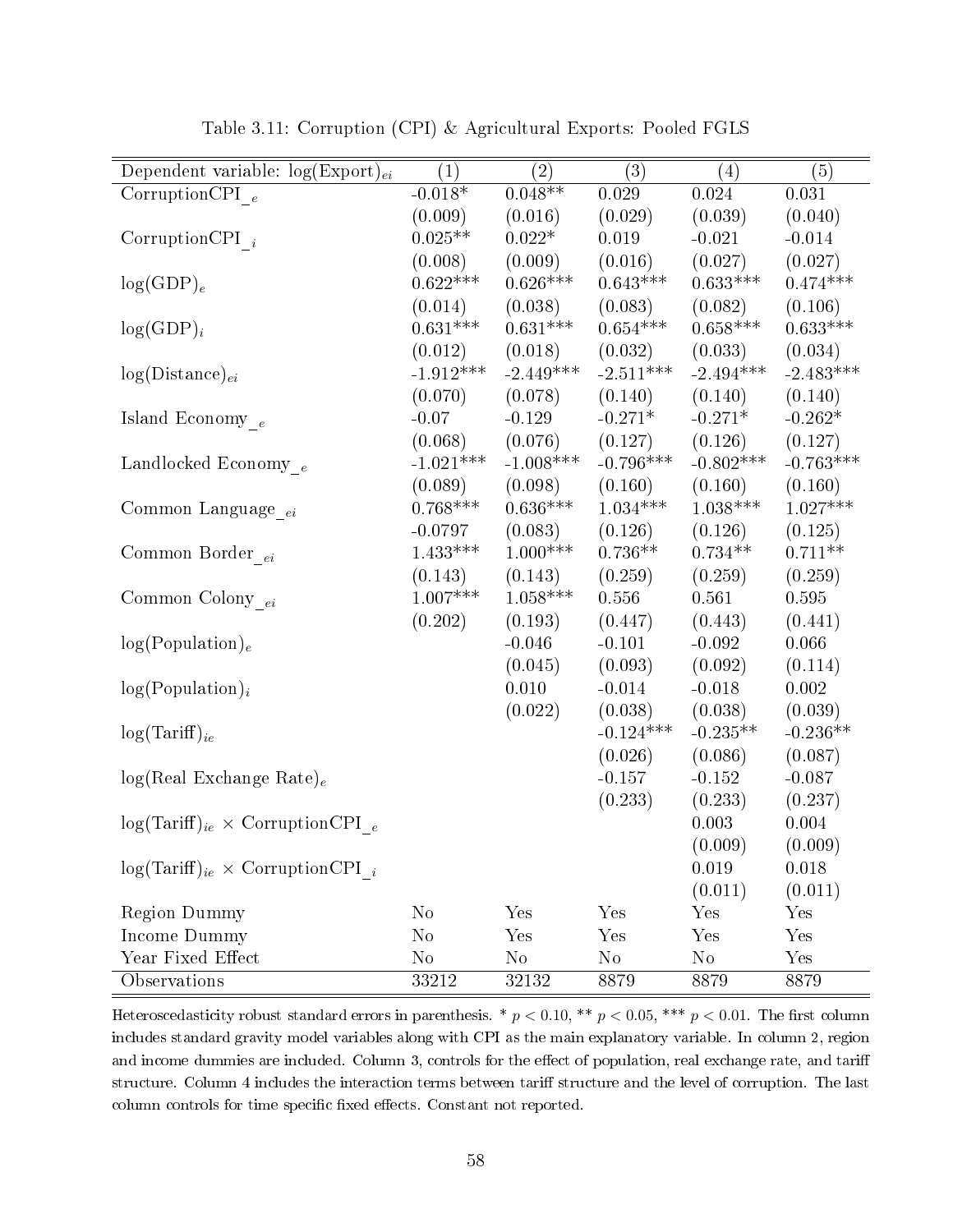Table 3.11: Corruption (CPI) & Agricultural Exports: Pooled FGLS

| Dependent variable: $\log(\text{Export})_{ei}$ | (1) | (2) | (3) | (4) | (5) |
|---|---|---|---|---|---|
| CorruptionCPI$\_{e}$ | -0.018* | 0.048** | 0.029 | 0.024 | 0.031 |
| | (0.009) | (0.016) | (0.029) | (0.039) | (0.040) |
| CorruptionCPI$\_{i}$ | 0.025** | 0.022* | 0.019 | -0.021 | -0.014 |
| | (0.008) | (0.009) | (0.016) | (0.027) | (0.027) |
| $\log(\text{GDP})_e$ | 0.622*** | 0.626*** | 0.643*** | 0.633*** | 0.474*** |
| | (0.014) | (0.038) | (0.083) | (0.082) | (0.106) |
| $\log(\text{GDP})_i$ | 0.631*** | 0.631*** | 0.654*** | 0.658*** | 0.633*** |
| | (0.012) | (0.018) | (0.032) | (0.033) | (0.034) |
| $\log(\text{Distance})_{ei}$ | -1.912*** | -2.449*** | -2.511*** | -2.494*** | -2.483*** |
| | (0.070) | (0.078) | (0.140) | (0.140) | (0.140) |
| Island Economy$\_{e}$ | -0.07 | -0.129 | -0.271* | -0.271* | -0.262* |
| | (0.068) | (0.076) | (0.127) | (0.126) | (0.127) |
| Landlocked Economy$\_{e}$ | -1.021*** | -1.008*** | -0.796*** | -0.802*** | -0.763*** |
| | (0.089) | (0.098) | (0.160) | (0.160) | (0.160) |
| Common Language$\_{ei}$ | 0.768*** | 0.636*** | 1.034*** | 1.038*** | 1.027*** |
| | -0.0797 | (0.083) | (0.126) | (0.126) | (0.125) |
| Common Border$\_{ei}$ | 1.433*** | 1.000*** | 0.736** | 0.734** | 0.711** |
| | (0.143) | (0.143) | (0.259) | (0.259) | (0.259) |
| Common Colony$\_{ei}$ | 1.007*** | 1.058*** | 0.556 | 0.561 | 0.595 |
| | (0.202) | (0.193) | (0.447) | (0.443) | (0.441) |
| $\log(\text{Population})_e$ | | -0.046 | -0.101 | -0.092 | 0.066 |
| | | (0.045) | (0.093) | (0.092) | (0.114) |
| $\log(\text{Population})_i$ | | 0.010 | -0.014 | -0.018 | 0.002 |
| | | (0.022) | (0.038) | (0.038) | (0.039) |
| $\log(\text{Tariff})_{ie}$ | | | -0.124*** | -0.235** | -0.236** |
| | | | (0.026) | (0.086) | (0.087) |
| $\log(\text{Real Exchange Rate})_e$ | | | -0.157 | -0.152 | -0.087 |
| | | | (0.233) | (0.233) | (0.237) |
| $\log(\text{Tariff})_{ie}$ × CorruptionCPI$\_{e}$ | | | | 0.003 | 0.004 |
| | | | | (0.009) | (0.009) |
| $\log(\text{Tariff})_{ie}$ × CorruptionCPI$\_{i}$ | | | | 0.019 | 0.018 |
| | | | | (0.011) | (0.011) |
| Region Dummy | No | Yes | Yes | Yes | Yes |
| Income Dummy | No | Yes | Yes | Yes | Yes |
| Year Fixed Effect | No | No | No | No | Yes |
| Observations | 33212 | 32132 | 8879 | 8879 | 8879 |

Heteroscedasticity robust standard errors in parenthesis. * $p < 0.10$, ** $p < 0.05$, *** $p < 0.01$. The first column includes standard gravity model variables along with CPI as the main explanatory variable. In column 2, region and income dummies are included. Column 3, controls for the effect of population, real exchange rate, and tariff structure. Column 4 includes the interaction terms between tariff structure and the level of corruption. The last column controls for time specific fixed effects. Constant not reported.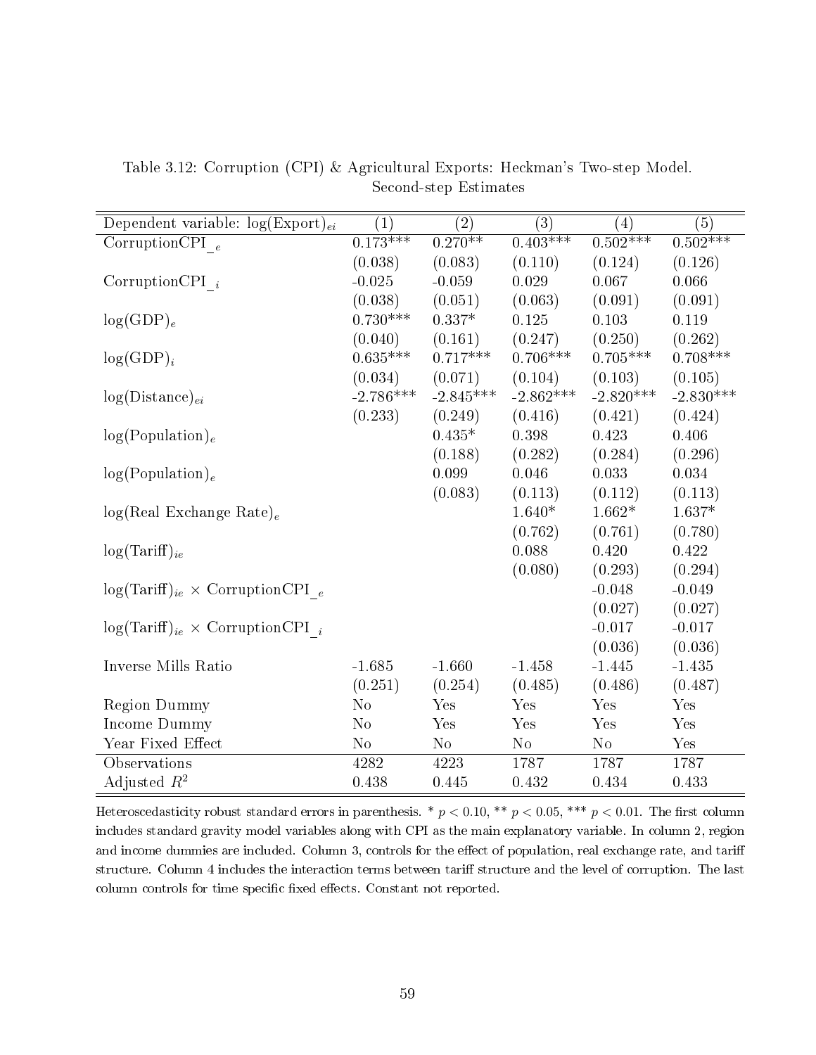Table 3.12: Corruption (CPI) & Agricultural Exports: Heckman's Two-step Model. Second-step Estimates

| Dependent variable: $\log(\text{Export})_{ei}$ | (1) | (2) | (3) | (4) | (5) |
|---|---|---|---|---|---|
| CorruptionCPI$\_{e}$ | 0.173*** | 0.270** | 0.403*** | 0.502*** | 0.502*** |
| | (0.038) | (0.083) | (0.110) | (0.124) | (0.126) |
| CorruptionCPI$\_{i}$ | -0.025 | -0.059 | 0.029 | 0.067 | 0.066 |
| | (0.038) | (0.051) | (0.063) | (0.091) | (0.091) |
| $\log(\text{GDP})_e$ | 0.730*** | 0.337* | 0.125 | 0.103 | 0.119 |
| | (0.040) | (0.161) | (0.247) | (0.250) | (0.262) |
| $\log(\text{GDP})_i$ | 0.635*** | 0.717*** | 0.706*** | 0.705*** | 0.708*** |
| | (0.034) | (0.071) | (0.104) | (0.103) | (0.105) |
| $\log(\text{Distance})_{ei}$ | -2.786*** | -2.845*** | -2.862*** | -2.820*** | -2.830*** |
| | (0.233) | (0.249) | (0.416) | (0.421) | (0.424) |
| $\log(\text{Population})_e$ | | 0.435* | 0.398 | 0.423 | 0.406 |
| | | (0.188) | (0.282) | (0.284) | (0.296) |
| $\log(\text{Population})_e$ | | 0.099 | 0.046 | 0.033 | 0.034 |
| | | (0.083) | (0.113) | (0.112) | (0.113) |
| $\log(\text{Real Exchange Rate})_e$ | | | 1.640* | 1.662* | 1.637* |
| | | | (0.762) | (0.761) | (0.780) |
| $\log(\text{Tariff})_{ie}$ | | | 0.088 | 0.420 | 0.422 |
| | | | (0.080) | (0.293) | (0.294) |
| $\log(\text{Tariff})_{ie}$ × CorruptionCPI$\_{e}$ | | | | -0.048 | -0.049 |
| | | | | (0.027) | (0.027) |
| $\log(\text{Tariff})_{ie}$ × CorruptionCPI$\_{i}$ | | | | -0.017 | -0.017 |
| | | | | (0.036) | (0.036) |
| Inverse Mills Ratio | -1.685 | -1.660 | -1.458 | -1.445 | -1.435 |
| | (0.251) | (0.254) | (0.485) | (0.486) | (0.487) |
| Region Dummy | No | Yes | Yes | Yes | Yes |
| Income Dummy | No | Yes | Yes | Yes | Yes |
| Year Fixed Effect | No | No | No | No | Yes |
| Observations | 4282 | 4223 | 1787 | 1787 | 1787 |
| Adjusted $R^2$ | 0.438 | 0.445 | 0.432 | 0.434 | 0.433 |

Heteroscedasticity robust standard errors in parenthesis. * $p < 0.10$, ** $p < 0.05$, *** $p < 0.01$. The first column includes standard gravity model variables along with CPI as the main explanatory variable. In column 2, region and income dummies are included. Column 3, controls for the effect of population, real exchange rate, and tariff structure. Column 4 includes the interaction terms between tariff structure and the level of corruption. The last column controls for time specific fixed effects. Constant not reported.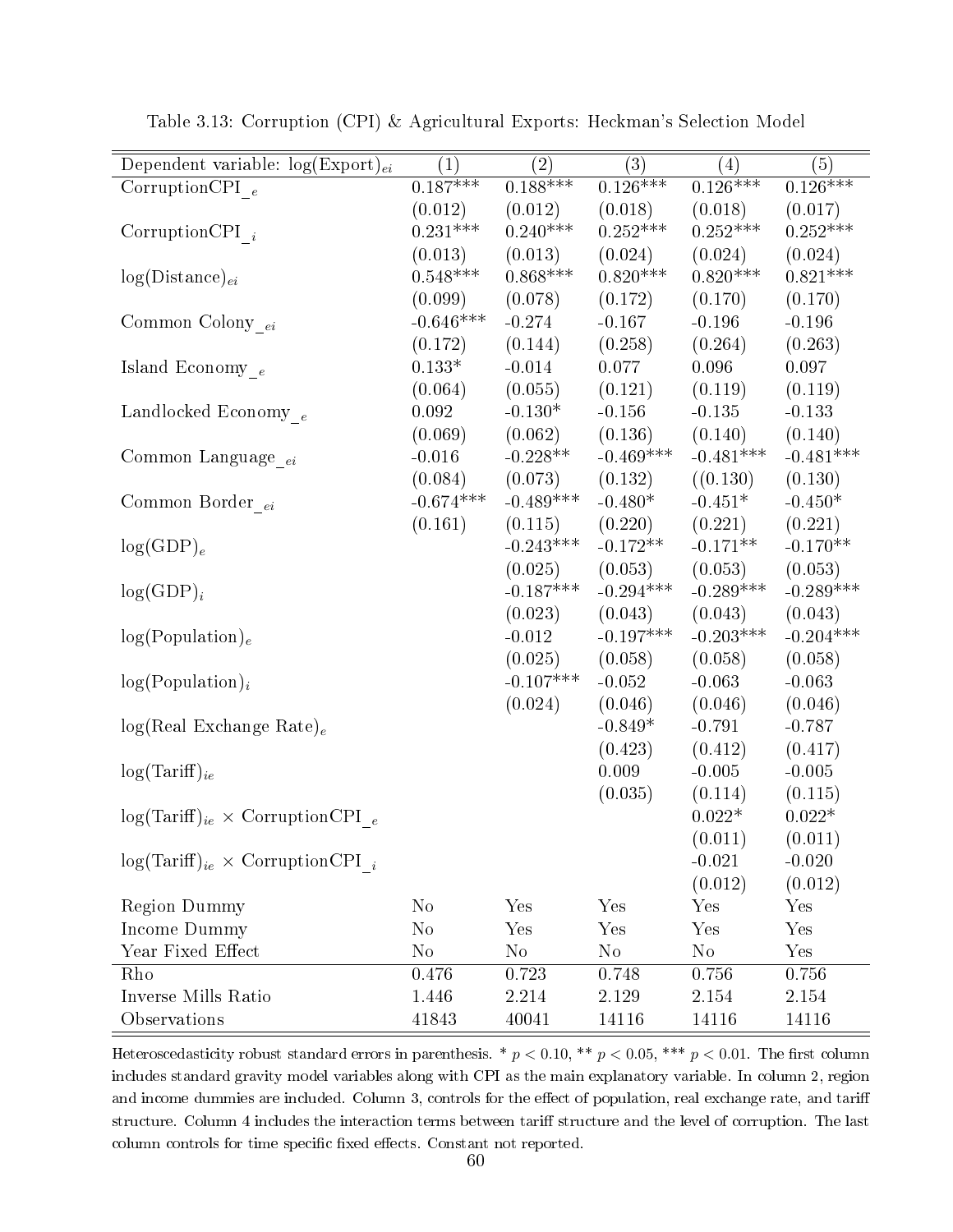Table 3.13: Corruption (CPI) & Agricultural Exports: Heckman's Selection Model

| Dependent variable: $\log(\text{Export})_{ei}$ | (1) | (2) | (3) | (4) | (5) |
|---|---|---|---|---|---|
| CorruptionCPI$\_{e}$ | 0.187*** | 0.188*** | 0.126*** | 0.126*** | 0.126*** |
| | (0.012) | (0.012) | (0.018) | (0.018) | (0.017) |
| CorruptionCPI$\_{i}$ | 0.231*** | 0.240*** | 0.252*** | 0.252*** | 0.252*** |
| | (0.013) | (0.013) | (0.024) | (0.024) | (0.024) |
| $\log(\text{Distance})_{ei}$ | 0.548*** | 0.868*** | 0.820*** | 0.820*** | 0.821*** |
| | (0.099) | (0.078) | (0.172) | (0.170) | (0.170) |
| Common Colony$\_{ei}$ | -0.646*** | -0.274 | -0.167 | -0.196 | -0.196 |
| | (0.172) | (0.144) | (0.258) | (0.264) | (0.263) |
| Island Economy$\_{e}$ | 0.133* | -0.014 | 0.077 | 0.096 | 0.097 |
| | (0.064) | (0.055) | (0.121) | (0.119) | (0.119) |
| Landlocked Economy$\_{e}$ | 0.092 | -0.130* | -0.156 | -0.135 | -0.133 |
| | (0.069) | (0.062) | (0.136) | (0.140) | (0.140) |
| Common Language$\_{ei}$ | -0.016 | -0.228** | -0.469*** | -0.481*** | -0.481*** |
| | (0.084) | (0.073) | (0.132) | ((0.130) | (0.130) |
| Common Border$\_{ei}$ | -0.674*** | -0.489*** | -0.480* | -0.451* | -0.450* |
| | (0.161) | (0.115) | (0.220) | (0.221) | (0.221) |
| $\log(\text{GDP})_{e}$ | | -0.243*** | -0.172** | -0.171** | -0.170** |
| | | (0.025) | (0.053) | (0.053) | (0.053) |
| $\log(\text{GDP})_{i}$ | | -0.187*** | -0.294*** | -0.289*** | -0.289*** |
| | | (0.023) | (0.043) | (0.043) | (0.043) |
| $\log(\text{Population})_{e}$ | | -0.012 | -0.197*** | -0.203*** | -0.204*** |
| | | (0.025) | (0.058) | (0.058) | (0.058) |
| $\log(\text{Population})_{i}$ | | -0.107*** | -0.052 | -0.063 | -0.063 |
| | | (0.024) | (0.046) | (0.046) | (0.046) |
| $\log(\text{Real Exchange Rate})_{e}$ | | | -0.849* | -0.791 | -0.787 |
| | | | (0.423) | (0.412) | (0.417) |
| $\log(\text{Tariff})_{ie}$ | | | 0.009 | -0.005 | -0.005 |
| | | | (0.035) | (0.114) | (0.115) |
| $\log(\text{Tariff})_{ie}$ × CorruptionCPI$\_{e}$ | | | | 0.022* | 0.022* |
| | | | | (0.011) | (0.011) |
| $\log(\text{Tariff})_{ie}$ × CorruptionCPI$\_{i}$ | | | | -0.021 | -0.020 |
| | | | | (0.012) | (0.012) |
| Region Dummy | No | Yes | Yes | Yes | Yes |
| Income Dummy | No | Yes | Yes | Yes | Yes |
| Year Fixed Effect | No | No | No | No | Yes |
| Rho | 0.476 | 0.723 | 0.748 | 0.756 | 0.756 |
| Inverse Mills Ratio | 1.446 | 2.214 | 2.129 | 2.154 | 2.154 |
| Observations | 41843 | 40041 | 14116 | 14116 | 14116 |

Heteroscedasticity robust standard errors in parenthesis. * $p < 0.10$, ** $p < 0.05$, *** $p < 0.01$. The first column includes standard gravity model variables along with CPI as the main explanatory variable. In column 2, region and income dummies are included. Column 3, controls for the effect of population, real exchange rate, and tariff structure. Column 4 includes the interaction terms between tariff structure and the level of corruption. The last column controls for time specific fixed effects. Constant not reported.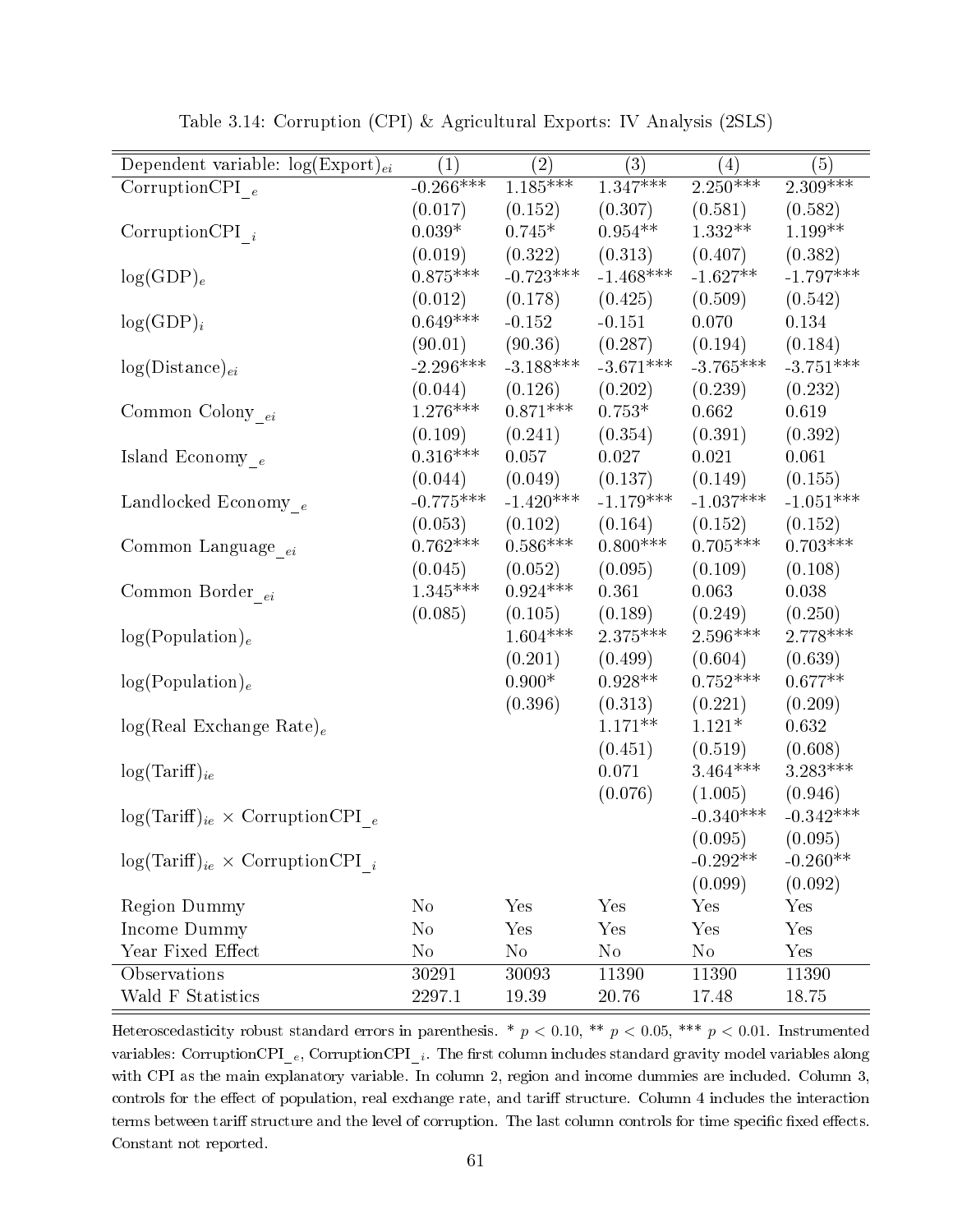Table 3.14: Corruption (CPI) & Agricultural Exports: IV Analysis (2SLS)

| Dependent variable: $\log(\text{Export})_{ei}$ | (1) | (2) | (3) | (4) | (5) |
|---|---|---|---|---|---|
| $\text{CorruptionCPI}\_{e}$ | -0.266*** | 1.185*** | 1.347*** | 2.250*** | 2.309*** |
| | (0.017) | (0.152) | (0.307) | (0.581) | (0.582) |
| $\text{CorruptionCPI}\_{i}$ | 0.039* | 0.745* | 0.954** | 1.332** | 1.199** |
| | (0.019) | (0.322) | (0.313) | (0.407) | (0.382) |
| $\log(\text{GDP})_e$ | 0.875*** | -0.723*** | -1.468*** | -1.627** | -1.797*** |
| | (0.012) | (0.178) | (0.425) | (0.509) | (0.542) |
| $\log(\text{GDP})_i$ | 0.649*** | -0.152 | -0.151 | 0.070 | 0.134 |
| | (90.01) | (90.36) | (0.287) | (0.194) | (0.184) |
| $\log(\text{Distance})_{ei}$ | -2.296*** | -3.188*** | -3.671*** | -3.765*** | -3.751*** |
| | (0.044) | (0.126) | (0.202) | (0.239) | (0.232) |
| $\text{Common Colony}\_{ei}$ | 1.276*** | 0.871*** | 0.753* | 0.662 | 0.619 |
| | (0.109) | (0.241) | (0.354) | (0.391) | (0.392) |
| $\text{Island Economy}\_{e}$ | 0.316*** | 0.057 | 0.027 | 0.021 | 0.061 |
| | (0.044) | (0.049) | (0.137) | (0.149) | (0.155) |
| $\text{Landlocked Economy}\_{e}$ | -0.775*** | -1.420*** | -1.179*** | -1.037*** | -1.051*** |
| | (0.053) | (0.102) | (0.164) | (0.152) | (0.152) |
| $\text{Common Language}\_{ei}$ | 0.762*** | 0.586*** | 0.800*** | 0.705*** | 0.703*** |
| | (0.045) | (0.052) | (0.095) | (0.109) | (0.108) |
| $\text{Common Border}\_{ei}$ | 1.345*** | 0.924*** | 0.361 | 0.063 | 0.038 |
| | (0.085) | (0.105) | (0.189) | (0.249) | (0.250) |
| $\log(\text{Population})_e$ | | 1.604*** | 2.375*** | 2.596*** | 2.778*** |
| | | (0.201) | (0.499) | (0.604) | (0.639) |
| $\log(\text{Population})_e$ | | 0.900* | 0.928** | 0.752*** | 0.677** |
| | | (0.396) | (0.313) | (0.221) | (0.209) |
| $\log(\text{Real Exchange Rate})_e$ | | | 1.171** | 1.121* | 0.632 |
| | | | (0.451) | (0.519) | (0.608) |
| $\log(\text{Tariff})_{ie}$ | | | 0.071 | 3.464*** | 3.283*** |
| | | | (0.076) | (1.005) | (0.946) |
| $\log(\text{Tariff})_{ie} \times \text{CorruptionCPI}\_{e}$ | | | | -0.340*** | -0.342*** |
| | | | | (0.095) | (0.095) |
| $\log(\text{Tariff})_{ie} \times \text{CorruptionCPI}\_{i}$ | | | | -0.292** | -0.260** |
| | | | | (0.099) | (0.092) |
| Region Dummy | No | Yes | Yes | Yes | Yes |
| Income Dummy | No | Yes | Yes | Yes | Yes |
| Year Fixed Effect | No | No | No | No | Yes |
| Observations | 30291 | 30093 | 11390 | 11390 | 11390 |
| Wald F Statistics | 2297.1 | 19.39 | 20.76 | 17.48 | 18.75 |

Heteroscedasticity robust standard errors in parenthesis. * $p < 0.10$, ** $p < 0.05$, *** $p < 0.01$. Instrumented variables: $\text{CorruptionCPI}\_{e}$, $\text{CorruptionCPI}\_{i}$. The first column includes standard gravity model variables along with CPI as the main explanatory variable. In column 2, region and income dummies are included. Column 3, controls for the effect of population, real exchange rate, and tariff structure. Column 4 includes the interaction terms between tariff structure and the level of corruption. The last column controls for time specific fixed effects. Constant not reported.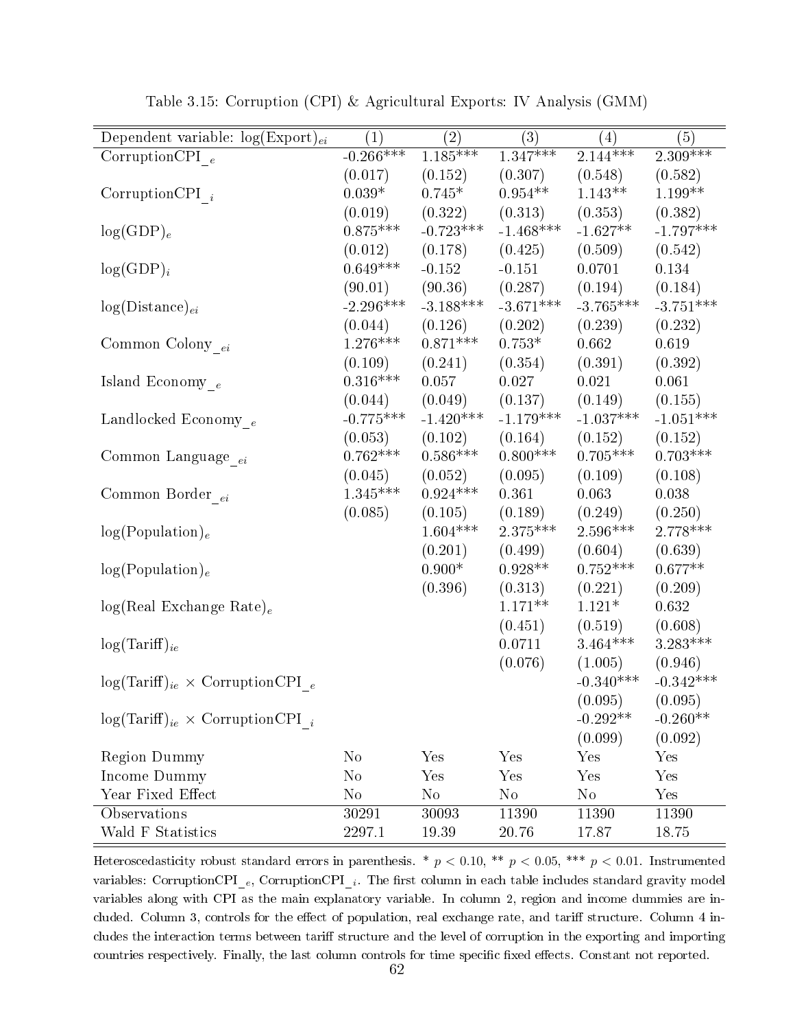Table 3.15: Corruption (CPI) & Agricultural Exports: IV Analysis (GMM)

| Dependent variable: $\log(\text{Export})_{ei}$ | (1) | (2) | (3) | (4) | (5) |
|---|---|---|---|---|---|
| CorruptionCPI$\_{e}$ | -0.266*** | 1.185*** | 1.347*** | 2.144*** | 2.309*** |
| | (0.017) | (0.152) | (0.307) | (0.548) | (0.582) |
| CorruptionCPI$\_{i}$ | 0.039* | 0.745* | 0.954** | 1.143** | 1.199** |
| | (0.019) | (0.322) | (0.313) | (0.353) | (0.382) |
| $\log(\text{GDP})_e$ | 0.875*** | -0.723*** | -1.468*** | -1.627** | -1.797*** |
| | (0.012) | (0.178) | (0.425) | (0.509) | (0.542) |
| $\log(\text{GDP})_i$ | 0.649*** | -0.152 | -0.151 | 0.0701 | 0.134 |
| | (90.01) | (90.36) | (0.287) | (0.194) | (0.184) |
| $\log(\text{Distance})_{ei}$ | -2.296*** | -3.188*** | -3.671*** | -3.765*** | -3.751*** |
| | (0.044) | (0.126) | (0.202) | (0.239) | (0.232) |
| Common Colony$\_{ei}$ | 1.276*** | 0.871*** | 0.753* | 0.662 | 0.619 |
| | (0.109) | (0.241) | (0.354) | (0.391) | (0.392) |
| Island Economy$\_{e}$ | 0.316*** | 0.057 | 0.027 | 0.021 | 0.061 |
| | (0.044) | (0.049) | (0.137) | (0.149) | (0.155) |
| Landlocked Economy$\_{e}$ | -0.775*** | -1.420*** | -1.179*** | -1.037*** | -1.051*** |
| | (0.053) | (0.102) | (0.164) | (0.152) | (0.152) |
| Common Language$\_{ei}$ | 0.762*** | 0.586*** | 0.800*** | 0.705*** | 0.703*** |
| | (0.045) | (0.052) | (0.095) | (0.109) | (0.108) |
| Common Border$\_{ei}$ | 1.345*** | 0.924*** | 0.361 | 0.063 | 0.038 |
| | (0.085) | (0.105) | (0.189) | (0.249) | (0.250) |
| $\log(\text{Population})_e$ | | 1.604*** | 2.375*** | 2.596*** | 2.778*** |
| | | (0.201) | (0.499) | (0.604) | (0.639) |
| $\log(\text{Population})_e$ | | 0.900* | 0.928** | 0.752*** | 0.677** |
| | | (0.396) | (0.313) | (0.221) | (0.209) |
| $\log(\text{Real Exchange Rate})_e$ | | | 1.171** | 1.121* | 0.632 |
| | | | (0.451) | (0.519) | (0.608) |
| $\log(\text{Tariff})_{ie}$ | | | 0.0711 | 3.464*** | 3.283*** |
| | | | (0.076) | (1.005) | (0.946) |
| $\log(\text{Tariff})_{ie}$ × CorruptionCPI$\_{e}$ | | | | -0.340*** | -0.342*** |
| | | | | (0.095) | (0.095) |
| $\log(\text{Tariff})_{ie}$ × CorruptionCPI$\_{i}$ | | | | -0.292** | -0.260** |
| | | | | (0.099) | (0.092) |
| Region Dummy | No | Yes | Yes | Yes | Yes |
| Income Dummy | No | Yes | Yes | Yes | Yes |
| Year Fixed Effect | No | No | No | No | Yes |
| Observations | 30291 | 30093 | 11390 | 11390 | 11390 |
| Wald F Statistics | 2297.1 | 19.39 | 20.76 | 17.87 | 18.75 |

Heteroscedasticity robust standard errors in parenthesis. * $p < 0.10$, ** $p < 0.05$, *** $p < 0.01$. Instrumented variables: CorruptionCPI$\_{e}$, CorruptionCPI$\_{i}$. The first column in each table includes standard gravity model variables along with CPI as the main explanatory variable. In column 2, region and income dummies are included. Column 3, controls for the effect of population, real exchange rate, and tariff structure. Column 4 includes the interaction terms between tariff structure and the level of corruption in the exporting and importing countries respectively. Finally, the last column controls for time specific fixed effects. Constant not reported.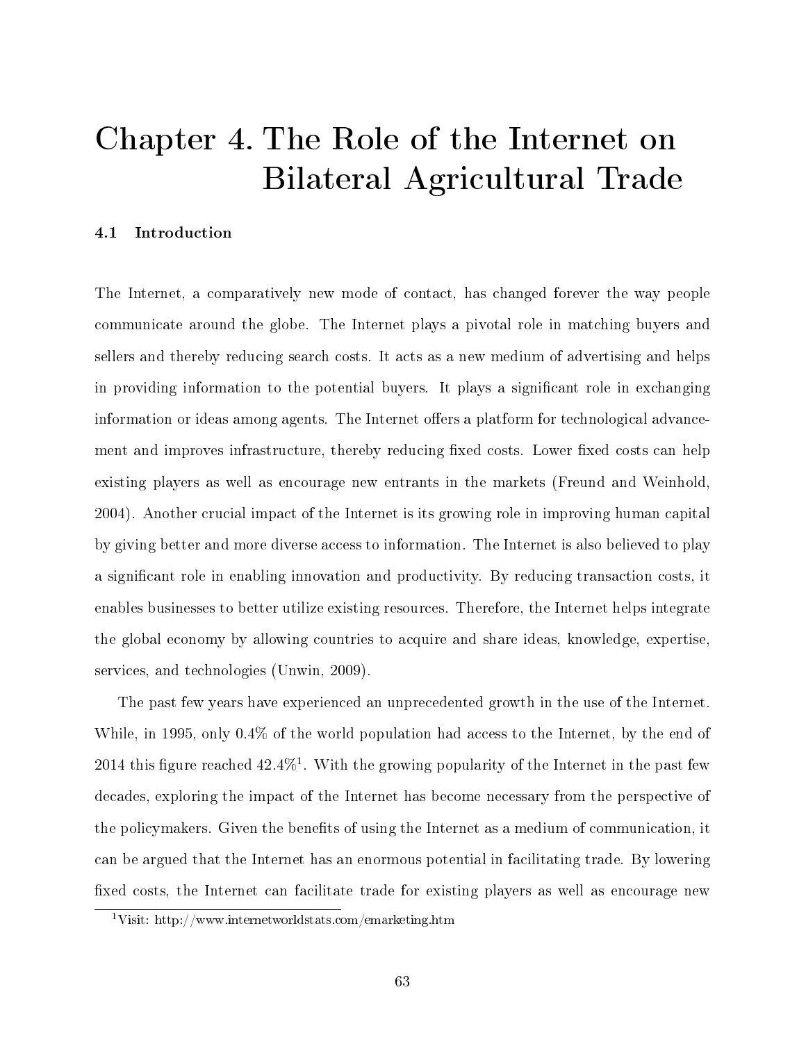# Chapter 4. The Role of the Internet on Bilateral Agricultural Trade

## 4.1 Introduction

The Internet, a comparatively new mode of contact, has changed forever the way people communicate around the globe. The Internet plays a pivotal role in matching buyers and sellers and thereby reducing search costs. It acts as a new medium of advertising and helps in providing information to the potential buyers. It plays a significant role in exchanging information or ideas among agents. The Internet offers a platform for technological advancement and improves infrastructure, thereby reducing fixed costs. Lower fixed costs can help existing players as well as encourage new entrants in the markets (Freund and Weinhold, 2004). Another crucial impact of the Internet is its growing role in improving human capital by giving better and more diverse access to information. The Internet is also believed to play a significant role in enabling innovation and productivity. By reducing transaction costs, it enables businesses to better utilize existing resources. Therefore, the Internet helps integrate the global economy by allowing countries to acquire and share ideas, knowledge, expertise, services, and technologies (Unwin, 2009).

The past few years have experienced an unprecedented growth in the use of the Internet. While, in 1995, only 0.4% of the world population had access to the Internet, by the end of 2014 this figure reached 42.4%[1]. With the growing popularity of the Internet in the past few decades, exploring the impact of the Internet has become necessary from the perspective of the policymakers. Given the benefits of using the Internet as a medium of communication, it can be argued that the Internet has an enormous potential in facilitating trade. By lowering fixed costs, the Internet can facilitate trade for existing players as well as encourage new

[1] Visit: http://www.internetworldstats.com/emarketing.htm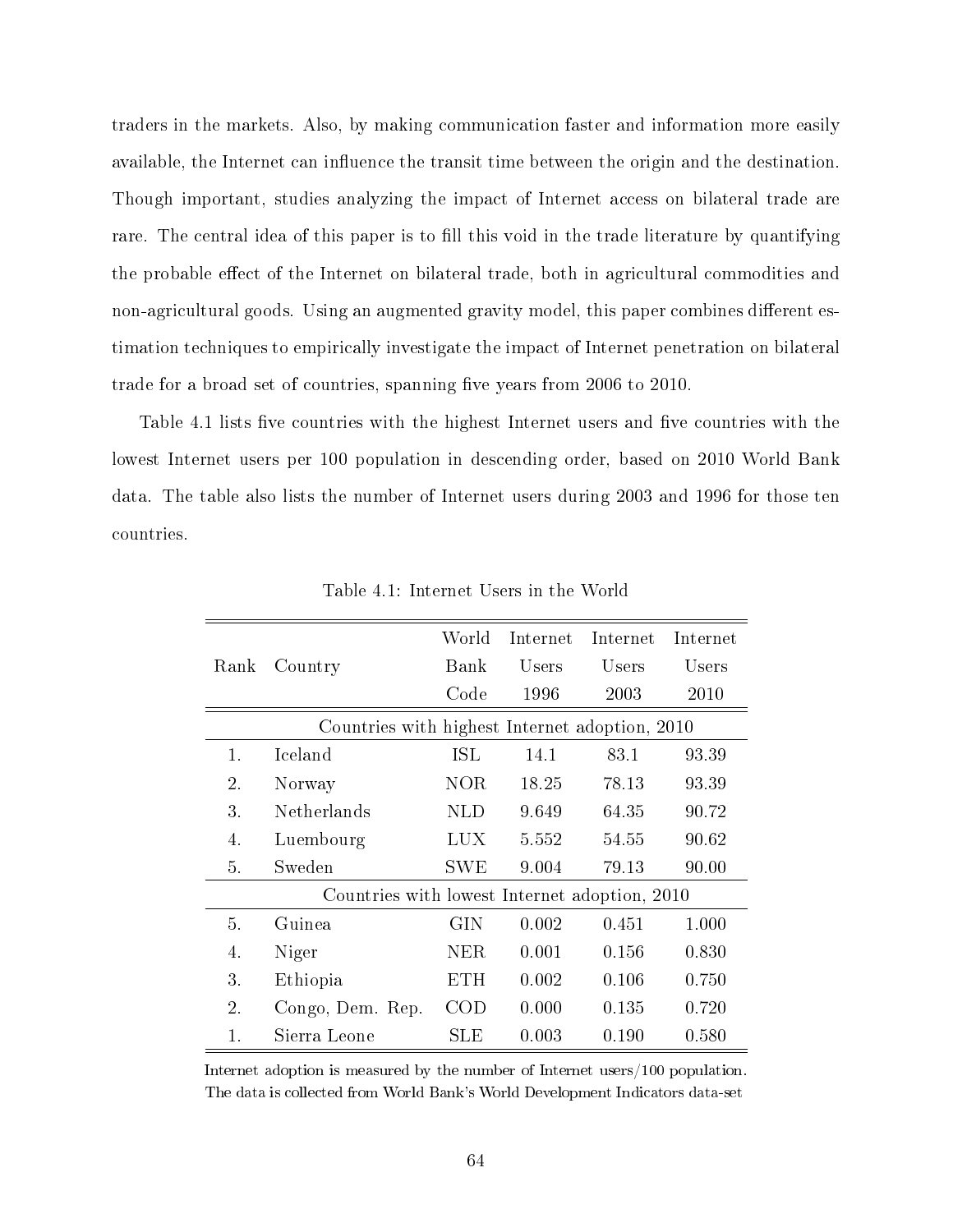traders in the markets. Also, by making communication faster and information more easily available, the Internet can influence the transit time between the origin and the destination. Though important, studies analyzing the impact of Internet access on bilateral trade are rare. The central idea of this paper is to fill this void in the trade literature by quantifying the probable effect of the Internet on bilateral trade, both in agricultural commodities and non-agricultural goods. Using an augmented gravity model, this paper combines different estimation techniques to empirically investigate the impact of Internet penetration on bilateral trade for a broad set of countries, spanning five years from 2006 to 2010.

Table 4.1 lists five countries with the highest Internet users and five countries with the lowest Internet users per 100 population in descending order, based on 2010 World Bank data. The table also lists the number of Internet users during 2003 and 1996 for those ten countries.

Table 4.1: Internet Users in the World

| Rank | Country | World Bank Code | Internet Users 1996 | Internet Users 2003 | Internet Users 2010 |
|---|---|---|---|---|---|
| | Countries with highest Internet adoption, 2010 | | | | |
| 1. | Iceland | ISL | 14.1 | 83.1 | 93.39 |
| 2. | Norway | NOR | 18.25 | 78.13 | 93.39 |
| 3. | Netherlands | NLD | 9.649 | 64.35 | 90.72 |
| 4. | Luembourg | LUX | 5.552 | 54.55 | 90.62 |
| 5. | Sweden | SWE | 9.004 | 79.13 | 90.00 |
| | Countries with lowest Internet adoption, 2010 | | | | |
| 5. | Guinea | GIN | 0.002 | 0.451 | 1.000 |
| 4. | Niger | NER | 0.001 | 0.156 | 0.830 |
| 3. | Ethiopia | ETH | 0.002 | 0.106 | 0.750 |
| 2. | Congo, Dem. Rep. | COD | 0.000 | 0.135 | 0.720 |
| 1. | Sierra Leone | SLE | 0.003 | 0.190 | 0.580 |

Internet adoption is measured by the number of Internet users/100 population. The data is collected from World Bank's World Development Indicators data-set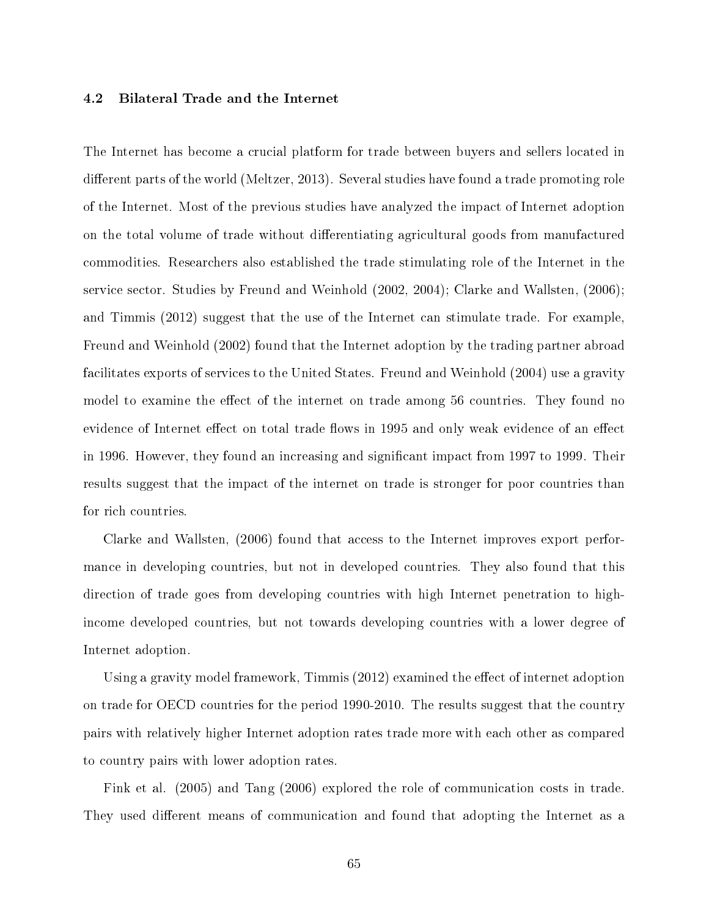### 4.2 Bilateral Trade and the Internet

The Internet has become a crucial platform for trade between buyers and sellers located in different parts of the world (Meltzer, 2013). Several studies have found a trade promoting role of the Internet. Most of the previous studies have analyzed the impact of Internet adoption on the total volume of trade without differentiating agricultural goods from manufactured commodities. Researchers also established the trade stimulating role of the Internet in the service sector. Studies by Freund and Weinhold (2002, 2004); Clarke and Wallsten, (2006); and Timmis (2012) suggest that the use of the Internet can stimulate trade. For example, Freund and Weinhold (2002) found that the Internet adoption by the trading partner abroad facilitates exports of services to the United States. Freund and Weinhold (2004) use a gravity model to examine the effect of the internet on trade among 56 countries. They found no evidence of Internet effect on total trade flows in 1995 and only weak evidence of an effect in 1996. However, they found an increasing and significant impact from 1997 to 1999. Their results suggest that the impact of the internet on trade is stronger for poor countries than for rich countries.

Clarke and Wallsten, (2006) found that access to the Internet improves export performance in developing countries, but not in developed countries. They also found that this direction of trade goes from developing countries with high Internet penetration to high-income developed countries, but not towards developing countries with a lower degree of Internet adoption.

Using a gravity model framework, Timmis (2012) examined the effect of internet adoption on trade for OECD countries for the period 1990-2010. The results suggest that the country pairs with relatively higher Internet adoption rates trade more with each other as compared to country pairs with lower adoption rates.

Fink et al. (2005) and Tang (2006) explored the role of communication costs in trade. They used different means of communication and found that adopting the Internet as a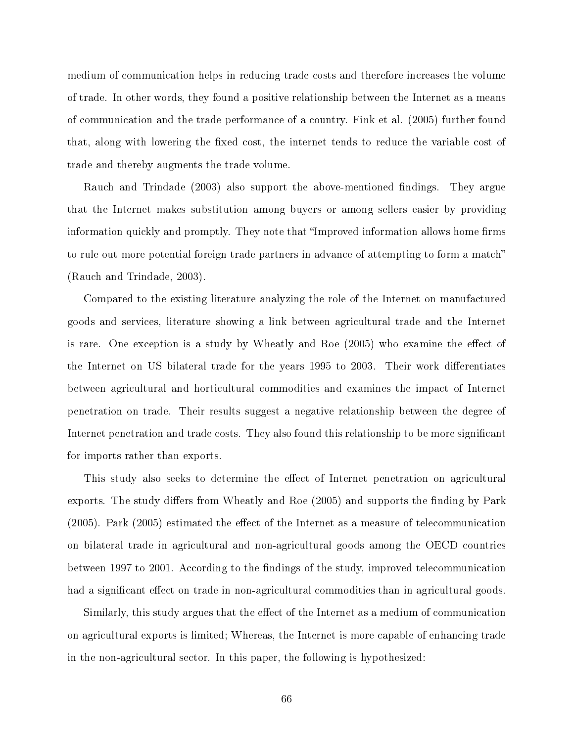medium of communication helps in reducing trade costs and therefore increases the volume of trade. In other words, they found a positive relationship between the Internet as a means of communication and the trade performance of a country. Fink et al. (2005) further found that, along with lowering the fixed cost, the internet tends to reduce the variable cost of trade and thereby augments the trade volume.

Rauch and Trindade (2003) also support the above-mentioned findings. They argue that the Internet makes substitution among buyers or among sellers easier by providing information quickly and promptly. They note that "Improved information allows home firms to rule out more potential foreign trade partners in advance of attempting to form a match" (Rauch and Trindade, 2003).

Compared to the existing literature analyzing the role of the Internet on manufactured goods and services, literature showing a link between agricultural trade and the Internet is rare. One exception is a study by Wheatly and Roe (2005) who examine the effect of the Internet on US bilateral trade for the years 1995 to 2003. Their work differentiates between agricultural and horticultural commodities and examines the impact of Internet penetration on trade. Their results suggest a negative relationship between the degree of Internet penetration and trade costs. They also found this relationship to be more significant for imports rather than exports.

This study also seeks to determine the effect of Internet penetration on agricultural exports. The study differs from Wheatly and Roe (2005) and supports the finding by Park (2005). Park (2005) estimated the effect of the Internet as a measure of telecommunication on bilateral trade in agricultural and non-agricultural goods among the OECD countries between 1997 to 2001. According to the findings of the study, improved telecommunication had a significant effect on trade in non-agricultural commodities than in agricultural goods.

Similarly, this study argues that the effect of the Internet as a medium of communication on agricultural exports is limited; Whereas, the Internet is more capable of enhancing trade in the non-agricultural sector. In this paper, the following is hypothesized: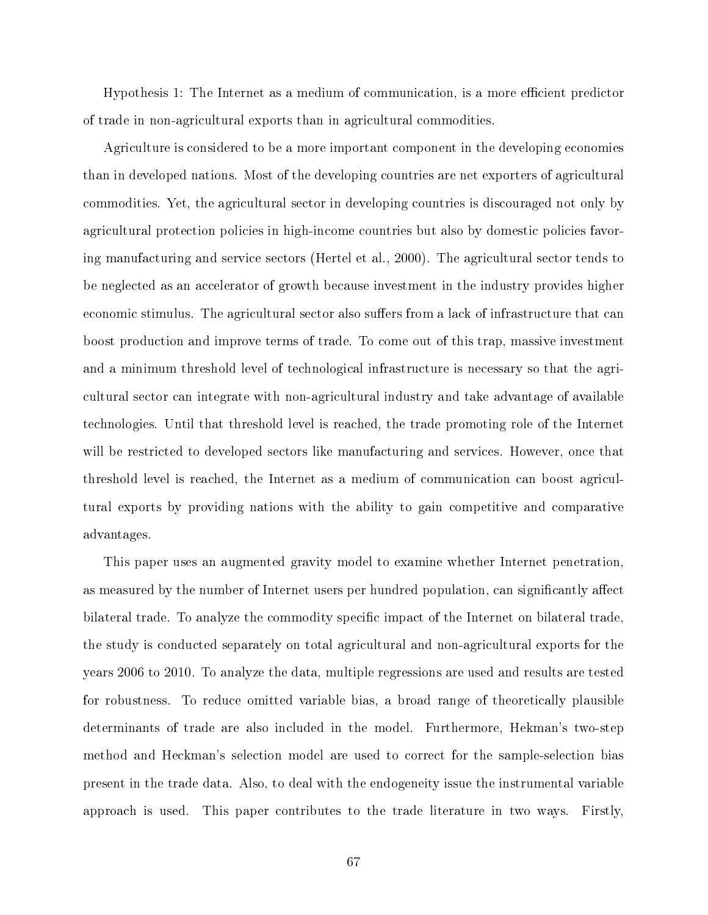Hypothesis 1: The Internet as a medium of communication, is a more efficient predictor of trade in non-agricultural exports than in agricultural commodities.

Agriculture is considered to be a more important component in the developing economies than in developed nations. Most of the developing countries are net exporters of agricultural commodities. Yet, the agricultural sector in developing countries is discouraged not only by agricultural protection policies in high-income countries but also by domestic policies favoring manufacturing and service sectors (Hertel et al., 2000). The agricultural sector tends to be neglected as an accelerator of growth because investment in the industry provides higher economic stimulus. The agricultural sector also suffers from a lack of infrastructure that can boost production and improve terms of trade. To come out of this trap, massive investment and a minimum threshold level of technological infrastructure is necessary so that the agricultural sector can integrate with non-agricultural industry and take advantage of available technologies. Until that threshold level is reached, the trade promoting role of the Internet will be restricted to developed sectors like manufacturing and services. However, once that threshold level is reached, the Internet as a medium of communication can boost agricultural exports by providing nations with the ability to gain competitive and comparative advantages.

This paper uses an augmented gravity model to examine whether Internet penetration, as measured by the number of Internet users per hundred population, can significantly affect bilateral trade. To analyze the commodity specific impact of the Internet on bilateral trade, the study is conducted separately on total agricultural and non-agricultural exports for the years 2006 to 2010. To analyze the data, multiple regressions are used and results are tested for robustness. To reduce omitted variable bias, a broad range of theoretically plausible determinants of trade are also included in the model. Furthermore, Hekman's two-step method and Heckman's selection model are used to correct for the sample-selection bias present in the trade data. Also, to deal with the endogeneity issue the instrumental variable approach is used. This paper contributes to the trade literature in two ways. Firstly,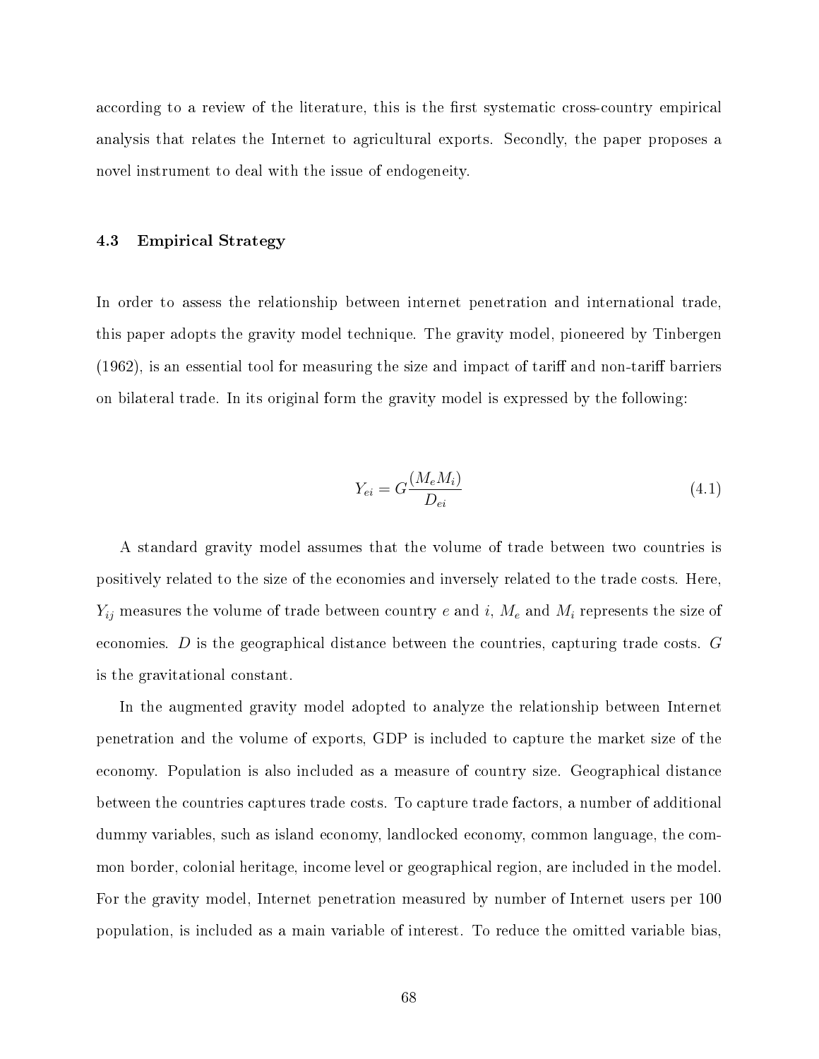according to a review of the literature, this is the first systematic cross-country empirical analysis that relates the Internet to agricultural exports. Secondly, the paper proposes a novel instrument to deal with the issue of endogeneity.

### 4.3 Empirical Strategy

In order to assess the relationship between internet penetration and international trade, this paper adopts the gravity model technique. The gravity model, pioneered by Tinbergen (1962), is an essential tool for measuring the size and impact of tariff and non-tariff barriers on bilateral trade. In its original form the gravity model is expressed by the following:

$$Y_{ei} = G\frac{(M_e M_i)}{D_{ei}} \tag{4.1}$$

A standard gravity model assumes that the volume of trade between two countries is positively related to the size of the economies and inversely related to the trade costs. Here, $Y_{ij}$ measures the volume of trade between country $e$ and $i$, $M_e$ and $M_i$ represents the size of economies. $D$ is the geographical distance between the countries, capturing trade costs. $G$ is the gravitational constant.

In the augmented gravity model adopted to analyze the relationship between Internet penetration and the volume of exports, GDP is included to capture the market size of the economy. Population is also included as a measure of country size. Geographical distance between the countries captures trade costs. To capture trade factors, a number of additional dummy variables, such as island economy, landlocked economy, common language, the common border, colonial heritage, income level or geographical region, are included in the model. For the gravity model, Internet penetration measured by number of Internet users per 100 population, is included as a main variable of interest. To reduce the omitted variable bias,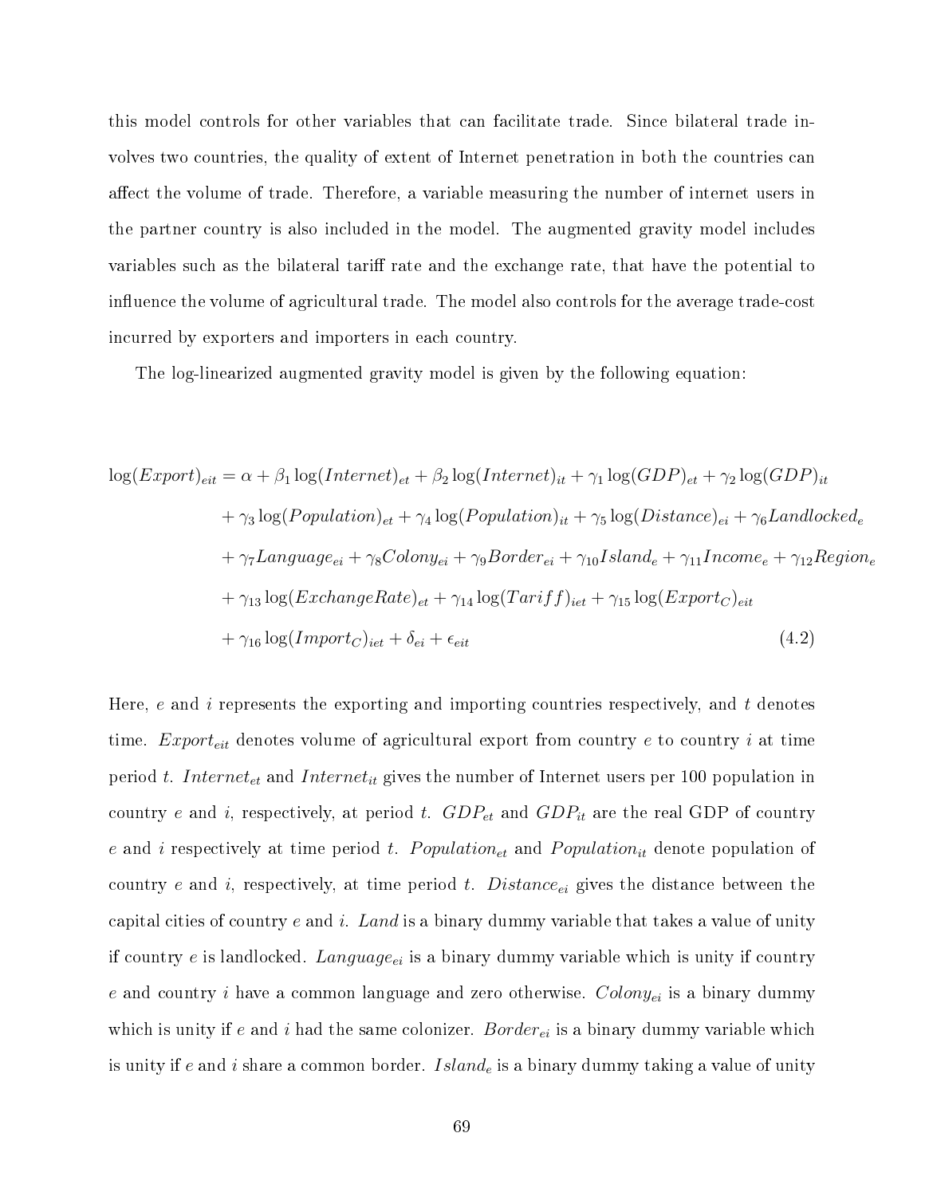this model controls for other variables that can facilitate trade. Since bilateral trade involves two countries, the quality of extent of Internet penetration in both the countries can affect the volume of trade. Therefore, a variable measuring the number of internet users in the partner country is also included in the model. The augmented gravity model includes variables such as the bilateral tariff rate and the exchange rate, that have the potential to influence the volume of agricultural trade. The model also controls for the average trade-cost incurred by exporters and importers in each country.

The log-linearized augmented gravity model is given by the following equation:

$$
\begin{aligned}
\log(Export)_{eit} = \alpha &+ \beta_1 \log(Internet)_{et} + \beta_2 \log(Internet)_{it} + \gamma_1 \log(GDP)_{et} + \gamma_2 \log(GDP)_{it} \\
&+ \gamma_3 \log(Population)_{et} + \gamma_4 \log(Population)_{it} + \gamma_5 \log(Distance)_{ei} + \gamma_6 Landlocked_e \\
&+ \gamma_7 Language_{ei} + \gamma_8 Colony_{ei} + \gamma_9 Border_{ei} + \gamma_{10} Island_e + \gamma_{11} Income_e + \gamma_{12} Region_e \\
&+ \gamma_{13} \log(ExchangeRate)_{et} + \gamma_{14} \log(Tariff)_{iet} + \gamma_{15} \log(Export_C)_{eit} \\
&+ \gamma_{16} \log(Import_C)_{iet} + \delta_{ei} + \epsilon_{eit} \qquad (4.2)
\end{aligned}
$$

Here, $e$ and $i$ represents the exporting and importing countries respectively, and $t$ denotes time. $Export_{eit}$ denotes volume of agricultural export from country $e$ to country $i$ at time period $t$. $Internet_{et}$ and $Internet_{it}$ gives the number of Internet users per 100 population in country $e$ and $i$, respectively, at period $t$. $GDP_{et}$ and $GDP_{it}$ are the real GDP of country $e$ and $i$ respectively at time period $t$. $Population_{et}$ and $Population_{it}$ denote population of country $e$ and $i$, respectively, at time period $t$. $Distance_{ei}$ gives the distance between the capital cities of country $e$ and $i$. $Land$ is a binary dummy variable that takes a value of unity if country $e$ is landlocked. $Language_{ei}$ is a binary dummy variable which is unity if country $e$ and country $i$ have a common language and zero otherwise. $Colony_{ei}$ is a binary dummy which is unity if $e$ and $i$ had the same colonizer. $Border_{ei}$ is a binary dummy variable which is unity if $e$ and $i$ share a common border. $Island_e$ is a binary dummy taking a value of unity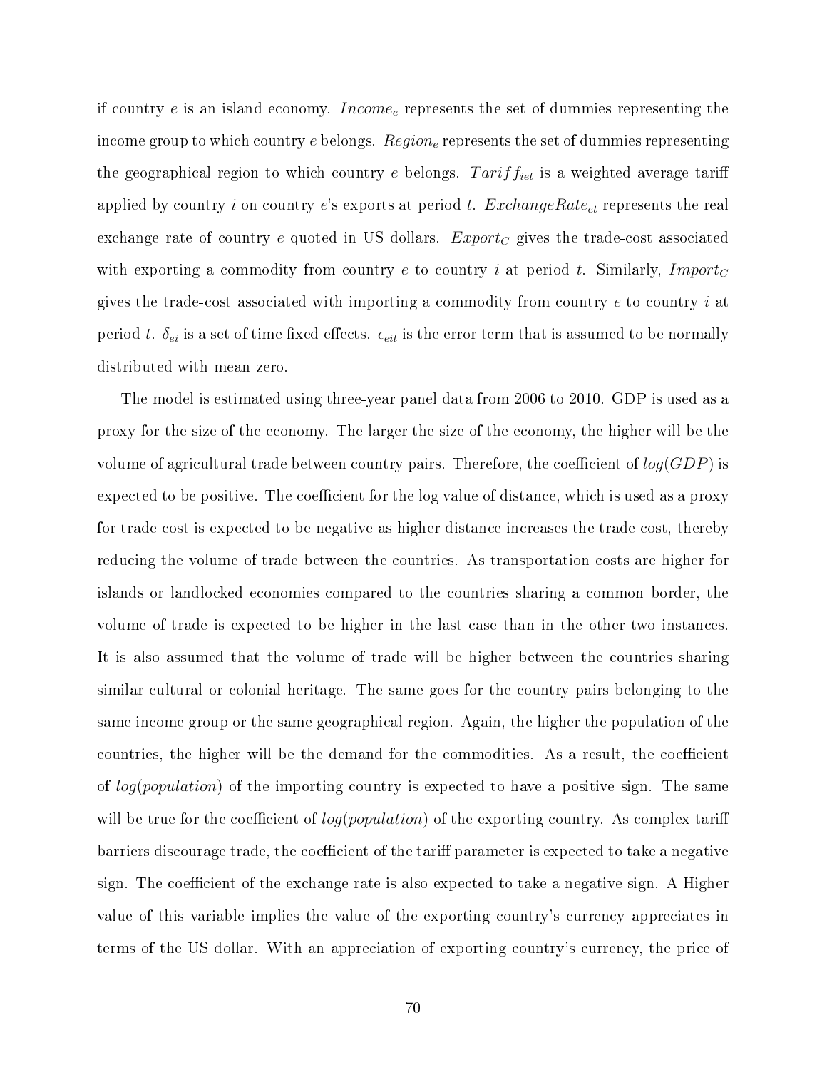if country $e$ is an island economy. $Income_e$ represents the set of dummies representing the income group to which country $e$ belongs. $Region_e$ represents the set of dummies representing the geographical region to which country $e$ belongs. $Tariff_{iet}$ is a weighted average tariff applied by country $i$ on country $e$'s exports at period $t$. $ExchangeRate_{et}$ represents the real exchange rate of country $e$ quoted in US dollars. $Export_C$ gives the trade-cost associated with exporting a commodity from country $e$ to country $i$ at period $t$. Similarly, $Import_C$ gives the trade-cost associated with importing a commodity from country $e$ to country $i$ at period $t$. $\delta_{ei}$ is a set of time fixed effects. $\epsilon_{eit}$ is the error term that is assumed to be normally distributed with mean zero.

The model is estimated using three-year panel data from 2006 to 2010. GDP is used as a proxy for the size of the economy. The larger the size of the economy, the higher will be the volume of agricultural trade between country pairs. Therefore, the coefficient of $log(GDP)$ is expected to be positive. The coefficient for the log value of distance, which is used as a proxy for trade cost is expected to be negative as higher distance increases the trade cost, thereby reducing the volume of trade between the countries. As transportation costs are higher for islands or landlocked economies compared to the countries sharing a common border, the volume of trade is expected to be higher in the last case than in the other two instances. It is also assumed that the volume of trade will be higher between the countries sharing similar cultural or colonial heritage. The same goes for the country pairs belonging to the same income group or the same geographical region. Again, the higher the population of the countries, the higher will be the demand for the commodities. As a result, the coefficient of $log(population)$ of the importing country is expected to have a positive sign. The same will be true for the coefficient of $log(population)$ of the exporting country. As complex tariff barriers discourage trade, the coefficient of the tariff parameter is expected to take a negative sign. The coefficient of the exchange rate is also expected to take a negative sign. A Higher value of this variable implies the value of the exporting country's currency appreciates in terms of the US dollar. With an appreciation of exporting country's currency, the price of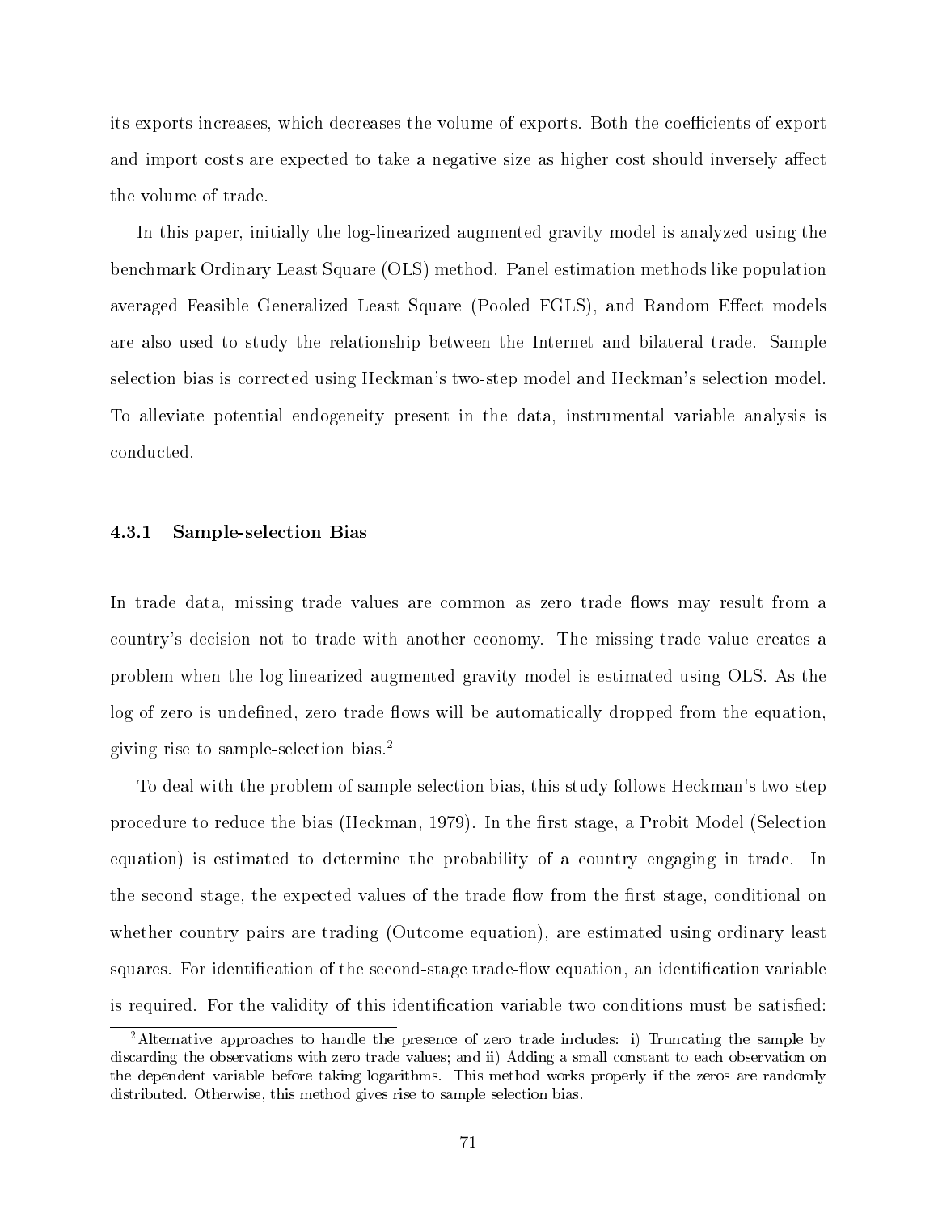its exports increases, which decreases the volume of exports. Both the coefficients of export and import costs are expected to take a negative size as higher cost should inversely affect the volume of trade.

In this paper, initially the log-linearized augmented gravity model is analyzed using the benchmark Ordinary Least Square (OLS) method. Panel estimation methods like population averaged Feasible Generalized Least Square (Pooled FGLS), and Random Effect models are also used to study the relationship between the Internet and bilateral trade. Sample selection bias is corrected using Heckman's two-step model and Heckman's selection model. To alleviate potential endogeneity present in the data, instrumental variable analysis is conducted.

### 4.3.1 Sample-selection Bias

In trade data, missing trade values are common as zero trade flows may result from a country's decision not to trade with another economy. The missing trade value creates a problem when the log-linearized augmented gravity model is estimated using OLS. As the log of zero is undefined, zero trade flows will be automatically dropped from the equation, giving rise to sample-selection bias.[2]

To deal with the problem of sample-selection bias, this study follows Heckman's two-step procedure to reduce the bias (Heckman, 1979). In the first stage, a Probit Model (Selection equation) is estimated to determine the probability of a country engaging in trade. In the second stage, the expected values of the trade flow from the first stage, conditional on whether country pairs are trading (Outcome equation), are estimated using ordinary least squares. For identification of the second-stage trade-flow equation, an identification variable is required. For the validity of this identification variable two conditions must be satisfied:

[2] Alternative approaches to handle the presence of zero trade includes: i) Truncating the sample by discarding the observations with zero trade values; and ii) Adding a small constant to each observation on the dependent variable before taking logarithms. This method works properly if the zeros are randomly distributed. Otherwise, this method gives rise to sample selection bias.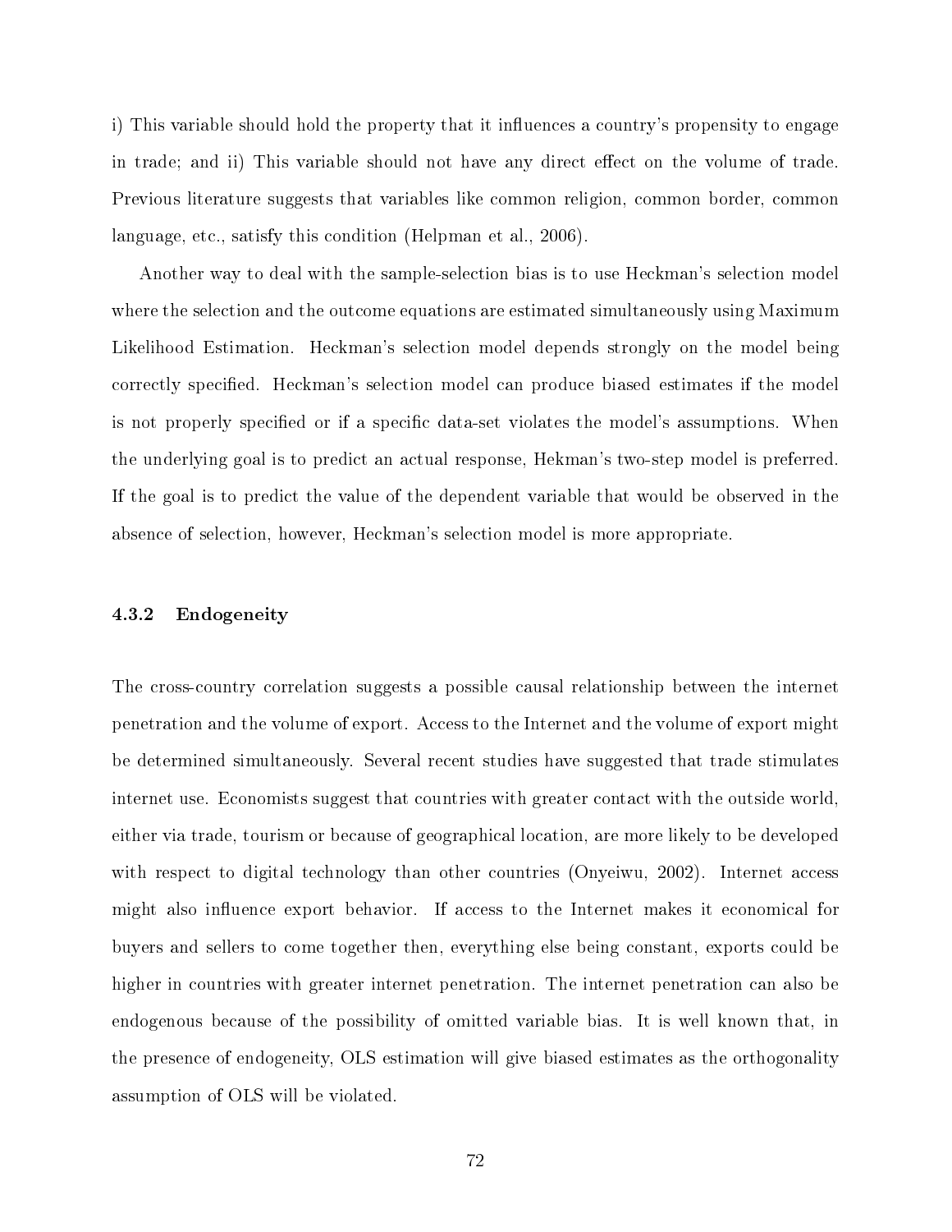i) This variable should hold the property that it influences a country's propensity to engage in trade; and ii) This variable should not have any direct effect on the volume of trade. Previous literature suggests that variables like common religion, common border, common language, etc., satisfy this condition (Helpman et al., 2006).

Another way to deal with the sample-selection bias is to use Heckman's selection model where the selection and the outcome equations are estimated simultaneously using Maximum Likelihood Estimation. Heckman's selection model depends strongly on the model being correctly specified. Heckman's selection model can produce biased estimates if the model is not properly specified or if a specific data-set violates the model's assumptions. When the underlying goal is to predict an actual response, Hekman's two-step model is preferred. If the goal is to predict the value of the dependent variable that would be observed in the absence of selection, however, Heckman's selection model is more appropriate.

### 4.3.2 Endogeneity

The cross-country correlation suggests a possible causal relationship between the internet penetration and the volume of export. Access to the Internet and the volume of export might be determined simultaneously. Several recent studies have suggested that trade stimulates internet use. Economists suggest that countries with greater contact with the outside world, either via trade, tourism or because of geographical location, are more likely to be developed with respect to digital technology than other countries (Onyeiwu, 2002). Internet access might also influence export behavior. If access to the Internet makes it economical for buyers and sellers to come together then, everything else being constant, exports could be higher in countries with greater internet penetration. The internet penetration can also be endogenous because of the possibility of omitted variable bias. It is well known that, in the presence of endogeneity, OLS estimation will give biased estimates as the orthogonality assumption of OLS will be violated.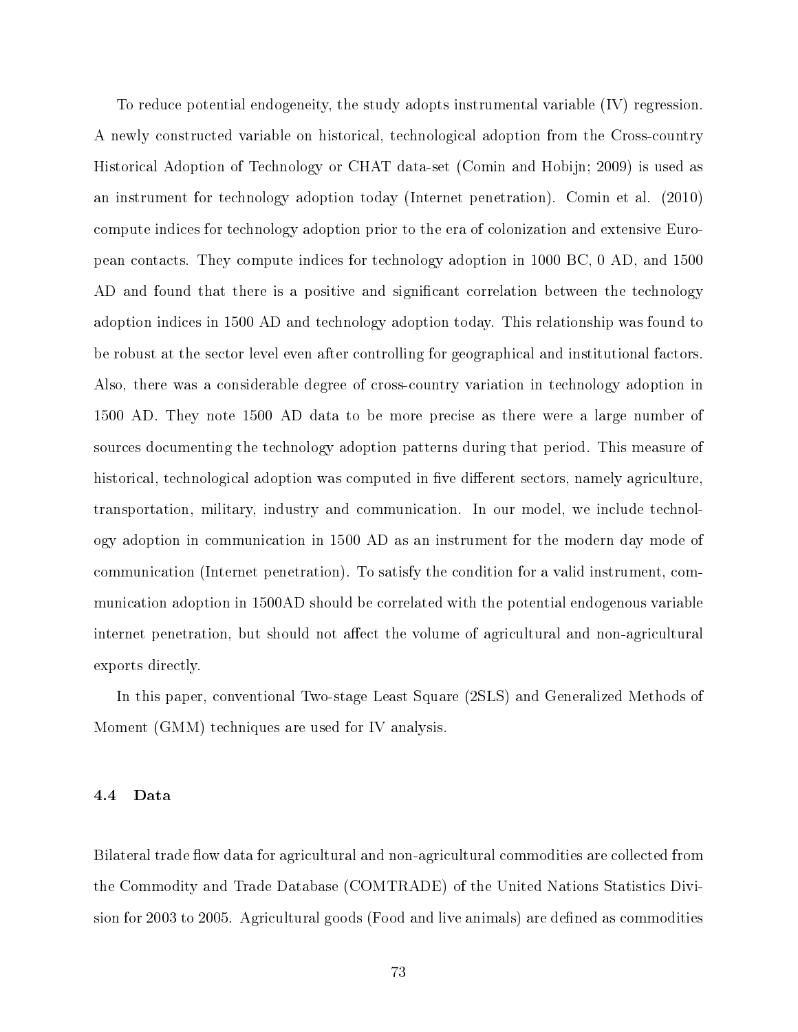To reduce potential endogeneity, the study adopts instrumental variable (IV) regression. A newly constructed variable on historical, technological adoption from the Cross-country Historical Adoption of Technology or CHAT data-set (Comin and Hobijn; 2009) is used as an instrument for technology adoption today (Internet penetration). Comin et al. (2010) compute indices for technology adoption prior to the era of colonization and extensive European contacts. They compute indices for technology adoption in 1000 BC, 0 AD, and 1500 AD and found that there is a positive and significant correlation between the technology adoption indices in 1500 AD and technology adoption today. This relationship was found to be robust at the sector level even after controlling for geographical and institutional factors. Also, there was a considerable degree of cross-country variation in technology adoption in 1500 AD. They note 1500 AD data to be more precise as there were a large number of sources documenting the technology adoption patterns during that period. This measure of historical, technological adoption was computed in five different sectors, namely agriculture, transportation, military, industry and communication. In our model, we include technology adoption in communication in 1500 AD as an instrument for the modern day mode of communication (Internet penetration). To satisfy the condition for a valid instrument, communication adoption in 1500AD should be correlated with the potential endogenous variable internet penetration, but should not affect the volume of agricultural and non-agricultural exports directly.

In this paper, conventional Two-stage Least Square (2SLS) and Generalized Methods of Moment (GMM) techniques are used for IV analysis.

### 4.4 Data

Bilateral trade flow data for agricultural and non-agricultural commodities are collected from the Commodity and Trade Database (COMTRADE) of the United Nations Statistics Division for 2003 to 2005. Agricultural goods (Food and live animals) are defined as commodities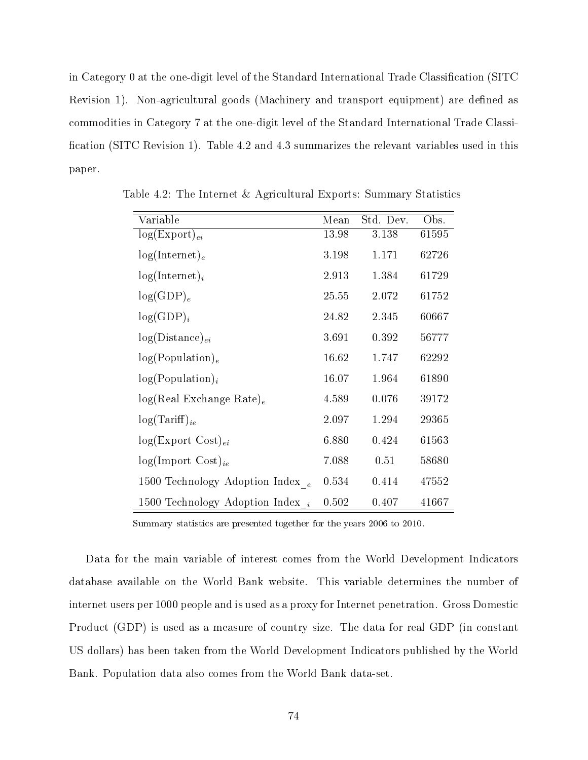in Category 0 at the one-digit level of the Standard International Trade Classification (SITC Revision 1). Non-agricultural goods (Machinery and transport equipment) are defined as commodities in Category 7 at the one-digit level of the Standard International Trade Classification (SITC Revision 1). Table 4.2 and 4.3 summarizes the relevant variables used in this paper.

Table 4.2: The Internet & Agricultural Exports: Summary Statistics

| Variable | Mean | Std. Dev. | Obs. |
|---|---|---|---|
| $\log(\text{Export})_{ei}$ | 13.98 | 3.138 | 61595 |
| $\log(\text{Internet})_{e}$ | 3.198 | 1.171 | 62726 |
| $\log(\text{Internet})_{i}$ | 2.913 | 1.384 | 61729 |
| $\log(\text{GDP})_{e}$ | 25.55 | 2.072 | 61752 |
| $\log(\text{GDP})_{i}$ | 24.82 | 2.345 | 60667 |
| $\log(\text{Distance})_{ei}$ | 3.691 | 0.392 | 56777 |
| $\log(\text{Population})_{e}$ | 16.62 | 1.747 | 62292 |
| $\log(\text{Population})_{i}$ | 16.07 | 1.964 | 61890 |
| $\log(\text{Real Exchange Rate})_{e}$ | 4.589 | 0.076 | 39172 |
| $\log(\text{Tariff})_{ie}$ | 2.097 | 1.294 | 29365 |
| $\log(\text{Export Cost})_{ei}$ | 6.880 | 0.424 | 61563 |
| $\log(\text{Import Cost})_{ie}$ | 7.088 | 0.51 | 58680 |
| 1500 Technology Adoption Index$\__{e}$ | 0.534 | 0.414 | 47552 |
| 1500 Technology Adoption Index$\__{i}$ | 0.502 | 0.407 | 41667 |

Summary statistics are presented together for the years 2006 to 2010.

Data for the main variable of interest comes from the World Development Indicators database available on the World Bank website. This variable determines the number of internet users per 1000 people and is used as a proxy for Internet penetration. Gross Domestic Product (GDP) is used as a measure of country size. The data for real GDP (in constant US dollars) has been taken from the World Development Indicators published by the World Bank. Population data also comes from the World Bank data-set.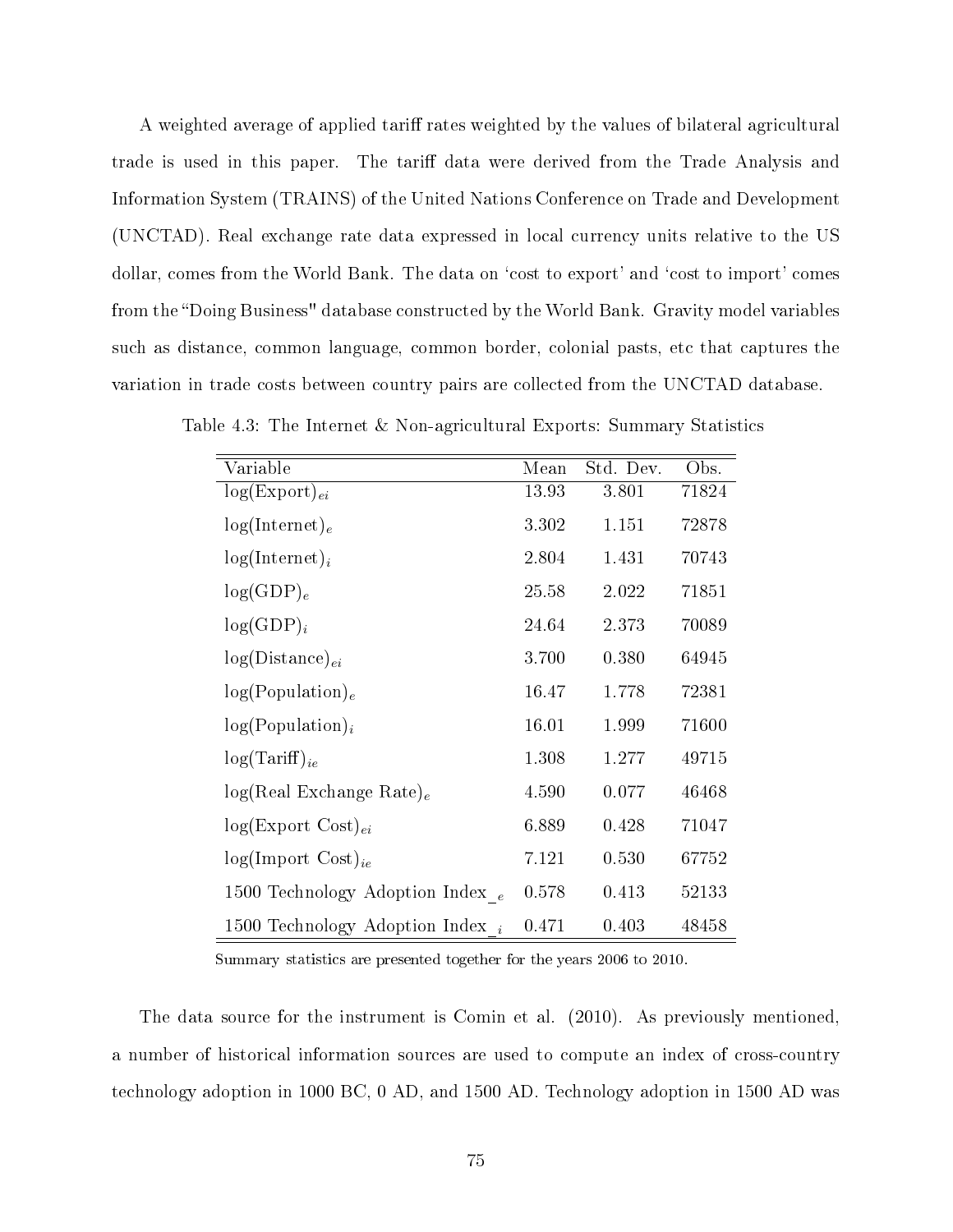A weighted average of applied tariff rates weighted by the values of bilateral agricultural trade is used in this paper. The tariff data were derived from the Trade Analysis and Information System (TRAINS) of the United Nations Conference on Trade and Development (UNCTAD). Real exchange rate data expressed in local currency units relative to the US dollar, comes from the World Bank. The data on 'cost to export' and 'cost to import' comes from the "Doing Business" database constructed by the World Bank. Gravity model variables such as distance, common language, common border, colonial pasts, etc that captures the variation in trade costs between country pairs are collected from the UNCTAD database.

Table 4.3: The Internet & Non-agricultural Exports: Summary Statistics

| Variable | Mean | Std. Dev. | Obs. |
|---|---|---|---|
| $\log(\text{Export})_{ei}$ | 13.93 | 3.801 | 71824 |
| $\log(\text{Internet})_{e}$ | 3.302 | 1.151 | 72878 |
| $\log(\text{Internet})_{i}$ | 2.804 | 1.431 | 70743 |
| $\log(\text{GDP})_{e}$ | 25.58 | 2.022 | 71851 |
| $\log(\text{GDP})_{i}$ | 24.64 | 2.373 | 70089 |
| $\log(\text{Distance})_{ei}$ | 3.700 | 0.380 | 64945 |
| $\log(\text{Population})_{e}$ | 16.47 | 1.778 | 72381 |
| $\log(\text{Population})_{i}$ | 16.01 | 1.999 | 71600 |
| $\log(\text{Tariff})_{ie}$ | 1.308 | 1.277 | 49715 |
| $\log(\text{Real Exchange Rate})_{e}$ | 4.590 | 0.077 | 46468 |
| $\log(\text{Export Cost})_{ei}$ | 6.889 | 0.428 | 71047 |
| $\log(\text{Import Cost})_{ie}$ | 7.121 | 0.530 | 67752 |
| 1500 Technology Adoption Index_$_e$ | 0.578 | 0.413 | 52133 |
| 1500 Technology Adoption Index_$_i$ | 0.471 | 0.403 | 48458 |

Summary statistics are presented together for the years 2006 to 2010.

The data source for the instrument is Comin et al. (2010). As previously mentioned, a number of historical information sources are used to compute an index of cross-country technology adoption in 1000 BC, 0 AD, and 1500 AD. Technology adoption in 1500 AD was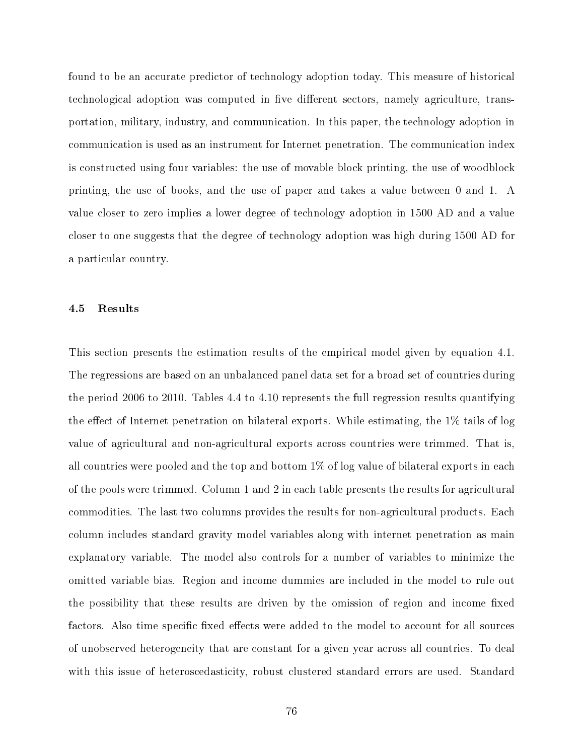found to be an accurate predictor of technology adoption today. This measure of historical technological adoption was computed in five different sectors, namely agriculture, transportation, military, industry, and communication. In this paper, the technology adoption in communication is used as an instrument for Internet penetration. The communication index is constructed using four variables: the use of movable block printing, the use of woodblock printing, the use of books, and the use of paper and takes a value between 0 and 1. A value closer to zero implies a lower degree of technology adoption in 1500 AD and a value closer to one suggests that the degree of technology adoption was high during 1500 AD for a particular country.

### 4.5 Results

This section presents the estimation results of the empirical model given by equation 4.1. The regressions are based on an unbalanced panel data set for a broad set of countries during the period 2006 to 2010. Tables 4.4 to 4.10 represents the full regression results quantifying the effect of Internet penetration on bilateral exports. While estimating, the 1% tails of log value of agricultural and non-agricultural exports across countries were trimmed. That is, all countries were pooled and the top and bottom 1% of log value of bilateral exports in each of the pools were trimmed. Column 1 and 2 in each table presents the results for agricultural commodities. The last two columns provides the results for non-agricultural products. Each column includes standard gravity model variables along with internet penetration as main explanatory variable. The model also controls for a number of variables to minimize the omitted variable bias. Region and income dummies are included in the model to rule out the possibility that these results are driven by the omission of region and income fixed factors. Also time specific fixed effects were added to the model to account for all sources of unobserved heterogeneity that are constant for a given year across all countries. To deal with this issue of heteroscedasticity, robust clustered standard errors are used. Standard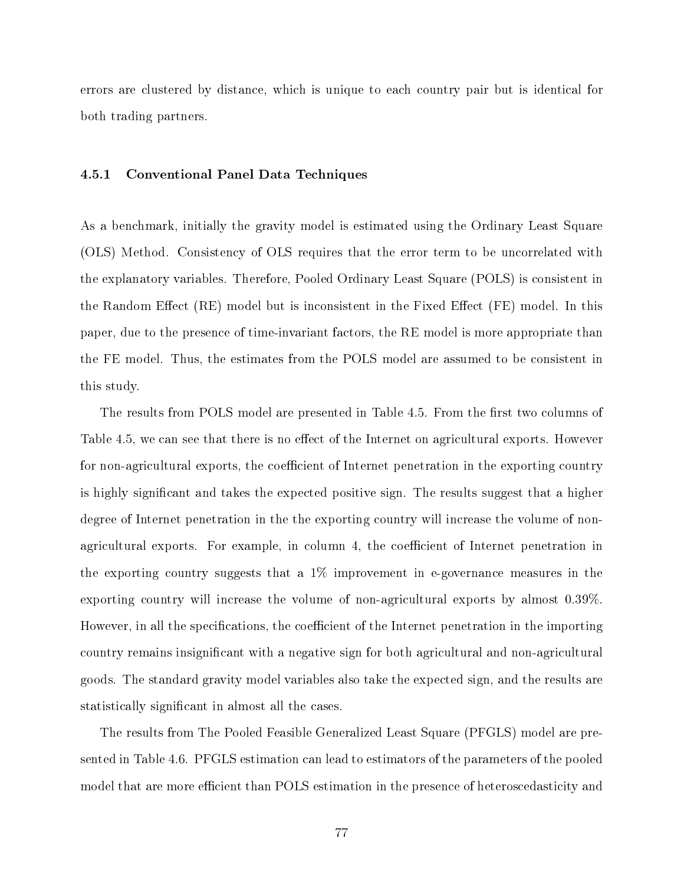errors are clustered by distance, which is unique to each country pair but is identical for both trading partners.

### 4.5.1 Conventional Panel Data Techniques

As a benchmark, initially the gravity model is estimated using the Ordinary Least Square (OLS) Method. Consistency of OLS requires that the error term to be uncorrelated with the explanatory variables. Therefore, Pooled Ordinary Least Square (POLS) is consistent in the Random Effect (RE) model but is inconsistent in the Fixed Effect (FE) model. In this paper, due to the presence of time-invariant factors, the RE model is more appropriate than the FE model. Thus, the estimates from the POLS model are assumed to be consistent in this study.

The results from POLS model are presented in Table 4.5. From the first two columns of Table 4.5, we can see that there is no effect of the Internet on agricultural exports. However for non-agricultural exports, the coefficient of Internet penetration in the exporting country is highly significant and takes the expected positive sign. The results suggest that a higher degree of Internet penetration in the the exporting country will increase the volume of non-agricultural exports. For example, in column 4, the coefficient of Internet penetration in the exporting country suggests that a 1% improvement in e-governance measures in the exporting country will increase the volume of non-agricultural exports by almost 0.39%. However, in all the specifications, the coefficient of the Internet penetration in the importing country remains insignificant with a negative sign for both agricultural and non-agricultural goods. The standard gravity model variables also take the expected sign, and the results are statistically significant in almost all the cases.

The results from The Pooled Feasible Generalized Least Square (PFGLS) model are presented in Table 4.6. PFGLS estimation can lead to estimators of the parameters of the pooled model that are more efficient than POLS estimation in the presence of heteroscedasticity and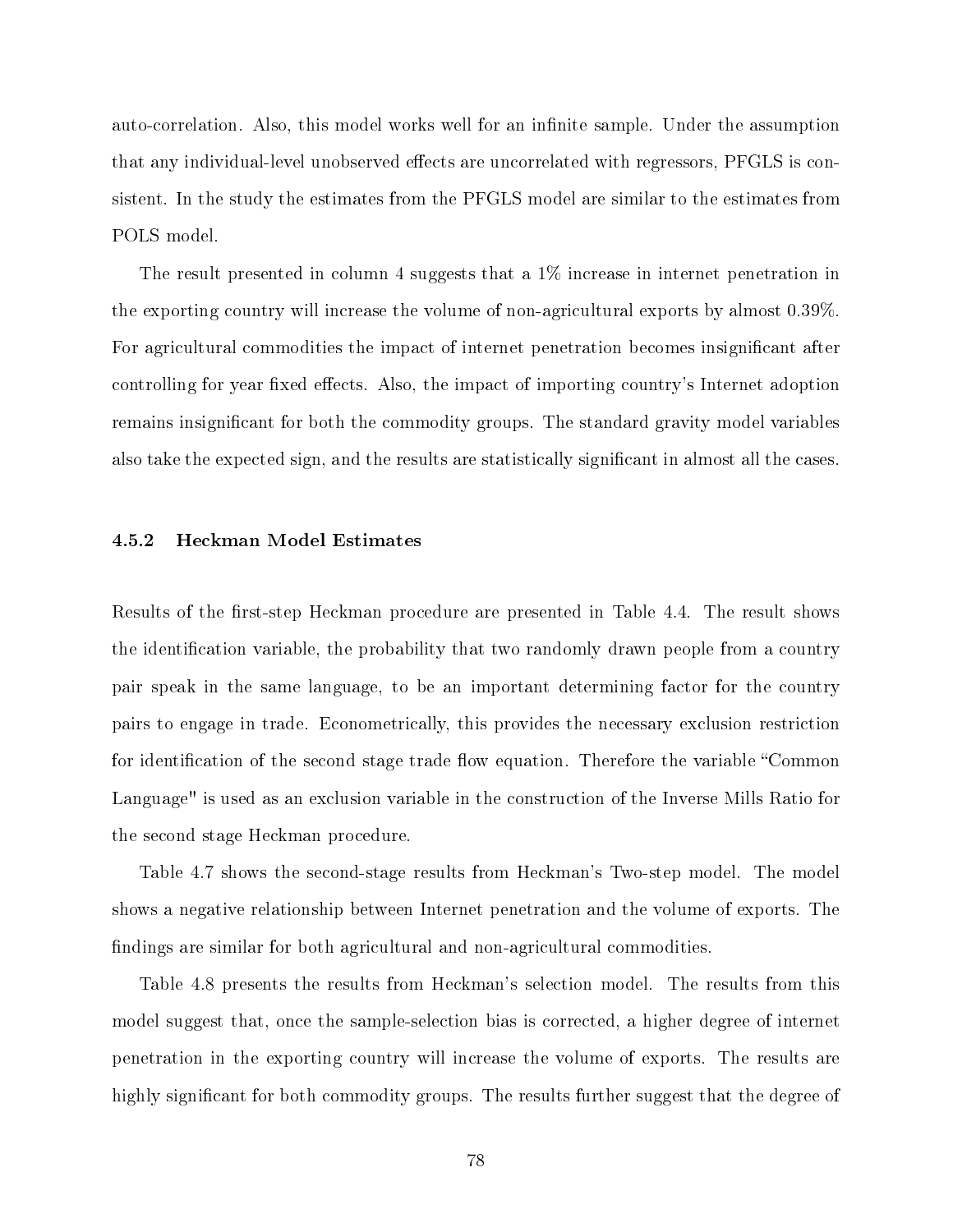auto-correlation. Also, this model works well for an infinite sample. Under the assumption that any individual-level unobserved effects are uncorrelated with regressors, PFGLS is consistent. In the study the estimates from the PFGLS model are similar to the estimates from POLS model.

The result presented in column 4 suggests that a 1% increase in internet penetration in the exporting country will increase the volume of non-agricultural exports by almost 0.39%. For agricultural commodities the impact of internet penetration becomes insignificant after controlling for year fixed effects. Also, the impact of importing country's Internet adoption remains insignificant for both the commodity groups. The standard gravity model variables also take the expected sign, and the results are statistically significant in almost all the cases.

### 4.5.2 Heckman Model Estimates

Results of the first-step Heckman procedure are presented in Table 4.4. The result shows the identification variable, the probability that two randomly drawn people from a country pair speak in the same language, to be an important determining factor for the country pairs to engage in trade. Econometrically, this provides the necessary exclusion restriction for identification of the second stage trade flow equation. Therefore the variable "Common Language" is used as an exclusion variable in the construction of the Inverse Mills Ratio for the second stage Heckman procedure.

Table 4.7 shows the second-stage results from Heckman's Two-step model. The model shows a negative relationship between Internet penetration and the volume of exports. The findings are similar for both agricultural and non-agricultural commodities.

Table 4.8 presents the results from Heckman's selection model. The results from this model suggest that, once the sample-selection bias is corrected, a higher degree of internet penetration in the exporting country will increase the volume of exports. The results are highly significant for both commodity groups. The results further suggest that the degree of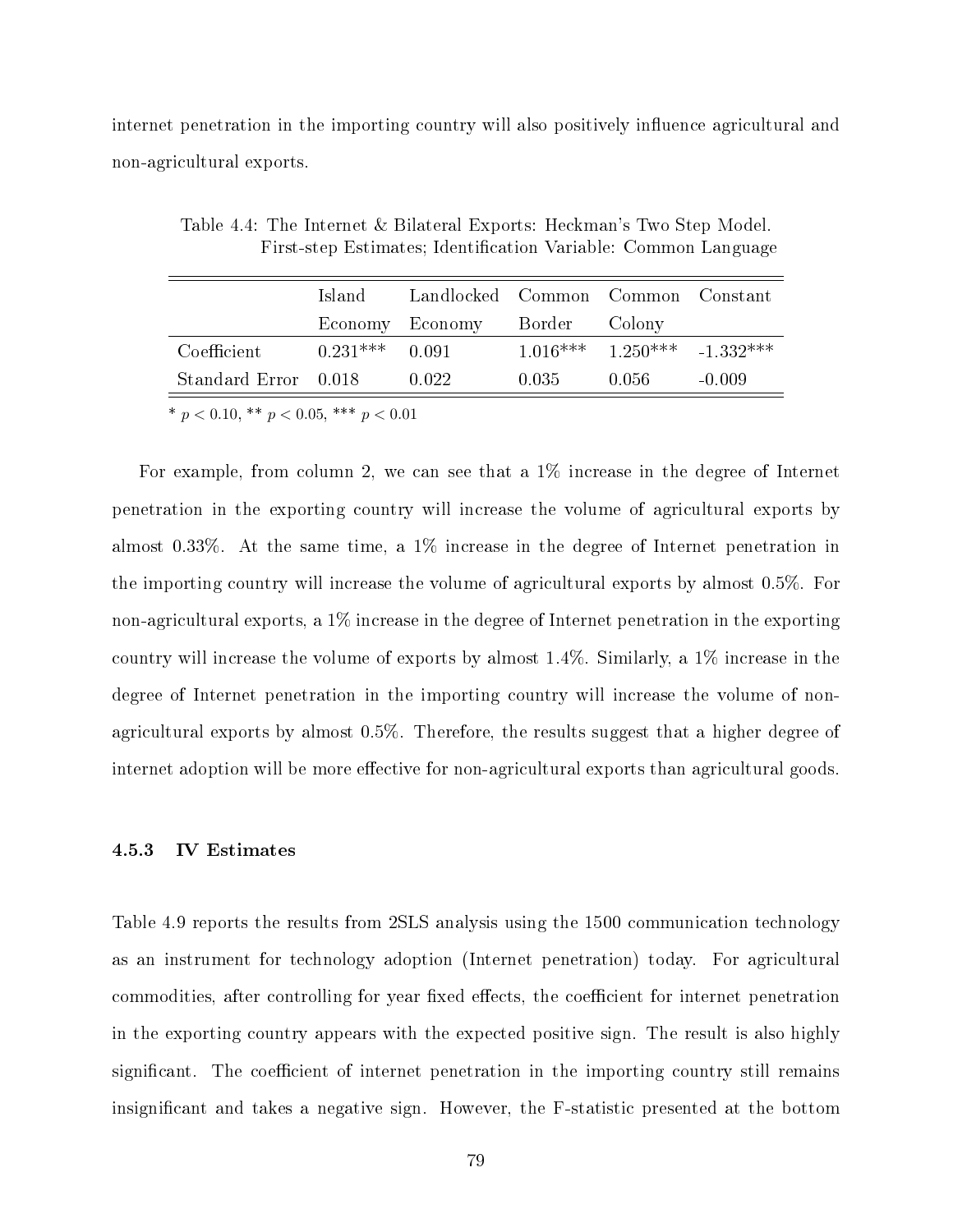internet penetration in the importing country will also positively influence agricultural and non-agricultural exports.

Table 4.4: The Internet & Bilateral Exports: Heckman's Two Step Model. First-step Estimates; Identification Variable: Common Language

| | Island Economy | Landlocked Economy | Common Border | Common Colony | Constant |
|---|---|---|---|---|---|
| Coefficient | 0.231*** | 0.091 | 1.016*** | 1.250*** | -1.332*** |
| Standard Error | 0.018 | 0.022 | 0.035 | 0.056 | -0.009 |

* $p < 0.10$, ** $p < 0.05$, *** $p < 0.01$

For example, from column 2, we can see that a 1% increase in the degree of Internet penetration in the exporting country will increase the volume of agricultural exports by almost 0.33%. At the same time, a 1% increase in the degree of Internet penetration in the importing country will increase the volume of agricultural exports by almost 0.5%. For non-agricultural exports, a 1% increase in the degree of Internet penetration in the exporting country will increase the volume of exports by almost 1.4%. Similarly, a 1% increase in the degree of Internet penetration in the importing country will increase the volume of non-agricultural exports by almost 0.5%. Therefore, the results suggest that a higher degree of internet adoption will be more effective for non-agricultural exports than agricultural goods.

### 4.5.3 IV Estimates

Table 4.9 reports the results from 2SLS analysis using the 1500 communication technology as an instrument for technology adoption (Internet penetration) today. For agricultural commodities, after controlling for year fixed effects, the coefficient for internet penetration in the exporting country appears with the expected positive sign. The result is also highly significant. The coefficient of internet penetration in the importing country still remains insignificant and takes a negative sign. However, the F-statistic presented at the bottom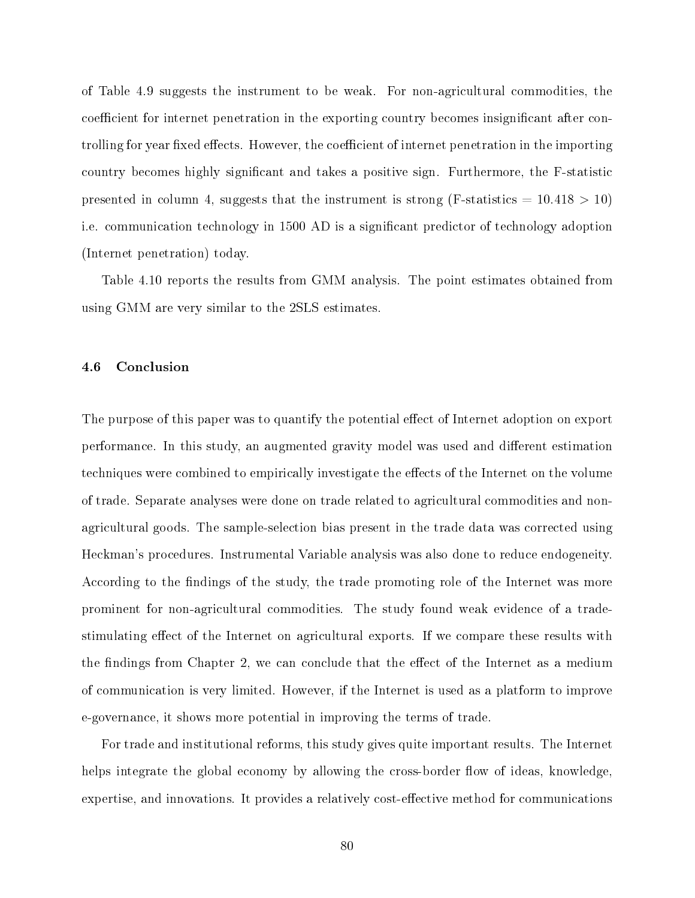of Table 4.9 suggests the instrument to be weak. For non-agricultural commodities, the coefficient for internet penetration in the exporting country becomes insignificant after controlling for year fixed effects. However, the coefficient of internet penetration in the importing country becomes highly significant and takes a positive sign. Furthermore, the F-statistic presented in column 4, suggests that the instrument is strong (F-statistics = $10.418 > 10$) i.e. communication technology in 1500 AD is a significant predictor of technology adoption (Internet penetration) today.

Table 4.10 reports the results from GMM analysis. The point estimates obtained from using GMM are very similar to the 2SLS estimates.

### 4.6 Conclusion

The purpose of this paper was to quantify the potential effect of Internet adoption on export performance. In this study, an augmented gravity model was used and different estimation techniques were combined to empirically investigate the effects of the Internet on the volume of trade. Separate analyses were done on trade related to agricultural commodities and non-agricultural goods. The sample-selection bias present in the trade data was corrected using Heckman's procedures. Instrumental Variable analysis was also done to reduce endogeneity. According to the findings of the study, the trade promoting role of the Internet was more prominent for non-agricultural commodities. The study found weak evidence of a trade-stimulating effect of the Internet on agricultural exports. If we compare these results with the findings from Chapter 2, we can conclude that the effect of the Internet as a medium of communication is very limited. However, if the Internet is used as a platform to improve e-governance, it shows more potential in improving the terms of trade.

For trade and institutional reforms, this study gives quite important results. The Internet helps integrate the global economy by allowing the cross-border flow of ideas, knowledge, expertise, and innovations. It provides a relatively cost-effective method for communications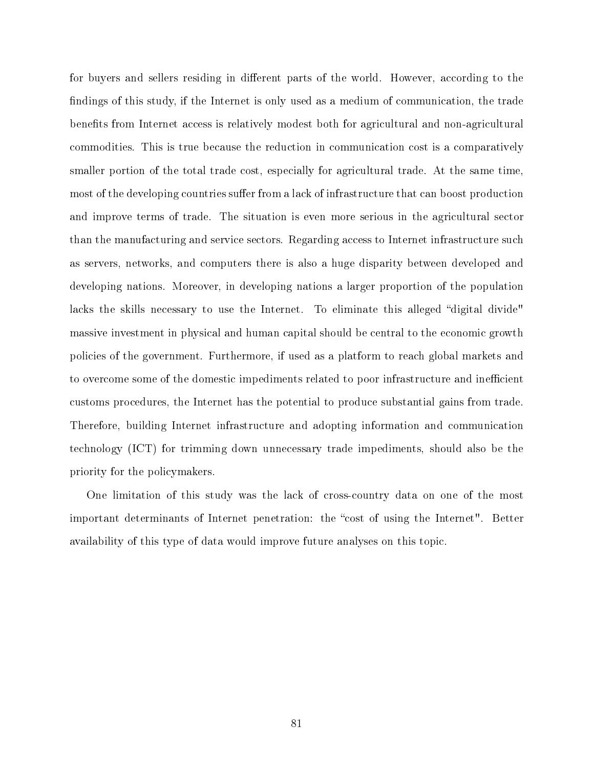for buyers and sellers residing in different parts of the world. However, according to the findings of this study, if the Internet is only used as a medium of communication, the trade benefits from Internet access is relatively modest both for agricultural and non-agricultural commodities. This is true because the reduction in communication cost is a comparatively smaller portion of the total trade cost, especially for agricultural trade. At the same time, most of the developing countries suffer from a lack of infrastructure that can boost production and improve terms of trade. The situation is even more serious in the agricultural sector than the manufacturing and service sectors. Regarding access to Internet infrastructure such as servers, networks, and computers there is also a huge disparity between developed and developing nations. Moreover, in developing nations a larger proportion of the population lacks the skills necessary to use the Internet. To eliminate this alleged "digital divide" massive investment in physical and human capital should be central to the economic growth policies of the government. Furthermore, if used as a platform to reach global markets and to overcome some of the domestic impediments related to poor infrastructure and inefficient customs procedures, the Internet has the potential to produce substantial gains from trade. Therefore, building Internet infrastructure and adopting information and communication technology (ICT) for trimming down unnecessary trade impediments, should also be the priority for the policymakers.

One limitation of this study was the lack of cross-country data on one of the most important determinants of Internet penetration: the "cost of using the Internet". Better availability of this type of data would improve future analyses on this topic.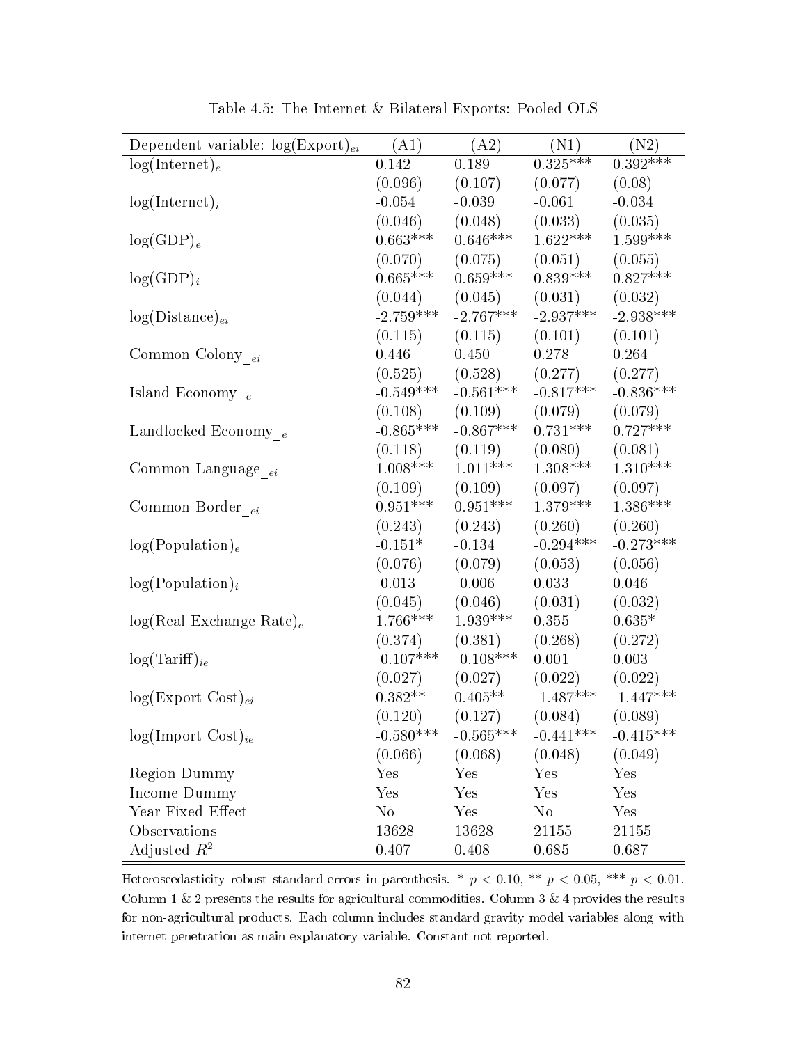Table 4.5: The Internet & Bilateral Exports: Pooled OLS

| Dependent variable: $\log(\text{Export})_{ei}$ | (A1) | (A2) | (N1) | (N2) |
|---|---|---|---|---|
| $\log(\text{Internet})_e$ | 0.142 | 0.189 | 0.325*** | 0.392*** |
| | (0.096) | (0.107) | (0.077) | (0.08) |
| $\log(\text{Internet})_i$ | -0.054 | -0.039 | -0.061 | -0.034 |
| | (0.046) | (0.048) | (0.033) | (0.035) |
| $\log(\text{GDP})_e$ | 0.663*** | 0.646*** | 1.622*** | 1.599*** |
| | (0.070) | (0.075) | (0.051) | (0.055) |
| $\log(\text{GDP})_i$ | 0.665*** | 0.659*** | 0.839*** | 0.827*** |
| | (0.044) | (0.045) | (0.031) | (0.032) |
| $\log(\text{Distance})_{ei}$ | -2.759*** | -2.767*** | -2.937*** | -2.938*** |
| | (0.115) | (0.115) | (0.101) | (0.101) |
| Common Colony$\__{ei}$ | 0.446 | 0.450 | 0.278 | 0.264 |
| | (0.525) | (0.528) | (0.277) | (0.277) |
| Island Economy$\__{e}$ | -0.549*** | -0.561*** | -0.817*** | -0.836*** |
| | (0.108) | (0.109) | (0.079) | (0.079) |
| Landlocked Economy$\__{e}$ | -0.865*** | -0.867*** | 0.731*** | 0.727*** |
| | (0.118) | (0.119) | (0.080) | (0.081) |
| Common Language$\__{ei}$ | 1.008*** | 1.011*** | 1.308*** | 1.310*** |
| | (0.109) | (0.109) | (0.097) | (0.097) |
| Common Border$\__{ei}$ | 0.951*** | 0.951*** | 1.379*** | 1.386*** |
| | (0.243) | (0.243) | (0.260) | (0.260) |
| $\log(\text{Population})_e$ | -0.151* | -0.134 | -0.294*** | -0.273*** |
| | (0.076) | (0.079) | (0.053) | (0.056) |
| $\log(\text{Population})_i$ | -0.013 | -0.006 | 0.033 | 0.046 |
| | (0.045) | (0.046) | (0.031) | (0.032) |
| $\log(\text{Real Exchange Rate})_e$ | 1.766*** | 1.939*** | 0.355 | 0.635* |
| | (0.374) | (0.381) | (0.268) | (0.272) |
| $\log(\text{Tariff})_{ie}$ | -0.107*** | -0.108*** | 0.001 | 0.003 |
| | (0.027) | (0.027) | (0.022) | (0.022) |
| $\log(\text{Export Cost})_{ei}$ | 0.382** | 0.405** | -1.487*** | -1.447*** |
| | (0.120) | (0.127) | (0.084) | (0.089) |
| $\log(\text{Import Cost})_{ie}$ | -0.580*** | -0.565*** | -0.441*** | -0.415*** |
| | (0.066) | (0.068) | (0.048) | (0.049) |
| Region Dummy | Yes | Yes | Yes | Yes |
| Income Dummy | Yes | Yes | Yes | Yes |
| Year Fixed Effect | No | Yes | No | Yes |
| Observations | 13628 | 13628 | 21155 | 21155 |
| Adjusted $R^2$ | 0.407 | 0.408 | 0.685 | 0.687 |

Heteroscedasticity robust standard errors in parenthesis. * $p < 0.10$, ** $p < 0.05$, *** $p < 0.01$. Column 1 & 2 presents the results for agricultural commodities. Column 3 & 4 provides the results for non-agricultural products. Each column includes standard gravity model variables along with internet penetration as main explanatory variable. Constant not reported.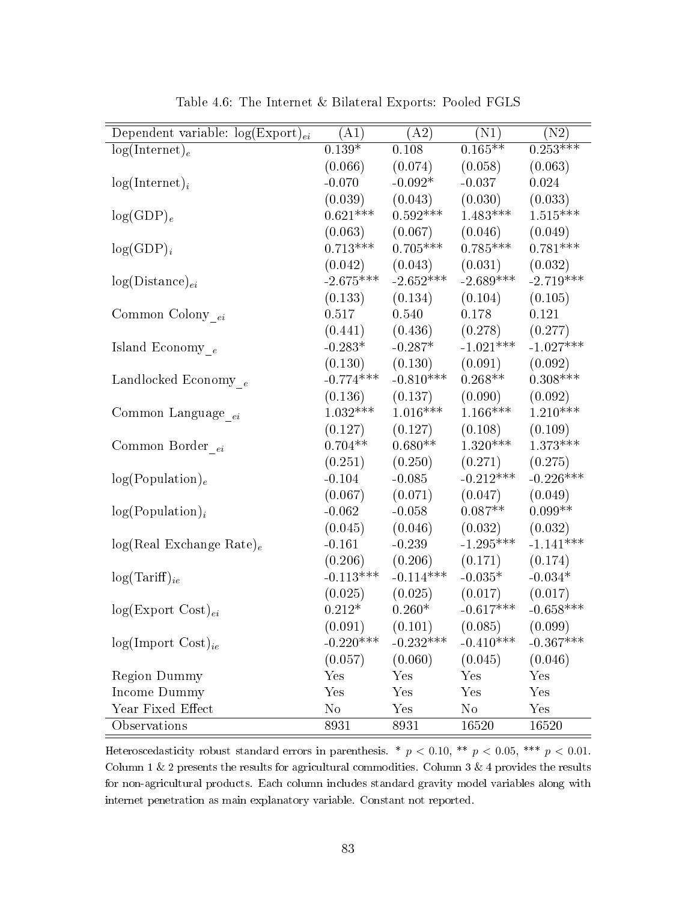Table 4.6: The Internet & Bilateral Exports: Pooled FGLS

| Dependent variable: $\log(\text{Export})_{ei}$ | (A1) | (A2) | (N1) | (N2) |
|---|---|---|---|---|
| $\log(\text{Internet})_e$ | 0.139* | 0.108 | 0.165** | 0.253*** |
| | (0.066) | (0.074) | (0.058) | (0.063) |
| $\log(\text{Internet})_i$ | -0.070 | -0.092* | -0.037 | 0.024 |
| | (0.039) | (0.043) | (0.030) | (0.033) |
| $\log(\text{GDP})_e$ | 0.621*** | 0.592*** | 1.483*** | 1.515*** |
| | (0.063) | (0.067) | (0.046) | (0.049) |
| $\log(\text{GDP})_i$ | 0.713*** | 0.705*** | 0.785*** | 0.781*** |
| | (0.042) | (0.043) | (0.031) | (0.032) |
| $\log(\text{Distance})_{ei}$ | -2.675*** | -2.652*** | -2.689*** | -2.719*** |
| | (0.133) | (0.134) | (0.104) | (0.105) |
| Common Colony_$_{ei}$ | 0.517 | 0.540 | 0.178 | 0.121 |
| | (0.441) | (0.436) | (0.278) | (0.277) |
| Island Economy_$_e$ | -0.283* | -0.287* | -1.021*** | -1.027*** |
| | (0.130) | (0.130) | (0.091) | (0.092) |
| Landlocked Economy_$_e$ | -0.774*** | -0.810*** | 0.268** | 0.308*** |
| | (0.136) | (0.137) | (0.090) | (0.092) |
| Common Language_$_{ei}$ | 1.032*** | 1.016*** | 1.166*** | 1.210*** |
| | (0.127) | (0.127) | (0.108) | (0.109) |
| Common Border_$_{ei}$ | 0.704** | 0.680** | 1.320*** | 1.373*** |
| | (0.251) | (0.250) | (0.271) | (0.275) |
| $\log(\text{Population})_e$ | -0.104 | -0.085 | -0.212*** | -0.226*** |
| | (0.067) | (0.071) | (0.047) | (0.049) |
| $\log(\text{Population})_i$ | -0.062 | -0.058 | 0.087** | 0.099** |
| | (0.045) | (0.046) | (0.032) | (0.032) |
| $\log(\text{Real Exchange Rate})_e$ | -0.161 | -0.239 | -1.295*** | -1.141*** |
| | (0.206) | (0.206) | (0.171) | (0.174) |
| $\log(\text{Tariff})_{ie}$ | -0.113*** | -0.114*** | -0.035* | -0.034* |
| | (0.025) | (0.025) | (0.017) | (0.017) |
| $\log(\text{Export Cost})_{ei}$ | 0.212* | 0.260* | -0.617*** | -0.658*** |
| | (0.091) | (0.101) | (0.085) | (0.099) |
| $\log(\text{Import Cost})_{ie}$ | -0.220*** | -0.232*** | -0.410*** | -0.367*** |
| | (0.057) | (0.060) | (0.045) | (0.046) |
| Region Dummy | Yes | Yes | Yes | Yes |
| Income Dummy | Yes | Yes | Yes | Yes |
| Year Fixed Effect | No | Yes | No | Yes |
| Observations | 8931 | 8931 | 16520 | 16520 |

Heteroscedasticity robust standard errors in parenthesis. * $p < 0.10$, ** $p < 0.05$, *** $p < 0.01$. Column 1 & 2 presents the results for agricultural commodities. Column 3 & 4 provides the results for non-agricultural products. Each column includes standard gravity model variables along with internet penetration as main explanatory variable. Constant not reported.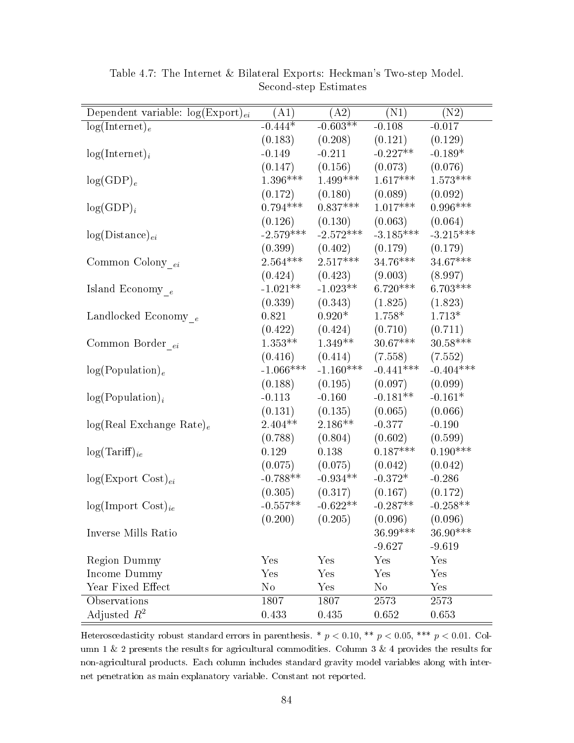Table 4.7: The Internet & Bilateral Exports: Heckman's Two-step Model. Second-step Estimates

| Dependent variable: log(Export)$_{ei}$ | (A1) | (A2) | (N1) | (N2) |
|---|---|---|---|---|
| log(Internet)$_e$ | -0.444* | -0.603** | -0.108 | -0.017 |
| | (0.183) | (0.208) | (0.121) | (0.129) |
| log(Internet)$_i$ | -0.149 | -0.211 | -0.227** | -0.189* |
| | (0.147) | (0.156) | (0.073) | (0.076) |
| log(GDP)$_e$ | 1.396*** | 1.499*** | 1.617*** | 1.573*** |
| | (0.172) | (0.180) | (0.089) | (0.092) |
| log(GDP)$_i$ | 0.794*** | 0.837*** | 1.017*** | 0.996*** |
| | (0.126) | (0.130) | (0.063) | (0.064) |
| log(Distance)$_{ei}$ | -2.579*** | -2.572*** | -3.185*** | -3.215*** |
| | (0.399) | (0.402) | (0.179) | (0.179) |
| Common Colony$_{\_ei}$ | 2.564*** | 2.517*** | 34.76*** | 34.67*** |
| | (0.424) | (0.423) | (9.003) | (8.997) |
| Island Economy$_{\_e}$ | -1.021** | -1.023** | 6.720*** | 6.703*** |
| | (0.339) | (0.343) | (1.825) | (1.823) |
| Landlocked Economy$_{\_e}$ | 0.821 | 0.920* | 1.758* | 1.713* |
| | (0.422) | (0.424) | (0.710) | (0.711) |
| Common Border$_{\_ei}$ | 1.353** | 1.349** | 30.67*** | 30.58*** |
| | (0.416) | (0.414) | (7.558) | (7.552) |
| log(Population)$_e$ | -1.066*** | -1.160*** | -0.441*** | -0.404*** |
| | (0.188) | (0.195) | (0.097) | (0.099) |
| log(Population)$_i$ | -0.113 | -0.160 | -0.181** | -0.161* |
| | (0.131) | (0.135) | (0.065) | (0.066) |
| log(Real Exchange Rate)$_e$ | 2.404** | 2.186** | -0.377 | -0.190 |
| | (0.788) | (0.804) | (0.602) | (0.599) |
| log(Tariff)$_{ie}$ | 0.129 | 0.138 | 0.187*** | 0.190*** |
| | (0.075) | (0.075) | (0.042) | (0.042) |
| log(Export Cost)$_{ei}$ | -0.788** | -0.934** | -0.372* | -0.286 |
| | (0.305) | (0.317) | (0.167) | (0.172) |
| log(Import Cost)$_{ie}$ | -0.557** | -0.622** | -0.287** | -0.258** |
| | (0.200) | (0.205) | (0.096) | (0.096) |
| Inverse Mills Ratio | | | 36.99*** | 36.90*** |
| | | | -9.627 | -9.619 |
| Region Dummy | Yes | Yes | Yes | Yes |
| Income Dummy | Yes | Yes | Yes | Yes |
| Year Fixed Effect | No | Yes | No | Yes |
| Observations | 1807 | 1807 | 2573 | 2573 |
| Adjusted $R^2$ | 0.433 | 0.435 | 0.652 | 0.653 |

Heteroscedasticity robust standard errors in parenthesis. * $p < 0.10$, ** $p < 0.05$, *** $p < 0.01$. Column 1 & 2 presents the results for agricultural commodities. Column 3 & 4 provides the results for non-agricultural products. Each column includes standard gravity model variables along with internet penetration as main explanatory variable. Constant not reported.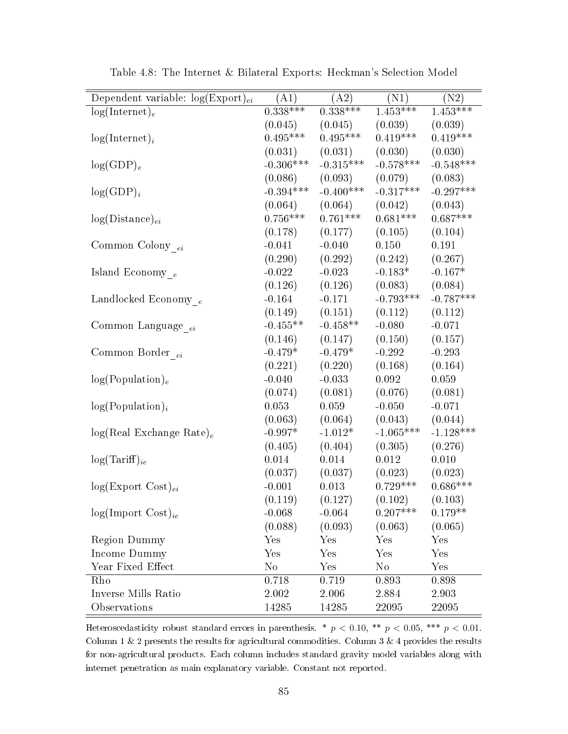Table 4.8: The Internet & Bilateral Exports: Heckman's Selection Model

| Dependent variable: log(Export)$_{ei}$ | (A1) | (A2) | (N1) | (N2) |
|---|---|---|---|---|
| log(Internet)$_{e}$ | 0.338*** | 0.338*** | 1.453*** | 1.453*** |
| | (0.045) | (0.045) | (0.039) | (0.039) |
| log(Internet)$_{i}$ | 0.495*** | 0.495*** | 0.419*** | 0.419*** |
| | (0.031) | (0.031) | (0.030) | (0.030) |
| log(GDP)$_{e}$ | -0.306*** | -0.315*** | -0.578*** | -0.548*** |
| | (0.086) | (0.093) | (0.079) | (0.083) |
| log(GDP)$_{i}$ | -0.394*** | -0.400*** | -0.317*** | -0.297*** |
| | (0.064) | (0.064) | (0.042) | (0.043) |
| log(Distance)$_{ei}$ | 0.756*** | 0.761*** | 0.681*** | 0.687*** |
| | (0.178) | (0.177) | (0.105) | (0.104) |
| Common Colony_$_{ei}$ | -0.041 | -0.040 | 0.150 | 0.191 |
| | (0.290) | (0.292) | (0.242) | (0.267) |
| Island Economy_$_{e}$ | -0.022 | -0.023 | -0.183* | -0.167* |
| | (0.126) | (0.126) | (0.083) | (0.084) |
| Landlocked Economy_$_{e}$ | -0.164 | -0.171 | -0.793*** | -0.787*** |
| | (0.149) | (0.151) | (0.112) | (0.112) |
| Common Language_$_{ei}$ | -0.455** | -0.458** | -0.080 | -0.071 |
| | (0.146) | (0.147) | (0.150) | (0.157) |
| Common Border_$_{ei}$ | -0.479* | -0.479* | -0.292 | -0.293 |
| | (0.221) | (0.220) | (0.168) | (0.164) |
| log(Population)$_{e}$ | -0.040 | -0.033 | 0.092 | 0.059 |
| | (0.074) | (0.081) | (0.076) | (0.081) |
| log(Population)$_{i}$ | 0.053 | 0.059 | -0.050 | -0.071 |
| | (0.063) | (0.064) | (0.043) | (0.044) |
| log(Real Exchange Rate)$_{e}$ | -0.997* | -1.012* | -1.065*** | -1.128*** |
| | (0.405) | (0.404) | (0.305) | (0.276) |
| log(Tariff)$_{ie}$ | 0.014 | 0.014 | 0.012 | 0.010 |
| | (0.037) | (0.037) | (0.023) | (0.023) |
| log(Export Cost)$_{ei}$ | -0.001 | 0.013 | 0.729*** | 0.686*** |
| | (0.119) | (0.127) | (0.102) | (0.103) |
| log(Import Cost)$_{ie}$ | -0.068 | -0.064 | 0.207*** | 0.179** |
| | (0.088) | (0.093) | (0.063) | (0.065) |
| Region Dummy | Yes | Yes | Yes | Yes |
| Income Dummy | Yes | Yes | Yes | Yes |
| Year Fixed Effect | No | Yes | No | Yes |
| Rho | 0.718 | 0.719 | 0.893 | 0.898 |
| Inverse Mills Ratio | 2.002 | 2.006 | 2.884 | 2.903 |
| Observations | 14285 | 14285 | 22095 | 22095 |

Heteroscedasticity robust standard errors in parenthesis. * $p < 0.10$, ** $p < 0.05$, *** $p < 0.01$. Column 1 & 2 presents the results for agricultural commodities. Column 3 & 4 provides the results for non-agricultural products. Each column includes standard gravity model variables along with internet penetration as main explanatory variable. Constant not reported.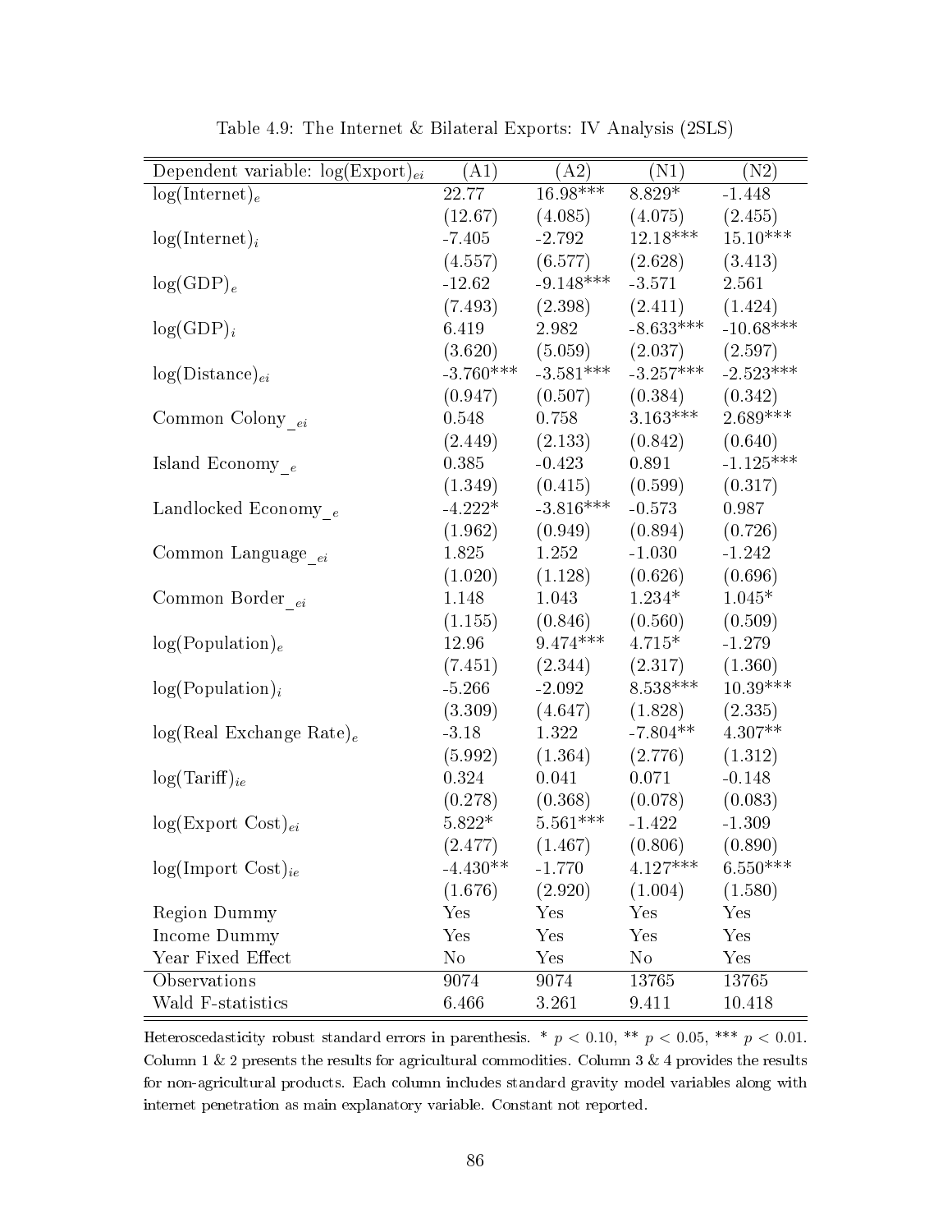Table 4.9: The Internet & Bilateral Exports: IV Analysis (2SLS)

| Dependent variable: $\log(\text{Export})_{ei}$ | (A1) | (A2) | (N1) | (N2) |
|---|---|---|---|---|
| $\log(\text{Internet})_e$ | 22.77 | 16.98*** | 8.829* | -1.448 |
| | (12.67) | (4.085) | (4.075) | (2.455) |
| $\log(\text{Internet})_i$ | -7.405 | -2.792 | 12.18*** | 15.10*** |
| | (4.557) | (6.577) | (2.628) | (3.413) |
| $\log(\text{GDP})_e$ | -12.62 | -9.148*** | -3.571 | 2.561 |
| | (7.493) | (2.398) | (2.411) | (1.424) |
| $\log(\text{GDP})_i$ | 6.419 | 2.982 | -8.633*** | -10.68*** |
| | (3.620) | (5.059) | (2.037) | (2.597) |
| $\log(\text{Distance})_{ei}$ | -3.760*** | -3.581*** | -3.257*** | -2.523*** |
| | (0.947) | (0.507) | (0.384) | (0.342) |
| Common Colony$\__{ei}$ | 0.548 | 0.758 | 3.163*** | 2.689*** |
| | (2.449) | (2.133) | (0.842) | (0.640) |
| Island Economy$\__{e}$ | 0.385 | -0.423 | 0.891 | -1.125*** |
| | (1.349) | (0.415) | (0.599) | (0.317) |
| Landlocked Economy$\__{e}$ | -4.222* | -3.816*** | -0.573 | 0.987 |
| | (1.962) | (0.949) | (0.894) | (0.726) |
| Common Language$\__{ei}$ | 1.825 | 1.252 | -1.030 | -1.242 |
| | (1.020) | (1.128) | (0.626) | (0.696) |
| Common Border$\__{ei}$ | 1.148 | 1.043 | 1.234* | 1.045* |
| | (1.155) | (0.846) | (0.560) | (0.509) |
| $\log(\text{Population})_e$ | 12.96 | 9.474*** | 4.715* | -1.279 |
| | (7.451) | (2.344) | (2.317) | (1.360) |
| $\log(\text{Population})_i$ | -5.266 | -2.092 | 8.538*** | 10.39*** |
| | (3.309) | (4.647) | (1.828) | (2.335) |
| $\log(\text{Real Exchange Rate})_e$ | -3.18 | 1.322 | -7.804** | 4.307** |
| | (5.992) | (1.364) | (2.776) | (1.312) |
| $\log(\text{Tariff})_{ie}$ | 0.324 | 0.041 | 0.071 | -0.148 |
| | (0.278) | (0.368) | (0.078) | (0.083) |
| $\log(\text{Export Cost})_{ei}$ | 5.822* | 5.561*** | -1.422 | -1.309 |
| | (2.477) | (1.467) | (0.806) | (0.890) |
| $\log(\text{Import Cost})_{ie}$ | -4.430** | -1.770 | 4.127*** | 6.550*** |
| | (1.676) | (2.920) | (1.004) | (1.580) |
| Region Dummy | Yes | Yes | Yes | Yes |
| Income Dummy | Yes | Yes | Yes | Yes |
| Year Fixed Effect | No | Yes | No | Yes |
| Observations | 9074 | 9074 | 13765 | 13765 |
| Wald F-statistics | 6.466 | 3.261 | 9.411 | 10.418 |

Heteroscedasticity robust standard errors in parenthesis. * $p < 0.10$, ** $p < 0.05$, *** $p < 0.01$. Column 1 & 2 presents the results for agricultural commodities. Column 3 & 4 provides the results for non-agricultural products. Each column includes standard gravity model variables along with internet penetration as main explanatory variable. Constant not reported.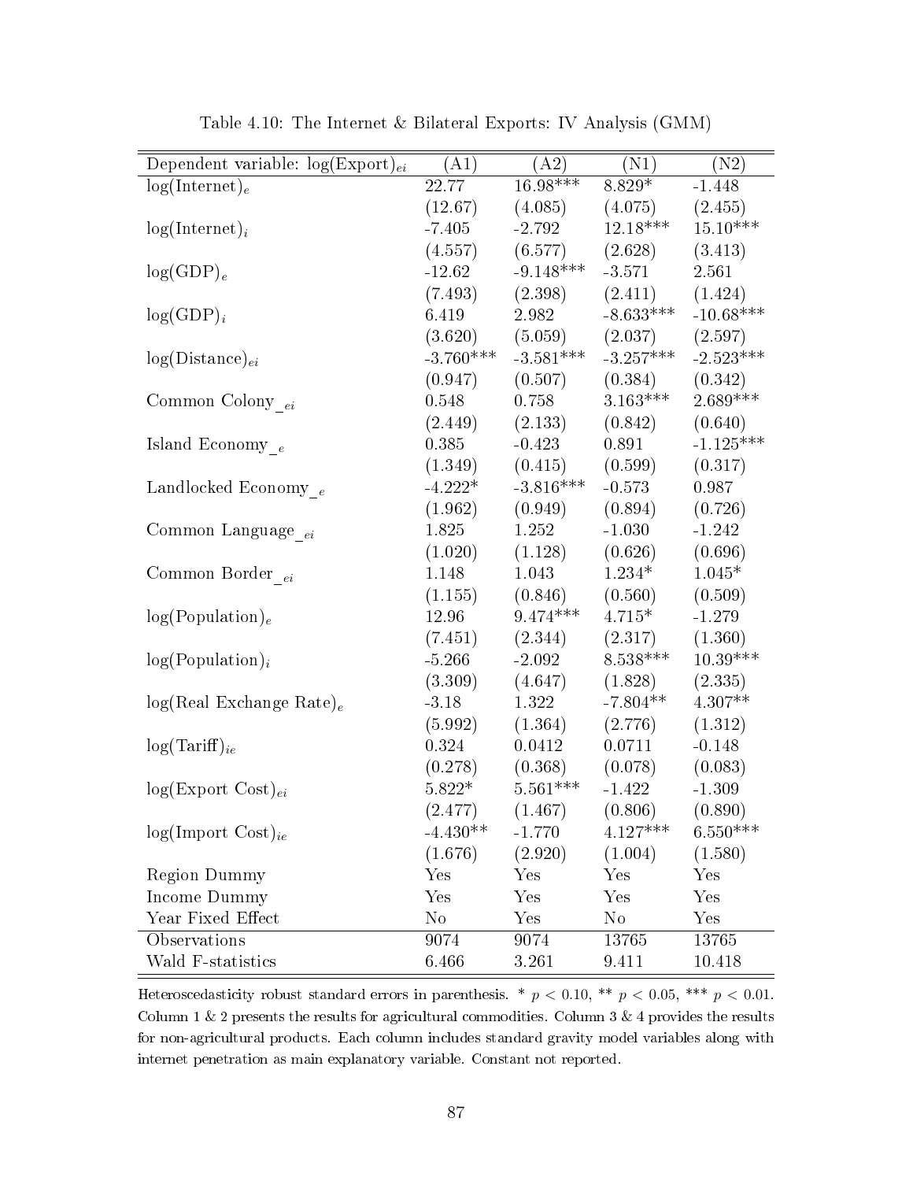Table 4.10: The Internet & Bilateral Exports: IV Analysis (GMM)

| Dependent variable: $\log(\text{Export})_{ei}$ | (A1) | (A2) | (N1) | (N2) |
|---|---|---|---|---|
| $\log(\text{Internet})_e$ | 22.77 | 16.98*** | 8.829* | -1.448 |
| | (12.67) | (4.085) | (4.075) | (2.455) |
| $\log(\text{Internet})_i$ | -7.405 | -2.792 | 12.18*** | 15.10*** |
| | (4.557) | (6.577) | (2.628) | (3.413) |
| $\log(\text{GDP})_e$ | -12.62 | -9.148*** | -3.571 | 2.561 |
| | (7.493) | (2.398) | (2.411) | (1.424) |
| $\log(\text{GDP})_i$ | 6.419 | 2.982 | -8.633*** | -10.68*** |
| | (3.620) | (5.059) | (2.037) | (2.597) |
| $\log(\text{Distance})_{ei}$ | -3.760*** | -3.581*** | -3.257*** | -2.523*** |
| | (0.947) | (0.507) | (0.384) | (0.342) |
| Common Colony$\_{ei}$ | 0.548 | 0.758 | 3.163*** | 2.689*** |
| | (2.449) | (2.133) | (0.842) | (0.640) |
| Island Economy$\_{e}$ | 0.385 | -0.423 | 0.891 | -1.125*** |
| | (1.349) | (0.415) | (0.599) | (0.317) |
| Landlocked Economy$\_{e}$ | -4.222* | -3.816*** | -0.573 | 0.987 |
| | (1.962) | (0.949) | (0.894) | (0.726) |
| Common Language$\_{ei}$ | 1.825 | 1.252 | -1.030 | -1.242 |
| | (1.020) | (1.128) | (0.626) | (0.696) |
| Common Border$\_{ei}$ | 1.148 | 1.043 | 1.234* | 1.045* |
| | (1.155) | (0.846) | (0.560) | (0.509) |
| $\log(\text{Population})_e$ | 12.96 | 9.474*** | 4.715* | -1.279 |
| | (7.451) | (2.344) | (2.317) | (1.360) |
| $\log(\text{Population})_i$ | -5.266 | -2.092 | 8.538*** | 10.39*** |
| | (3.309) | (4.647) | (1.828) | (2.335) |
| $\log(\text{Real Exchange Rate})_e$ | -3.18 | 1.322 | -7.804** | 4.307** |
| | (5.992) | (1.364) | (2.776) | (1.312) |
| $\log(\text{Tariff})_{ie}$ | 0.324 | 0.0412 | 0.0711 | -0.148 |
| | (0.278) | (0.368) | (0.078) | (0.083) |
| $\log(\text{Export Cost})_{ei}$ | 5.822* | 5.561*** | -1.422 | -1.309 |
| | (2.477) | (1.467) | (0.806) | (0.890) |
| $\log(\text{Import Cost})_{ie}$ | -4.430** | -1.770 | 4.127*** | 6.550*** |
| | (1.676) | (2.920) | (1.004) | (1.580) |
| Region Dummy | Yes | Yes | Yes | Yes |
| Income Dummy | Yes | Yes | Yes | Yes |
| Year Fixed Effect | No | Yes | No | Yes |
| Observations | 9074 | 9074 | 13765 | 13765 |
| Wald F-statistics | 6.466 | 3.261 | 9.411 | 10.418 |

Heteroscedasticity robust standard errors in parenthesis. * $p < 0.10$, ** $p < 0.05$, *** $p < 0.01$. Column 1 & 2 presents the results for agricultural commodities. Column 3 & 4 provides the results for non-agricultural products. Each column includes standard gravity model variables along with internet penetration as main explanatory variable. Constant not reported.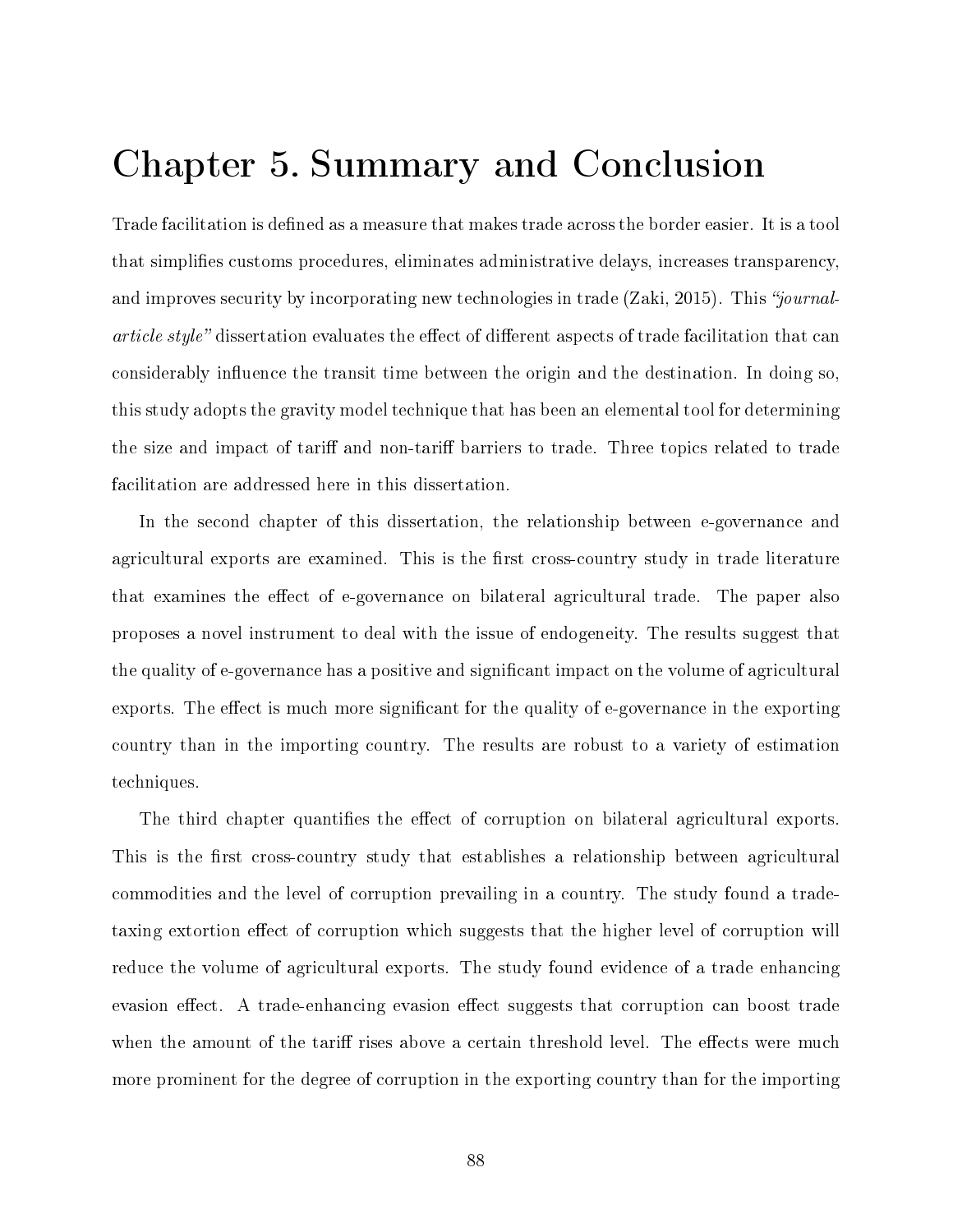# Chapter 5. Summary and Conclusion

Trade facilitation is defined as a measure that makes trade across the border easier. It is a tool that simplifies customs procedures, eliminates administrative delays, increases transparency, and improves security by incorporating new technologies in trade (Zaki, 2015). This *"journal-article style"* dissertation evaluates the effect of different aspects of trade facilitation that can considerably influence the transit time between the origin and the destination. In doing so, this study adopts the gravity model technique that has been an elemental tool for determining the size and impact of tariff and non-tariff barriers to trade. Three topics related to trade facilitation are addressed here in this dissertation.

In the second chapter of this dissertation, the relationship between e-governance and agricultural exports are examined. This is the first cross-country study in trade literature that examines the effect of e-governance on bilateral agricultural trade. The paper also proposes a novel instrument to deal with the issue of endogeneity. The results suggest that the quality of e-governance has a positive and significant impact on the volume of agricultural exports. The effect is much more significant for the quality of e-governance in the exporting country than in the importing country. The results are robust to a variety of estimation techniques.

The third chapter quantifies the effect of corruption on bilateral agricultural exports. This is the first cross-country study that establishes a relationship between agricultural commodities and the level of corruption prevailing in a country. The study found a trade-taxing extortion effect of corruption which suggests that the higher level of corruption will reduce the volume of agricultural exports. The study found evidence of a trade enhancing evasion effect. A trade-enhancing evasion effect suggests that corruption can boost trade when the amount of the tariff rises above a certain threshold level. The effects were much more prominent for the degree of corruption in the exporting country than for the importing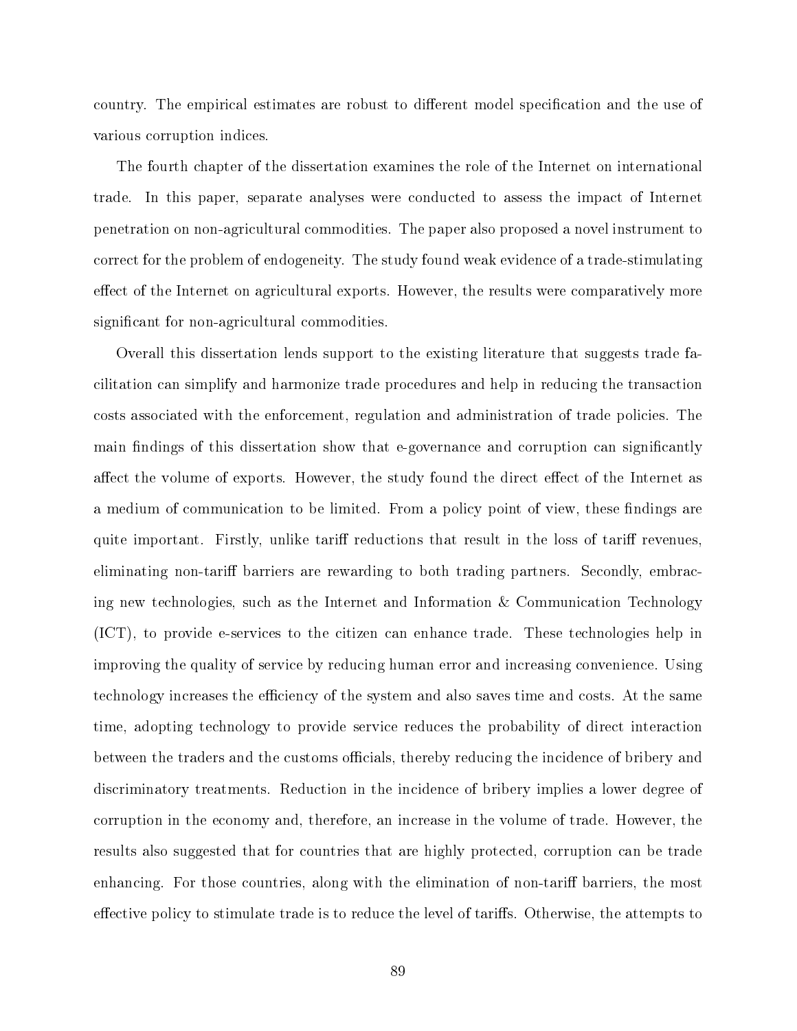country. The empirical estimates are robust to different model specification and the use of various corruption indices.

The fourth chapter of the dissertation examines the role of the Internet on international trade. In this paper, separate analyses were conducted to assess the impact of Internet penetration on non-agricultural commodities. The paper also proposed a novel instrument to correct for the problem of endogeneity. The study found weak evidence of a trade-stimulating effect of the Internet on agricultural exports. However, the results were comparatively more significant for non-agricultural commodities.

Overall this dissertation lends support to the existing literature that suggests trade facilitation can simplify and harmonize trade procedures and help in reducing the transaction costs associated with the enforcement, regulation and administration of trade policies. The main findings of this dissertation show that e-governance and corruption can significantly affect the volume of exports. However, the study found the direct effect of the Internet as a medium of communication to be limited. From a policy point of view, these findings are quite important. Firstly, unlike tariff reductions that result in the loss of tariff revenues, eliminating non-tariff barriers are rewarding to both trading partners. Secondly, embracing new technologies, such as the Internet and Information & Communication Technology (ICT), to provide e-services to the citizen can enhance trade. These technologies help in improving the quality of service by reducing human error and increasing convenience. Using technology increases the efficiency of the system and also saves time and costs. At the same time, adopting technology to provide service reduces the probability of direct interaction between the traders and the customs officials, thereby reducing the incidence of bribery and discriminatory treatments. Reduction in the incidence of bribery implies a lower degree of corruption in the economy and, therefore, an increase in the volume of trade. However, the results also suggested that for countries that are highly protected, corruption can be trade enhancing. For those countries, along with the elimination of non-tariff barriers, the most effective policy to stimulate trade is to reduce the level of tariffs. Otherwise, the attempts to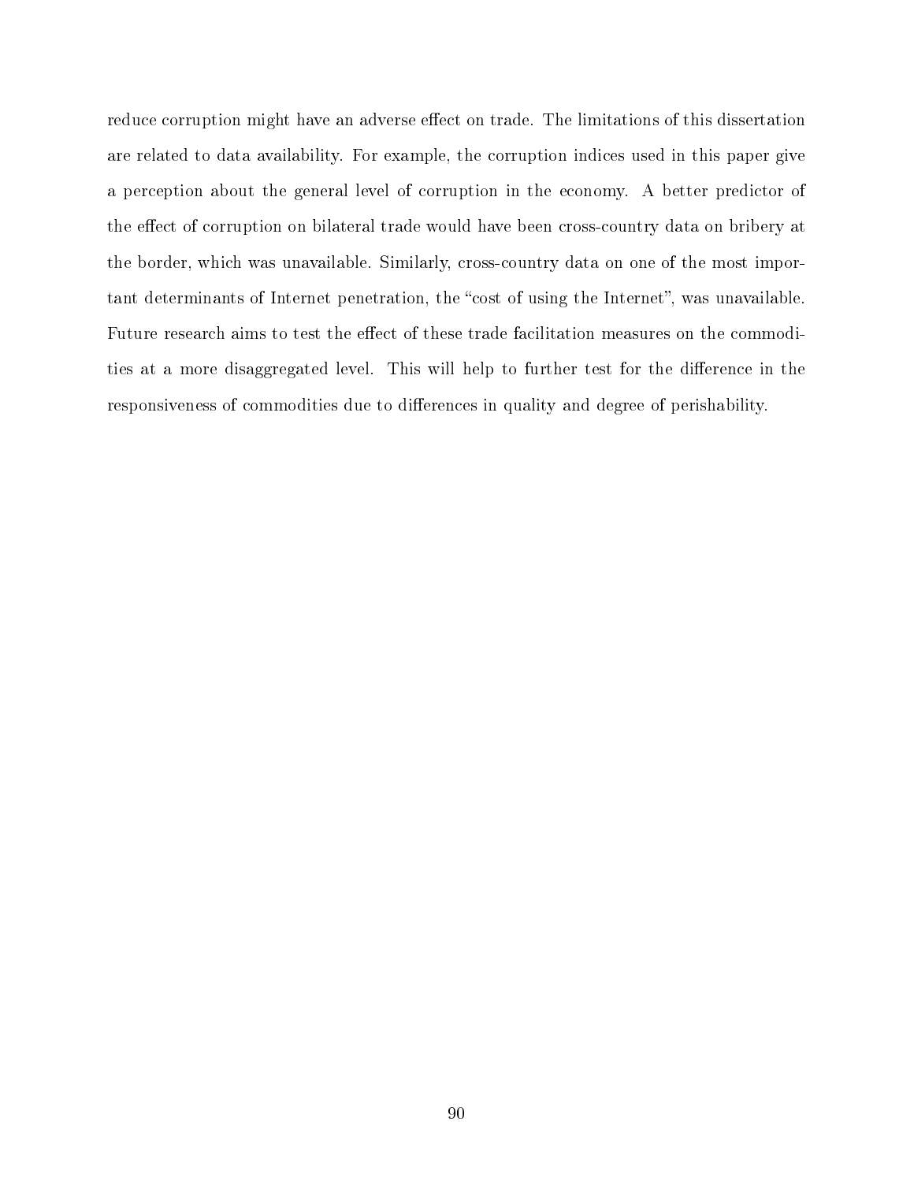reduce corruption might have an adverse effect on trade. The limitations of this dissertation are related to data availability. For example, the corruption indices used in this paper give a perception about the general level of corruption in the economy. A better predictor of the effect of corruption on bilateral trade would have been cross-country data on bribery at the border, which was unavailable. Similarly, cross-country data on one of the most important determinants of Internet penetration, the "cost of using the Internet", was unavailable. Future research aims to test the effect of these trade facilitation measures on the commodities at a more disaggregated level. This will help to further test for the difference in the responsiveness of commodities due to differences in quality and degree of perishability.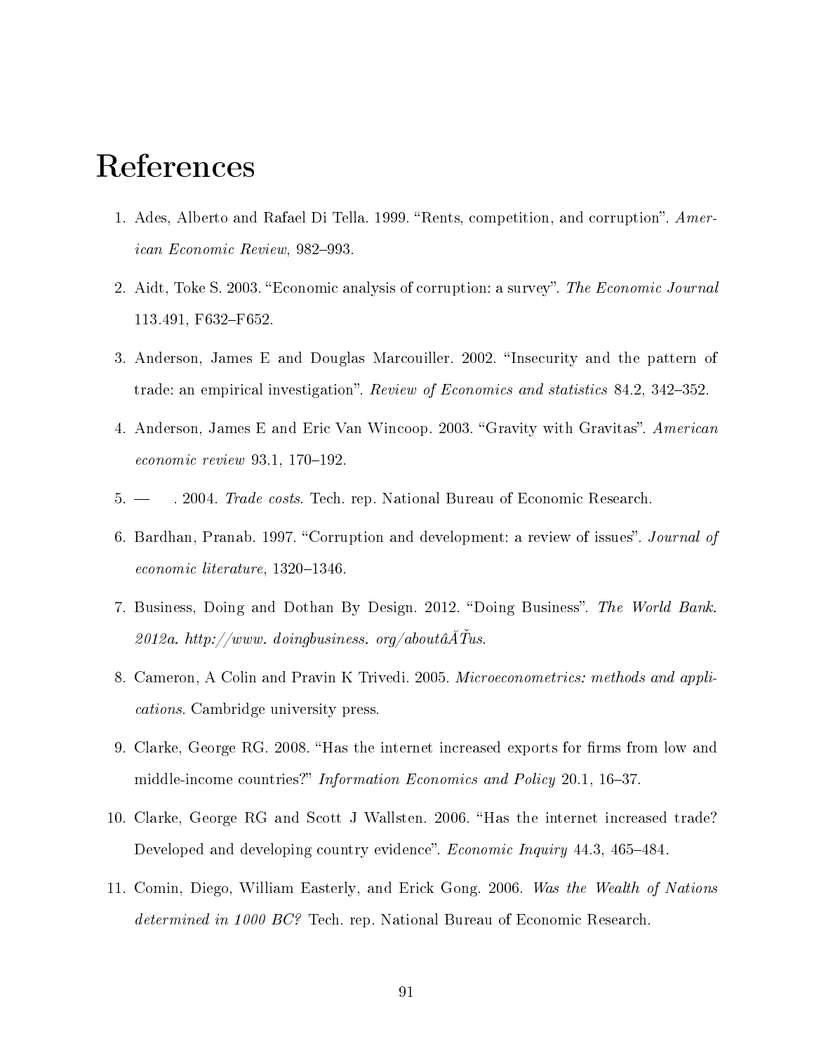# References

1. Ades, Alberto and Rafael Di Tella. 1999. "Rents, competition, and corruption". *American Economic Review*, 982–993.
2. Aidt, Toke S. 2003. "Economic analysis of corruption: a survey". *The Economic Journal* 113.491, F632–F652.
3. Anderson, James E and Douglas Marcouiller. 2002. "Insecurity and the pattern of trade: an empirical investigation". *Review of Economics and statistics* 84.2, 342–352.
4. Anderson, James E and Eric Van Wincoop. 2003. "Gravity with Gravitas". *American economic review* 93.1, 170–192.
5. — . 2004. *Trade costs*. Tech. rep. National Bureau of Economic Research.
6. Bardhan, Pranab. 1997. "Corruption and development: a review of issues". *Journal of economic literature*, 1320–1346.
7. Business, Doing and Dothan By Design. 2012. "Doing Business". *The World Bank. 2012a. http://www. doingbusiness. org/aboutâĂŤus*.
8. Cameron, A Colin and Pravin K Trivedi. 2005. *Microeconometrics: methods and applications*. Cambridge university press.
9. Clarke, George RG. 2008. "Has the internet increased exports for firms from low and middle-income countries?" *Information Economics and Policy* 20.1, 16–37.
10. Clarke, George RG and Scott J Wallsten. 2006. "Has the internet increased trade? Developed and developing country evidence". *Economic Inquiry* 44.3, 465–484.
11. Comin, Diego, William Easterly, and Erick Gong. 2006. *Was the Wealth of Nations determined in 1000 BC?* Tech. rep. National Bureau of Economic Research.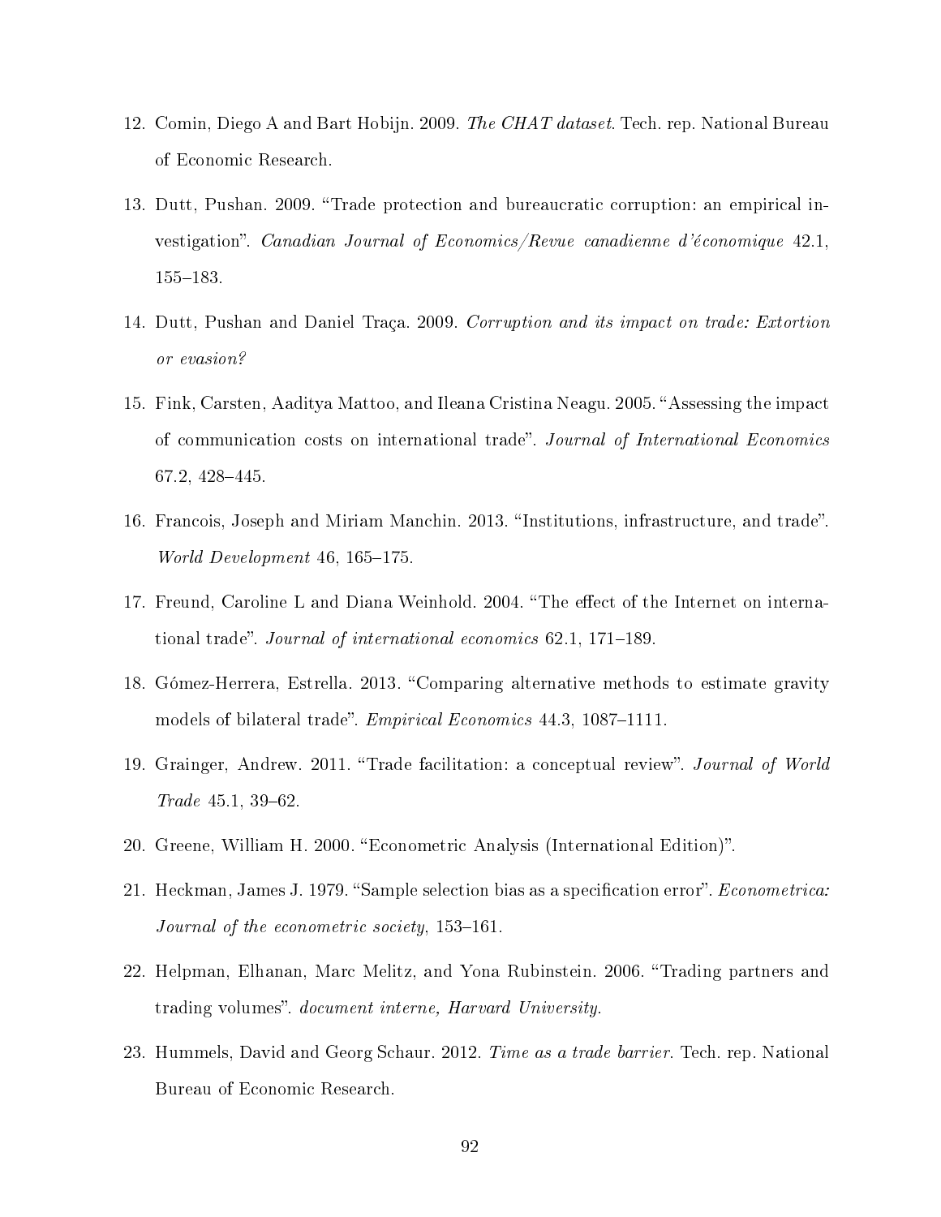12. Comin, Diego A and Bart Hobijn. 2009. *The CHAT dataset*. Tech. rep. National Bureau of Economic Research.

13. Dutt, Pushan. 2009. "Trade protection and bureaucratic corruption: an empirical investigation". *Canadian Journal of Economics/Revue canadienne d'économique* 42.1, 155–183.

14. Dutt, Pushan and Daniel Traça. 2009. *Corruption and its impact on trade: Extortion or evasion?*

15. Fink, Carsten, Aaditya Mattoo, and Ileana Cristina Neagu. 2005. "Assessing the impact of communication costs on international trade". *Journal of International Economics* 67.2, 428–445.

16. Francois, Joseph and Miriam Manchin. 2013. "Institutions, infrastructure, and trade". *World Development* 46, 165–175.

17. Freund, Caroline L and Diana Weinhold. 2004. "The effect of the Internet on international trade". *Journal of international economics* 62.1, 171–189.

18. Gómez-Herrera, Estrella. 2013. "Comparing alternative methods to estimate gravity models of bilateral trade". *Empirical Economics* 44.3, 1087–1111.

19. Grainger, Andrew. 2011. "Trade facilitation: a conceptual review". *Journal of World Trade* 45.1, 39–62.

20. Greene, William H. 2000. "Econometric Analysis (International Edition)".

21. Heckman, James J. 1979. "Sample selection bias as a specification error". *Econometrica: Journal of the econometric society*, 153–161.

22. Helpman, Elhanan, Marc Melitz, and Yona Rubinstein. 2006. "Trading partners and trading volumes". *document interne, Harvard University*.

23. Hummels, David and Georg Schaur. 2012. *Time as a trade barrier*. Tech. rep. National Bureau of Economic Research.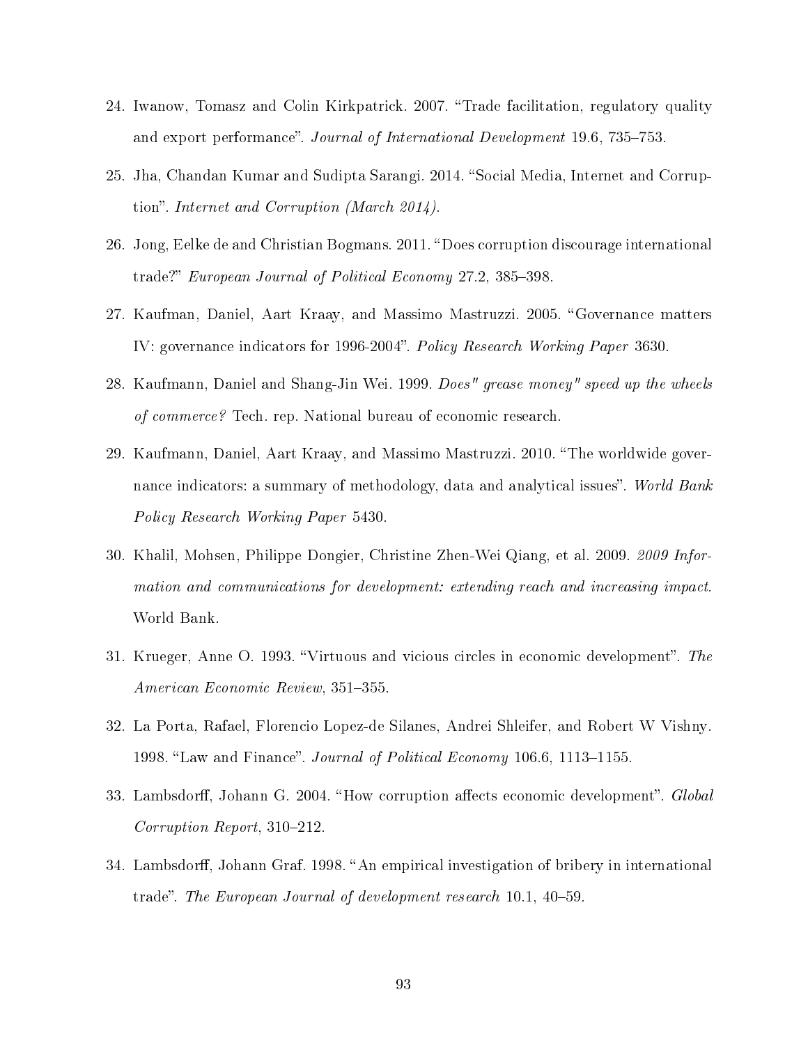24. Iwanow, Tomasz and Colin Kirkpatrick. 2007. “Trade facilitation, regulatory quality and export performance”. *Journal of International Development* 19.6, 735–753.

25. Jha, Chandan Kumar and Sudipta Sarangi. 2014. “Social Media, Internet and Corruption”. *Internet and Corruption (March 2014).*

26. Jong, Eelke de and Christian Bogmans. 2011. “Does corruption discourage international trade?” *European Journal of Political Economy* 27.2, 385–398.

27. Kaufman, Daniel, Aart Kraay, and Massimo Mastruzzi. 2005. “Governance matters IV: governance indicators for 1996-2004”. *Policy Research Working Paper* 3630.

28. Kaufmann, Daniel and Shang-Jin Wei. 1999. *Does" grease money" speed up the wheels of commerce?* Tech. rep. National bureau of economic research.

29. Kaufmann, Daniel, Aart Kraay, and Massimo Mastruzzi. 2010. “The worldwide governance indicators: a summary of methodology, data and analytical issues”. *World Bank Policy Research Working Paper* 5430.

30. Khalil, Mohsen, Philippe Dongier, Christine Zhen-Wei Qiang, et al. 2009. *2009 Information and communications for development: extending reach and increasing impact*. World Bank.

31. Krueger, Anne O. 1993. “Virtuous and vicious circles in economic development”. *The American Economic Review*, 351–355.

32. La Porta, Rafael, Florencio Lopez-de Silanes, Andrei Shleifer, and Robert W Vishny. 1998. “Law and Finance”. *Journal of Political Economy* 106.6, 1113–1155.

33. Lambsdorff, Johann G. 2004. “How corruption affects economic development”. *Global Corruption Report*, 310–212.

34. Lambsdorff, Johann Graf. 1998. “An empirical investigation of bribery in international trade”. *The European Journal of development research* 10.1, 40–59.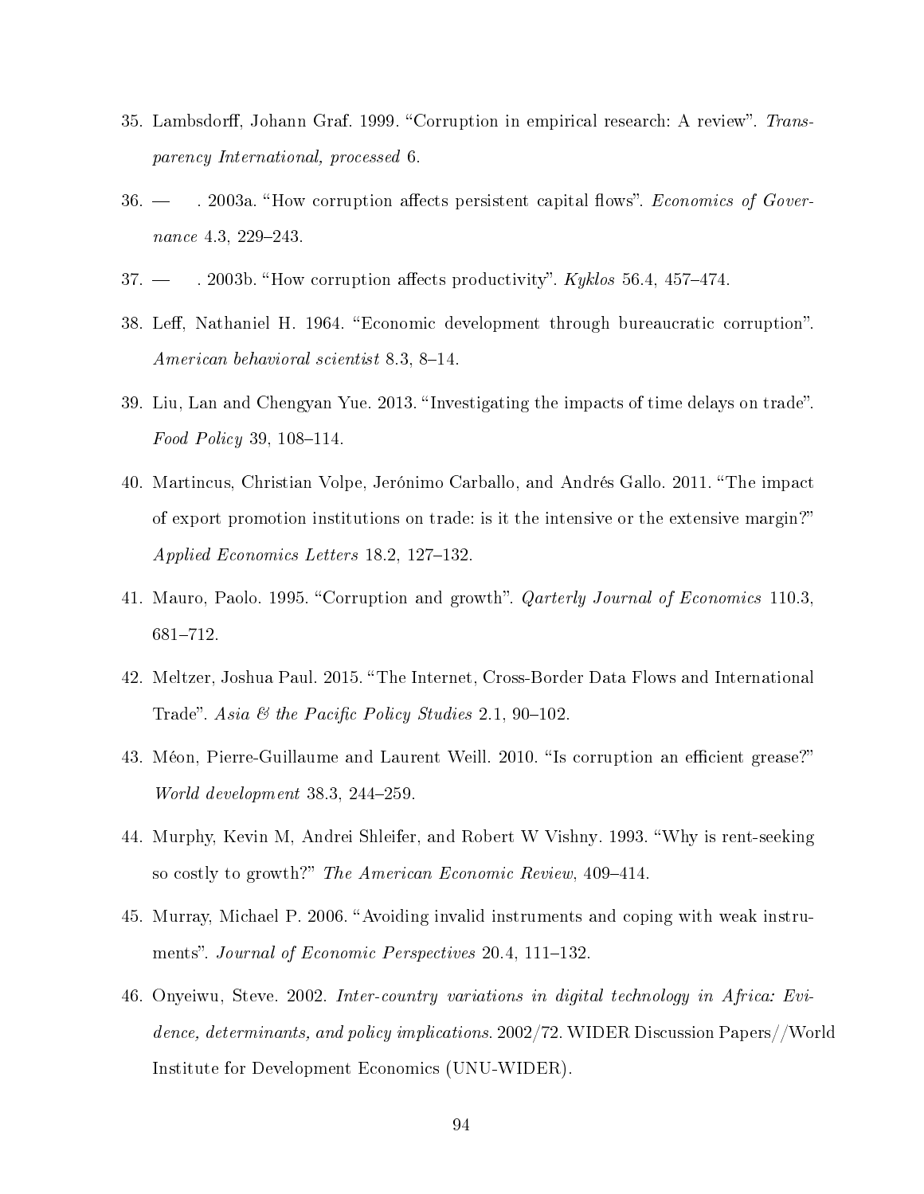35. Lambsdorff, Johann Graf. 1999. "Corruption in empirical research: A review". *Transparency International, processed* 6.

36. — . 2003a. "How corruption affects persistent capital flows". *Economics of Governance* 4.3, 229–243.

37. — . 2003b. "How corruption affects productivity". *Kyklos* 56.4, 457–474.

38. Leff, Nathaniel H. 1964. "Economic development through bureaucratic corruption". *American behavioral scientist* 8.3, 8–14.

39. Liu, Lan and Chengyan Yue. 2013. "Investigating the impacts of time delays on trade". *Food Policy* 39, 108–114.

40. Martincus, Christian Volpe, Jerónimo Carballo, and Andrés Gallo. 2011. "The impact of export promotion institutions on trade: is it the intensive or the extensive margin?" *Applied Economics Letters* 18.2, 127–132.

41. Mauro, Paolo. 1995. "Corruption and growth". *Qarterly Journal of Economics* 110.3, 681–712.

42. Meltzer, Joshua Paul. 2015. "The Internet, Cross-Border Data Flows and International Trade". *Asia & the Pacific Policy Studies* 2.1, 90–102.

43. Méon, Pierre-Guillaume and Laurent Weill. 2010. "Is corruption an efficient grease?" *World development* 38.3, 244–259.

44. Murphy, Kevin M, Andrei Shleifer, and Robert W Vishny. 1993. "Why is rent-seeking so costly to growth?" *The American Economic Review*, 409–414.

45. Murray, Michael P. 2006. "Avoiding invalid instruments and coping with weak instruments". *Journal of Economic Perspectives* 20.4, 111–132.

46. Onyeiwu, Steve. 2002. *Inter-country variations in digital technology in Africa: Evidence, determinants, and policy implications.* 2002/72. WIDER Discussion Papers//World Institute for Development Economics (UNU-WIDER).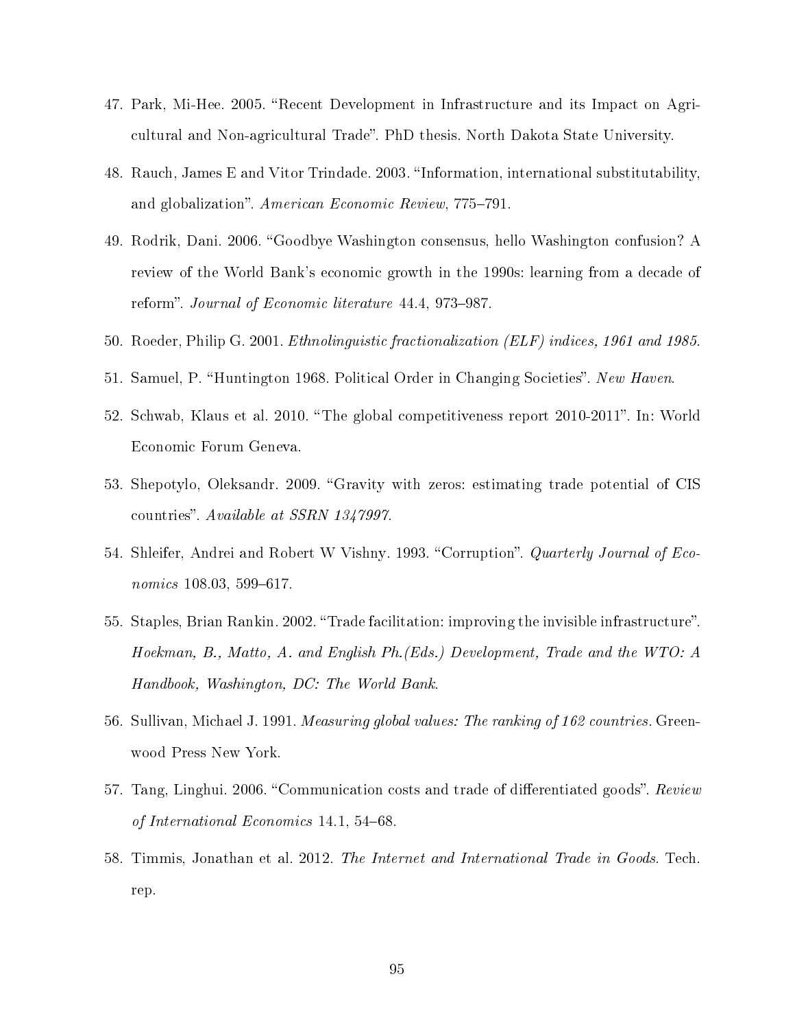47. Park, Mi-Hee. 2005. "Recent Development in Infrastructure and its Impact on Agricultural and Non-agricultural Trade". PhD thesis. North Dakota State University.

48. Rauch, James E and Vitor Trindade. 2003. "Information, international substitutability, and globalization". *American Economic Review*, 775–791.

49. Rodrik, Dani. 2006. "Goodbye Washington consensus, hello Washington confusion? A review of the World Bank's economic growth in the 1990s: learning from a decade of reform". *Journal of Economic literature* 44.4, 973–987.

50. Roeder, Philip G. 2001. *Ethnolinguistic fractionalization (ELF) indices, 1961 and 1985*.

51. Samuel, P. "Huntington 1968. Political Order in Changing Societies". *New Haven*.

52. Schwab, Klaus et al. 2010. "The global competitiveness report 2010-2011". In: World Economic Forum Geneva.

53. Shepotylo, Oleksandr. 2009. "Gravity with zeros: estimating trade potential of CIS countries". *Available at SSRN 1347997*.

54. Shleifer, Andrei and Robert W Vishny. 1993. "Corruption". *Quarterly Journal of Economics* 108.03, 599–617.

55. Staples, Brian Rankin. 2002. "Trade facilitation: improving the invisible infrastructure". *Hoekman, B., Matto, A. and English Ph.(Eds.) Development, Trade and the WTO: A Handbook, Washington, DC: The World Bank*.

56. Sullivan, Michael J. 1991. *Measuring global values: The ranking of 162 countries*. Greenwood Press New York.

57. Tang, Linghui. 2006. "Communication costs and trade of differentiated goods". *Review of International Economics* 14.1, 54–68.

58. Timmis, Jonathan et al. 2012. *The Internet and International Trade in Goods*. Tech. rep.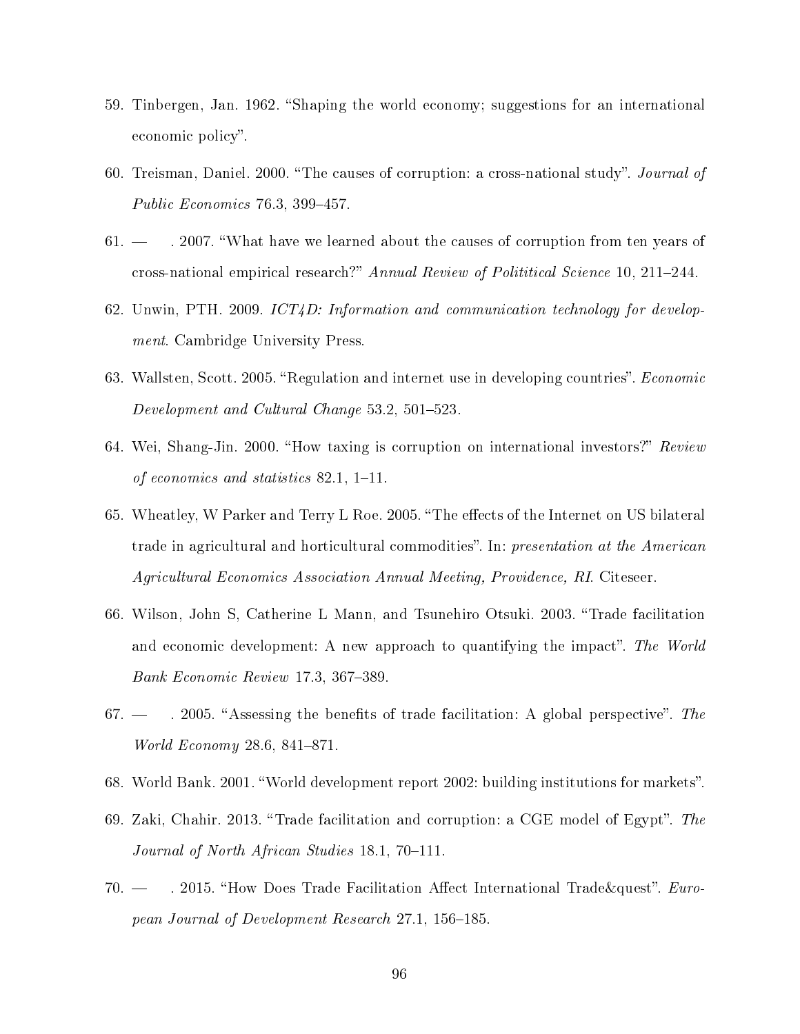59. Tinbergen, Jan. 1962. "Shaping the world economy; suggestions for an international economic policy".
60. Treisman, Daniel. 2000. "The causes of corruption: a cross-national study". *Journal of Public Economics* 76.3, 399–457.
61. — . 2007. "What have we learned about the causes of corruption from ten years of cross-national empirical research?" *Annual Review of Polititical Science* 10, 211–244.
62. Unwin, PTH. 2009. *ICT4D: Information and communication technology for development*. Cambridge University Press.
63. Wallsten, Scott. 2005. "Regulation and internet use in developing countries". *Economic Development and Cultural Change* 53.2, 501–523.
64. Wei, Shang-Jin. 2000. "How taxing is corruption on international investors?" *Review of economics and statistics* 82.1, 1–11.
65. Wheatley, W Parker and Terry L Roe. 2005. "The effects of the Internet on US bilateral trade in agricultural and horticultural commodities". In: *presentation at the American Agricultural Economics Association Annual Meeting, Providence, RI*. Citeseer.
66. Wilson, John S, Catherine L Mann, and Tsunehiro Otsuki. 2003. "Trade facilitation and economic development: A new approach to quantifying the impact". *The World Bank Economic Review* 17.3, 367–389.
67. — . 2005. "Assessing the benefits of trade facilitation: A global perspective". *The World Economy* 28.6, 841–871.
68. World Bank. 2001. "World development report 2002: building institutions for markets".
69. Zaki, Chahir. 2013. "Trade facilitation and corruption: a CGE model of Egypt". *The Journal of North African Studies* 18.1, 70–111.
70. — . 2015. "How Does Trade Facilitation Affect International Trade&quest". *European Journal of Development Research* 27.1, 156–185.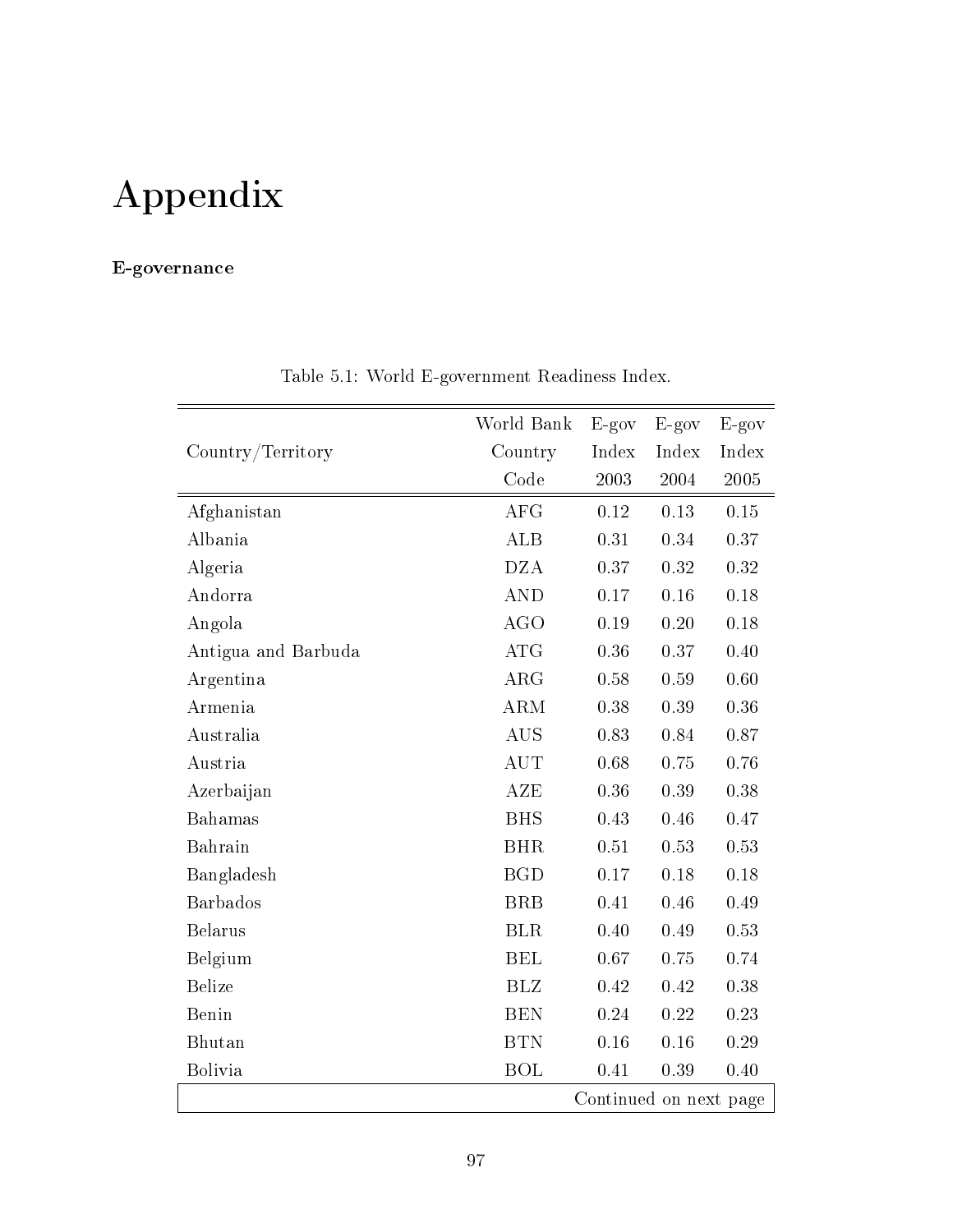# Appendix

**E-governance**

Table 5.1: World E-government Readiness Index.

| Country/Territory | World Bank Country Code | E-gov Index 2003 | E-gov Index 2004 | E-gov Index 2005 |
|---|---|---|---|---|
| Afghanistan | AFG | 0.12 | 0.13 | 0.15 |
| Albania | ALB | 0.31 | 0.34 | 0.37 |
| Algeria | DZA | 0.37 | 0.32 | 0.32 |
| Andorra | AND | 0.17 | 0.16 | 0.18 |
| Angola | AGO | 0.19 | 0.20 | 0.18 |
| Antigua and Barbuda | ATG | 0.36 | 0.37 | 0.40 |
| Argentina | ARG | 0.58 | 0.59 | 0.60 |
| Armenia | ARM | 0.38 | 0.39 | 0.36 |
| Australia | AUS | 0.83 | 0.84 | 0.87 |
| Austria | AUT | 0.68 | 0.75 | 0.76 |
| Azerbaijan | AZE | 0.36 | 0.39 | 0.38 |
| Bahamas | BHS | 0.43 | 0.46 | 0.47 |
| Bahrain | BHR | 0.51 | 0.53 | 0.53 |
| Bangladesh | BGD | 0.17 | 0.18 | 0.18 |
| Barbados | BRB | 0.41 | 0.46 | 0.49 |
| Belarus | BLR | 0.40 | 0.49 | 0.53 |
| Belgium | BEL | 0.67 | 0.75 | 0.74 |
| Belize | BLZ | 0.42 | 0.42 | 0.38 |
| Benin | BEN | 0.24 | 0.22 | 0.23 |
| Bhutan | BTN | 0.16 | 0.16 | 0.29 |
| Bolivia | BOL | 0.41 | 0.39 | 0.40 |

Continued on next page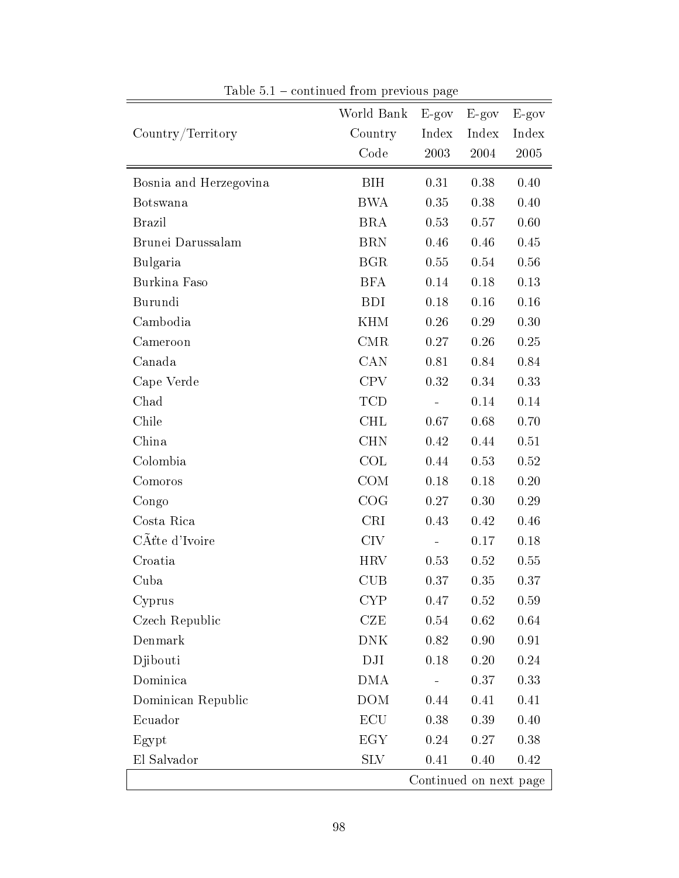Table 5.1 – continued from previous page

| Country/Territory | World Bank Country Code | E-gov Index 2003 | E-gov Index 2004 | E-gov Index 2005 |
|---|---|---|---|---|
| Bosnia and Herzegovina | BIH | 0.31 | 0.38 | 0.40 |
| Botswana | BWA | 0.35 | 0.38 | 0.40 |
| Brazil | BRA | 0.53 | 0.57 | 0.60 |
| Brunei Darussalam | BRN | 0.46 | 0.46 | 0.45 |
| Bulgaria | BGR | 0.55 | 0.54 | 0.56 |
| Burkina Faso | BFA | 0.14 | 0.18 | 0.13 |
| Burundi | BDI | 0.18 | 0.16 | 0.16 |
| Cambodia | KHM | 0.26 | 0.29 | 0.30 |
| Cameroon | CMR | 0.27 | 0.26 | 0.25 |
| Canada | CAN | 0.81 | 0.84 | 0.84 |
| Cape Verde | CPV | 0.32 | 0.34 | 0.33 |
| Chad | TCD | - | 0.14 | 0.14 |
| Chile | CHL | 0.67 | 0.68 | 0.70 |
| China | CHN | 0.42 | 0.44 | 0.51 |
| Colombia | COL | 0.44 | 0.53 | 0.52 |
| Comoros | COM | 0.18 | 0.18 | 0.20 |
| Congo | COG | 0.27 | 0.30 | 0.29 |
| Costa Rica | CRI | 0.43 | 0.42 | 0.46 |
| CÃťte d'Ivoire | CIV | - | 0.17 | 0.18 |
| Croatia | HRV | 0.53 | 0.52 | 0.55 |
| Cuba | CUB | 0.37 | 0.35 | 0.37 |
| Cyprus | CYP | 0.47 | 0.52 | 0.59 |
| Czech Republic | CZE | 0.54 | 0.62 | 0.64 |
| Denmark | DNK | 0.82 | 0.90 | 0.91 |
| Djibouti | DJI | 0.18 | 0.20 | 0.24 |
| Dominica | DMA | - | 0.37 | 0.33 |
| Dominican Republic | DOM | 0.44 | 0.41 | 0.41 |
| Ecuador | ECU | 0.38 | 0.39 | 0.40 |
| Egypt | EGY | 0.24 | 0.27 | 0.38 |
| El Salvador | SLV | 0.41 | 0.40 | 0.42 |

Continued on next page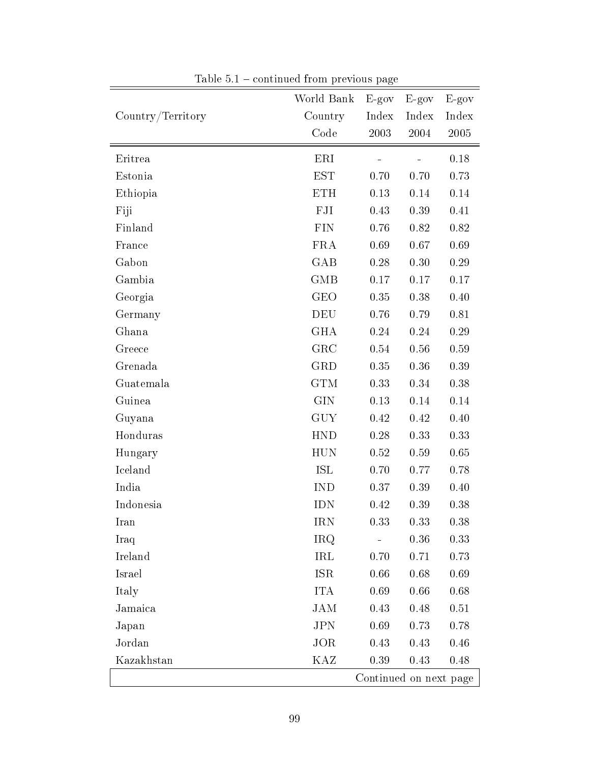Table 5.1 – continued from previous page

| Country/Territory | World Bank Country Code | E-gov Index 2003 | E-gov Index 2004 | E-gov Index 2005 |
|---|---|---|---|---|
| Eritrea | ERI | - | - | 0.18 |
| Estonia | EST | 0.70 | 0.70 | 0.73 |
| Ethiopia | ETH | 0.13 | 0.14 | 0.14 |
| Fiji | FJI | 0.43 | 0.39 | 0.41 |
| Finland | FIN | 0.76 | 0.82 | 0.82 |
| France | FRA | 0.69 | 0.67 | 0.69 |
| Gabon | GAB | 0.28 | 0.30 | 0.29 |
| Gambia | GMB | 0.17 | 0.17 | 0.17 |
| Georgia | GEO | 0.35 | 0.38 | 0.40 |
| Germany | DEU | 0.76 | 0.79 | 0.81 |
| Ghana | GHA | 0.24 | 0.24 | 0.29 |
| Greece | GRC | 0.54 | 0.56 | 0.59 |
| Grenada | GRD | 0.35 | 0.36 | 0.39 |
| Guatemala | GTM | 0.33 | 0.34 | 0.38 |
| Guinea | GIN | 0.13 | 0.14 | 0.14 |
| Guyana | GUY | 0.42 | 0.42 | 0.40 |
| Honduras | HND | 0.28 | 0.33 | 0.33 |
| Hungary | HUN | 0.52 | 0.59 | 0.65 |
| Iceland | ISL | 0.70 | 0.77 | 0.78 |
| India | IND | 0.37 | 0.39 | 0.40 |
| Indonesia | IDN | 0.42 | 0.39 | 0.38 |
| Iran | IRN | 0.33 | 0.33 | 0.38 |
| Iraq | IRQ | - | 0.36 | 0.33 |
| Ireland | IRL | 0.70 | 0.71 | 0.73 |
| Israel | ISR | 0.66 | 0.68 | 0.69 |
| Italy | ITA | 0.69 | 0.66 | 0.68 |
| Jamaica | JAM | 0.43 | 0.48 | 0.51 |
| Japan | JPN | 0.69 | 0.73 | 0.78 |
| Jordan | JOR | 0.43 | 0.43 | 0.46 |
| Kazakhstan | KAZ | 0.39 | 0.43 | 0.48 |

Continued on next page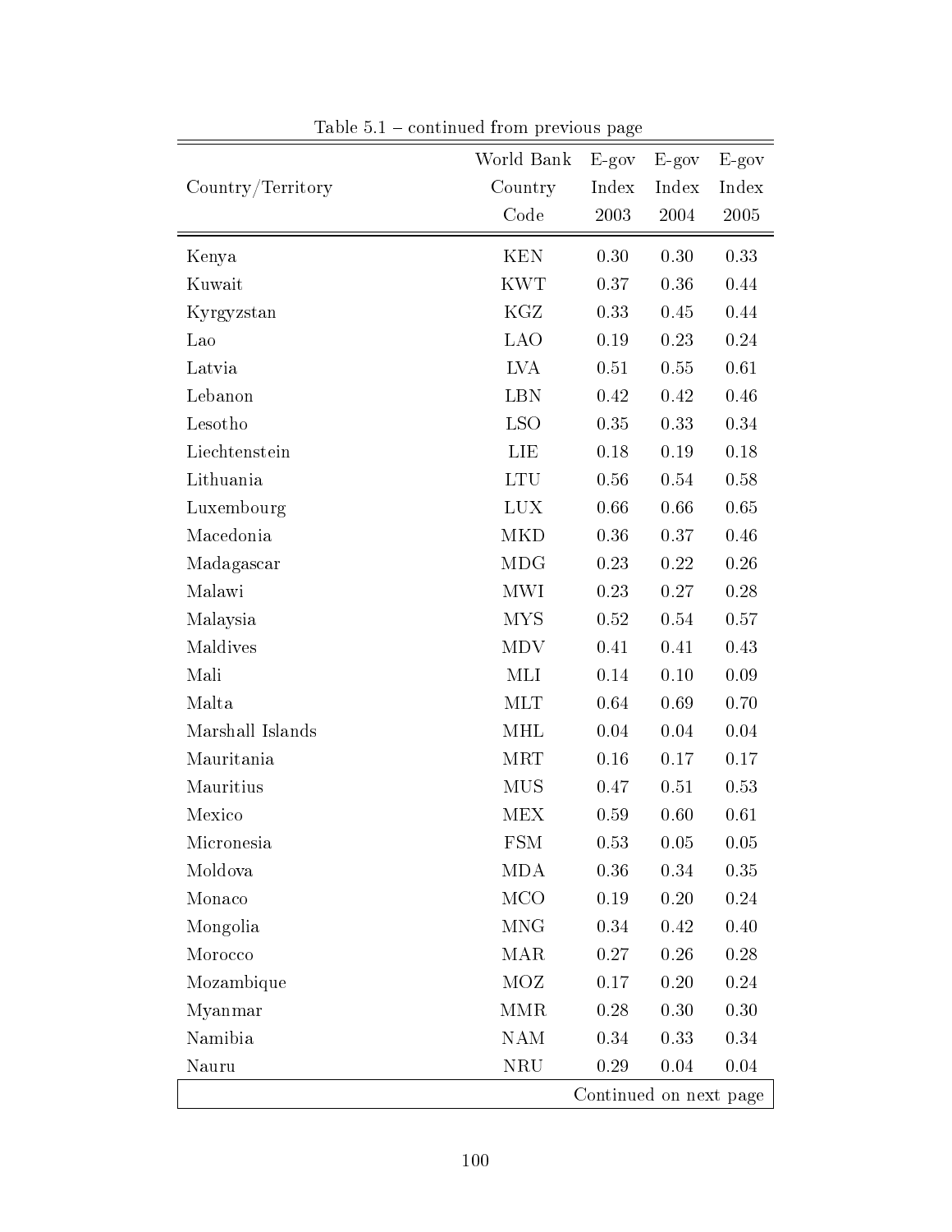Table 5.1 – continued from previous page

| Country/Territory | World Bank Country Code | E-gov Index 2003 | E-gov Index 2004 | E-gov Index 2005 |
|---|---|---|---|---|
| Kenya | KEN | 0.30 | 0.30 | 0.33 |
| Kuwait | KWT | 0.37 | 0.36 | 0.44 |
| Kyrgyzstan | KGZ | 0.33 | 0.45 | 0.44 |
| Lao | LAO | 0.19 | 0.23 | 0.24 |
| Latvia | LVA | 0.51 | 0.55 | 0.61 |
| Lebanon | LBN | 0.42 | 0.42 | 0.46 |
| Lesotho | LSO | 0.35 | 0.33 | 0.34 |
| Liechtenstein | LIE | 0.18 | 0.19 | 0.18 |
| Lithuania | LTU | 0.56 | 0.54 | 0.58 |
| Luxembourg | LUX | 0.66 | 0.66 | 0.65 |
| Macedonia | MKD | 0.36 | 0.37 | 0.46 |
| Madagascar | MDG | 0.23 | 0.22 | 0.26 |
| Malawi | MWI | 0.23 | 0.27 | 0.28 |
| Malaysia | MYS | 0.52 | 0.54 | 0.57 |
| Maldives | MDV | 0.41 | 0.41 | 0.43 |
| Mali | MLI | 0.14 | 0.10 | 0.09 |
| Malta | MLT | 0.64 | 0.69 | 0.70 |
| Marshall Islands | MHL | 0.04 | 0.04 | 0.04 |
| Mauritania | MRT | 0.16 | 0.17 | 0.17 |
| Mauritius | MUS | 0.47 | 0.51 | 0.53 |
| Mexico | MEX | 0.59 | 0.60 | 0.61 |
| Micronesia | FSM | 0.53 | 0.05 | 0.05 |
| Moldova | MDA | 0.36 | 0.34 | 0.35 |
| Monaco | MCO | 0.19 | 0.20 | 0.24 |
| Mongolia | MNG | 0.34 | 0.42 | 0.40 |
| Morocco | MAR | 0.27 | 0.26 | 0.28 |
| Mozambique | MOZ | 0.17 | 0.20 | 0.24 |
| Myanmar | MMR | 0.28 | 0.30 | 0.30 |
| Namibia | NAM | 0.34 | 0.33 | 0.34 |
| Nauru | NRU | 0.29 | 0.04 | 0.04 |

Continued on next page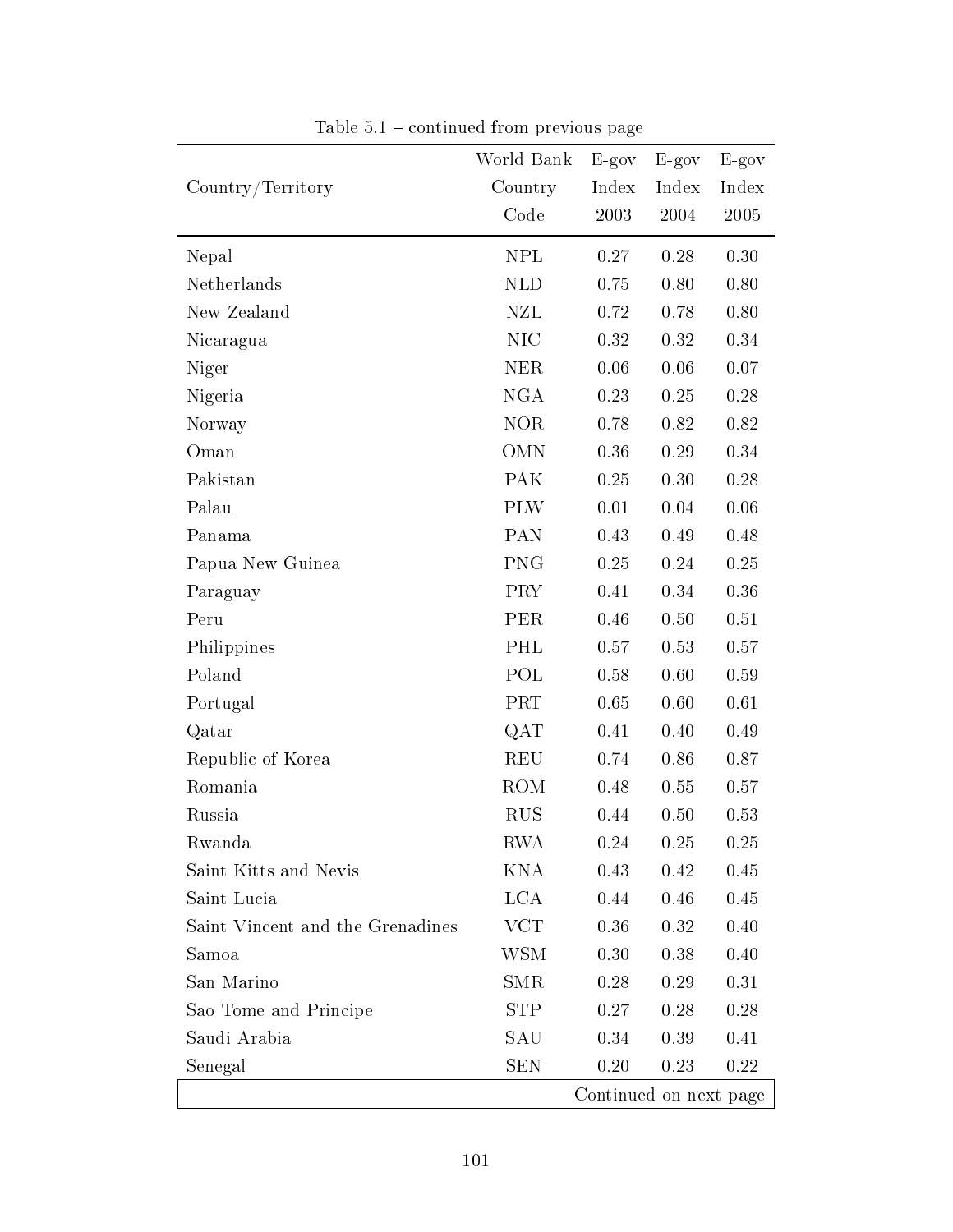Table 5.1 – continued from previous page

| Country/Territory | World Bank Country Code | E-gov Index 2003 | E-gov Index 2004 | E-gov Index 2005 |
|---|---|---|---|---|
| Nepal | NPL | 0.27 | 0.28 | 0.30 |
| Netherlands | NLD | 0.75 | 0.80 | 0.80 |
| New Zealand | NZL | 0.72 | 0.78 | 0.80 |
| Nicaragua | NIC | 0.32 | 0.32 | 0.34 |
| Niger | NER | 0.06 | 0.06 | 0.07 |
| Nigeria | NGA | 0.23 | 0.25 | 0.28 |
| Norway | NOR | 0.78 | 0.82 | 0.82 |
| Oman | OMN | 0.36 | 0.29 | 0.34 |
| Pakistan | PAK | 0.25 | 0.30 | 0.28 |
| Palau | PLW | 0.01 | 0.04 | 0.06 |
| Panama | PAN | 0.43 | 0.49 | 0.48 |
| Papua New Guinea | PNG | 0.25 | 0.24 | 0.25 |
| Paraguay | PRY | 0.41 | 0.34 | 0.36 |
| Peru | PER | 0.46 | 0.50 | 0.51 |
| Philippines | PHL | 0.57 | 0.53 | 0.57 |
| Poland | POL | 0.58 | 0.60 | 0.59 |
| Portugal | PRT | 0.65 | 0.60 | 0.61 |
| Qatar | QAT | 0.41 | 0.40 | 0.49 |
| Republic of Korea | REU | 0.74 | 0.86 | 0.87 |
| Romania | ROM | 0.48 | 0.55 | 0.57 |
| Russia | RUS | 0.44 | 0.50 | 0.53 |
| Rwanda | RWA | 0.24 | 0.25 | 0.25 |
| Saint Kitts and Nevis | KNA | 0.43 | 0.42 | 0.45 |
| Saint Lucia | LCA | 0.44 | 0.46 | 0.45 |
| Saint Vincent and the Grenadines | VCT | 0.36 | 0.32 | 0.40 |
| Samoa | WSM | 0.30 | 0.38 | 0.40 |
| San Marino | SMR | 0.28 | 0.29 | 0.31 |
| Sao Tome and Principe | STP | 0.27 | 0.28 | 0.28 |
| Saudi Arabia | SAU | 0.34 | 0.39 | 0.41 |
| Senegal | SEN | 0.20 | 0.23 | 0.22 |

Continued on next page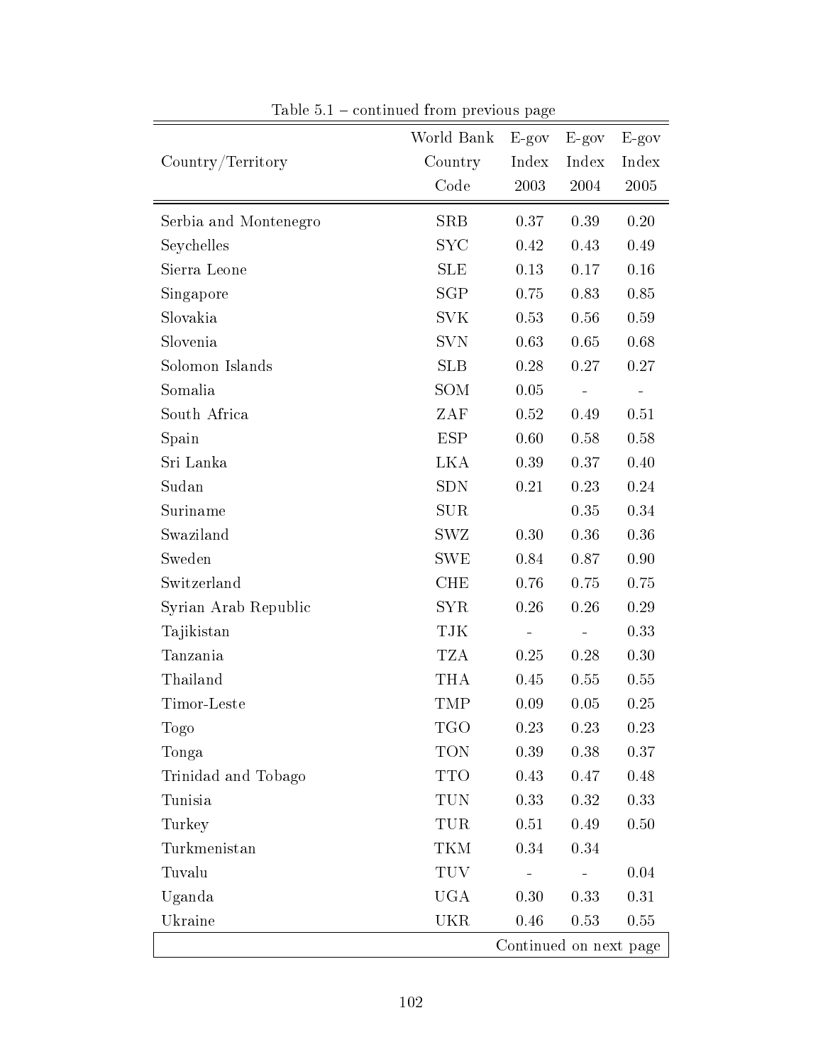Table 5.1 – continued from previous page

| Country/Territory | World Bank Country Code | E-gov Index 2003 | E-gov Index 2004 | E-gov Index 2005 |
|---|---|---|---|---|
| Serbia and Montenegro | SRB | 0.37 | 0.39 | 0.20 |
| Seychelles | SYC | 0.42 | 0.43 | 0.49 |
| Sierra Leone | SLE | 0.13 | 0.17 | 0.16 |
| Singapore | SGP | 0.75 | 0.83 | 0.85 |
| Slovakia | SVK | 0.53 | 0.56 | 0.59 |
| Slovenia | SVN | 0.63 | 0.65 | 0.68 |
| Solomon Islands | SLB | 0.28 | 0.27 | 0.27 |
| Somalia | SOM | 0.05 | - | - |
| South Africa | ZAF | 0.52 | 0.49 | 0.51 |
| Spain | ESP | 0.60 | 0.58 | 0.58 |
| Sri Lanka | LKA | 0.39 | 0.37 | 0.40 |
| Sudan | SDN | 0.21 | 0.23 | 0.24 |
| Suriname | SUR | | 0.35 | 0.34 |
| Swaziland | SWZ | 0.30 | 0.36 | 0.36 |
| Sweden | SWE | 0.84 | 0.87 | 0.90 |
| Switzerland | CHE | 0.76 | 0.75 | 0.75 |
| Syrian Arab Republic | SYR | 0.26 | 0.26 | 0.29 |
| Tajikistan | TJK | - | - | 0.33 |
| Tanzania | TZA | 0.25 | 0.28 | 0.30 |
| Thailand | THA | 0.45 | 0.55 | 0.55 |
| Timor-Leste | TMP | 0.09 | 0.05 | 0.25 |
| Togo | TGO | 0.23 | 0.23 | 0.23 |
| Tonga | TON | 0.39 | 0.38 | 0.37 |
| Trinidad and Tobago | TTO | 0.43 | 0.47 | 0.48 |
| Tunisia | TUN | 0.33 | 0.32 | 0.33 |
| Turkey | TUR | 0.51 | 0.49 | 0.50 |
| Turkmenistan | TKM | 0.34 | 0.34 | |
| Tuvalu | TUV | - | - | 0.04 |
| Uganda | UGA | 0.30 | 0.33 | 0.31 |
| Ukraine | UKR | 0.46 | 0.53 | 0.55 |

Continued on next page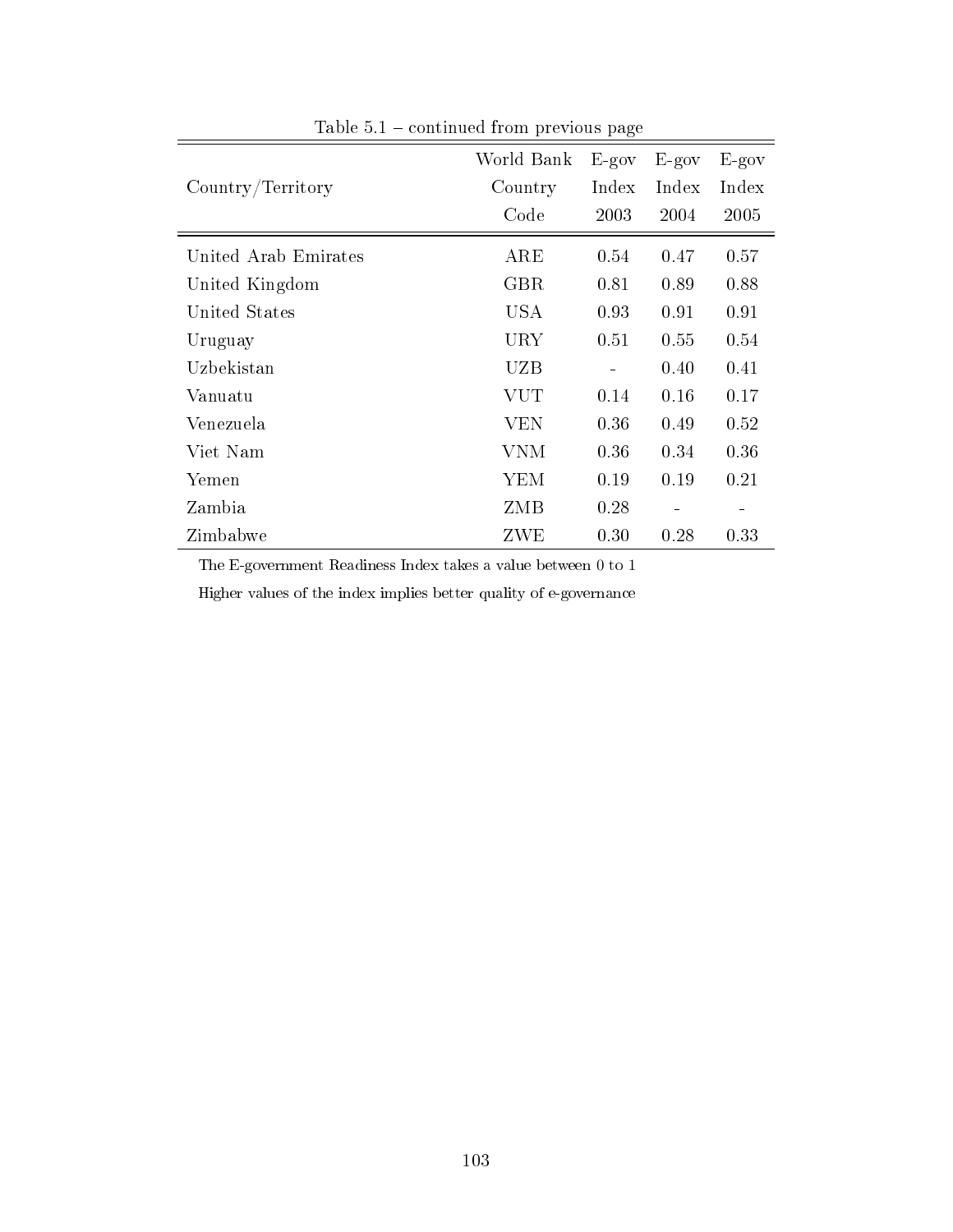Table 5.1 – continued from previous page

| Country/Territory | World Bank Country Code | E-gov Index 2003 | E-gov Index 2004 | E-gov Index 2005 |
|---|---|---|---|---|
| United Arab Emirates | ARE | 0.54 | 0.47 | 0.57 |
| United Kingdom | GBR | 0.81 | 0.89 | 0.88 |
| United States | USA | 0.93 | 0.91 | 0.91 |
| Uruguay | URY | 0.51 | 0.55 | 0.54 |
| Uzbekistan | UZB | - | 0.40 | 0.41 |
| Vanuatu | VUT | 0.14 | 0.16 | 0.17 |
| Venezuela | VEN | 0.36 | 0.49 | 0.52 |
| Viet Nam | VNM | 0.36 | 0.34 | 0.36 |
| Yemen | YEM | 0.19 | 0.19 | 0.21 |
| Zambia | ZMB | 0.28 | - | - |
| Zimbabwe | ZWE | 0.30 | 0.28 | 0.33 |

The E-government Readiness Index takes a value between 0 to 1

Higher values of the index implies better quality of e-governance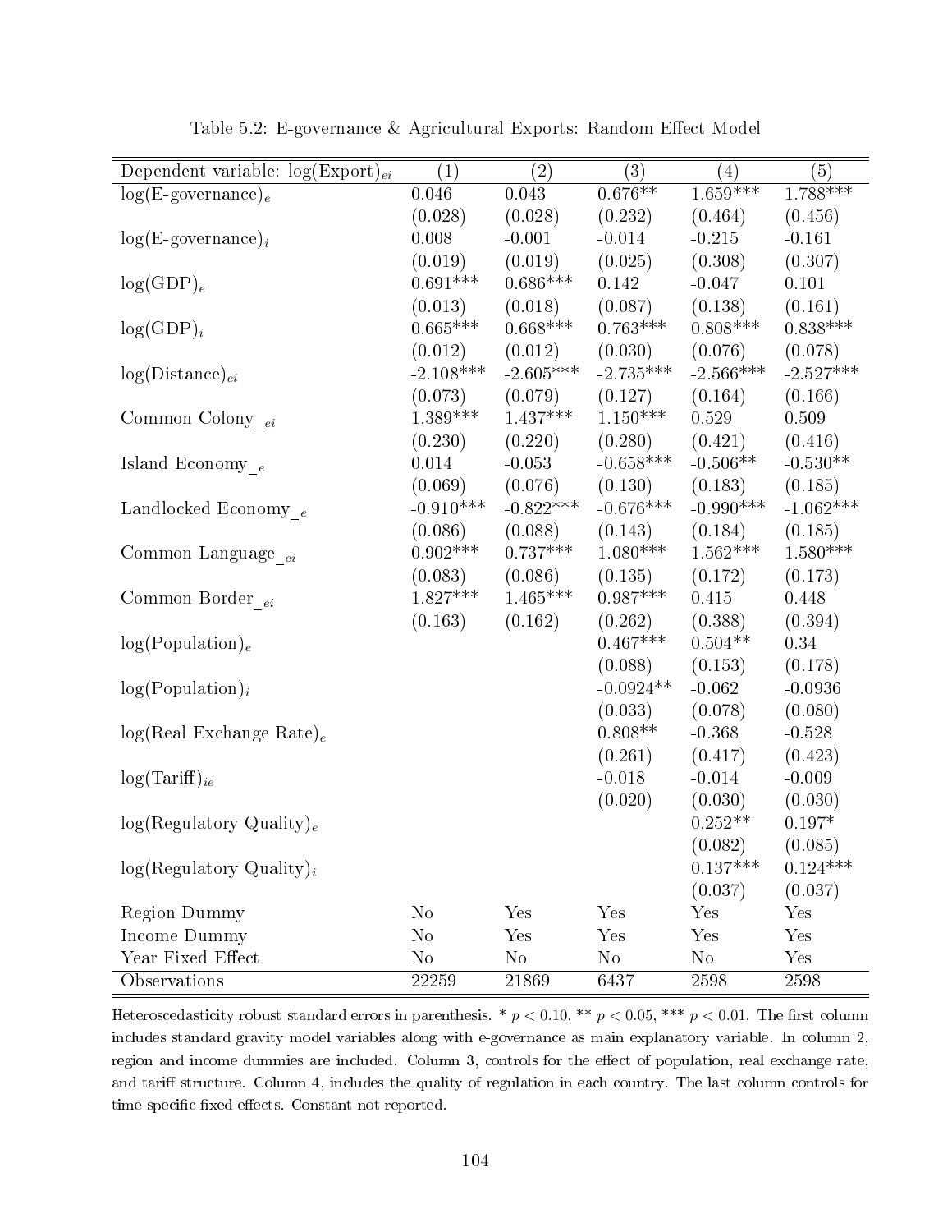Table 5.2: E-governance & Agricultural Exports: Random Effect Model

| Dependent variable: $\log(\text{Export})_{ei}$ | (1) | (2) | (3) | (4) | (5) |
|---|---|---|---|---|---|
| $\log(\text{E-governance})_e$ | 0.046 | 0.043 | 0.676** | 1.659*** | 1.788*** |
| | (0.028) | (0.028) | (0.232) | (0.464) | (0.456) |
| $\log(\text{E-governance})_i$ | 0.008 | -0.001 | -0.014 | -0.215 | -0.161 |
| | (0.019) | (0.019) | (0.025) | (0.308) | (0.307) |
| $\log(\text{GDP})_e$ | 0.691*** | 0.686*** | 0.142 | -0.047 | 0.101 |
| | (0.013) | (0.018) | (0.087) | (0.138) | (0.161) |
| $\log(\text{GDP})_i$ | 0.665*** | 0.668*** | 0.763*** | 0.808*** | 0.838*** |
| | (0.012) | (0.012) | (0.030) | (0.076) | (0.078) |
| $\log(\text{Distance})_{ei}$ | -2.108*** | -2.605*** | -2.735*** | -2.566*** | -2.527*** |
| | (0.073) | (0.079) | (0.127) | (0.164) | (0.166) |
| Common Colony$_{ei}$ | 1.389*** | 1.437*** | 1.150*** | 0.529 | 0.509 |
| | (0.230) | (0.220) | (0.280) | (0.421) | (0.416) |
| Island Economy$_e$ | 0.014 | -0.053 | -0.658*** | -0.506** | -0.530** |
| | (0.069) | (0.076) | (0.130) | (0.183) | (0.185) |
| Landlocked Economy$_e$ | -0.910*** | -0.822*** | -0.676*** | -0.990*** | -1.062*** |
| | (0.086) | (0.088) | (0.143) | (0.184) | (0.185) |
| Common Language$_{ei}$ | 0.902*** | 0.737*** | 1.080*** | 1.562*** | 1.580*** |
| | (0.083) | (0.086) | (0.135) | (0.172) | (0.173) |
| Common Border$_{ei}$ | 1.827*** | 1.465*** | 0.987*** | 0.415 | 0.448 |
| | (0.163) | (0.162) | (0.262) | (0.388) | (0.394) |
| $\log(\text{Population})_e$ | | | 0.467*** | 0.504** | 0.34 |
| | | | (0.088) | (0.153) | (0.178) |
| $\log(\text{Population})_i$ | | | -0.0924** | -0.062 | -0.0936 |
| | | | (0.033) | (0.078) | (0.080) |
| $\log(\text{Real Exchange Rate})_e$ | | | 0.808** | -0.368 | -0.528 |
| | | | (0.261) | (0.417) | (0.423) |
| $\log(\text{Tariff})_{ie}$ | | | -0.018 | -0.014 | -0.009 |
| | | | (0.020) | (0.030) | (0.030) |
| $\log(\text{Regulatory Quality})_e$ | | | | 0.252** | 0.197* |
| | | | | (0.082) | (0.085) |
| $\log(\text{Regulatory Quality})_i$ | | | | 0.137*** | 0.124*** |
| | | | | (0.037) | (0.037) |
| Region Dummy | No | Yes | Yes | Yes | Yes |
| Income Dummy | No | Yes | Yes | Yes | Yes |
| Year Fixed Effect | No | No | No | No | Yes |
| Observations | 22259 | 21869 | 6437 | 2598 | 2598 |

Heteroscedasticity robust standard errors in parenthesis. * $p < 0.10$, ** $p < 0.05$, *** $p < 0.01$. The first column includes standard gravity model variables along with e-governance as main explanatory variable. In column 2, region and income dummies are included. Column 3, controls for the effect of population, real exchange rate, and tariff structure. Column 4, includes the quality of regulation in each country. The last column controls for time specific fixed effects. Constant not reported.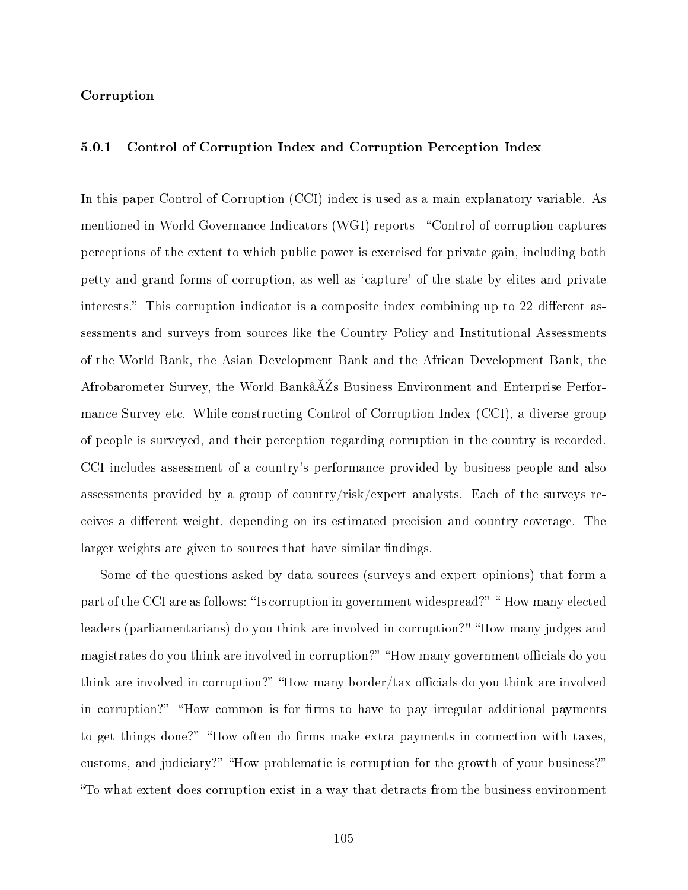**Corruption**

### 5.0.1 Control of Corruption Index and Corruption Perception Index

In this paper Control of Corruption (CCI) index is used as a main explanatory variable. As mentioned in World Governance Indicators (WGI) reports - "Control of corruption captures perceptions of the extent to which public power is exercised for private gain, including both petty and grand forms of corruption, as well as 'capture' of the state by elites and private interests." This corruption indicator is a composite index combining up to 22 different assessments and surveys from sources like the Country Policy and Institutional Assessments of the World Bank, the Asian Development Bank and the African Development Bank, the Afrobarometer Survey, the World BankâĂŹs Business Environment and Enterprise Performance Survey etc. While constructing Control of Corruption Index (CCI), a diverse group of people is surveyed, and their perception regarding corruption in the country is recorded. CCI includes assessment of a country's performance provided by business people and also assessments provided by a group of country/risk/expert analysts. Each of the surveys receives a different weight, depending on its estimated precision and country coverage. The larger weights are given to sources that have similar findings.

Some of the questions asked by data sources (surveys and expert opinions) that form a part of the CCI are as follows: "Is corruption in government widespread?" " How many elected leaders (parliamentarians) do you think are involved in corruption?" "How many judges and magistrates do you think are involved in corruption?" "How many government officials do you think are involved in corruption?" "How many border/tax officials do you think are involved in corruption?" "How common is for firms to have to pay irregular additional payments to get things done?" "How often do firms make extra payments in connection with taxes, customs, and judiciary?" "How problematic is corruption for the growth of your business?" "To what extent does corruption exist in a way that detracts from the business environment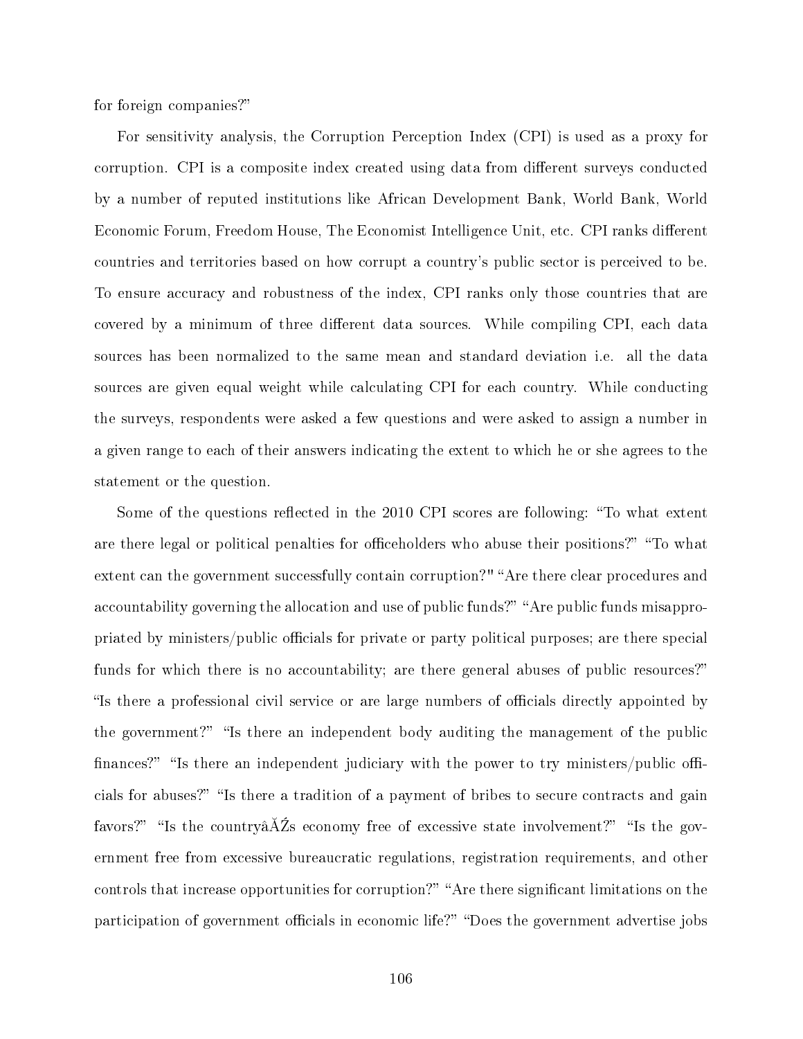for foreign companies?"

For sensitivity analysis, the Corruption Perception Index (CPI) is used as a proxy for corruption. CPI is a composite index created using data from different surveys conducted by a number of reputed institutions like African Development Bank, World Bank, World Economic Forum, Freedom House, The Economist Intelligence Unit, etc. CPI ranks different countries and territories based on how corrupt a country's public sector is perceived to be. To ensure accuracy and robustness of the index, CPI ranks only those countries that are covered by a minimum of three different data sources. While compiling CPI, each data sources has been normalized to the same mean and standard deviation i.e. all the data sources are given equal weight while calculating CPI for each country. While conducting the surveys, respondents were asked a few questions and were asked to assign a number in a given range to each of their answers indicating the extent to which he or she agrees to the statement or the question.

Some of the questions reflected in the 2010 CPI scores are following: "To what extent are there legal or political penalties for officeholders who abuse their positions?" "To what extent can the government successfully contain corruption?" "Are there clear procedures and accountability governing the allocation and use of public funds?" "Are public funds misappropriated by ministers/public officials for private or party political purposes; are there special funds for which there is no accountability; are there general abuses of public resources?" "Is there a professional civil service or are large numbers of officials directly appointed by the government?" "Is there an independent body auditing the management of the public finances?" "Is there an independent judiciary with the power to try ministers/public officials for abuses?" "Is there a tradition of a payment of bribes to secure contracts and gain favors?" "Is the countryâĂŹs economy free of excessive state involvement?" "Is the government free from excessive bureaucratic regulations, registration requirements, and other controls that increase opportunities for corruption?" "Are there significant limitations on the participation of government officials in economic life?" "Does the government advertise jobs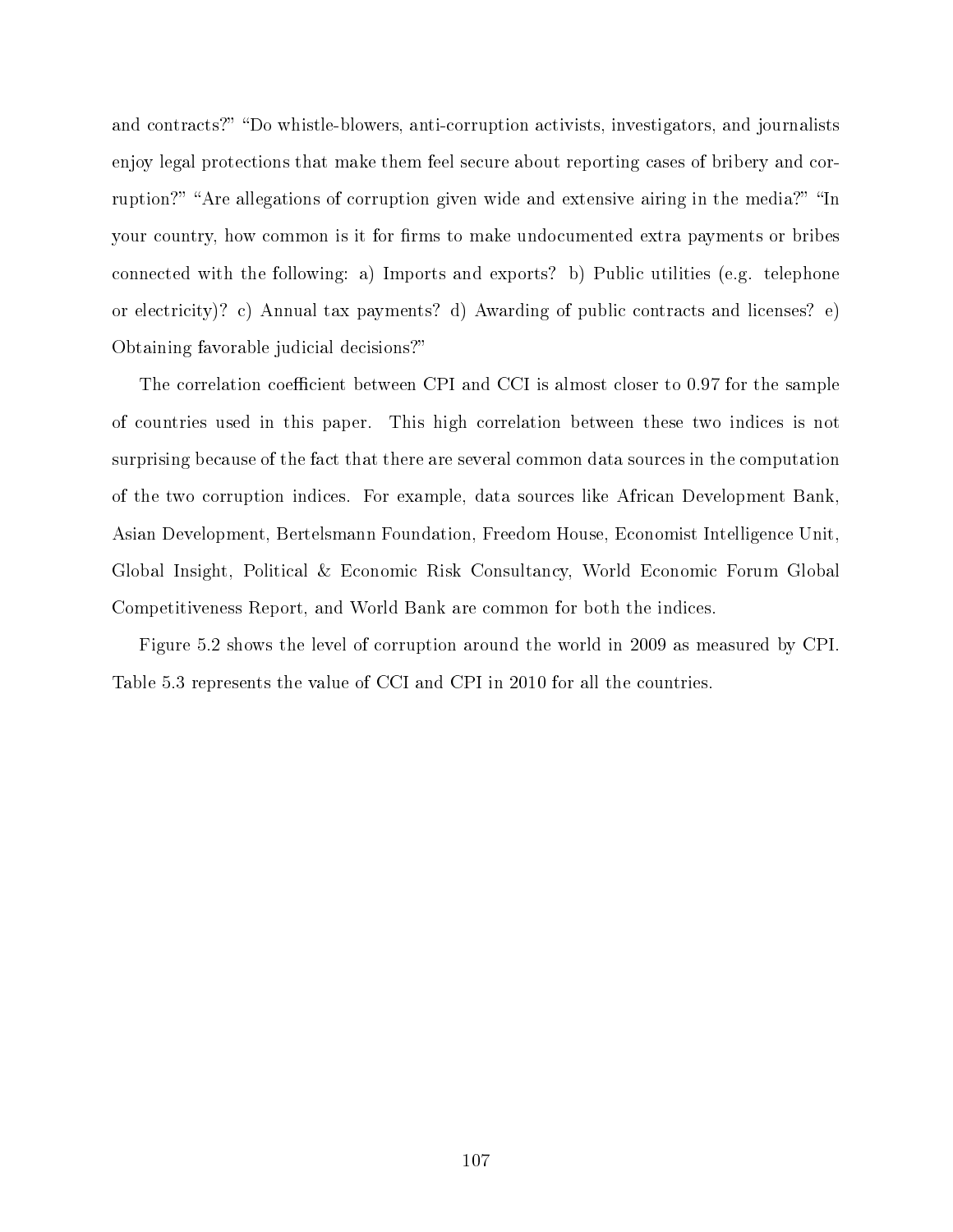and contracts?" "Do whistle-blowers, anti-corruption activists, investigators, and journalists enjoy legal protections that make them feel secure about reporting cases of bribery and corruption?" "Are allegations of corruption given wide and extensive airing in the media?" "In your country, how common is it for firms to make undocumented extra payments or bribes connected with the following: a) Imports and exports? b) Public utilities (e.g. telephone or electricity)? c) Annual tax payments? d) Awarding of public contracts and licenses? e) Obtaining favorable judicial decisions?"

The correlation coefficient between CPI and CCI is almost closer to 0.97 for the sample of countries used in this paper. This high correlation between these two indices is not surprising because of the fact that there are several common data sources in the computation of the two corruption indices. For example, data sources like African Development Bank, Asian Development, Bertelsmann Foundation, Freedom House, Economist Intelligence Unit, Global Insight, Political & Economic Risk Consultancy, World Economic Forum Global Competitiveness Report, and World Bank are common for both the indices.

Figure 5.2 shows the level of corruption around the world in 2009 as measured by CPI. Table 5.3 represents the value of CCI and CPI in 2010 for all the countries.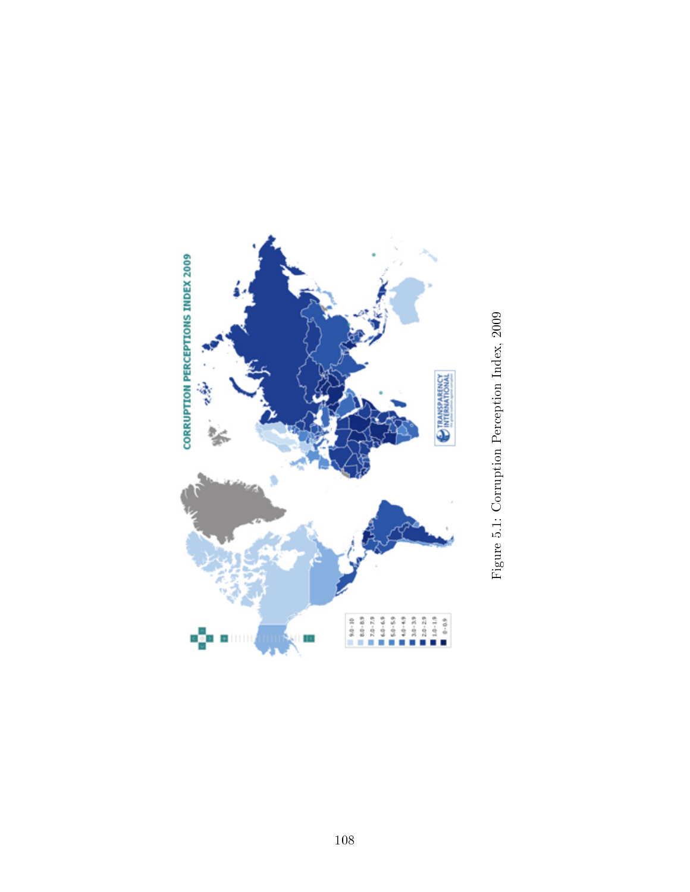Figure 5.1: Corruption Perception Index, 2009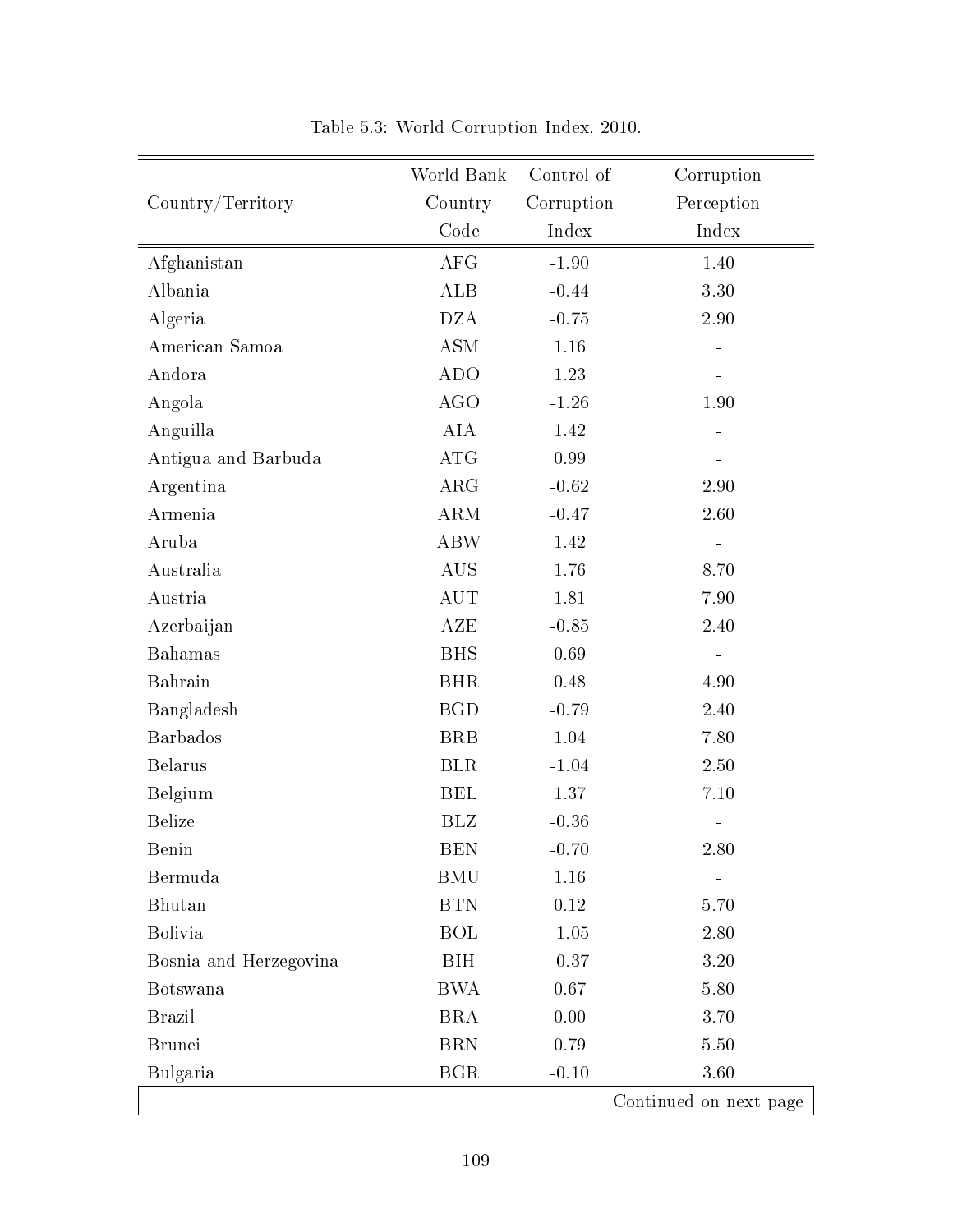Table 5.3: World Corruption Index, 2010.

| Country/Territory | World Bank Country Code | Control of Corruption Index | Corruption Perception Index |
|---|---|---|---|
| Afghanistan | AFG | -1.90 | 1.40 |
| Albania | ALB | -0.44 | 3.30 |
| Algeria | DZA | -0.75 | 2.90 |
| American Samoa | ASM | 1.16 | - |
| Andora | ADO | 1.23 | - |
| Angola | AGO | -1.26 | 1.90 |
| Anguilla | AIA | 1.42 | - |
| Antigua and Barbuda | ATG | 0.99 | - |
| Argentina | ARG | -0.62 | 2.90 |
| Armenia | ARM | -0.47 | 2.60 |
| Aruba | ABW | 1.42 | - |
| Australia | AUS | 1.76 | 8.70 |
| Austria | AUT | 1.81 | 7.90 |
| Azerbaijan | AZE | -0.85 | 2.40 |
| Bahamas | BHS | 0.69 | - |
| Bahrain | BHR | 0.48 | 4.90 |
| Bangladesh | BGD | -0.79 | 2.40 |
| Barbados | BRB | 1.04 | 7.80 |
| Belarus | BLR | -1.04 | 2.50 |
| Belgium | BEL | 1.37 | 7.10 |
| Belize | BLZ | -0.36 | - |
| Benin | BEN | -0.70 | 2.80 |
| Bermuda | BMU | 1.16 | - |
| Bhutan | BTN | 0.12 | 5.70 |
| Bolivia | BOL | -1.05 | 2.80 |
| Bosnia and Herzegovina | BIH | -0.37 | 3.20 |
| Botswana | BWA | 0.67 | 5.80 |
| Brazil | BRA | 0.00 | 3.70 |
| Brunei | BRN | 0.79 | 5.50 |
| Bulgaria | BGR | -0.10 | 3.60 |

Continued on next page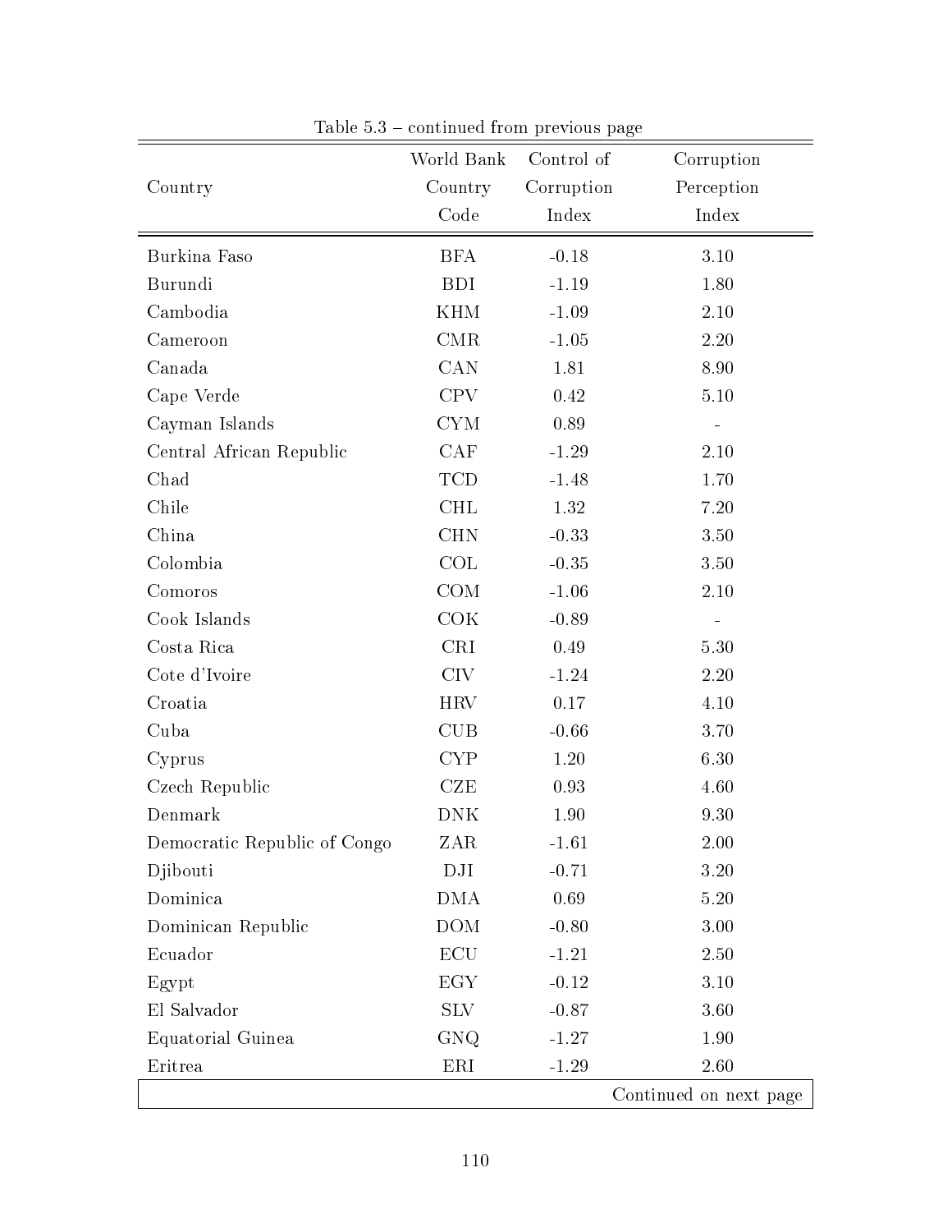Table 5.3 – continued from previous page

| Country | World Bank Country Code | Control of Corruption Index | Corruption Perception Index |
|---|---|---|---|
| Burkina Faso | BFA | -0.18 | 3.10 |
| Burundi | BDI | -1.19 | 1.80 |
| Cambodia | KHM | -1.09 | 2.10 |
| Cameroon | CMR | -1.05 | 2.20 |
| Canada | CAN | 1.81 | 8.90 |
| Cape Verde | CPV | 0.42 | 5.10 |
| Cayman Islands | CYM | 0.89 | - |
| Central African Republic | CAF | -1.29 | 2.10 |
| Chad | TCD | -1.48 | 1.70 |
| Chile | CHL | 1.32 | 7.20 |
| China | CHN | -0.33 | 3.50 |
| Colombia | COL | -0.35 | 3.50 |
| Comoros | COM | -1.06 | 2.10 |
| Cook Islands | COK | -0.89 | - |
| Costa Rica | CRI | 0.49 | 5.30 |
| Cote d'Ivoire | CIV | -1.24 | 2.20 |
| Croatia | HRV | 0.17 | 4.10 |
| Cuba | CUB | -0.66 | 3.70 |
| Cyprus | CYP | 1.20 | 6.30 |
| Czech Republic | CZE | 0.93 | 4.60 |
| Denmark | DNK | 1.90 | 9.30 |
| Democratic Republic of Congo | ZAR | -1.61 | 2.00 |
| Djibouti | DJI | -0.71 | 3.20 |
| Dominica | DMA | 0.69 | 5.20 |
| Dominican Republic | DOM | -0.80 | 3.00 |
| Ecuador | ECU | -1.21 | 2.50 |
| Egypt | EGY | -0.12 | 3.10 |
| El Salvador | SLV | -0.87 | 3.60 |
| Equatorial Guinea | GNQ | -1.27 | 1.90 |
| Eritrea | ERI | -1.29 | 2.60 |

Continued on next page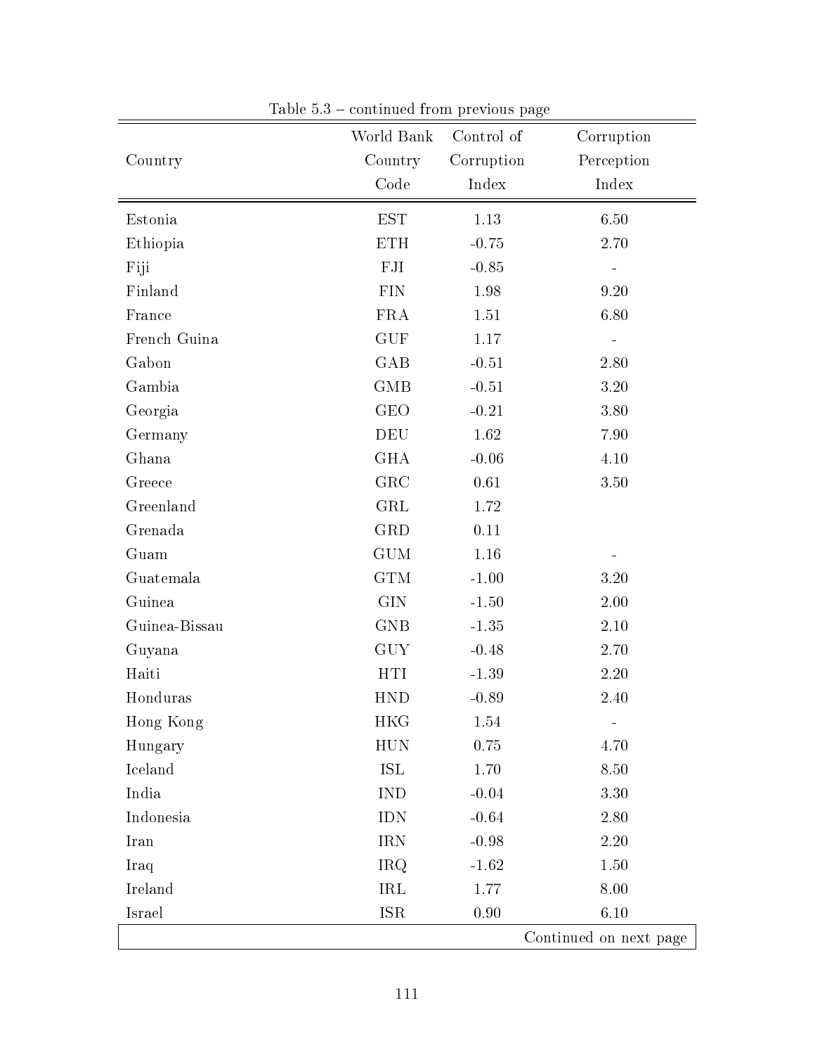Table 5.3 – continued from previous page

| Country | World Bank Country Code | Control of Corruption Index | Corruption Perception Index |
|---|---|---|---|
| Estonia | EST | 1.13 | 6.50 |
| Ethiopia | ETH | -0.75 | 2.70 |
| Fiji | FJI | -0.85 | - |
| Finland | FIN | 1.98 | 9.20 |
| France | FRA | 1.51 | 6.80 |
| French Guina | GUF | 1.17 | - |
| Gabon | GAB | -0.51 | 2.80 |
| Gambia | GMB | -0.51 | 3.20 |
| Georgia | GEO | -0.21 | 3.80 |
| Germany | DEU | 1.62 | 7.90 |
| Ghana | GHA | -0.06 | 4.10 |
| Greece | GRC | 0.61 | 3.50 |
| Greenland | GRL | 1.72 | |
| Grenada | GRD | 0.11 | |
| Guam | GUM | 1.16 | - |
| Guatemala | GTM | -1.00 | 3.20 |
| Guinea | GIN | -1.50 | 2.00 |
| Guinea-Bissau | GNB | -1.35 | 2.10 |
| Guyana | GUY | -0.48 | 2.70 |
| Haiti | HTI | -1.39 | 2.20 |
| Honduras | HND | -0.89 | 2.40 |
| Hong Kong | HKG | 1.54 | - |
| Hungary | HUN | 0.75 | 4.70 |
| Iceland | ISL | 1.70 | 8.50 |
| India | IND | -0.04 | 3.30 |
| Indonesia | IDN | -0.64 | 2.80 |
| Iran | IRN | -0.98 | 2.20 |
| Iraq | IRQ | -1.62 | 1.50 |
| Ireland | IRL | 1.77 | 8.00 |
| Israel | ISR | 0.90 | 6.10 |

Continued on next page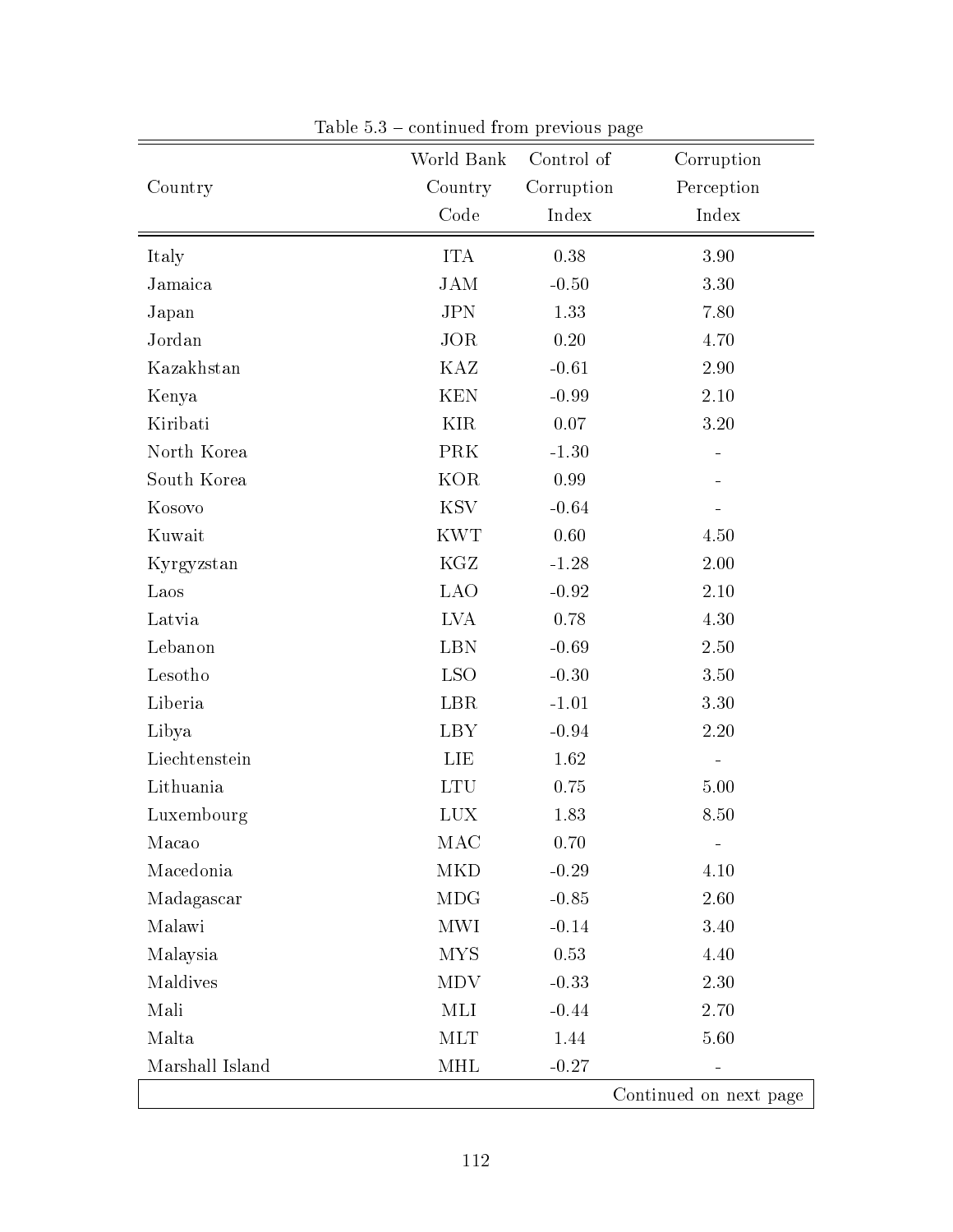Table 5.3 – continued from previous page

| Country | World Bank Country Code | Control of Corruption Index | Corruption Perception Index |
|---|---|---|---|
| Italy | ITA | 0.38 | 3.90 |
| Jamaica | JAM | -0.50 | 3.30 |
| Japan | JPN | 1.33 | 7.80 |
| Jordan | JOR | 0.20 | 4.70 |
| Kazakhstan | KAZ | -0.61 | 2.90 |
| Kenya | KEN | -0.99 | 2.10 |
| Kiribati | KIR | 0.07 | 3.20 |
| North Korea | PRK | -1.30 | - |
| South Korea | KOR | 0.99 | - |
| Kosovo | KSV | -0.64 | - |
| Kuwait | KWT | 0.60 | 4.50 |
| Kyrgyzstan | KGZ | -1.28 | 2.00 |
| Laos | LAO | -0.92 | 2.10 |
| Latvia | LVA | 0.78 | 4.30 |
| Lebanon | LBN | -0.69 | 2.50 |
| Lesotho | LSO | -0.30 | 3.50 |
| Liberia | LBR | -1.01 | 3.30 |
| Libya | LBY | -0.94 | 2.20 |
| Liechtenstein | LIE | 1.62 | - |
| Lithuania | LTU | 0.75 | 5.00 |
| Luxembourg | LUX | 1.83 | 8.50 |
| Macao | MAC | 0.70 | - |
| Macedonia | MKD | -0.29 | 4.10 |
| Madagascar | MDG | -0.85 | 2.60 |
| Malawi | MWI | -0.14 | 3.40 |
| Malaysia | MYS | 0.53 | 4.40 |
| Maldives | MDV | -0.33 | 2.30 |
| Mali | MLI | -0.44 | 2.70 |
| Malta | MLT | 1.44 | 5.60 |
| Marshall Island | MHL | -0.27 | - |

Continued on next page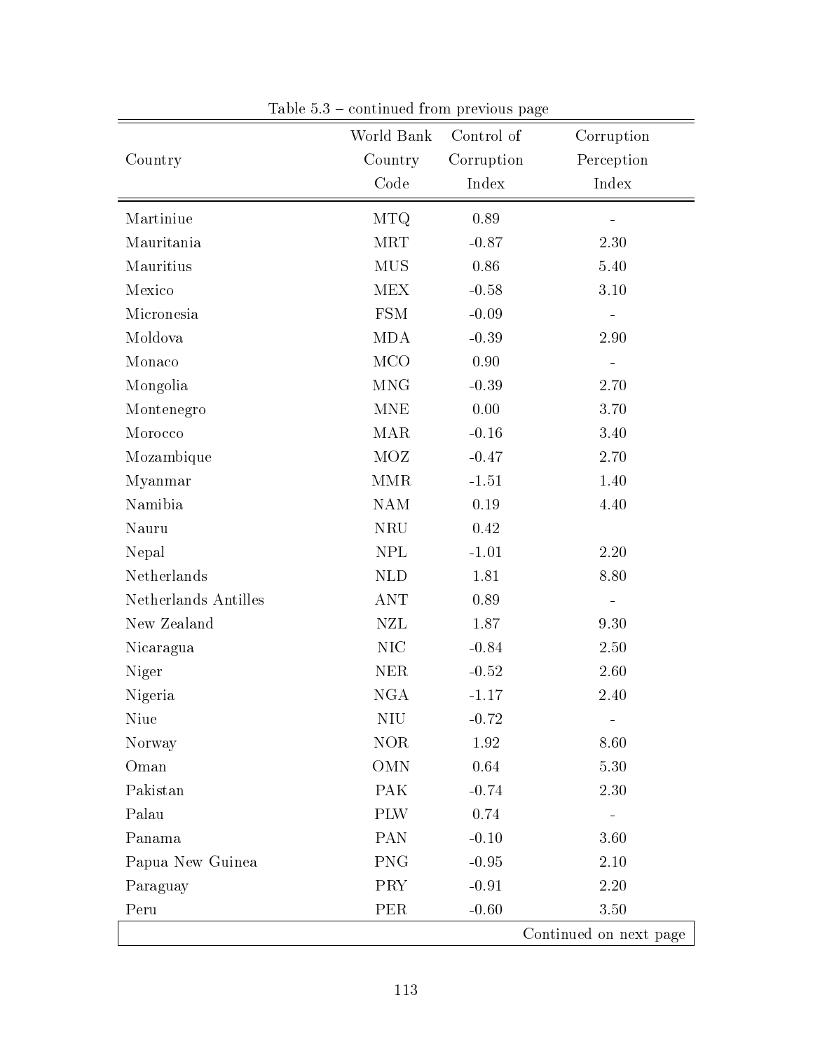Table 5.3 – continued from previous page

| Country | World Bank Country Code | Control of Corruption Index | Corruption Perception Index |
|---|---|---|---|
| Martiniue | MTQ | 0.89 | - |
| Mauritania | MRT | -0.87 | 2.30 |
| Mauritius | MUS | 0.86 | 5.40 |
| Mexico | MEX | -0.58 | 3.10 |
| Micronesia | FSM | -0.09 | - |
| Moldova | MDA | -0.39 | 2.90 |
| Monaco | MCO | 0.90 | - |
| Mongolia | MNG | -0.39 | 2.70 |
| Montenegro | MNE | 0.00 | 3.70 |
| Morocco | MAR | -0.16 | 3.40 |
| Mozambique | MOZ | -0.47 | 2.70 |
| Myanmar | MMR | -1.51 | 1.40 |
| Namibia | NAM | 0.19 | 4.40 |
| Nauru | NRU | 0.42 | |
| Nepal | NPL | -1.01 | 2.20 |
| Netherlands | NLD | 1.81 | 8.80 |
| Netherlands Antilles | ANT | 0.89 | - |
| New Zealand | NZL | 1.87 | 9.30 |
| Nicaragua | NIC | -0.84 | 2.50 |
| Niger | NER | -0.52 | 2.60 |
| Nigeria | NGA | -1.17 | 2.40 |
| Niue | NIU | -0.72 | - |
| Norway | NOR | 1.92 | 8.60 |
| Oman | OMN | 0.64 | 5.30 |
| Pakistan | PAK | -0.74 | 2.30 |
| Palau | PLW | 0.74 | - |
| Panama | PAN | -0.10 | 3.60 |
| Papua New Guinea | PNG | -0.95 | 2.10 |
| Paraguay | PRY | -0.91 | 2.20 |
| Peru | PER | -0.60 | 3.50 |

Continued on next page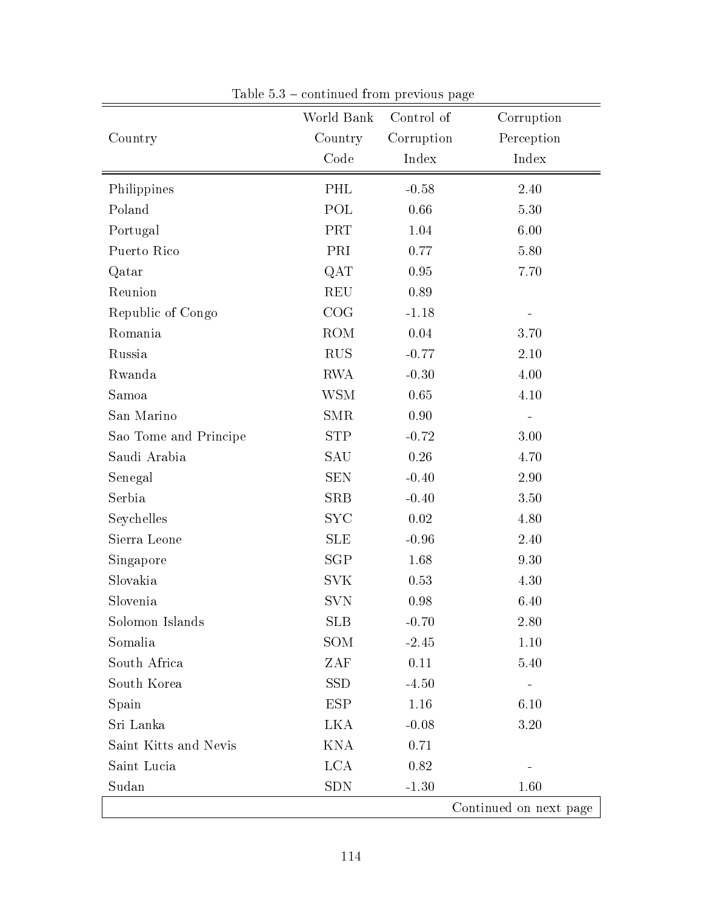Table 5.3 – continued from previous page

| Country | World Bank Country Code | Control of Corruption Index | Corruption Perception Index |
|---|---|---|---|
| Philippines | PHL | -0.58 | 2.40 |
| Poland | POL | 0.66 | 5.30 |
| Portugal | PRT | 1.04 | 6.00 |
| Puerto Rico | PRI | 0.77 | 5.80 |
| Qatar | QAT | 0.95 | 7.70 |
| Reunion | REU | 0.89 | |
| Republic of Congo | COG | -1.18 | - |
| Romania | ROM | 0.04 | 3.70 |
| Russia | RUS | -0.77 | 2.10 |
| Rwanda | RWA | -0.30 | 4.00 |
| Samoa | WSM | 0.65 | 4.10 |
| San Marino | SMR | 0.90 | - |
| Sao Tome and Principe | STP | -0.72 | 3.00 |
| Saudi Arabia | SAU | 0.26 | 4.70 |
| Senegal | SEN | -0.40 | 2.90 |
| Serbia | SRB | -0.40 | 3.50 |
| Seychelles | SYC | 0.02 | 4.80 |
| Sierra Leone | SLE | -0.96 | 2.40 |
| Singapore | SGP | 1.68 | 9.30 |
| Slovakia | SVK | 0.53 | 4.30 |
| Slovenia | SVN | 0.98 | 6.40 |
| Solomon Islands | SLB | -0.70 | 2.80 |
| Somalia | SOM | -2.45 | 1.10 |
| South Africa | ZAF | 0.11 | 5.40 |
| South Korea | SSD | -4.50 | - |
| Spain | ESP | 1.16 | 6.10 |
| Sri Lanka | LKA | -0.08 | 3.20 |
| Saint Kitts and Nevis | KNA | 0.71 | |
| Saint Lucia | LCA | 0.82 | - |
| Sudan | SDN | -1.30 | 1.60 |

Continued on next page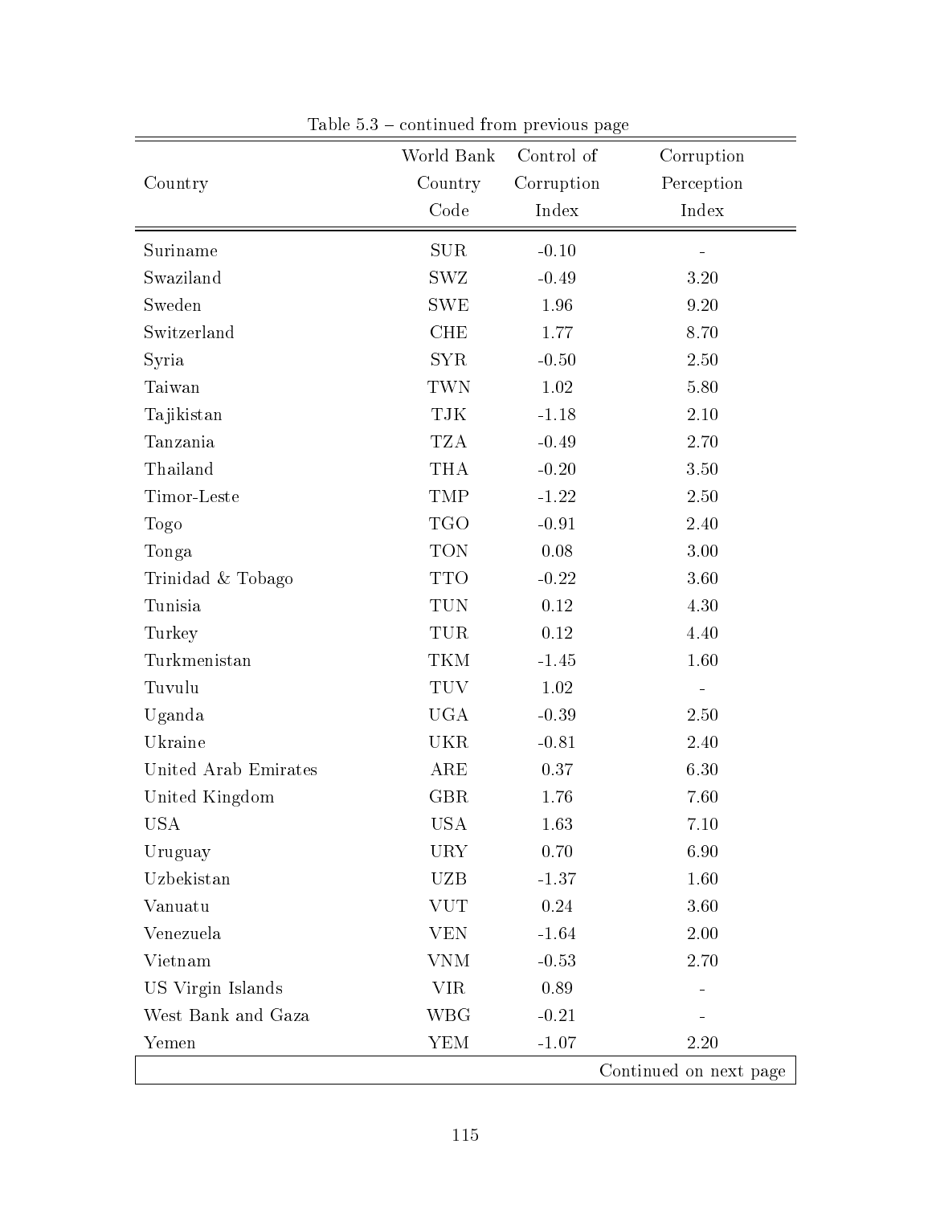Table 5.3 – continued from previous page

| Country | World Bank Country Code | Control of Corruption Index | Corruption Perception Index |
|---|---|---|---|
| Suriname | SUR | -0.10 | - |
| Swaziland | SWZ | -0.49 | 3.20 |
| Sweden | SWE | 1.96 | 9.20 |
| Switzerland | CHE | 1.77 | 8.70 |
| Syria | SYR | -0.50 | 2.50 |
| Taiwan | TWN | 1.02 | 5.80 |
| Tajikistan | TJK | -1.18 | 2.10 |
| Tanzania | TZA | -0.49 | 2.70 |
| Thailand | THA | -0.20 | 3.50 |
| Timor-Leste | TMP | -1.22 | 2.50 |
| Togo | TGO | -0.91 | 2.40 |
| Tonga | TON | 0.08 | 3.00 |
| Trinidad & Tobago | TTO | -0.22 | 3.60 |
| Tunisia | TUN | 0.12 | 4.30 |
| Turkey | TUR | 0.12 | 4.40 |
| Turkmenistan | TKM | -1.45 | 1.60 |
| Tuvulu | TUV | 1.02 | - |
| Uganda | UGA | -0.39 | 2.50 |
| Ukraine | UKR | -0.81 | 2.40 |
| United Arab Emirates | ARE | 0.37 | 6.30 |
| United Kingdom | GBR | 1.76 | 7.60 |
| USA | USA | 1.63 | 7.10 |
| Uruguay | URY | 0.70 | 6.90 |
| Uzbekistan | UZB | -1.37 | 1.60 |
| Vanuatu | VUT | 0.24 | 3.60 |
| Venezuela | VEN | -1.64 | 2.00 |
| Vietnam | VNM | -0.53 | 2.70 |
| US Virgin Islands | VIR | 0.89 | - |
| West Bank and Gaza | WBG | -0.21 | - |
| Yemen | YEM | -1.07 | 2.20 |

Continued on next page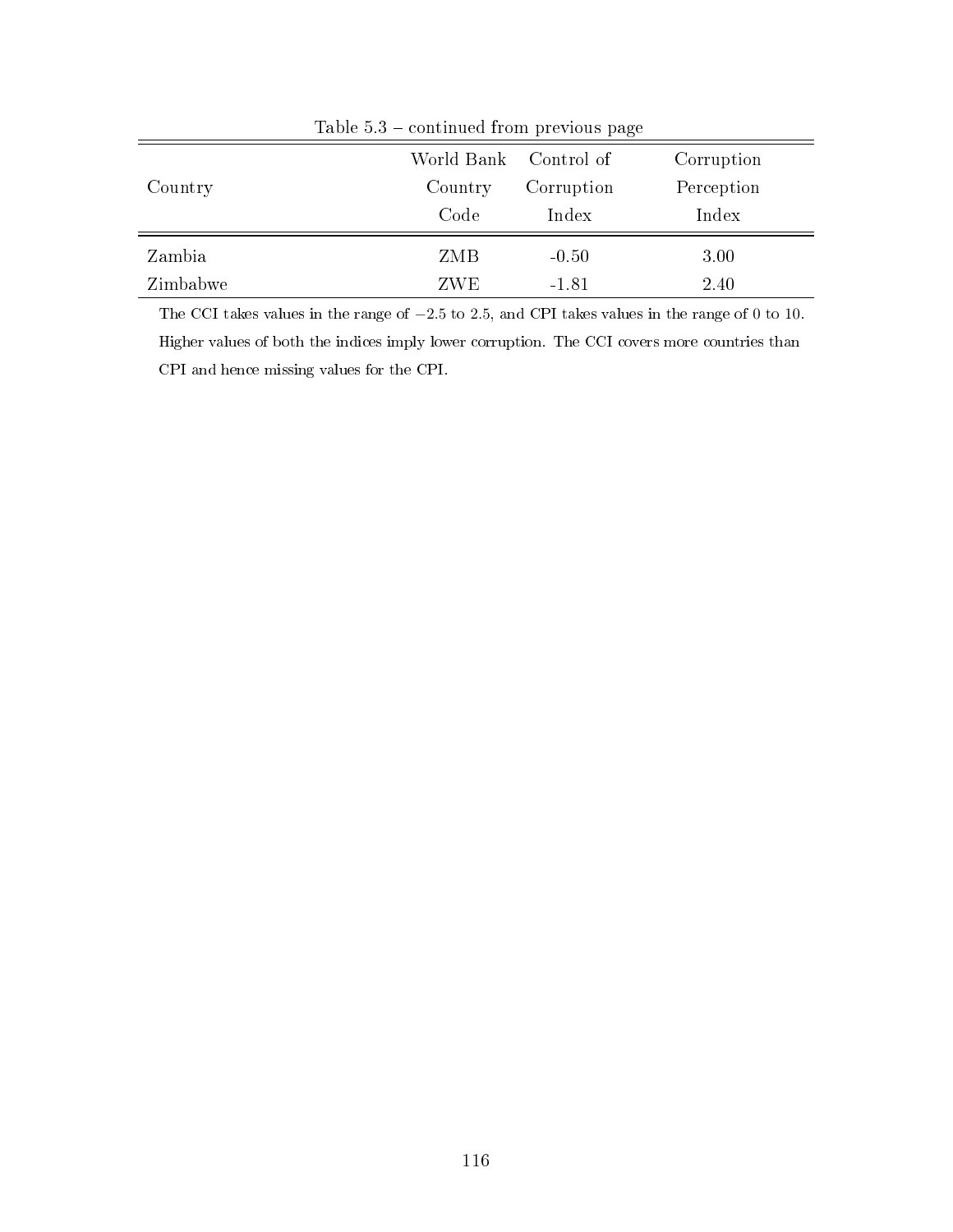Table 5.3 – continued from previous page

| Country | World Bank Country Code | Control of Corruption Index | Corruption Perception Index |
|---|---|---|---|
| Zambia | ZMB | -0.50 | 3.00 |
| Zimbabwe | ZWE | -1.81 | 2.40 |

The CCI takes values in the range of $-2.5$ to 2.5, and CPI takes values in the range of 0 to 10. Higher values of both the indices imply lower corruption. The CCI covers more countries than CPI and hence missing values for the CPI.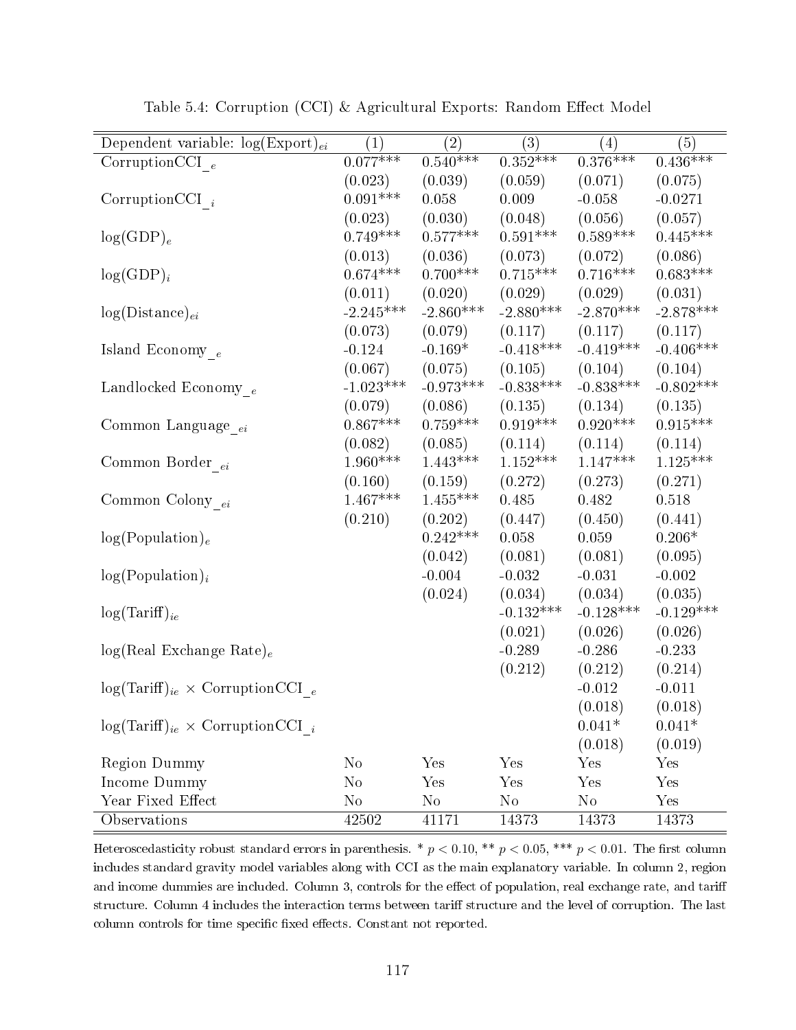Table 5.4: Corruption (CCI) & Agricultural Exports: Random Effect Model

| Dependent variable: $\log(\text{Export})_{ei}$ | (1) | (2) | (3) | (4) | (5) |
|---|---|---|---|---|---|
| CorruptionCCI$\_{e}$ | 0.077*** | 0.540*** | 0.352*** | 0.376*** | 0.436*** |
| | (0.023) | (0.039) | (0.059) | (0.071) | (0.075) |
| CorruptionCCI$\_{i}$ | 0.091*** | 0.058 | 0.009 | -0.058 | -0.0271 |
| | (0.023) | (0.030) | (0.048) | (0.056) | (0.057) |
| $\log(\text{GDP})_e$ | 0.749*** | 0.577*** | 0.591*** | 0.589*** | 0.445*** |
| | (0.013) | (0.036) | (0.073) | (0.072) | (0.086) |
| $\log(\text{GDP})_i$ | 0.674*** | 0.700*** | 0.715*** | 0.716*** | 0.683*** |
| | (0.011) | (0.020) | (0.029) | (0.029) | (0.031) |
| $\log(\text{Distance})_{ei}$ | -2.245*** | -2.860*** | -2.880*** | -2.870*** | -2.878*** |
| | (0.073) | (0.079) | (0.117) | (0.117) | (0.117) |
| Island Economy$\_{e}$ | -0.124 | -0.169* | -0.418*** | -0.419*** | -0.406*** |
| | (0.067) | (0.075) | (0.105) | (0.104) | (0.104) |
| Landlocked Economy$\_{e}$ | -1.023*** | -0.973*** | -0.838*** | -0.838*** | -0.802*** |
| | (0.079) | (0.086) | (0.135) | (0.134) | (0.135) |
| Common Language$\_{ei}$ | 0.867*** | 0.759*** | 0.919*** | 0.920*** | 0.915*** |
| | (0.082) | (0.085) | (0.114) | (0.114) | (0.114) |
| Common Border$\_{ei}$ | 1.960*** | 1.443*** | 1.152*** | 1.147*** | 1.125*** |
| | (0.160) | (0.159) | (0.272) | (0.273) | (0.271) |
| Common Colony$\_{ei}$ | 1.467*** | 1.455*** | 0.485 | 0.482 | 0.518 |
| | (0.210) | (0.202) | (0.447) | (0.450) | (0.441) |
| $\log(\text{Population})_e$ | | 0.242*** | 0.058 | 0.059 | 0.206* |
| | | (0.042) | (0.081) | (0.081) | (0.095) |
| $\log(\text{Population})_i$ | | -0.004 | -0.032 | -0.031 | -0.002 |
| | | (0.024) | (0.034) | (0.034) | (0.035) |
| $\log(\text{Tariff})_{ie}$ | | | -0.132*** | -0.128*** | -0.129*** |
| | | | (0.021) | (0.026) | (0.026) |
| $\log(\text{Real Exchange Rate})_e$ | | | -0.289 | -0.286 | -0.233 |
| | | | (0.212) | (0.212) | (0.214) |
| $\log(\text{Tariff})_{ie} \times$ CorruptionCCI$\_{e}$ | | | | -0.012 | -0.011 |
| | | | | (0.018) | (0.018) |
| $\log(\text{Tariff})_{ie} \times$ CorruptionCCI$\_{i}$ | | | | 0.041* | 0.041* |
| | | | | (0.018) | (0.019) |
| Region Dummy | No | Yes | Yes | Yes | Yes |
| Income Dummy | No | Yes | Yes | Yes | Yes |
| Year Fixed Effect | No | No | No | No | Yes |
| Observations | 42502 | 41171 | 14373 | 14373 | 14373 |

Heteroscedasticity robust standard errors in parenthesis. * $p < 0.10$, ** $p < 0.05$, *** $p < 0.01$. The first column includes standard gravity model variables along with CCI as the main explanatory variable. In column 2, region and income dummies are included. Column 3, controls for the effect of population, real exchange rate, and tariff structure. Column 4 includes the interaction terms between tariff structure and the level of corruption. The last column controls for time specific fixed effects. Constant not reported.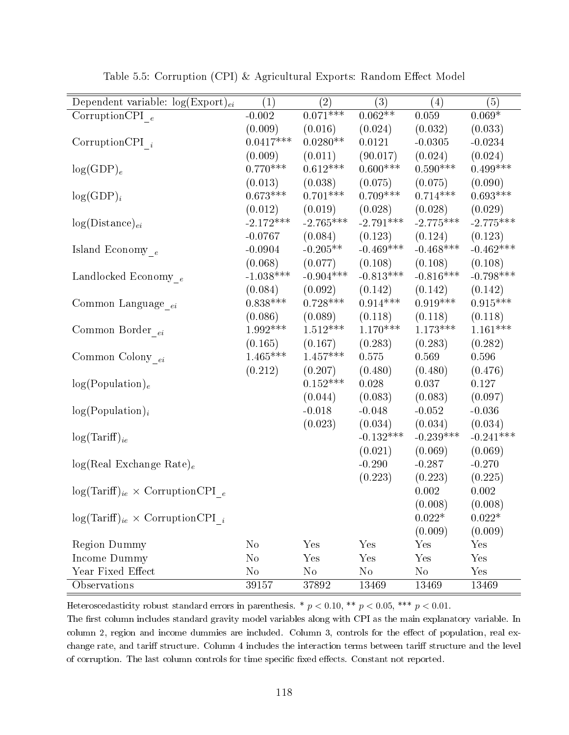Table 5.5: Corruption (CPI) & Agricultural Exports: Random Effect Model

| Dependent variable: $\log(\text{Export})_{ei}$ | (1) | (2) | (3) | (4) | (5) |
|---|---|---|---|---|---|
| CorruptionCPI$_{\_e}$ | -0.002 | 0.071*** | 0.062** | 0.059 | 0.069* |
| | (0.009) | (0.016) | (0.024) | (0.032) | (0.033) |
| CorruptionCPI$_{\_i}$ | 0.0417*** | 0.0280** | 0.0121 | -0.0305 | -0.0234 |
| | (0.009) | (0.011) | (90.017) | (0.024) | (0.024) |
| $\log(\text{GDP})_e$ | 0.770*** | 0.612*** | 0.600*** | 0.590*** | 0.499*** |
| | (0.013) | (0.038) | (0.075) | (0.075) | (0.090) |
| $\log(\text{GDP})_i$ | 0.673*** | 0.701*** | 0.709*** | 0.714*** | 0.693*** |
| | (0.012) | (0.019) | (0.028) | (0.028) | (0.029) |
| $\log(\text{Distance})_{ei}$ | -2.172*** | -2.765*** | -2.791*** | -2.775*** | -2.775*** |
| | -0.0767 | (0.084) | (0.123) | (0.124) | (0.123) |
| Island Economy$_{\_e}$ | -0.0904 | -0.205** | -0.469*** | -0.468*** | -0.462*** |
| | (0.068) | (0.077) | (0.108) | (0.108) | (0.108) |
| Landlocked Economy$_{\_e}$ | -1.038*** | -0.904*** | -0.813*** | -0.816*** | -0.798*** |
| | (0.084) | (0.092) | (0.142) | (0.142) | (0.142) |
| Common Language$_{\_ei}$ | 0.838*** | 0.728*** | 0.914*** | 0.919*** | 0.915*** |
| | (0.086) | (0.089) | (0.118) | (0.118) | (0.118) |
| Common Border$_{\_ei}$ | 1.992*** | 1.512*** | 1.170*** | 1.173*** | 1.161*** |
| | (0.165) | (0.167) | (0.283) | (0.283) | (0.282) |
| Common Colony$_{\_ei}$ | 1.465*** | 1.457*** | 0.575 | 0.569 | 0.596 |
| | (0.212) | (0.207) | (0.480) | (0.480) | (0.476) |
| $\log(\text{Population})_e$ | | 0.152*** | 0.028 | 0.037 | 0.127 |
| | | (0.044) | (0.083) | (0.083) | (0.097) |
| $\log(\text{Population})_i$ | | -0.018 | -0.048 | -0.052 | -0.036 |
| | | (0.023) | (0.034) | (0.034) | (0.034) |
| $\log(\text{Tariff})_{ie}$ | | | -0.132*** | -0.239*** | -0.241*** |
| | | | (0.021) | (0.069) | (0.069) |
| $\log(\text{Real Exchange Rate})_e$ | | | -0.290 | -0.287 | -0.270 |
| | | | (0.223) | (0.223) | (0.225) |
| $\log(\text{Tariff})_{ie} \times$ CorruptionCPI$_{\_e}$ | | | | 0.002 | 0.002 |
| | | | | (0.008) | (0.008) |
| $\log(\text{Tariff})_{ie} \times$ CorruptionCPI$_{\_i}$ | | | | 0.022* | 0.022* |
| | | | | (0.009) | (0.009) |
| Region Dummy | No | Yes | Yes | Yes | Yes |
| Income Dummy | No | Yes | Yes | Yes | Yes |
| Year Fixed Effect | No | No | No | No | Yes |
| Observations | 39157 | 37892 | 13469 | 13469 | 13469 |

Heteroscedasticity robust standard errors in parenthesis. * $p < 0.10$, ** $p < 0.05$, *** $p < 0.01$.

The first column includes standard gravity model variables along with CPI as the main explanatory variable. In column 2, region and income dummies are included. Column 3, controls for the effect of population, real exchange rate, and tariff structure. Column 4 includes the interaction terms between tariff structure and the level of corruption. The last column controls for time specific fixed effects. Constant not reported.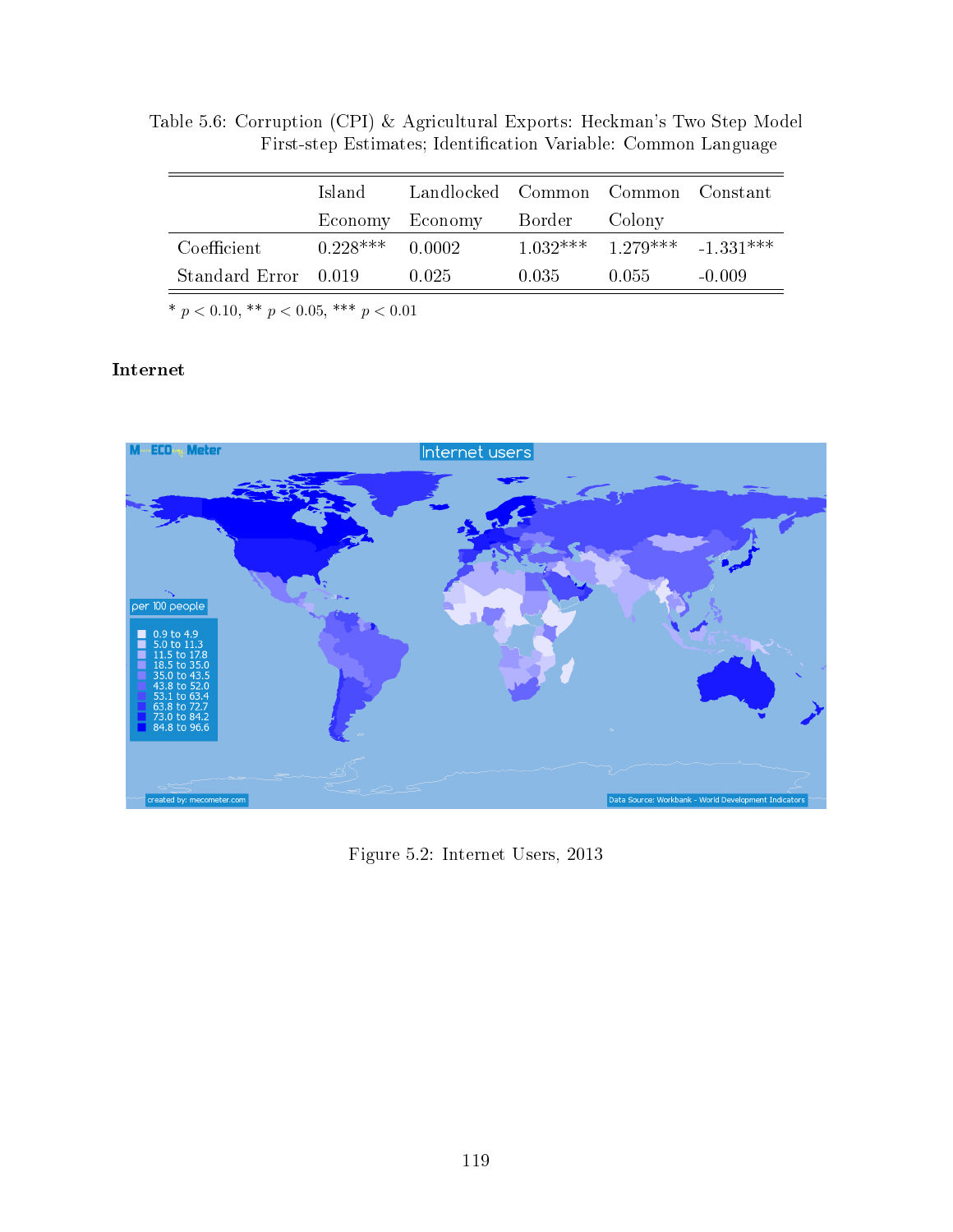Table 5.6: Corruption (CPI) & Agricultural Exports: Heckman's Two Step Model First-step Estimates; Identification Variable: Common Language

| | Island Economy | Landlocked Economy | Common Border | Common Colony | Constant |
|---|---|---|---|---|---|
| Coefficient | 0.228*** | 0.0002 | 1.032*** | 1.279*** | -1.331*** |
| Standard Error | 0.019 | 0.025 | 0.035 | 0.055 | -0.009 |

* $p < 0.10$, ** $p < 0.05$, *** $p < 0.01$

### Internet

Figure 5.2: Internet Users, 2013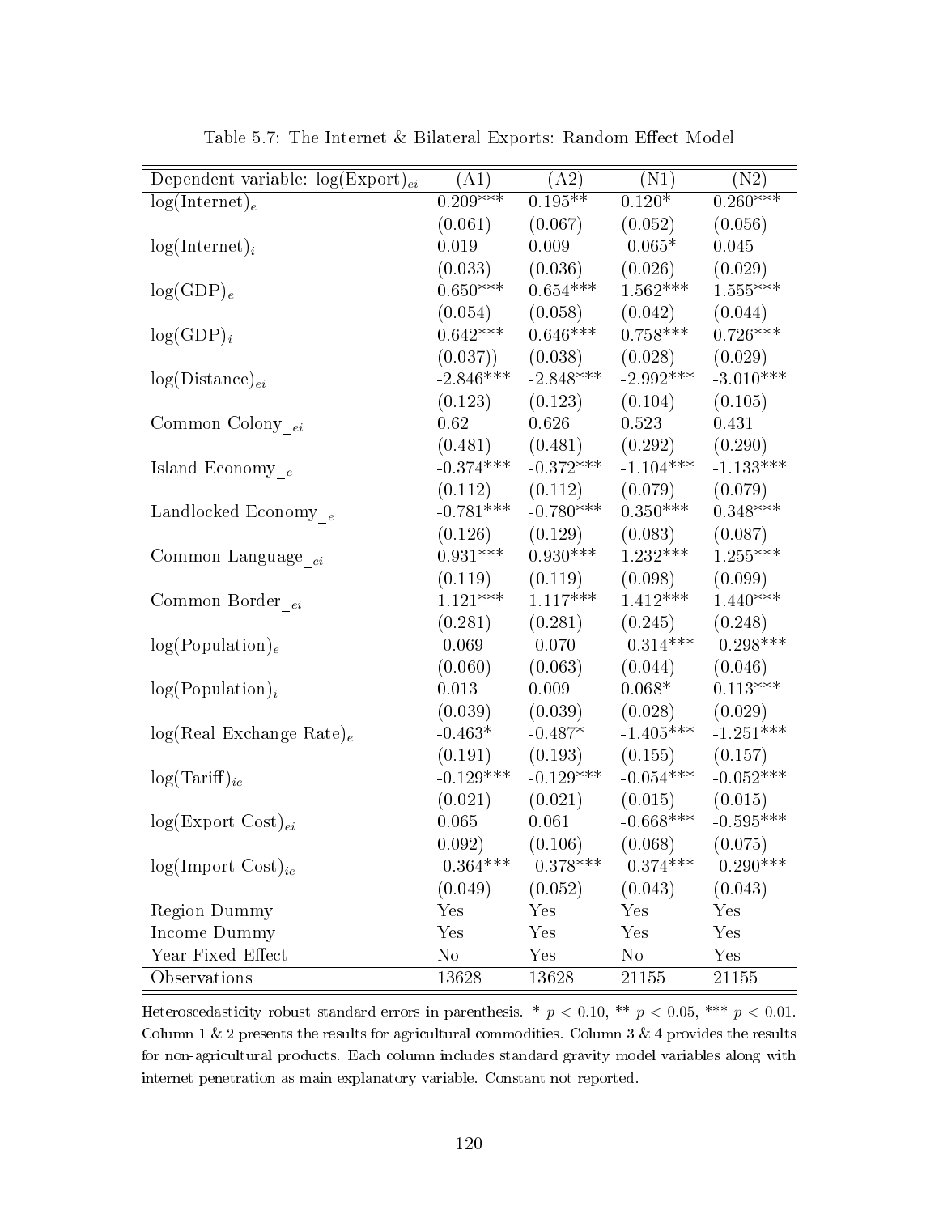Table 5.7: The Internet & Bilateral Exports: Random Effect Model

| Dependent variable: $\log(\text{Export})_{ei}$ | (A1) | (A2) | (N1) | (N2) |
|---|---|---|---|---|
| $\log(\text{Internet})_e$ | 0.209*** | 0.195** | 0.120* | 0.260*** |
| | (0.061) | (0.067) | (0.052) | (0.056) |
| $\log(\text{Internet})_i$ | 0.019 | 0.009 | -0.065* | 0.045 |
| | (0.033) | (0.036) | (0.026) | (0.029) |
| $\log(\text{GDP})_e$ | 0.650*** | 0.654*** | 1.562*** | 1.555*** |
| | (0.054) | (0.058) | (0.042) | (0.044) |
| $\log(\text{GDP})_i$ | 0.642*** | 0.646*** | 0.758*** | 0.726*** |
| | (0.037)) | (0.038) | (0.028) | (0.029) |
| $\log(\text{Distance})_{ei}$ | -2.846*** | -2.848*** | -2.992*** | -3.010*** |
| | (0.123) | (0.123) | (0.104) | (0.105) |
| Common Colony$\_{ei}$ | 0.62 | 0.626 | 0.523 | 0.431 |
| | (0.481) | (0.481) | (0.292) | (0.290) |
| Island Economy$\_{e}$ | -0.374*** | -0.372*** | -1.104*** | -1.133*** |
| | (0.112) | (0.112) | (0.079) | (0.079) |
| Landlocked Economy$\_{e}$ | -0.781*** | -0.780*** | 0.350*** | 0.348*** |
| | (0.126) | (0.129) | (0.083) | (0.087) |
| Common Language$\_{ei}$ | 0.931*** | 0.930*** | 1.232*** | 1.255*** |
| | (0.119) | (0.119) | (0.098) | (0.099) |
| Common Border$\_{ei}$ | 1.121*** | 1.117*** | 1.412*** | 1.440*** |
| | (0.281) | (0.281) | (0.245) | (0.248) |
| $\log(\text{Population})_e$ | -0.069 | -0.070 | -0.314*** | -0.298*** |
| | (0.060) | (0.063) | (0.044) | (0.046) |
| $\log(\text{Population})_i$ | 0.013 | 0.009 | 0.068* | 0.113*** |
| | (0.039) | (0.039) | (0.028) | (0.029) |
| $\log(\text{Real Exchange Rate})_e$ | -0.463* | -0.487* | -1.405*** | -1.251*** |
| | (0.191) | (0.193) | (0.155) | (0.157) |
| $\log(\text{Tariff})_{ie}$ | -0.129*** | -0.129*** | -0.054*** | -0.052*** |
| | (0.021) | (0.021) | (0.015) | (0.015) |
| $\log(\text{Export Cost})_{ei}$ | 0.065 | 0.061 | -0.668*** | -0.595*** |
| | 0.092) | (0.106) | (0.068) | (0.075) |
| $\log(\text{Import Cost})_{ie}$ | -0.364*** | -0.378*** | -0.374*** | -0.290*** |
| | (0.049) | (0.052) | (0.043) | (0.043) |
| Region Dummy | Yes | Yes | Yes | Yes |
| Income Dummy | Yes | Yes | Yes | Yes |
| Year Fixed Effect | No | Yes | No | Yes |
| Observations | 13628 | 13628 | 21155 | 21155 |

Heteroscedasticity robust standard errors in parenthesis. * $p < 0.10$, ** $p < 0.05$, *** $p < 0.01$. Column 1 & 2 presents the results for agricultural commodities. Column 3 & 4 provides the results for non-agricultural products. Each column includes standard gravity model variables along with internet penetration as main explanatory variable. Constant not reported.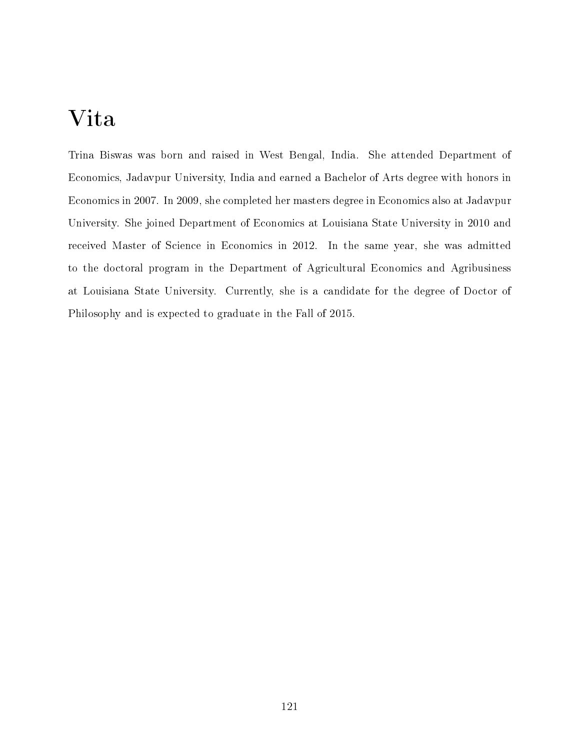# Vita

Trina Biswas was born and raised in West Bengal, India. She attended Department of Economics, Jadavpur University, India and earned a Bachelor of Arts degree with honors in Economics in 2007. In 2009, she completed her masters degree in Economics also at Jadavpur University. She joined Department of Economics at Louisiana State University in 2010 and received Master of Science in Economics in 2012. In the same year, she was admitted to the doctoral program in the Department of Agricultural Economics and Agribusiness at Louisiana State University. Currently, she is a candidate for the degree of Doctor of Philosophy and is expected to graduate in the Fall of 2015.